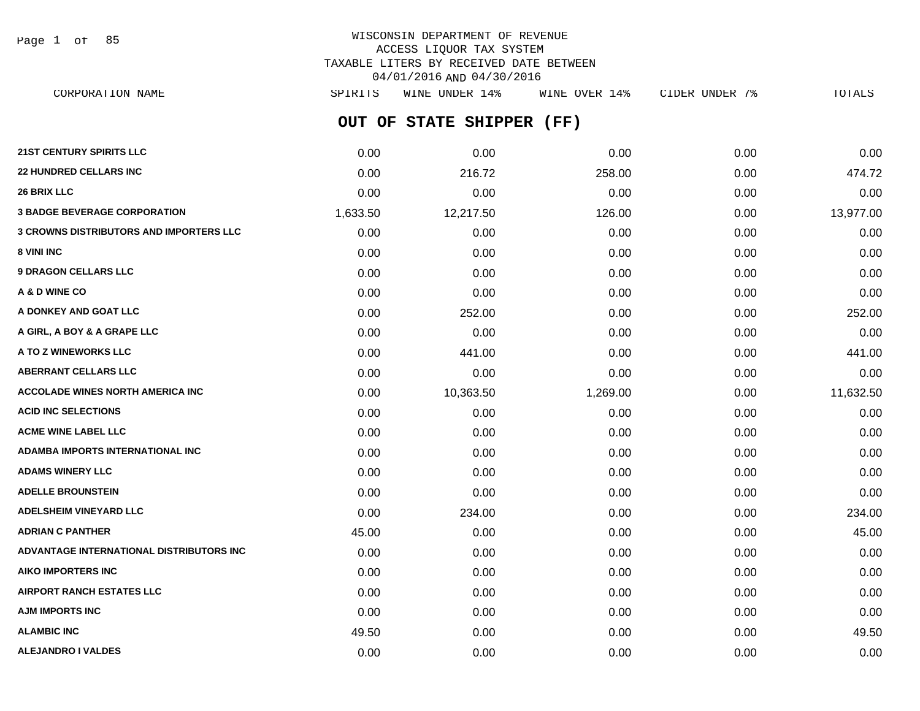WISCONSIN DEPARTMENT OF REVENUE
ACCESS LIQUOR TAX SYSTEM
TAXABLE LITERS BY RECEIVED DATE BETWEEN
04/01/2016 AND 04/30/2016

## OUT OF STATE SHIPPER (FF)

| CORPORATION NAME | SPIRITS | WINE UNDER 14% | WINE OVER 14% | CIDER UNDER 7% | TOTALS |
|---|---|---|---|---|---|
| 21ST CENTURY SPIRITS LLC | 0.00 | 0.00 | 0.00 | 0.00 | 0.00 |
| 22 HUNDRED CELLARS INC | 0.00 | 216.72 | 258.00 | 0.00 | 474.72 |
| 26 BRIX LLC | 0.00 | 0.00 | 0.00 | 0.00 | 0.00 |
| 3 BADGE BEVERAGE CORPORATION | 1,633.50 | 12,217.50 | 126.00 | 0.00 | 13,977.00 |
| 3 CROWNS DISTRIBUTORS AND IMPORTERS LLC | 0.00 | 0.00 | 0.00 | 0.00 | 0.00 |
| 8 VINI INC | 0.00 | 0.00 | 0.00 | 0.00 | 0.00 |
| 9 DRAGON CELLARS LLC | 0.00 | 0.00 | 0.00 | 0.00 | 0.00 |
| A & D WINE CO | 0.00 | 0.00 | 0.00 | 0.00 | 0.00 |
| A DONKEY AND GOAT LLC | 0.00 | 252.00 | 0.00 | 0.00 | 252.00 |
| A GIRL, A BOY & A GRAPE LLC | 0.00 | 0.00 | 0.00 | 0.00 | 0.00 |
| A TO Z WINEWORKS LLC | 0.00 | 441.00 | 0.00 | 0.00 | 441.00 |
| ABERRANT CELLARS LLC | 0.00 | 0.00 | 0.00 | 0.00 | 0.00 |
| ACCOLADE WINES NORTH AMERICA INC | 0.00 | 10,363.50 | 1,269.00 | 0.00 | 11,632.50 |
| ACID INC SELECTIONS | 0.00 | 0.00 | 0.00 | 0.00 | 0.00 |
| ACME WINE LABEL LLC | 0.00 | 0.00 | 0.00 | 0.00 | 0.00 |
| ADAMBA IMPORTS INTERNATIONAL INC | 0.00 | 0.00 | 0.00 | 0.00 | 0.00 |
| ADAMS WINERY LLC | 0.00 | 0.00 | 0.00 | 0.00 | 0.00 |
| ADELLE BROUNSTEIN | 0.00 | 0.00 | 0.00 | 0.00 | 0.00 |
| ADELSHEIM VINEYARD LLC | 0.00 | 234.00 | 0.00 | 0.00 | 234.00 |
| ADRIAN C PANTHER | 45.00 | 0.00 | 0.00 | 0.00 | 45.00 |
| ADVANTAGE INTERNATIONAL DISTRIBUTORS INC | 0.00 | 0.00 | 0.00 | 0.00 | 0.00 |
| AIKO IMPORTERS INC | 0.00 | 0.00 | 0.00 | 0.00 | 0.00 |
| AIRPORT RANCH ESTATES LLC | 0.00 | 0.00 | 0.00 | 0.00 | 0.00 |
| AJM IMPORTS INC | 0.00 | 0.00 | 0.00 | 0.00 | 0.00 |
| ALAMBIC INC | 49.50 | 0.00 | 0.00 | 0.00 | 49.50 |
| ALEJANDRO I VALDES | 0.00 | 0.00 | 0.00 | 0.00 | 0.00 |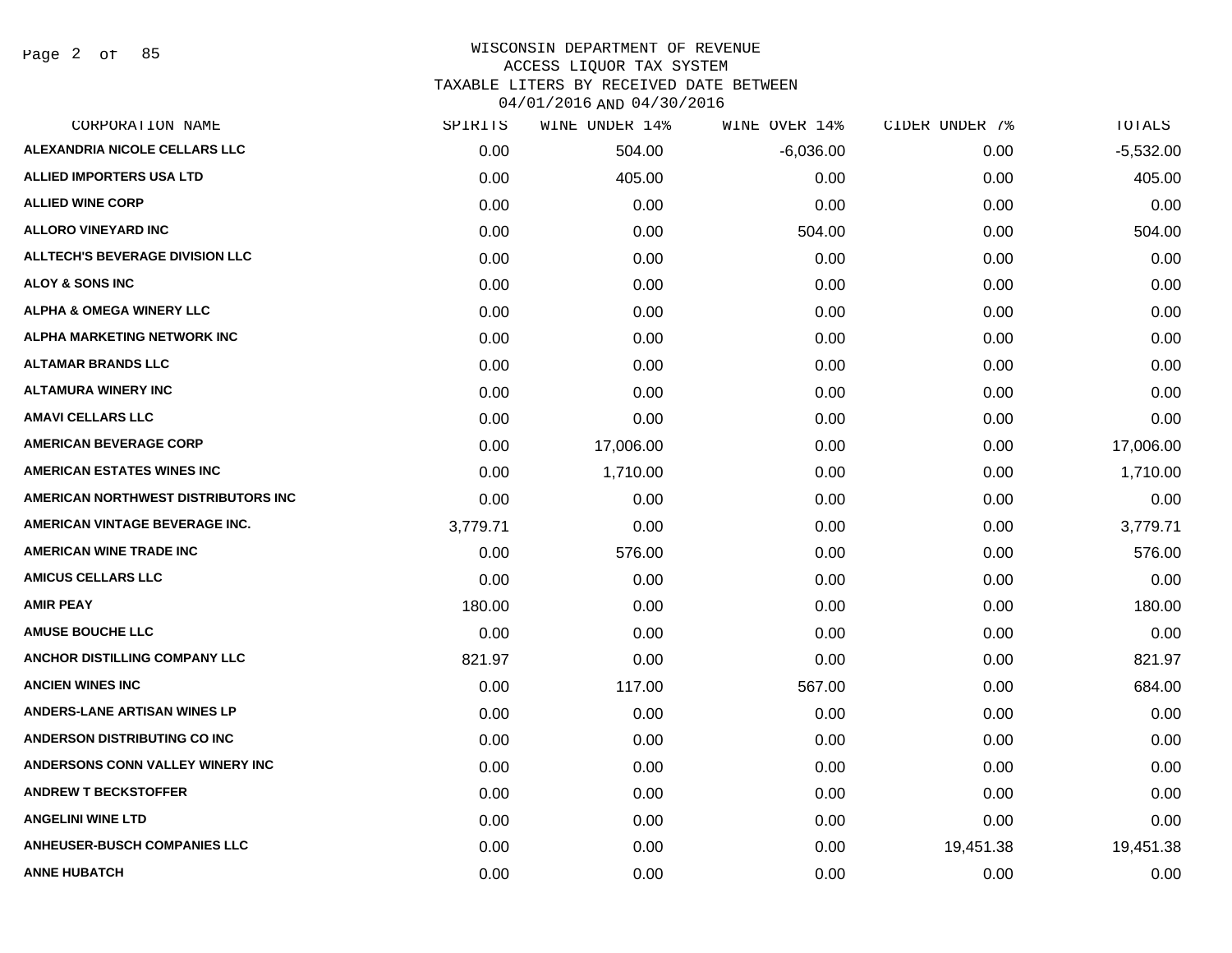WISCONSIN DEPARTMENT OF REVENUE
ACCESS LIQUOR TAX SYSTEM
TAXABLE LITERS BY RECEIVED DATE BETWEEN
04/01/2016 AND 04/30/2016

| CORPORATION NAME | SPIRITS | WINE UNDER 14% | WINE OVER 14% | CIDER UNDER 7% | TOTALS |
|---|---|---|---|---|---|
| ALEXANDRIA NICOLE CELLARS LLC | 0.00 | 504.00 | -6,036.00 | 0.00 | -5,532.00 |
| ALLIED IMPORTERS USA LTD | 0.00 | 405.00 | 0.00 | 0.00 | 405.00 |
| ALLIED WINE CORP | 0.00 | 0.00 | 0.00 | 0.00 | 0.00 |
| ALLORO VINEYARD INC | 0.00 | 0.00 | 504.00 | 0.00 | 504.00 |
| ALLTECH'S BEVERAGE DIVISION LLC | 0.00 | 0.00 | 0.00 | 0.00 | 0.00 |
| ALOY & SONS INC | 0.00 | 0.00 | 0.00 | 0.00 | 0.00 |
| ALPHA & OMEGA WINERY LLC | 0.00 | 0.00 | 0.00 | 0.00 | 0.00 |
| ALPHA MARKETING NETWORK INC | 0.00 | 0.00 | 0.00 | 0.00 | 0.00 |
| ALTAMAR BRANDS LLC | 0.00 | 0.00 | 0.00 | 0.00 | 0.00 |
| ALTAMURA WINERY INC | 0.00 | 0.00 | 0.00 | 0.00 | 0.00 |
| AMAVI CELLARS LLC | 0.00 | 0.00 | 0.00 | 0.00 | 0.00 |
| AMERICAN BEVERAGE CORP | 0.00 | 17,006.00 | 0.00 | 0.00 | 17,006.00 |
| AMERICAN ESTATES WINES INC | 0.00 | 1,710.00 | 0.00 | 0.00 | 1,710.00 |
| AMERICAN NORTHWEST DISTRIBUTORS INC | 0.00 | 0.00 | 0.00 | 0.00 | 0.00 |
| AMERICAN VINTAGE BEVERAGE INC. | 3,779.71 | 0.00 | 0.00 | 0.00 | 3,779.71 |
| AMERICAN WINE TRADE INC | 0.00 | 576.00 | 0.00 | 0.00 | 576.00 |
| AMICUS CELLARS LLC | 0.00 | 0.00 | 0.00 | 0.00 | 0.00 |
| AMIR PEAY | 180.00 | 0.00 | 0.00 | 0.00 | 180.00 |
| AMUSE BOUCHE LLC | 0.00 | 0.00 | 0.00 | 0.00 | 0.00 |
| ANCHOR DISTILLING COMPANY LLC | 821.97 | 0.00 | 0.00 | 0.00 | 821.97 |
| ANCIEN WINES INC | 0.00 | 117.00 | 567.00 | 0.00 | 684.00 |
| ANDERS-LANE ARTISAN WINES LP | 0.00 | 0.00 | 0.00 | 0.00 | 0.00 |
| ANDERSON DISTRIBUTING CO INC | 0.00 | 0.00 | 0.00 | 0.00 | 0.00 |
| ANDERSONS CONN VALLEY WINERY INC | 0.00 | 0.00 | 0.00 | 0.00 | 0.00 |
| ANDREW T BECKSTOFFER | 0.00 | 0.00 | 0.00 | 0.00 | 0.00 |
| ANGELINI WINE LTD | 0.00 | 0.00 | 0.00 | 0.00 | 0.00 |
| ANHEUSER-BUSCH COMPANIES LLC | 0.00 | 0.00 | 0.00 | 19,451.38 | 19,451.38 |
| ANNE HUBATCH | 0.00 | 0.00 | 0.00 | 0.00 | 0.00 |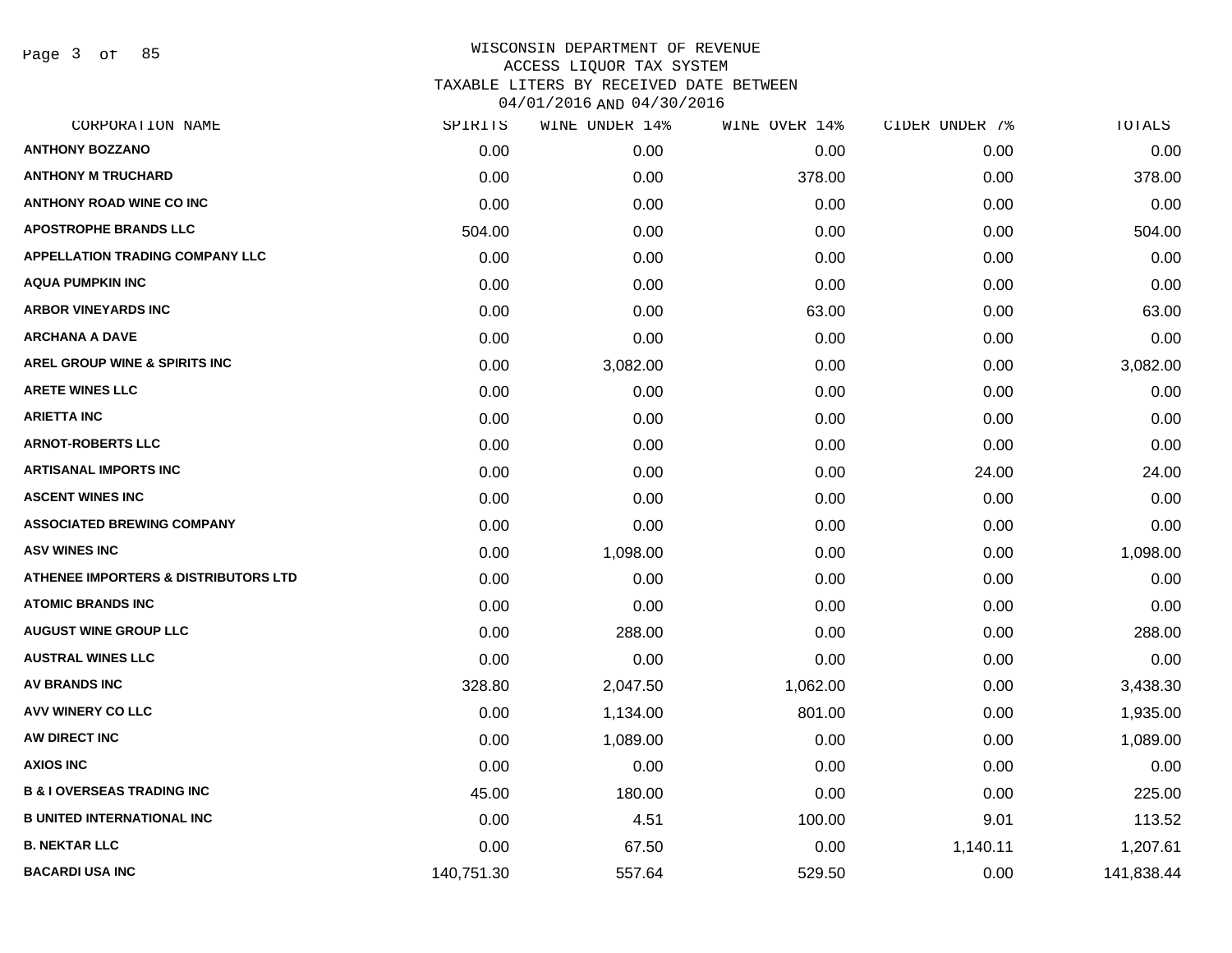WISCONSIN DEPARTMENT OF REVENUE
ACCESS LIQUOR TAX SYSTEM
TAXABLE LITERS BY RECEIVED DATE BETWEEN
04/01/2016 AND 04/30/2016

| CORPORATION NAME | SPIRITS | WINE UNDER 14% | WINE OVER 14% | CIDER UNDER 7% | TOTALS |
|---|---|---|---|---|---|
| ANTHONY BOZZANO | 0.00 | 0.00 | 0.00 | 0.00 | 0.00 |
| ANTHONY M TRUCHARD | 0.00 | 0.00 | 378.00 | 0.00 | 378.00 |
| ANTHONY ROAD WINE CO INC | 0.00 | 0.00 | 0.00 | 0.00 | 0.00 |
| APOSTROPHE BRANDS LLC | 504.00 | 0.00 | 0.00 | 0.00 | 504.00 |
| APPELLATION TRADING COMPANY LLC | 0.00 | 0.00 | 0.00 | 0.00 | 0.00 |
| AQUA PUMPKIN INC | 0.00 | 0.00 | 0.00 | 0.00 | 0.00 |
| ARBOR VINEYARDS INC | 0.00 | 0.00 | 63.00 | 0.00 | 63.00 |
| ARCHANA A DAVE | 0.00 | 0.00 | 0.00 | 0.00 | 0.00 |
| AREL GROUP WINE & SPIRITS INC | 0.00 | 3,082.00 | 0.00 | 0.00 | 3,082.00 |
| ARETE WINES LLC | 0.00 | 0.00 | 0.00 | 0.00 | 0.00 |
| ARIETTA INC | 0.00 | 0.00 | 0.00 | 0.00 | 0.00 |
| ARNOT-ROBERTS LLC | 0.00 | 0.00 | 0.00 | 0.00 | 0.00 |
| ARTISANAL IMPORTS INC | 0.00 | 0.00 | 0.00 | 24.00 | 24.00 |
| ASCENT WINES INC | 0.00 | 0.00 | 0.00 | 0.00 | 0.00 |
| ASSOCIATED BREWING COMPANY | 0.00 | 0.00 | 0.00 | 0.00 | 0.00 |
| ASV WINES INC | 0.00 | 1,098.00 | 0.00 | 0.00 | 1,098.00 |
| ATHENEE IMPORTERS & DISTRIBUTORS LTD | 0.00 | 0.00 | 0.00 | 0.00 | 0.00 |
| ATOMIC BRANDS INC | 0.00 | 0.00 | 0.00 | 0.00 | 0.00 |
| AUGUST WINE GROUP LLC | 0.00 | 288.00 | 0.00 | 0.00 | 288.00 |
| AUSTRAL WINES LLC | 0.00 | 0.00 | 0.00 | 0.00 | 0.00 |
| AV BRANDS INC | 328.80 | 2,047.50 | 1,062.00 | 0.00 | 3,438.30 |
| AVV WINERY CO LLC | 0.00 | 1,134.00 | 801.00 | 0.00 | 1,935.00 |
| AW DIRECT INC | 0.00 | 1,089.00 | 0.00 | 0.00 | 1,089.00 |
| AXIOS INC | 0.00 | 0.00 | 0.00 | 0.00 | 0.00 |
| B & I OVERSEAS TRADING INC | 45.00 | 180.00 | 0.00 | 0.00 | 225.00 |
| B UNITED INTERNATIONAL INC | 0.00 | 4.51 | 100.00 | 9.01 | 113.52 |
| B. NEKTAR LLC | 0.00 | 67.50 | 0.00 | 1,140.11 | 1,207.61 |
| BACARDI USA INC | 140,751.30 | 557.64 | 529.50 | 0.00 | 141,838.44 |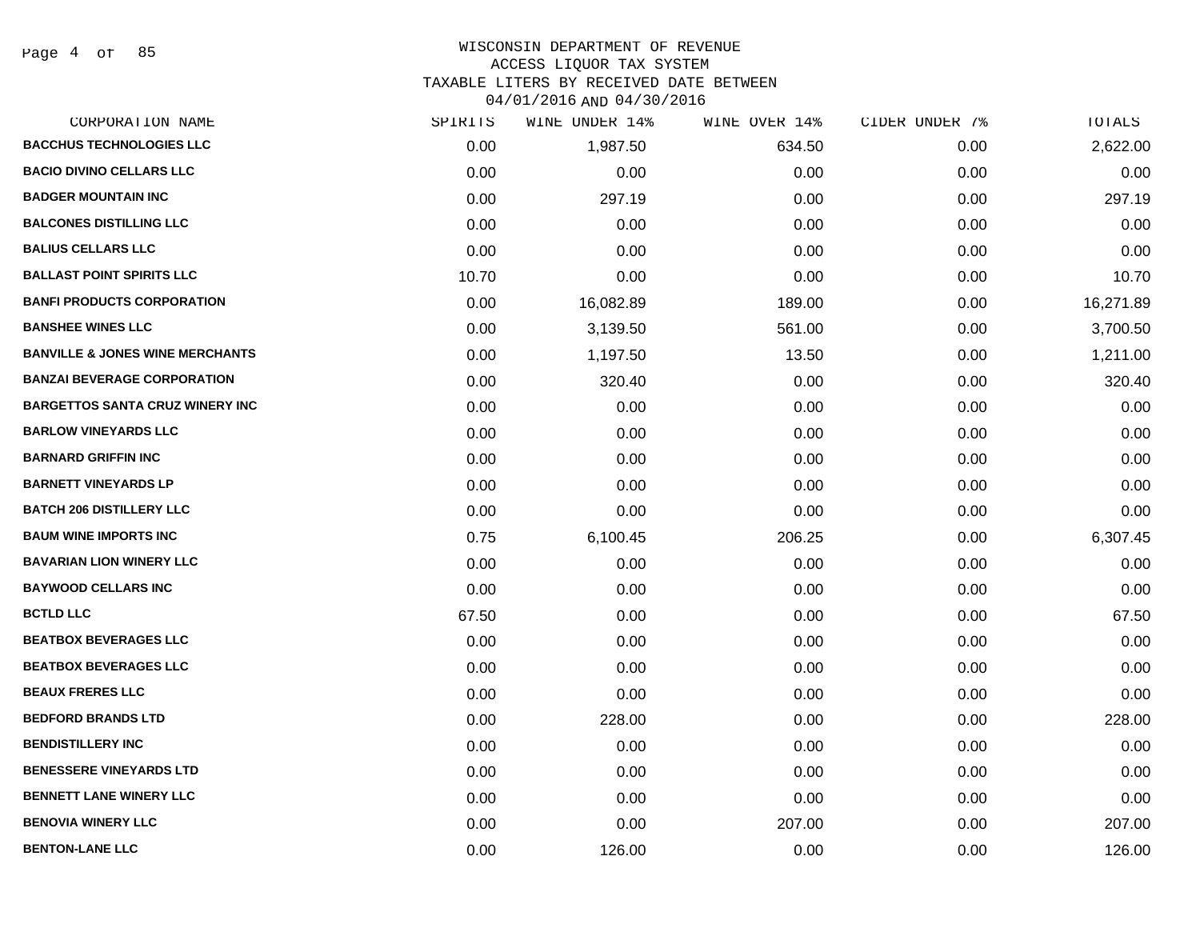# WISCONSIN DEPARTMENT OF REVENUE
## ACCESS LIQUOR TAX SYSTEM
### TAXABLE LITERS BY RECEIVED DATE BETWEEN 04/01/2016 AND 04/30/2016

| CORPORATION NAME | SPIRITS | WINE UNDER 14% | WINE OVER 14% | CIDER UNDER 7% | TOTALS |
|---|---|---|---|---|---|
| BACCHUS TECHNOLOGIES LLC | 0.00 | 1,987.50 | 634.50 | 0.00 | 2,622.00 |
| BACIO DIVINO CELLARS LLC | 0.00 | 0.00 | 0.00 | 0.00 | 0.00 |
| BADGER MOUNTAIN INC | 0.00 | 297.19 | 0.00 | 0.00 | 297.19 |
| BALCONES DISTILLING LLC | 0.00 | 0.00 | 0.00 | 0.00 | 0.00 |
| BALIUS CELLARS LLC | 0.00 | 0.00 | 0.00 | 0.00 | 0.00 |
| BALLAST POINT SPIRITS LLC | 10.70 | 0.00 | 0.00 | 0.00 | 10.70 |
| BANFI PRODUCTS CORPORATION | 0.00 | 16,082.89 | 189.00 | 0.00 | 16,271.89 |
| BANSHEE WINES LLC | 0.00 | 3,139.50 | 561.00 | 0.00 | 3,700.50 |
| BANVILLE & JONES WINE MERCHANTS | 0.00 | 1,197.50 | 13.50 | 0.00 | 1,211.00 |
| BANZAI BEVERAGE CORPORATION | 0.00 | 320.40 | 0.00 | 0.00 | 320.40 |
| BARGETTOS SANTA CRUZ WINERY INC | 0.00 | 0.00 | 0.00 | 0.00 | 0.00 |
| BARLOW VINEYARDS LLC | 0.00 | 0.00 | 0.00 | 0.00 | 0.00 |
| BARNARD GRIFFIN INC | 0.00 | 0.00 | 0.00 | 0.00 | 0.00 |
| BARNETT VINEYARDS LP | 0.00 | 0.00 | 0.00 | 0.00 | 0.00 |
| BATCH 206 DISTILLERY LLC | 0.00 | 0.00 | 0.00 | 0.00 | 0.00 |
| BAUM WINE IMPORTS INC | 0.75 | 6,100.45 | 206.25 | 0.00 | 6,307.45 |
| BAVARIAN LION WINERY LLC | 0.00 | 0.00 | 0.00 | 0.00 | 0.00 |
| BAYWOOD CELLARS INC | 0.00 | 0.00 | 0.00 | 0.00 | 0.00 |
| BCTLD LLC | 67.50 | 0.00 | 0.00 | 0.00 | 67.50 |
| BEATBOX BEVERAGES LLC | 0.00 | 0.00 | 0.00 | 0.00 | 0.00 |
| BEATBOX BEVERAGES LLC | 0.00 | 0.00 | 0.00 | 0.00 | 0.00 |
| BEAUX FRERES LLC | 0.00 | 0.00 | 0.00 | 0.00 | 0.00 |
| BEDFORD BRANDS LTD | 0.00 | 228.00 | 0.00 | 0.00 | 228.00 |
| BENDISTILLERY INC | 0.00 | 0.00 | 0.00 | 0.00 | 0.00 |
| BENESSERE VINEYARDS LTD | 0.00 | 0.00 | 0.00 | 0.00 | 0.00 |
| BENNETT LANE WINERY LLC | 0.00 | 0.00 | 0.00 | 0.00 | 0.00 |
| BENOVIA WINERY LLC | 0.00 | 0.00 | 207.00 | 0.00 | 207.00 |
| BENTON-LANE LLC | 0.00 | 126.00 | 0.00 | 0.00 | 126.00 |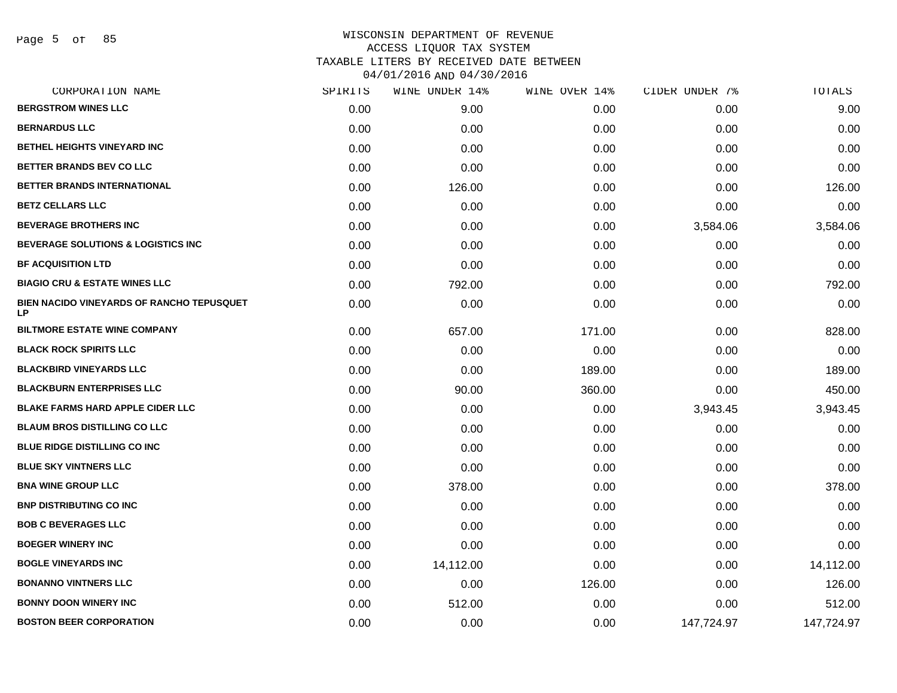WISCONSIN DEPARTMENT OF REVENUE
ACCESS LIQUOR TAX SYSTEM
TAXABLE LITERS BY RECEIVED DATE BETWEEN
04/01/2016 AND 04/30/2016

| CORPORATION NAME | SPIRITS | WINE UNDER 14% | WINE OVER 14% | CIDER UNDER 7% | TOTALS |
|---|---|---|---|---|---|
| BERGSTROM WINES LLC | 0.00 | 9.00 | 0.00 | 0.00 | 9.00 |
| BERNARDUS LLC | 0.00 | 0.00 | 0.00 | 0.00 | 0.00 |
| BETHEL HEIGHTS VINEYARD INC | 0.00 | 0.00 | 0.00 | 0.00 | 0.00 |
| BETTER BRANDS BEV CO LLC | 0.00 | 0.00 | 0.00 | 0.00 | 0.00 |
| BETTER BRANDS INTERNATIONAL | 0.00 | 126.00 | 0.00 | 0.00 | 126.00 |
| BETZ CELLARS LLC | 0.00 | 0.00 | 0.00 | 0.00 | 0.00 |
| BEVERAGE BROTHERS INC | 0.00 | 0.00 | 0.00 | 3,584.06 | 3,584.06 |
| BEVERAGE SOLUTIONS & LOGISTICS INC | 0.00 | 0.00 | 0.00 | 0.00 | 0.00 |
| BF ACQUISITION LTD | 0.00 | 0.00 | 0.00 | 0.00 | 0.00 |
| BIAGIO CRU & ESTATE WINES LLC | 0.00 | 792.00 | 0.00 | 0.00 | 792.00 |
| BIEN NACIDO VINEYARDS OF RANCHO TEPUSQUET LP | 0.00 | 0.00 | 0.00 | 0.00 | 0.00 |
| BILTMORE ESTATE WINE COMPANY | 0.00 | 657.00 | 171.00 | 0.00 | 828.00 |
| BLACK ROCK SPIRITS LLC | 0.00 | 0.00 | 0.00 | 0.00 | 0.00 |
| BLACKBIRD VINEYARDS LLC | 0.00 | 0.00 | 189.00 | 0.00 | 189.00 |
| BLACKBURN ENTERPRISES LLC | 0.00 | 90.00 | 360.00 | 0.00 | 450.00 |
| BLAKE FARMS HARD APPLE CIDER LLC | 0.00 | 0.00 | 0.00 | 3,943.45 | 3,943.45 |
| BLAUM BROS DISTILLING CO LLC | 0.00 | 0.00 | 0.00 | 0.00 | 0.00 |
| BLUE RIDGE DISTILLING CO INC | 0.00 | 0.00 | 0.00 | 0.00 | 0.00 |
| BLUE SKY VINTNERS LLC | 0.00 | 0.00 | 0.00 | 0.00 | 0.00 |
| BNA WINE GROUP LLC | 0.00 | 378.00 | 0.00 | 0.00 | 378.00 |
| BNP DISTRIBUTING CO INC | 0.00 | 0.00 | 0.00 | 0.00 | 0.00 |
| BOB C BEVERAGES LLC | 0.00 | 0.00 | 0.00 | 0.00 | 0.00 |
| BOEGER WINERY INC | 0.00 | 0.00 | 0.00 | 0.00 | 0.00 |
| BOGLE VINEYARDS INC | 0.00 | 14,112.00 | 0.00 | 0.00 | 14,112.00 |
| BONANNO VINTNERS LLC | 0.00 | 0.00 | 126.00 | 0.00 | 126.00 |
| BONNY DOON WINERY INC | 0.00 | 512.00 | 0.00 | 0.00 | 512.00 |
| BOSTON BEER CORPORATION | 0.00 | 0.00 | 0.00 | 147,724.97 | 147,724.97 |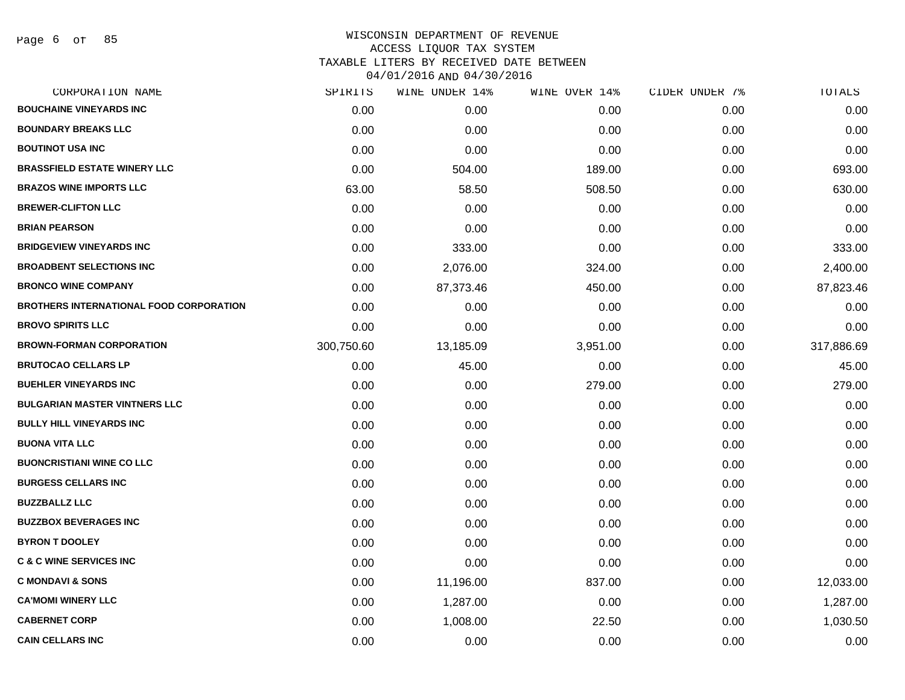WISCONSIN DEPARTMENT OF REVENUE
ACCESS LIQUOR TAX SYSTEM
TAXABLE LITERS BY RECEIVED DATE BETWEEN
04/01/2016 AND 04/30/2016

| CORPORATION NAME | SPIRITS | WINE UNDER 14% | WINE OVER 14% | CIDER UNDER 7% | TOTALS |
|---|---|---|---|---|---|
| BOUCHAINE VINEYARDS INC | 0.00 | 0.00 | 0.00 | 0.00 | 0.00 |
| BOUNDARY BREAKS LLC | 0.00 | 0.00 | 0.00 | 0.00 | 0.00 |
| BOUTINOT USA INC | 0.00 | 0.00 | 0.00 | 0.00 | 0.00 |
| BRASSFIELD ESTATE WINERY LLC | 0.00 | 504.00 | 189.00 | 0.00 | 693.00 |
| BRAZOS WINE IMPORTS LLC | 63.00 | 58.50 | 508.50 | 0.00 | 630.00 |
| BREWER-CLIFTON LLC | 0.00 | 0.00 | 0.00 | 0.00 | 0.00 |
| BRIAN PEARSON | 0.00 | 0.00 | 0.00 | 0.00 | 0.00 |
| BRIDGEVIEW VINEYARDS INC | 0.00 | 333.00 | 0.00 | 0.00 | 333.00 |
| BROADBENT SELECTIONS INC | 0.00 | 2,076.00 | 324.00 | 0.00 | 2,400.00 |
| BRONCO WINE COMPANY | 0.00 | 87,373.46 | 450.00 | 0.00 | 87,823.46 |
| BROTHERS INTERNATIONAL FOOD CORPORATION | 0.00 | 0.00 | 0.00 | 0.00 | 0.00 |
| BROVO SPIRITS LLC | 0.00 | 0.00 | 0.00 | 0.00 | 0.00 |
| BROWN-FORMAN CORPORATION | 300,750.60 | 13,185.09 | 3,951.00 | 0.00 | 317,886.69 |
| BRUTOCAO CELLARS LP | 0.00 | 45.00 | 0.00 | 0.00 | 45.00 |
| BUEHLER VINEYARDS INC | 0.00 | 0.00 | 279.00 | 0.00 | 279.00 |
| BULGARIAN MASTER VINTNERS LLC | 0.00 | 0.00 | 0.00 | 0.00 | 0.00 |
| BULLY HILL VINEYARDS INC | 0.00 | 0.00 | 0.00 | 0.00 | 0.00 |
| BUONA VITA LLC | 0.00 | 0.00 | 0.00 | 0.00 | 0.00 |
| BUONCRISTIANI WINE CO LLC | 0.00 | 0.00 | 0.00 | 0.00 | 0.00 |
| BURGESS CELLARS INC | 0.00 | 0.00 | 0.00 | 0.00 | 0.00 |
| BUZZBALLZ LLC | 0.00 | 0.00 | 0.00 | 0.00 | 0.00 |
| BUZZBOX BEVERAGES INC | 0.00 | 0.00 | 0.00 | 0.00 | 0.00 |
| BYRON T DOOLEY | 0.00 | 0.00 | 0.00 | 0.00 | 0.00 |
| C & C WINE SERVICES INC | 0.00 | 0.00 | 0.00 | 0.00 | 0.00 |
| C MONDAVI & SONS | 0.00 | 11,196.00 | 837.00 | 0.00 | 12,033.00 |
| CA'MOMI WINERY LLC | 0.00 | 1,287.00 | 0.00 | 0.00 | 1,287.00 |
| CABERNET CORP | 0.00 | 1,008.00 | 22.50 | 0.00 | 1,030.50 |
| CAIN CELLARS INC | 0.00 | 0.00 | 0.00 | 0.00 | 0.00 |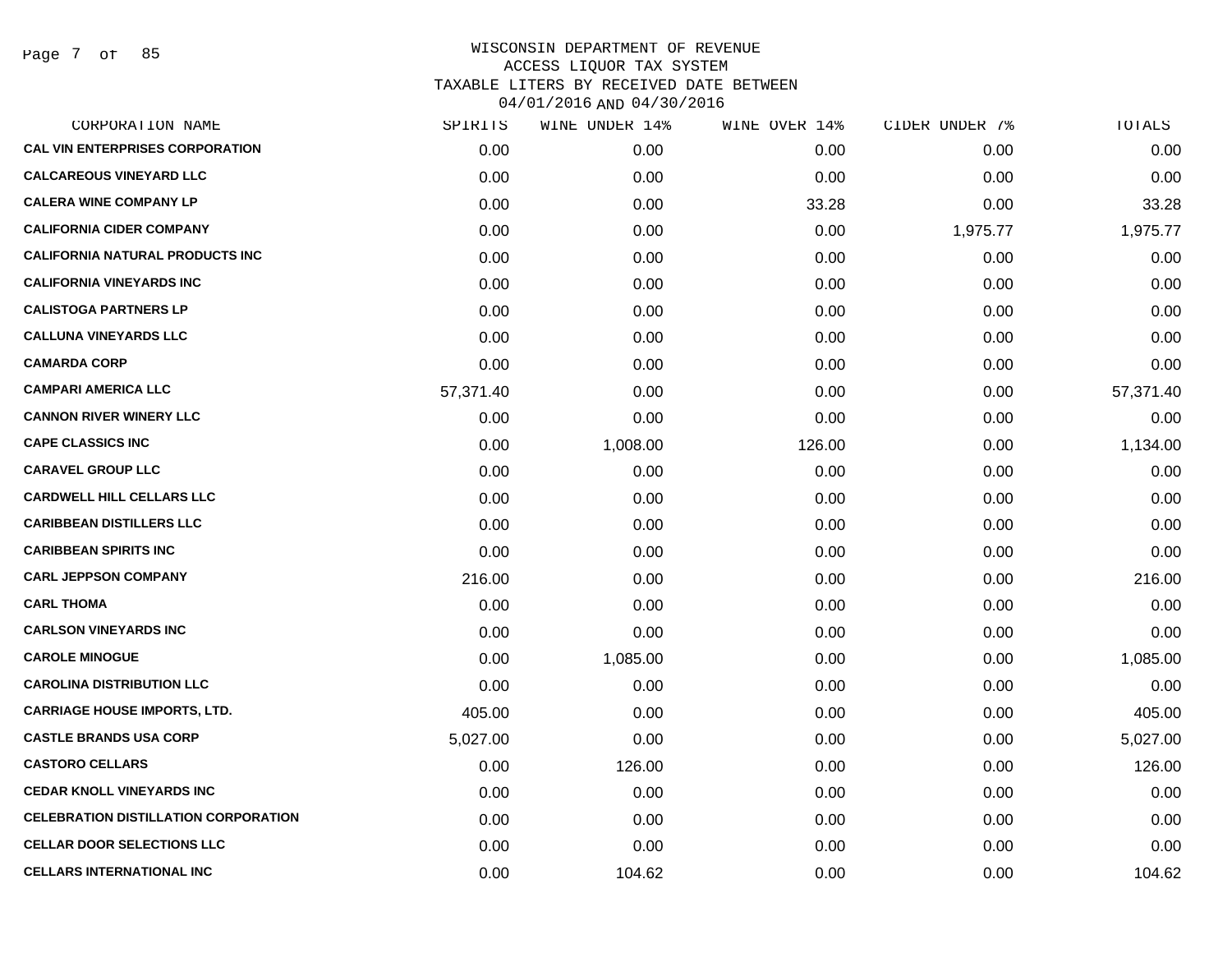WISCONSIN DEPARTMENT OF REVENUE
ACCESS LIQUOR TAX SYSTEM
TAXABLE LITERS BY RECEIVED DATE BETWEEN
04/01/2016 AND 04/30/2016

| CORPORATION NAME | SPIRITS | WINE UNDER 14% | WINE OVER 14% | CIDER UNDER 7% | TOTALS |
|---|---|---|---|---|---|
| CAL VIN ENTERPRISES CORPORATION | 0.00 | 0.00 | 0.00 | 0.00 | 0.00 |
| CALCAREOUS VINEYARD LLC | 0.00 | 0.00 | 0.00 | 0.00 | 0.00 |
| CALERA WINE COMPANY LP | 0.00 | 0.00 | 33.28 | 0.00 | 33.28 |
| CALIFORNIA CIDER COMPANY | 0.00 | 0.00 | 0.00 | 1,975.77 | 1,975.77 |
| CALIFORNIA NATURAL PRODUCTS INC | 0.00 | 0.00 | 0.00 | 0.00 | 0.00 |
| CALIFORNIA VINEYARDS INC | 0.00 | 0.00 | 0.00 | 0.00 | 0.00 |
| CALISTOGA PARTNERS LP | 0.00 | 0.00 | 0.00 | 0.00 | 0.00 |
| CALLUNA VINEYARDS LLC | 0.00 | 0.00 | 0.00 | 0.00 | 0.00 |
| CAMARDA CORP | 0.00 | 0.00 | 0.00 | 0.00 | 0.00 |
| CAMPARI AMERICA LLC | 57,371.40 | 0.00 | 0.00 | 0.00 | 57,371.40 |
| CANNON RIVER WINERY LLC | 0.00 | 0.00 | 0.00 | 0.00 | 0.00 |
| CAPE CLASSICS INC | 0.00 | 1,008.00 | 126.00 | 0.00 | 1,134.00 |
| CARAVEL GROUP LLC | 0.00 | 0.00 | 0.00 | 0.00 | 0.00 |
| CARDWELL HILL CELLARS LLC | 0.00 | 0.00 | 0.00 | 0.00 | 0.00 |
| CARIBBEAN DISTILLERS LLC | 0.00 | 0.00 | 0.00 | 0.00 | 0.00 |
| CARIBBEAN SPIRITS INC | 0.00 | 0.00 | 0.00 | 0.00 | 0.00 |
| CARL JEPPSON COMPANY | 216.00 | 0.00 | 0.00 | 0.00 | 216.00 |
| CARL THOMA | 0.00 | 0.00 | 0.00 | 0.00 | 0.00 |
| CARLSON VINEYARDS INC | 0.00 | 0.00 | 0.00 | 0.00 | 0.00 |
| CAROLE MINOGUE | 0.00 | 1,085.00 | 0.00 | 0.00 | 1,085.00 |
| CAROLINA DISTRIBUTION LLC | 0.00 | 0.00 | 0.00 | 0.00 | 0.00 |
| CARRIAGE HOUSE IMPORTS, LTD. | 405.00 | 0.00 | 0.00 | 0.00 | 405.00 |
| CASTLE BRANDS USA CORP | 5,027.00 | 0.00 | 0.00 | 0.00 | 5,027.00 |
| CASTORO CELLARS | 0.00 | 126.00 | 0.00 | 0.00 | 126.00 |
| CEDAR KNOLL VINEYARDS INC | 0.00 | 0.00 | 0.00 | 0.00 | 0.00 |
| CELEBRATION DISTILLATION CORPORATION | 0.00 | 0.00 | 0.00 | 0.00 | 0.00 |
| CELLAR DOOR SELECTIONS LLC | 0.00 | 0.00 | 0.00 | 0.00 | 0.00 |
| CELLARS INTERNATIONAL INC | 0.00 | 104.62 | 0.00 | 0.00 | 104.62 |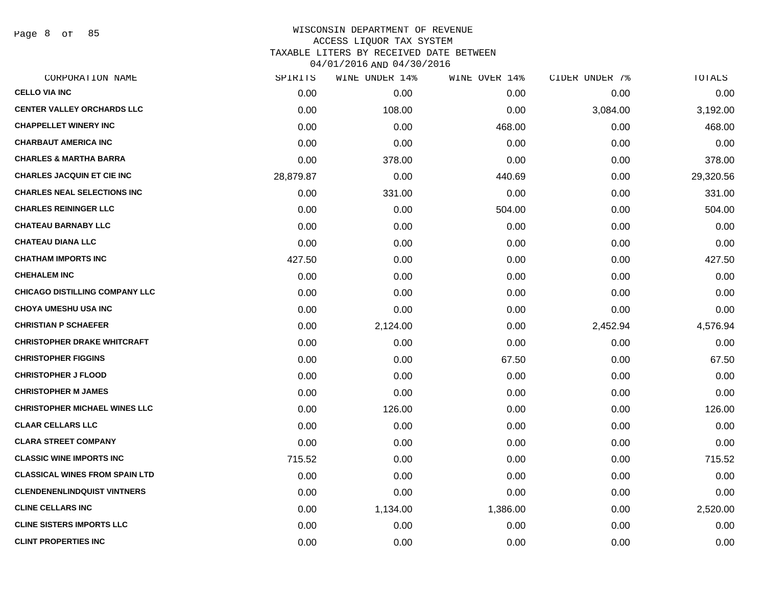# WISCONSIN DEPARTMENT OF REVENUE
## ACCESS LIQUOR TAX SYSTEM
### TAXABLE LITERS BY RECEIVED DATE BETWEEN 04/01/2016 AND 04/30/2016

| CORPORATION NAME | SPIRITS | WINE UNDER 14% | WINE OVER 14% | CIDER UNDER 7% | TOTALS |
|---|---|---|---|---|---|
| CELLO VIA INC | 0.00 | 0.00 | 0.00 | 0.00 | 0.00 |
| CENTER VALLEY ORCHARDS LLC | 0.00 | 108.00 | 0.00 | 3,084.00 | 3,192.00 |
| CHAPPELLET WINERY INC | 0.00 | 0.00 | 468.00 | 0.00 | 468.00 |
| CHARBAUT AMERICA INC | 0.00 | 0.00 | 0.00 | 0.00 | 0.00 |
| CHARLES & MARTHA BARRA | 0.00 | 378.00 | 0.00 | 0.00 | 378.00 |
| CHARLES JACQUIN ET CIE INC | 28,879.87 | 0.00 | 440.69 | 0.00 | 29,320.56 |
| CHARLES NEAL SELECTIONS INC | 0.00 | 331.00 | 0.00 | 0.00 | 331.00 |
| CHARLES REININGER LLC | 0.00 | 0.00 | 504.00 | 0.00 | 504.00 |
| CHATEAU BARNABY LLC | 0.00 | 0.00 | 0.00 | 0.00 | 0.00 |
| CHATEAU DIANA LLC | 0.00 | 0.00 | 0.00 | 0.00 | 0.00 |
| CHATHAM IMPORTS INC | 427.50 | 0.00 | 0.00 | 0.00 | 427.50 |
| CHEHALEM INC | 0.00 | 0.00 | 0.00 | 0.00 | 0.00 |
| CHICAGO DISTILLING COMPANY LLC | 0.00 | 0.00 | 0.00 | 0.00 | 0.00 |
| CHOYA UMESHU USA INC | 0.00 | 0.00 | 0.00 | 0.00 | 0.00 |
| CHRISTIAN P SCHAEFER | 0.00 | 2,124.00 | 0.00 | 2,452.94 | 4,576.94 |
| CHRISTOPHER DRAKE WHITCRAFT | 0.00 | 0.00 | 0.00 | 0.00 | 0.00 |
| CHRISTOPHER FIGGINS | 0.00 | 0.00 | 67.50 | 0.00 | 67.50 |
| CHRISTOPHER J FLOOD | 0.00 | 0.00 | 0.00 | 0.00 | 0.00 |
| CHRISTOPHER M JAMES | 0.00 | 0.00 | 0.00 | 0.00 | 0.00 |
| CHRISTOPHER MICHAEL WINES LLC | 0.00 | 126.00 | 0.00 | 0.00 | 126.00 |
| CLAAR CELLARS LLC | 0.00 | 0.00 | 0.00 | 0.00 | 0.00 |
| CLARA STREET COMPANY | 0.00 | 0.00 | 0.00 | 0.00 | 0.00 |
| CLASSIC WINE IMPORTS INC | 715.52 | 0.00 | 0.00 | 0.00 | 715.52 |
| CLASSICAL WINES FROM SPAIN LTD | 0.00 | 0.00 | 0.00 | 0.00 | 0.00 |
| CLENDENENLINDQUIST VINTNERS | 0.00 | 0.00 | 0.00 | 0.00 | 0.00 |
| CLINE CELLARS INC | 0.00 | 1,134.00 | 1,386.00 | 0.00 | 2,520.00 |
| CLINE SISTERS IMPORTS LLC | 0.00 | 0.00 | 0.00 | 0.00 | 0.00 |
| CLINT PROPERTIES INC | 0.00 | 0.00 | 0.00 | 0.00 | 0.00 |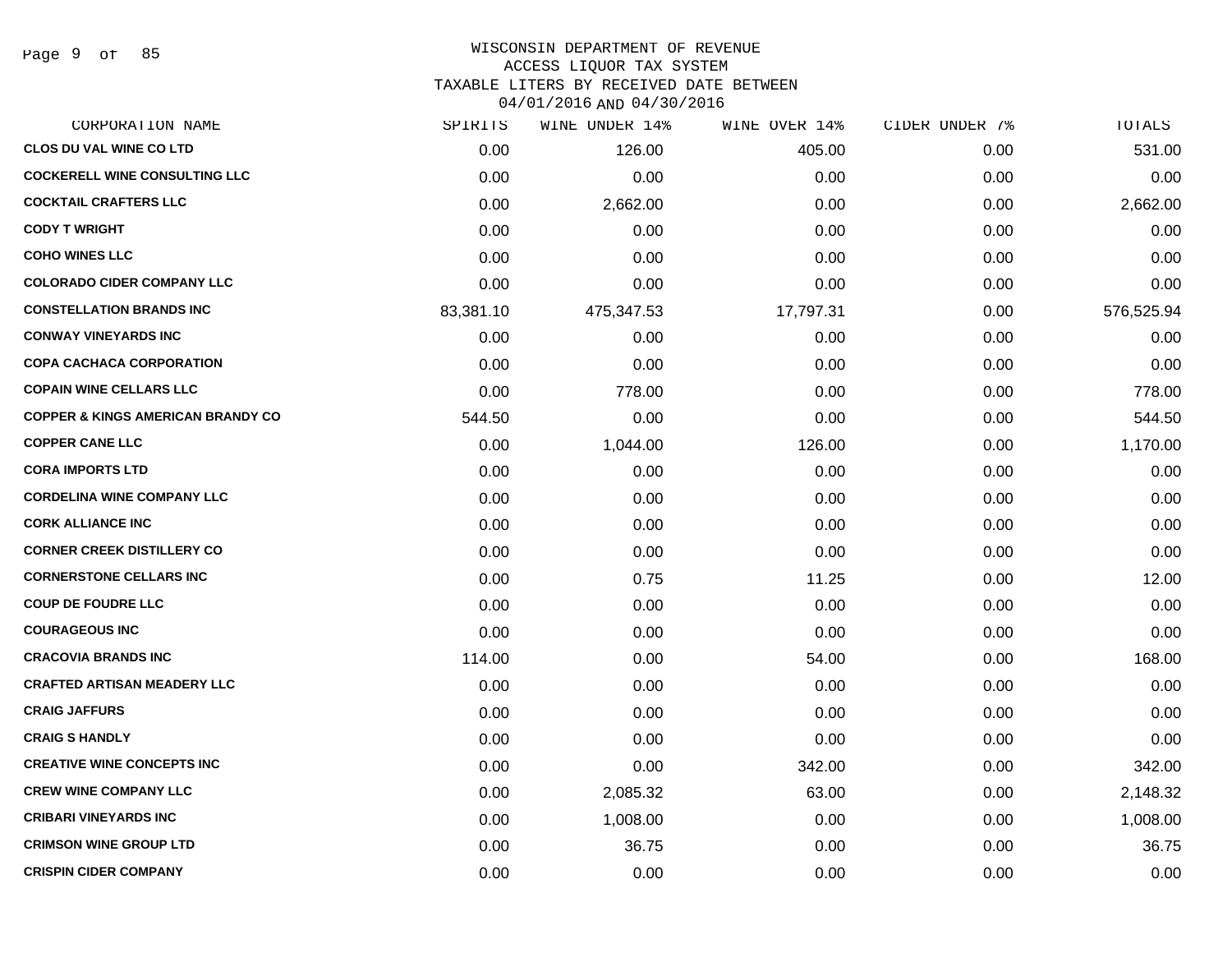# WISCONSIN DEPARTMENT OF REVENUE
## ACCESS LIQUOR TAX SYSTEM
## TAXABLE LITERS BY RECEIVED DATE BETWEEN 04/01/2016 AND 04/30/2016

| CORPORATION NAME | SPIRITS | WINE UNDER 14% | WINE OVER 14% | CIDER UNDER 7% | TOTALS |
|---|---|---|---|---|---|
| CLOS DU VAL WINE CO LTD | 0.00 | 126.00 | 405.00 | 0.00 | 531.00 |
| COCKERELL WINE CONSULTING LLC | 0.00 | 0.00 | 0.00 | 0.00 | 0.00 |
| COCKTAIL CRAFTERS LLC | 0.00 | 2,662.00 | 0.00 | 0.00 | 2,662.00 |
| CODY T WRIGHT | 0.00 | 0.00 | 0.00 | 0.00 | 0.00 |
| COHO WINES LLC | 0.00 | 0.00 | 0.00 | 0.00 | 0.00 |
| COLORADO CIDER COMPANY LLC | 0.00 | 0.00 | 0.00 | 0.00 | 0.00 |
| CONSTELLATION BRANDS INC | 83,381.10 | 475,347.53 | 17,797.31 | 0.00 | 576,525.94 |
| CONWAY VINEYARDS INC | 0.00 | 0.00 | 0.00 | 0.00 | 0.00 |
| COPA CACHACA CORPORATION | 0.00 | 0.00 | 0.00 | 0.00 | 0.00 |
| COPAIN WINE CELLARS LLC | 0.00 | 778.00 | 0.00 | 0.00 | 778.00 |
| COPPER & KINGS AMERICAN BRANDY CO | 544.50 | 0.00 | 0.00 | 0.00 | 544.50 |
| COPPER CANE LLC | 0.00 | 1,044.00 | 126.00 | 0.00 | 1,170.00 |
| CORA IMPORTS LTD | 0.00 | 0.00 | 0.00 | 0.00 | 0.00 |
| CORDELINA WINE COMPANY LLC | 0.00 | 0.00 | 0.00 | 0.00 | 0.00 |
| CORK ALLIANCE INC | 0.00 | 0.00 | 0.00 | 0.00 | 0.00 |
| CORNER CREEK DISTILLERY CO | 0.00 | 0.00 | 0.00 | 0.00 | 0.00 |
| CORNERSTONE CELLARS INC | 0.00 | 0.75 | 11.25 | 0.00 | 12.00 |
| COUP DE FOUDRE LLC | 0.00 | 0.00 | 0.00 | 0.00 | 0.00 |
| COURAGEOUS INC | 0.00 | 0.00 | 0.00 | 0.00 | 0.00 |
| CRACOVIA BRANDS INC | 114.00 | 0.00 | 54.00 | 0.00 | 168.00 |
| CRAFTED ARTISAN MEADERY LLC | 0.00 | 0.00 | 0.00 | 0.00 | 0.00 |
| CRAIG JAFFURS | 0.00 | 0.00 | 0.00 | 0.00 | 0.00 |
| CRAIG S HANDLY | 0.00 | 0.00 | 0.00 | 0.00 | 0.00 |
| CREATIVE WINE CONCEPTS INC | 0.00 | 0.00 | 342.00 | 0.00 | 342.00 |
| CREW WINE COMPANY LLC | 0.00 | 2,085.32 | 63.00 | 0.00 | 2,148.32 |
| CRIBARI VINEYARDS INC | 0.00 | 1,008.00 | 0.00 | 0.00 | 1,008.00 |
| CRIMSON WINE GROUP LTD | 0.00 | 36.75 | 0.00 | 0.00 | 36.75 |
| CRISPIN CIDER COMPANY | 0.00 | 0.00 | 0.00 | 0.00 | 0.00 |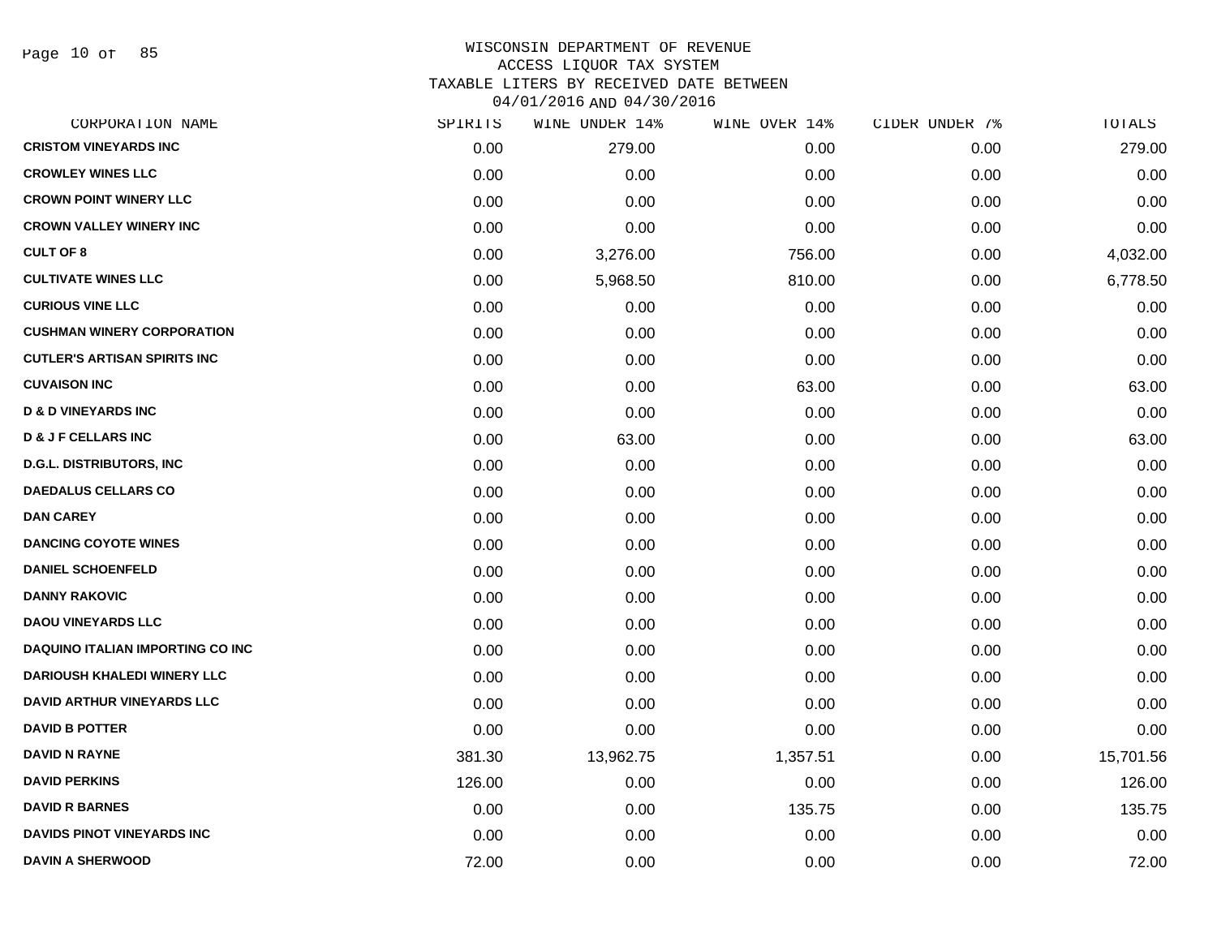WISCONSIN DEPARTMENT OF REVENUE
ACCESS LIQUOR TAX SYSTEM
TAXABLE LITERS BY RECEIVED DATE BETWEEN
04/01/2016 AND 04/30/2016

| CORPORATION NAME | SPIRITS | WINE UNDER 14% | WINE OVER 14% | CIDER UNDER 7% | TOTALS |
|---|---|---|---|---|---|
| CRISTOM VINEYARDS INC | 0.00 | 279.00 | 0.00 | 0.00 | 279.00 |
| CROWLEY WINES LLC | 0.00 | 0.00 | 0.00 | 0.00 | 0.00 |
| CROWN POINT WINERY LLC | 0.00 | 0.00 | 0.00 | 0.00 | 0.00 |
| CROWN VALLEY WINERY INC | 0.00 | 0.00 | 0.00 | 0.00 | 0.00 |
| CULT OF 8 | 0.00 | 3,276.00 | 756.00 | 0.00 | 4,032.00 |
| CULTIVATE WINES LLC | 0.00 | 5,968.50 | 810.00 | 0.00 | 6,778.50 |
| CURIOUS VINE LLC | 0.00 | 0.00 | 0.00 | 0.00 | 0.00 |
| CUSHMAN WINERY CORPORATION | 0.00 | 0.00 | 0.00 | 0.00 | 0.00 |
| CUTLER'S ARTISAN SPIRITS INC | 0.00 | 0.00 | 0.00 | 0.00 | 0.00 |
| CUVAISON INC | 0.00 | 0.00 | 63.00 | 0.00 | 63.00 |
| D & D VINEYARDS INC | 0.00 | 0.00 | 0.00 | 0.00 | 0.00 |
| D & J F CELLARS INC | 0.00 | 63.00 | 0.00 | 0.00 | 63.00 |
| D.G.L. DISTRIBUTORS, INC | 0.00 | 0.00 | 0.00 | 0.00 | 0.00 |
| DAEDALUS CELLARS CO | 0.00 | 0.00 | 0.00 | 0.00 | 0.00 |
| DAN CAREY | 0.00 | 0.00 | 0.00 | 0.00 | 0.00 |
| DANCING COYOTE WINES | 0.00 | 0.00 | 0.00 | 0.00 | 0.00 |
| DANIEL SCHOENFELD | 0.00 | 0.00 | 0.00 | 0.00 | 0.00 |
| DANNY RAKOVIC | 0.00 | 0.00 | 0.00 | 0.00 | 0.00 |
| DAOU VINEYARDS LLC | 0.00 | 0.00 | 0.00 | 0.00 | 0.00 |
| DAQUINO ITALIAN IMPORTING CO INC | 0.00 | 0.00 | 0.00 | 0.00 | 0.00 |
| DARIOUSH KHALEDI WINERY LLC | 0.00 | 0.00 | 0.00 | 0.00 | 0.00 |
| DAVID ARTHUR VINEYARDS LLC | 0.00 | 0.00 | 0.00 | 0.00 | 0.00 |
| DAVID B POTTER | 0.00 | 0.00 | 0.00 | 0.00 | 0.00 |
| DAVID N RAYNE | 381.30 | 13,962.75 | 1,357.51 | 0.00 | 15,701.56 |
| DAVID PERKINS | 126.00 | 0.00 | 0.00 | 0.00 | 126.00 |
| DAVID R BARNES | 0.00 | 0.00 | 135.75 | 0.00 | 135.75 |
| DAVIDS PINOT VINEYARDS INC | 0.00 | 0.00 | 0.00 | 0.00 | 0.00 |
| DAVIN A SHERWOOD | 72.00 | 0.00 | 0.00 | 0.00 | 72.00 |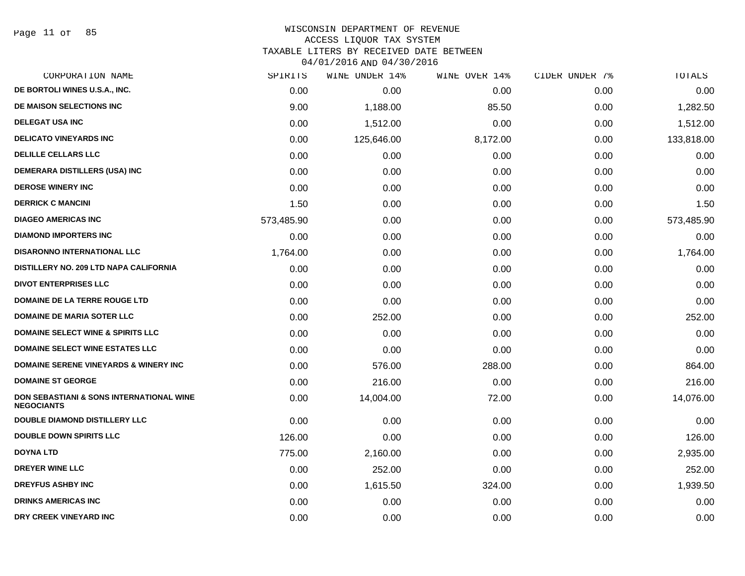# WISCONSIN DEPARTMENT OF REVENUE
## ACCESS LIQUOR TAX SYSTEM
## TAXABLE LITERS BY RECEIVED DATE BETWEEN 04/01/2016 AND 04/30/2016

| CORPORATION NAME | SPIRITS | WINE UNDER 14% | WINE OVER 14% | CIDER UNDER 7% | TOTALS |
|---|---|---|---|---|---|
| DE BORTOLI WINES U.S.A., INC. | 0.00 | 0.00 | 0.00 | 0.00 | 0.00 |
| DE MAISON SELECTIONS INC | 9.00 | 1,188.00 | 85.50 | 0.00 | 1,282.50 |
| DELEGAT USA INC | 0.00 | 1,512.00 | 0.00 | 0.00 | 1,512.00 |
| DELICATO VINEYARDS INC | 0.00 | 125,646.00 | 8,172.00 | 0.00 | 133,818.00 |
| DELILLE CELLARS LLC | 0.00 | 0.00 | 0.00 | 0.00 | 0.00 |
| DEMERARA DISTILLERS (USA) INC | 0.00 | 0.00 | 0.00 | 0.00 | 0.00 |
| DEROSE WINERY INC | 0.00 | 0.00 | 0.00 | 0.00 | 0.00 |
| DERRICK C MANCINI | 1.50 | 0.00 | 0.00 | 0.00 | 1.50 |
| DIAGEO AMERICAS INC | 573,485.90 | 0.00 | 0.00 | 0.00 | 573,485.90 |
| DIAMOND IMPORTERS INC | 0.00 | 0.00 | 0.00 | 0.00 | 0.00 |
| DISARONNO INTERNATIONAL LLC | 1,764.00 | 0.00 | 0.00 | 0.00 | 1,764.00 |
| DISTILLERY NO. 209 LTD NAPA CALIFORNIA | 0.00 | 0.00 | 0.00 | 0.00 | 0.00 |
| DIVOT ENTERPRISES LLC | 0.00 | 0.00 | 0.00 | 0.00 | 0.00 |
| DOMAINE DE LA TERRE ROUGE LTD | 0.00 | 0.00 | 0.00 | 0.00 | 0.00 |
| DOMAINE DE MARIA SOTER LLC | 0.00 | 252.00 | 0.00 | 0.00 | 252.00 |
| DOMAINE SELECT WINE & SPIRITS LLC | 0.00 | 0.00 | 0.00 | 0.00 | 0.00 |
| DOMAINE SELECT WINE ESTATES LLC | 0.00 | 0.00 | 0.00 | 0.00 | 0.00 |
| DOMAINE SERENE VINEYARDS & WINERY INC | 0.00 | 576.00 | 288.00 | 0.00 | 864.00 |
| DOMAINE ST GEORGE | 0.00 | 216.00 | 0.00 | 0.00 | 216.00 |
| DON SEBASTIANI & SONS INTERNATIONAL WINE NEGOCIANTS | 0.00 | 14,004.00 | 72.00 | 0.00 | 14,076.00 |
| DOUBLE DIAMOND DISTILLERY LLC | 0.00 | 0.00 | 0.00 | 0.00 | 0.00 |
| DOUBLE DOWN SPIRITS LLC | 126.00 | 0.00 | 0.00 | 0.00 | 126.00 |
| DOYNA LTD | 775.00 | 2,160.00 | 0.00 | 0.00 | 2,935.00 |
| DREYER WINE LLC | 0.00 | 252.00 | 0.00 | 0.00 | 252.00 |
| DREYFUS ASHBY INC | 0.00 | 1,615.50 | 324.00 | 0.00 | 1,939.50 |
| DRINKS AMERICAS INC | 0.00 | 0.00 | 0.00 | 0.00 | 0.00 |
| DRY CREEK VINEYARD INC | 0.00 | 0.00 | 0.00 | 0.00 | 0.00 |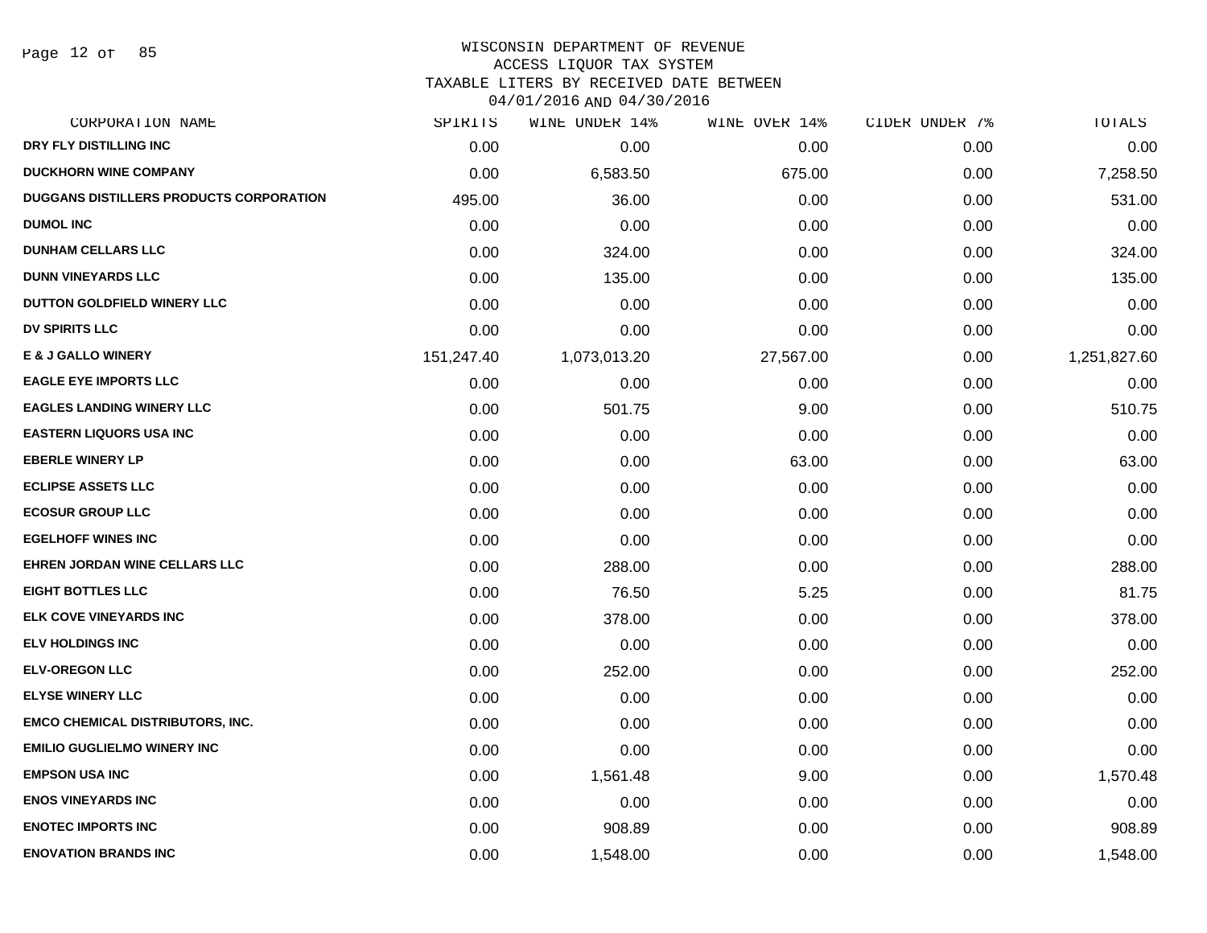# WISCONSIN DEPARTMENT OF REVENUE
## ACCESS LIQUOR TAX SYSTEM
## TAXABLE LITERS BY RECEIVED DATE BETWEEN 04/01/2016 AND 04/30/2016

| CORPORATION NAME | SPIRITS | WINE UNDER 14% | WINE OVER 14% | CIDER UNDER 7% | TOTALS |
|---|---|---|---|---|---|
| DRY FLY DISTILLING INC | 0.00 | 0.00 | 0.00 | 0.00 | 0.00 |
| DUCKHORN WINE COMPANY | 0.00 | 6,583.50 | 675.00 | 0.00 | 7,258.50 |
| DUGGANS DISTILLERS PRODUCTS CORPORATION | 495.00 | 36.00 | 0.00 | 0.00 | 531.00 |
| DUMOL INC | 0.00 | 0.00 | 0.00 | 0.00 | 0.00 |
| DUNHAM CELLARS LLC | 0.00 | 324.00 | 0.00 | 0.00 | 324.00 |
| DUNN VINEYARDS LLC | 0.00 | 135.00 | 0.00 | 0.00 | 135.00 |
| DUTTON GOLDFIELD WINERY LLC | 0.00 | 0.00 | 0.00 | 0.00 | 0.00 |
| DV SPIRITS LLC | 0.00 | 0.00 | 0.00 | 0.00 | 0.00 |
| E & J GALLO WINERY | 151,247.40 | 1,073,013.20 | 27,567.00 | 0.00 | 1,251,827.60 |
| EAGLE EYE IMPORTS LLC | 0.00 | 0.00 | 0.00 | 0.00 | 0.00 |
| EAGLES LANDING WINERY LLC | 0.00 | 501.75 | 9.00 | 0.00 | 510.75 |
| EASTERN LIQUORS USA INC | 0.00 | 0.00 | 0.00 | 0.00 | 0.00 |
| EBERLE WINERY LP | 0.00 | 0.00 | 63.00 | 0.00 | 63.00 |
| ECLIPSE ASSETS LLC | 0.00 | 0.00 | 0.00 | 0.00 | 0.00 |
| ECOSUR GROUP LLC | 0.00 | 0.00 | 0.00 | 0.00 | 0.00 |
| EGELHOFF WINES INC | 0.00 | 0.00 | 0.00 | 0.00 | 0.00 |
| EHREN JORDAN WINE CELLARS LLC | 0.00 | 288.00 | 0.00 | 0.00 | 288.00 |
| EIGHT BOTTLES LLC | 0.00 | 76.50 | 5.25 | 0.00 | 81.75 |
| ELK COVE VINEYARDS INC | 0.00 | 378.00 | 0.00 | 0.00 | 378.00 |
| ELV HOLDINGS INC | 0.00 | 0.00 | 0.00 | 0.00 | 0.00 |
| ELV-OREGON LLC | 0.00 | 252.00 | 0.00 | 0.00 | 252.00 |
| ELYSE WINERY LLC | 0.00 | 0.00 | 0.00 | 0.00 | 0.00 |
| EMCO CHEMICAL DISTRIBUTORS, INC. | 0.00 | 0.00 | 0.00 | 0.00 | 0.00 |
| EMILIO GUGLIELMO WINERY INC | 0.00 | 0.00 | 0.00 | 0.00 | 0.00 |
| EMPSON USA INC | 0.00 | 1,561.48 | 9.00 | 0.00 | 1,570.48 |
| ENOS VINEYARDS INC | 0.00 | 0.00 | 0.00 | 0.00 | 0.00 |
| ENOTEC IMPORTS INC | 0.00 | 908.89 | 0.00 | 0.00 | 908.89 |
| ENOVATION BRANDS INC | 0.00 | 1,548.00 | 0.00 | 0.00 | 1,548.00 |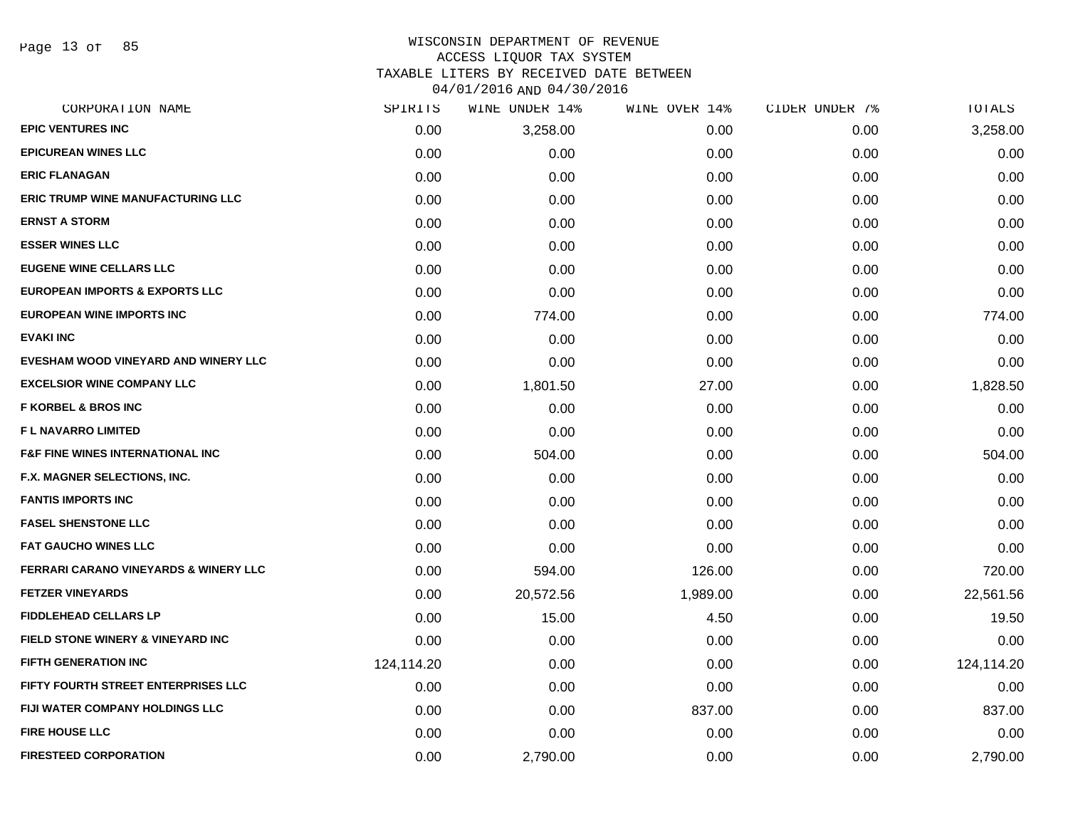# WISCONSIN DEPARTMENT OF REVENUE
## ACCESS LIQUOR TAX SYSTEM
## TAXABLE LITERS BY RECEIVED DATE BETWEEN 04/01/2016 AND 04/30/2016

| CORPORATION NAME | SPIRITS | WINE UNDER 14% | WINE OVER 14% | CIDER UNDER 7% | TOTALS |
|---|---|---|---|---|---|
| EPIC VENTURES INC | 0.00 | 3,258.00 | 0.00 | 0.00 | 3,258.00 |
| EPICUREAN WINES LLC | 0.00 | 0.00 | 0.00 | 0.00 | 0.00 |
| ERIC FLANAGAN | 0.00 | 0.00 | 0.00 | 0.00 | 0.00 |
| ERIC TRUMP WINE MANUFACTURING LLC | 0.00 | 0.00 | 0.00 | 0.00 | 0.00 |
| ERNST A STORM | 0.00 | 0.00 | 0.00 | 0.00 | 0.00 |
| ESSER WINES LLC | 0.00 | 0.00 | 0.00 | 0.00 | 0.00 |
| EUGENE WINE CELLARS LLC | 0.00 | 0.00 | 0.00 | 0.00 | 0.00 |
| EUROPEAN IMPORTS & EXPORTS LLC | 0.00 | 0.00 | 0.00 | 0.00 | 0.00 |
| EUROPEAN WINE IMPORTS INC | 0.00 | 774.00 | 0.00 | 0.00 | 774.00 |
| EVAKI INC | 0.00 | 0.00 | 0.00 | 0.00 | 0.00 |
| EVESHAM WOOD VINEYARD AND WINERY LLC | 0.00 | 0.00 | 0.00 | 0.00 | 0.00 |
| EXCELSIOR WINE COMPANY LLC | 0.00 | 1,801.50 | 27.00 | 0.00 | 1,828.50 |
| F KORBEL & BROS INC | 0.00 | 0.00 | 0.00 | 0.00 | 0.00 |
| F L NAVARRO LIMITED | 0.00 | 0.00 | 0.00 | 0.00 | 0.00 |
| F&F FINE WINES INTERNATIONAL INC | 0.00 | 504.00 | 0.00 | 0.00 | 504.00 |
| F.X. MAGNER SELECTIONS, INC. | 0.00 | 0.00 | 0.00 | 0.00 | 0.00 |
| FANTIS IMPORTS INC | 0.00 | 0.00 | 0.00 | 0.00 | 0.00 |
| FASEL SHENSTONE LLC | 0.00 | 0.00 | 0.00 | 0.00 | 0.00 |
| FAT GAUCHO WINES LLC | 0.00 | 0.00 | 0.00 | 0.00 | 0.00 |
| FERRARI CARANO VINEYARDS & WINERY LLC | 0.00 | 594.00 | 126.00 | 0.00 | 720.00 |
| FETZER VINEYARDS | 0.00 | 20,572.56 | 1,989.00 | 0.00 | 22,561.56 |
| FIDDLEHEAD CELLARS LP | 0.00 | 15.00 | 4.50 | 0.00 | 19.50 |
| FIELD STONE WINERY & VINEYARD INC | 0.00 | 0.00 | 0.00 | 0.00 | 0.00 |
| FIFTH GENERATION INC | 124,114.20 | 0.00 | 0.00 | 0.00 | 124,114.20 |
| FIFTY FOURTH STREET ENTERPRISES LLC | 0.00 | 0.00 | 0.00 | 0.00 | 0.00 |
| FIJI WATER COMPANY HOLDINGS LLC | 0.00 | 0.00 | 837.00 | 0.00 | 837.00 |
| FIRE HOUSE LLC | 0.00 | 0.00 | 0.00 | 0.00 | 0.00 |
| FIRESTEED CORPORATION | 0.00 | 2,790.00 | 0.00 | 0.00 | 2,790.00 |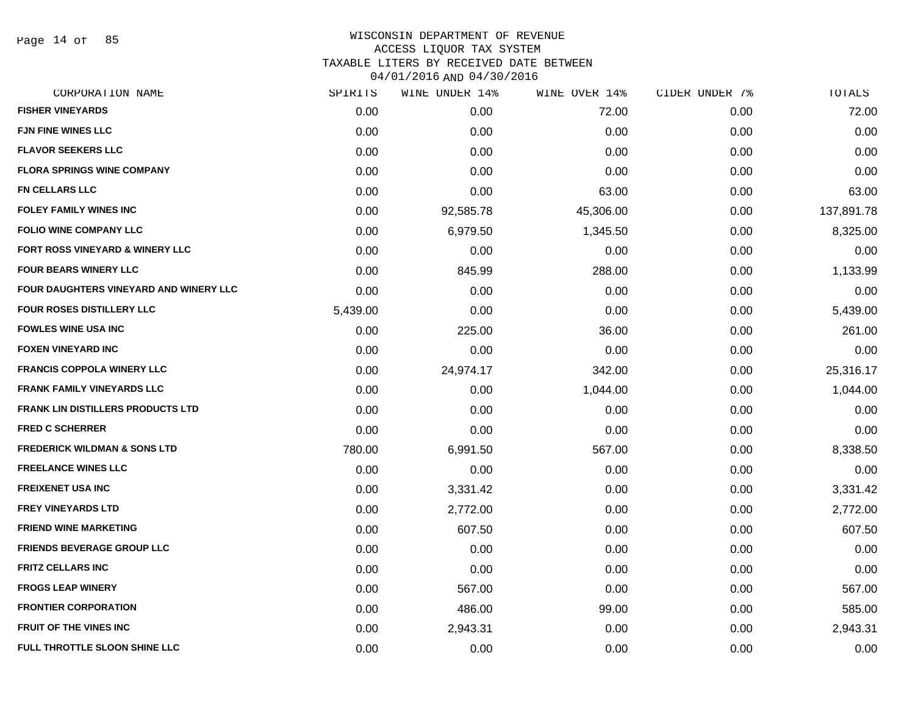WISCONSIN DEPARTMENT OF REVENUE
ACCESS LIQUOR TAX SYSTEM
TAXABLE LITERS BY RECEIVED DATE BETWEEN
04/01/2016 AND 04/30/2016

| CORPORATION NAME | SPIRITS | WINE UNDER 14% | WINE OVER 14% | CIDER UNDER 7% | TOTALS |
|---|---|---|---|---|---|
| FISHER VINEYARDS | 0.00 | 0.00 | 72.00 | 0.00 | 72.00 |
| FJN FINE WINES LLC | 0.00 | 0.00 | 0.00 | 0.00 | 0.00 |
| FLAVOR SEEKERS LLC | 0.00 | 0.00 | 0.00 | 0.00 | 0.00 |
| FLORA SPRINGS WINE COMPANY | 0.00 | 0.00 | 0.00 | 0.00 | 0.00 |
| FN CELLARS LLC | 0.00 | 0.00 | 63.00 | 0.00 | 63.00 |
| FOLEY FAMILY WINES INC | 0.00 | 92,585.78 | 45,306.00 | 0.00 | 137,891.78 |
| FOLIO WINE COMPANY LLC | 0.00 | 6,979.50 | 1,345.50 | 0.00 | 8,325.00 |
| FORT ROSS VINEYARD & WINERY LLC | 0.00 | 0.00 | 0.00 | 0.00 | 0.00 |
| FOUR BEARS WINERY LLC | 0.00 | 845.99 | 288.00 | 0.00 | 1,133.99 |
| FOUR DAUGHTERS VINEYARD AND WINERY LLC | 0.00 | 0.00 | 0.00 | 0.00 | 0.00 |
| FOUR ROSES DISTILLERY LLC | 5,439.00 | 0.00 | 0.00 | 0.00 | 5,439.00 |
| FOWLES WINE USA INC | 0.00 | 225.00 | 36.00 | 0.00 | 261.00 |
| FOXEN VINEYARD INC | 0.00 | 0.00 | 0.00 | 0.00 | 0.00 |
| FRANCIS COPPOLA WINERY LLC | 0.00 | 24,974.17 | 342.00 | 0.00 | 25,316.17 |
| FRANK FAMILY VINEYARDS LLC | 0.00 | 0.00 | 1,044.00 | 0.00 | 1,044.00 |
| FRANK LIN DISTILLERS PRODUCTS LTD | 0.00 | 0.00 | 0.00 | 0.00 | 0.00 |
| FRED C SCHERRER | 0.00 | 0.00 | 0.00 | 0.00 | 0.00 |
| FREDERICK WILDMAN & SONS LTD | 780.00 | 6,991.50 | 567.00 | 0.00 | 8,338.50 |
| FREELANCE WINES LLC | 0.00 | 0.00 | 0.00 | 0.00 | 0.00 |
| FREIXENET USA INC | 0.00 | 3,331.42 | 0.00 | 0.00 | 3,331.42 |
| FREY VINEYARDS LTD | 0.00 | 2,772.00 | 0.00 | 0.00 | 2,772.00 |
| FRIEND WINE MARKETING | 0.00 | 607.50 | 0.00 | 0.00 | 607.50 |
| FRIENDS BEVERAGE GROUP LLC | 0.00 | 0.00 | 0.00 | 0.00 | 0.00 |
| FRITZ CELLARS INC | 0.00 | 0.00 | 0.00 | 0.00 | 0.00 |
| FROGS LEAP WINERY | 0.00 | 567.00 | 0.00 | 0.00 | 567.00 |
| FRONTIER CORPORATION | 0.00 | 486.00 | 99.00 | 0.00 | 585.00 |
| FRUIT OF THE VINES INC | 0.00 | 2,943.31 | 0.00 | 0.00 | 2,943.31 |
| FULL THROTTLE SLOON SHINE LLC | 0.00 | 0.00 | 0.00 | 0.00 | 0.00 |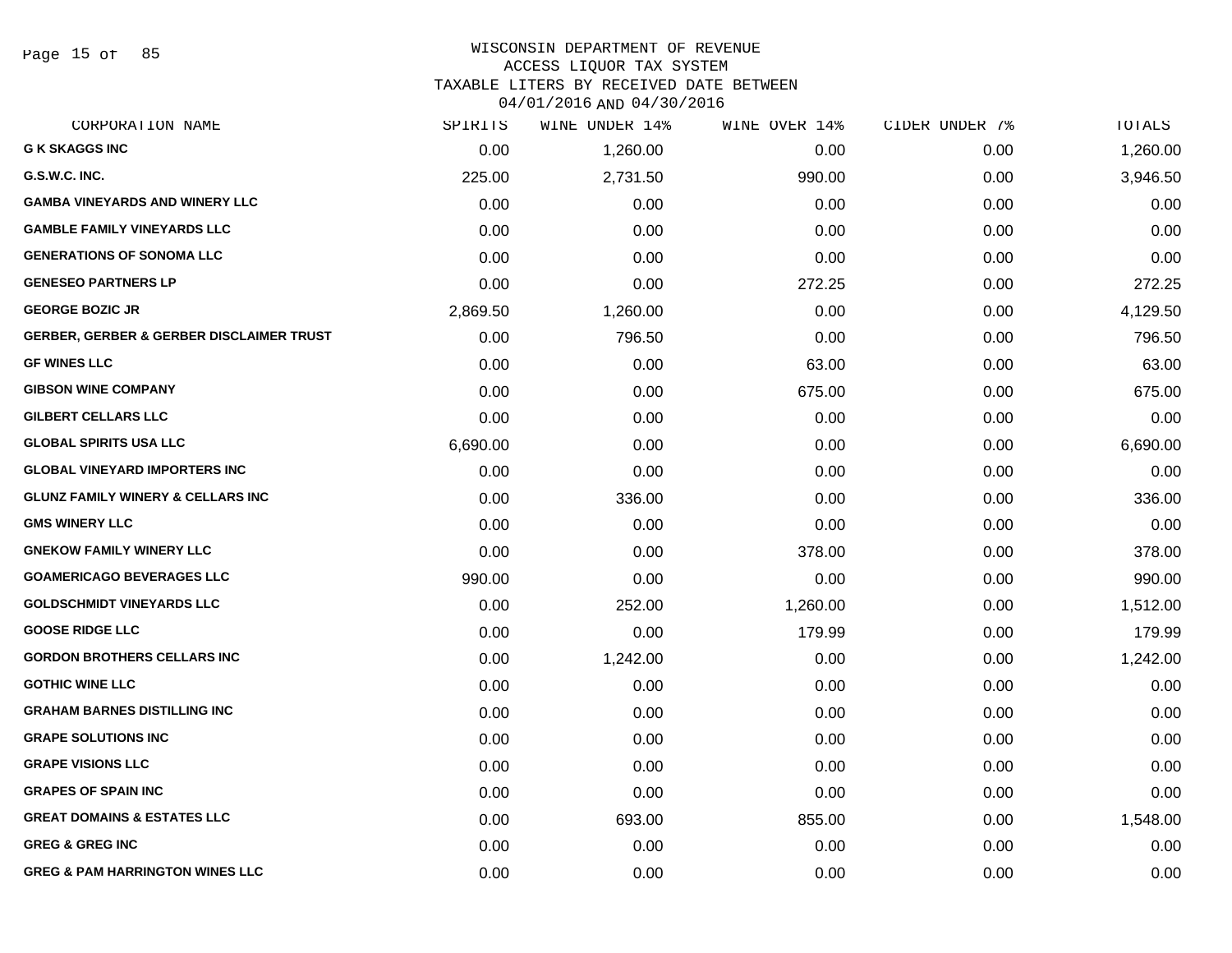WISCONSIN DEPARTMENT OF REVENUE
ACCESS LIQUOR TAX SYSTEM
TAXABLE LITERS BY RECEIVED DATE BETWEEN
04/01/2016 AND 04/30/2016

| CORPORATION NAME | SPIRITS | WINE UNDER 14% | WINE OVER 14% | CIDER UNDER 7% | TOTALS |
|---|---|---|---|---|---|
| G K SKAGGS INC | 0.00 | 1,260.00 | 0.00 | 0.00 | 1,260.00 |
| G.S.W.C. INC. | 225.00 | 2,731.50 | 990.00 | 0.00 | 3,946.50 |
| GAMBA VINEYARDS AND WINERY LLC | 0.00 | 0.00 | 0.00 | 0.00 | 0.00 |
| GAMBLE FAMILY VINEYARDS LLC | 0.00 | 0.00 | 0.00 | 0.00 | 0.00 |
| GENERATIONS OF SONOMA LLC | 0.00 | 0.00 | 0.00 | 0.00 | 0.00 |
| GENESEO PARTNERS LP | 0.00 | 0.00 | 272.25 | 0.00 | 272.25 |
| GEORGE BOZIC JR | 2,869.50 | 1,260.00 | 0.00 | 0.00 | 4,129.50 |
| GERBER, GERBER & GERBER DISCLAIMER TRUST | 0.00 | 796.50 | 0.00 | 0.00 | 796.50 |
| GF WINES LLC | 0.00 | 0.00 | 63.00 | 0.00 | 63.00 |
| GIBSON WINE COMPANY | 0.00 | 0.00 | 675.00 | 0.00 | 675.00 |
| GILBERT CELLARS LLC | 0.00 | 0.00 | 0.00 | 0.00 | 0.00 |
| GLOBAL SPIRITS USA LLC | 6,690.00 | 0.00 | 0.00 | 0.00 | 6,690.00 |
| GLOBAL VINEYARD IMPORTERS INC | 0.00 | 0.00 | 0.00 | 0.00 | 0.00 |
| GLUNZ FAMILY WINERY & CELLARS INC | 0.00 | 336.00 | 0.00 | 0.00 | 336.00 |
| GMS WINERY LLC | 0.00 | 0.00 | 0.00 | 0.00 | 0.00 |
| GNEKOW FAMILY WINERY LLC | 0.00 | 0.00 | 378.00 | 0.00 | 378.00 |
| GOAMERICAGO BEVERAGES LLC | 990.00 | 0.00 | 0.00 | 0.00 | 990.00 |
| GOLDSCHMIDT VINEYARDS LLC | 0.00 | 252.00 | 1,260.00 | 0.00 | 1,512.00 |
| GOOSE RIDGE LLC | 0.00 | 0.00 | 179.99 | 0.00 | 179.99 |
| GORDON BROTHERS CELLARS INC | 0.00 | 1,242.00 | 0.00 | 0.00 | 1,242.00 |
| GOTHIC WINE LLC | 0.00 | 0.00 | 0.00 | 0.00 | 0.00 |
| GRAHAM BARNES DISTILLING INC | 0.00 | 0.00 | 0.00 | 0.00 | 0.00 |
| GRAPE SOLUTIONS INC | 0.00 | 0.00 | 0.00 | 0.00 | 0.00 |
| GRAPE VISIONS LLC | 0.00 | 0.00 | 0.00 | 0.00 | 0.00 |
| GRAPES OF SPAIN INC | 0.00 | 0.00 | 0.00 | 0.00 | 0.00 |
| GREAT DOMAINS & ESTATES LLC | 0.00 | 693.00 | 855.00 | 0.00 | 1,548.00 |
| GREG & GREG INC | 0.00 | 0.00 | 0.00 | 0.00 | 0.00 |
| GREG & PAM HARRINGTON WINES LLC | 0.00 | 0.00 | 0.00 | 0.00 | 0.00 |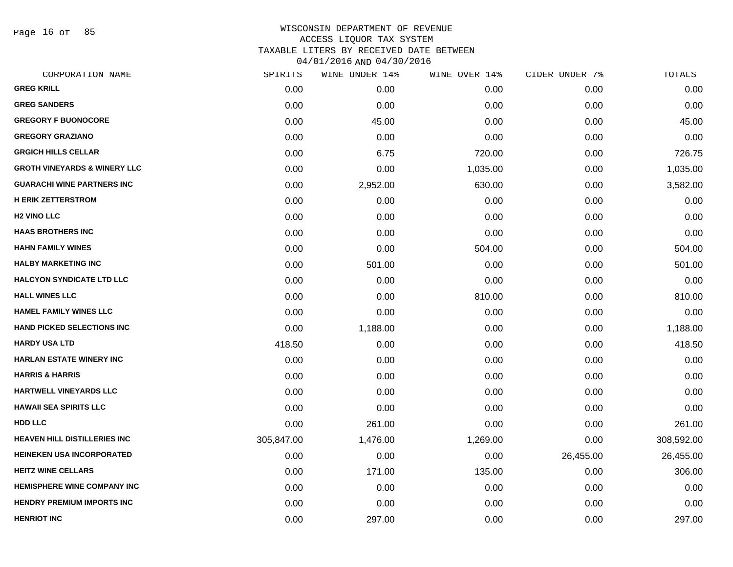# WISCONSIN DEPARTMENT OF REVENUE
## ACCESS LIQUOR TAX SYSTEM
## TAXABLE LITERS BY RECEIVED DATE BETWEEN 04/01/2016 AND 04/30/2016

| CORPORATION NAME | SPIRITS | WINE UNDER 14% | WINE OVER 14% | CIDER UNDER 7% | TOTALS |
|---|---|---|---|---|---|
| GREG KRILL | 0.00 | 0.00 | 0.00 | 0.00 | 0.00 |
| GREG SANDERS | 0.00 | 0.00 | 0.00 | 0.00 | 0.00 |
| GREGORY F BUONOCORE | 0.00 | 45.00 | 0.00 | 0.00 | 45.00 |
| GREGORY GRAZIANO | 0.00 | 0.00 | 0.00 | 0.00 | 0.00 |
| GRGICH HILLS CELLAR | 0.00 | 6.75 | 720.00 | 0.00 | 726.75 |
| GROTH VINEYARDS & WINERY LLC | 0.00 | 0.00 | 1,035.00 | 0.00 | 1,035.00 |
| GUARACHI WINE PARTNERS INC | 0.00 | 2,952.00 | 630.00 | 0.00 | 3,582.00 |
| H ERIK ZETTERSTROM | 0.00 | 0.00 | 0.00 | 0.00 | 0.00 |
| H2 VINO LLC | 0.00 | 0.00 | 0.00 | 0.00 | 0.00 |
| HAAS BROTHERS INC | 0.00 | 0.00 | 0.00 | 0.00 | 0.00 |
| HAHN FAMILY WINES | 0.00 | 0.00 | 504.00 | 0.00 | 504.00 |
| HALBY MARKETING INC | 0.00 | 501.00 | 0.00 | 0.00 | 501.00 |
| HALCYON SYNDICATE LTD LLC | 0.00 | 0.00 | 0.00 | 0.00 | 0.00 |
| HALL WINES LLC | 0.00 | 0.00 | 810.00 | 0.00 | 810.00 |
| HAMEL FAMILY WINES LLC | 0.00 | 0.00 | 0.00 | 0.00 | 0.00 |
| HAND PICKED SELECTIONS INC | 0.00 | 1,188.00 | 0.00 | 0.00 | 1,188.00 |
| HARDY USA LTD | 418.50 | 0.00 | 0.00 | 0.00 | 418.50 |
| HARLAN ESTATE WINERY INC | 0.00 | 0.00 | 0.00 | 0.00 | 0.00 |
| HARRIS & HARRIS | 0.00 | 0.00 | 0.00 | 0.00 | 0.00 |
| HARTWELL VINEYARDS LLC | 0.00 | 0.00 | 0.00 | 0.00 | 0.00 |
| HAWAII SEA SPIRITS LLC | 0.00 | 0.00 | 0.00 | 0.00 | 0.00 |
| HDD LLC | 0.00 | 261.00 | 0.00 | 0.00 | 261.00 |
| HEAVEN HILL DISTILLERIES INC | 305,847.00 | 1,476.00 | 1,269.00 | 0.00 | 308,592.00 |
| HEINEKEN USA INCORPORATED | 0.00 | 0.00 | 0.00 | 26,455.00 | 26,455.00 |
| HEITZ WINE CELLARS | 0.00 | 171.00 | 135.00 | 0.00 | 306.00 |
| HEMISPHERE WINE COMPANY INC | 0.00 | 0.00 | 0.00 | 0.00 | 0.00 |
| HENDRY PREMIUM IMPORTS INC | 0.00 | 0.00 | 0.00 | 0.00 | 0.00 |
| HENRIOT INC | 0.00 | 297.00 | 0.00 | 0.00 | 297.00 |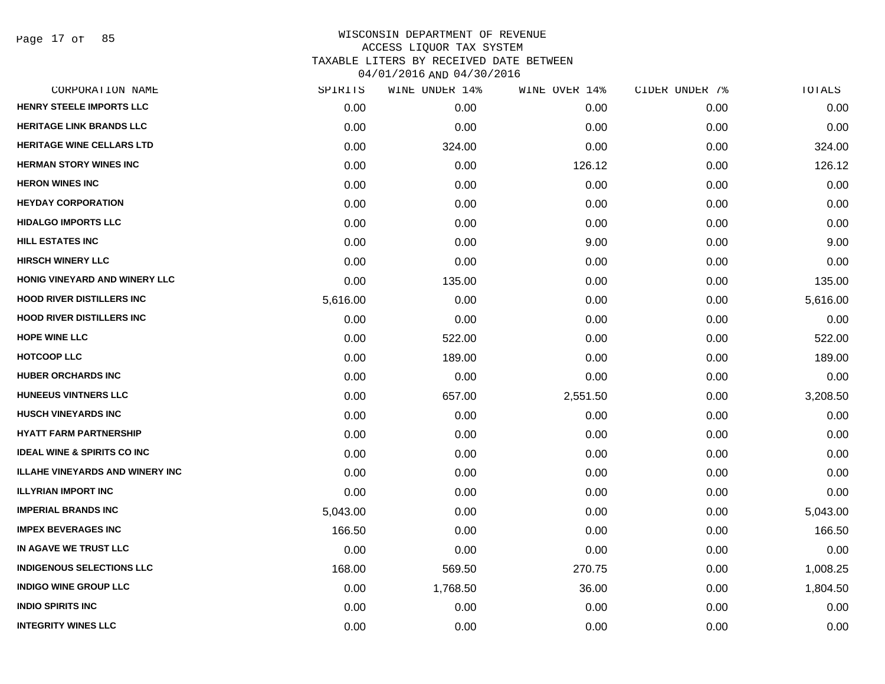# WISCONSIN DEPARTMENT OF REVENUE
## ACCESS LIQUOR TAX SYSTEM
## TAXABLE LITERS BY RECEIVED DATE BETWEEN 04/01/2016 AND 04/30/2016

| CORPORATION NAME | SPIRITS | WINE UNDER 14% | WINE OVER 14% | CIDER UNDER 7% | TOTALS |
|---|---|---|---|---|---|
| HENRY STEELE IMPORTS LLC | 0.00 | 0.00 | 0.00 | 0.00 | 0.00 |
| HERITAGE LINK BRANDS LLC | 0.00 | 0.00 | 0.00 | 0.00 | 0.00 |
| HERITAGE WINE CELLARS LTD | 0.00 | 324.00 | 0.00 | 0.00 | 324.00 |
| HERMAN STORY WINES INC | 0.00 | 0.00 | 126.12 | 0.00 | 126.12 |
| HERON WINES INC | 0.00 | 0.00 | 0.00 | 0.00 | 0.00 |
| HEYDAY CORPORATION | 0.00 | 0.00 | 0.00 | 0.00 | 0.00 |
| HIDALGO IMPORTS LLC | 0.00 | 0.00 | 0.00 | 0.00 | 0.00 |
| HILL ESTATES INC | 0.00 | 0.00 | 9.00 | 0.00 | 9.00 |
| HIRSCH WINERY LLC | 0.00 | 0.00 | 0.00 | 0.00 | 0.00 |
| HONIG VINEYARD AND WINERY LLC | 0.00 | 135.00 | 0.00 | 0.00 | 135.00 |
| HOOD RIVER DISTILLERS INC | 5,616.00 | 0.00 | 0.00 | 0.00 | 5,616.00 |
| HOOD RIVER DISTILLERS INC | 0.00 | 0.00 | 0.00 | 0.00 | 0.00 |
| HOPE WINE LLC | 0.00 | 522.00 | 0.00 | 0.00 | 522.00 |
| HOTCOOP LLC | 0.00 | 189.00 | 0.00 | 0.00 | 189.00 |
| HUBER ORCHARDS INC | 0.00 | 0.00 | 0.00 | 0.00 | 0.00 |
| HUNEEUS VINTNERS LLC | 0.00 | 657.00 | 2,551.50 | 0.00 | 3,208.50 |
| HUSCH VINEYARDS INC | 0.00 | 0.00 | 0.00 | 0.00 | 0.00 |
| HYATT FARM PARTNERSHIP | 0.00 | 0.00 | 0.00 | 0.00 | 0.00 |
| IDEAL WINE & SPIRITS CO INC | 0.00 | 0.00 | 0.00 | 0.00 | 0.00 |
| ILLAHE VINEYARDS AND WINERY INC | 0.00 | 0.00 | 0.00 | 0.00 | 0.00 |
| ILLYRIAN IMPORT INC | 0.00 | 0.00 | 0.00 | 0.00 | 0.00 |
| IMPERIAL BRANDS INC | 5,043.00 | 0.00 | 0.00 | 0.00 | 5,043.00 |
| IMPEX BEVERAGES INC | 166.50 | 0.00 | 0.00 | 0.00 | 166.50 |
| IN AGAVE WE TRUST LLC | 0.00 | 0.00 | 0.00 | 0.00 | 0.00 |
| INDIGENOUS SELECTIONS LLC | 168.00 | 569.50 | 270.75 | 0.00 | 1,008.25 |
| INDIGO WINE GROUP LLC | 0.00 | 1,768.50 | 36.00 | 0.00 | 1,804.50 |
| INDIO SPIRITS INC | 0.00 | 0.00 | 0.00 | 0.00 | 0.00 |
| INTEGRITY WINES LLC | 0.00 | 0.00 | 0.00 | 0.00 | 0.00 |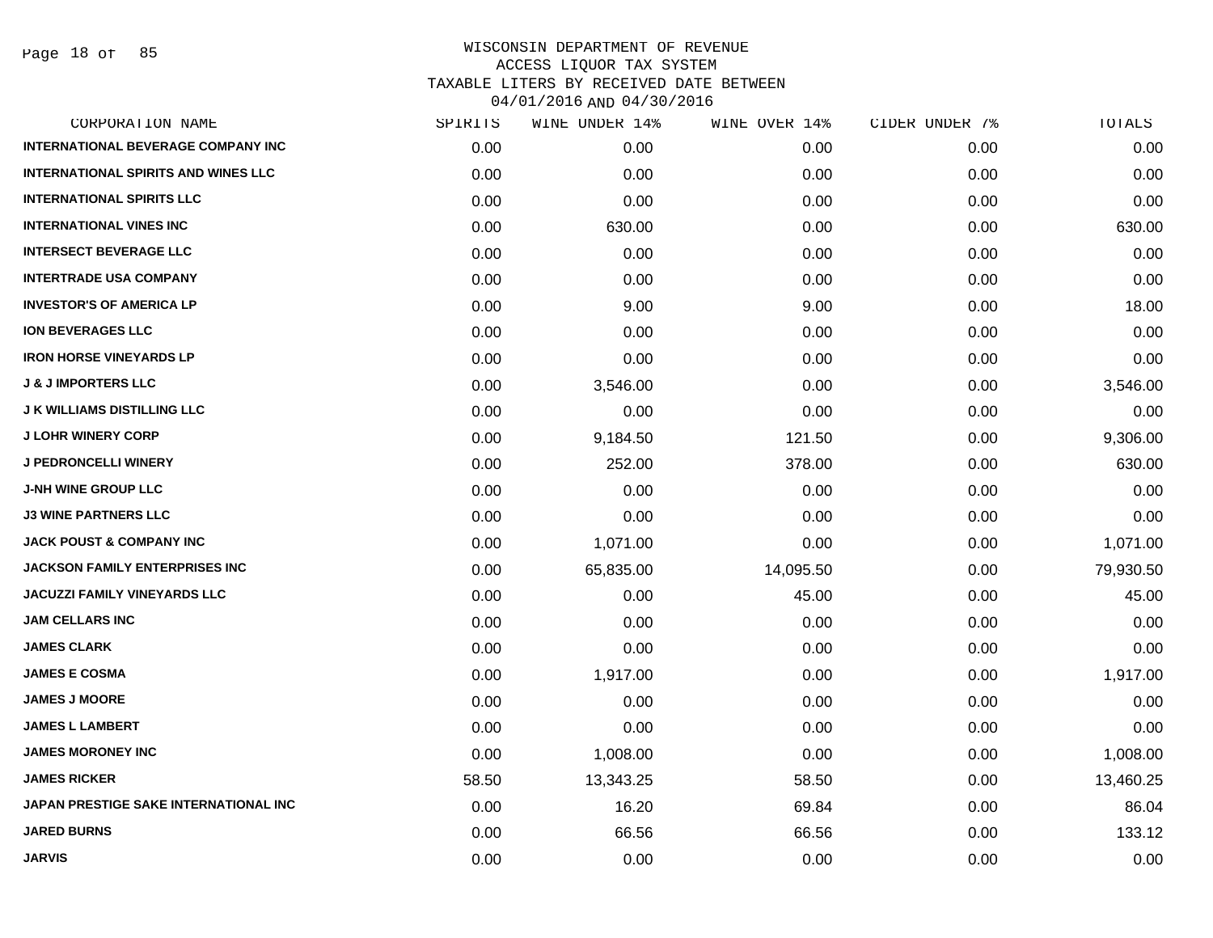WISCONSIN DEPARTMENT OF REVENUE
ACCESS LIQUOR TAX SYSTEM
TAXABLE LITERS BY RECEIVED DATE BETWEEN
04/01/2016 AND 04/30/2016

| CORPORATION NAME | SPIRITS | WINE UNDER 14% | WINE OVER 14% | CIDER UNDER 7% | TOTALS |
|---|---|---|---|---|---|
| INTERNATIONAL BEVERAGE COMPANY INC | 0.00 | 0.00 | 0.00 | 0.00 | 0.00 |
| INTERNATIONAL SPIRITS AND WINES LLC | 0.00 | 0.00 | 0.00 | 0.00 | 0.00 |
| INTERNATIONAL SPIRITS LLC | 0.00 | 0.00 | 0.00 | 0.00 | 0.00 |
| INTERNATIONAL VINES INC | 0.00 | 630.00 | 0.00 | 0.00 | 630.00 |
| INTERSECT BEVERAGE LLC | 0.00 | 0.00 | 0.00 | 0.00 | 0.00 |
| INTERTRADE USA COMPANY | 0.00 | 0.00 | 0.00 | 0.00 | 0.00 |
| INVESTOR'S OF AMERICA LP | 0.00 | 9.00 | 9.00 | 0.00 | 18.00 |
| ION BEVERAGES LLC | 0.00 | 0.00 | 0.00 | 0.00 | 0.00 |
| IRON HORSE VINEYARDS LP | 0.00 | 0.00 | 0.00 | 0.00 | 0.00 |
| J & J IMPORTERS LLC | 0.00 | 3,546.00 | 0.00 | 0.00 | 3,546.00 |
| J K WILLIAMS DISTILLING LLC | 0.00 | 0.00 | 0.00 | 0.00 | 0.00 |
| J LOHR WINERY CORP | 0.00 | 9,184.50 | 121.50 | 0.00 | 9,306.00 |
| J PEDRONCELLI WINERY | 0.00 | 252.00 | 378.00 | 0.00 | 630.00 |
| J-NH WINE GROUP LLC | 0.00 | 0.00 | 0.00 | 0.00 | 0.00 |
| J3 WINE PARTNERS LLC | 0.00 | 0.00 | 0.00 | 0.00 | 0.00 |
| JACK POUST & COMPANY INC | 0.00 | 1,071.00 | 0.00 | 0.00 | 1,071.00 |
| JACKSON FAMILY ENTERPRISES INC | 0.00 | 65,835.00 | 14,095.50 | 0.00 | 79,930.50 |
| JACUZZI FAMILY VINEYARDS LLC | 0.00 | 0.00 | 45.00 | 0.00 | 45.00 |
| JAM CELLARS INC | 0.00 | 0.00 | 0.00 | 0.00 | 0.00 |
| JAMES CLARK | 0.00 | 0.00 | 0.00 | 0.00 | 0.00 |
| JAMES E COSMA | 0.00 | 1,917.00 | 0.00 | 0.00 | 1,917.00 |
| JAMES J MOORE | 0.00 | 0.00 | 0.00 | 0.00 | 0.00 |
| JAMES L LAMBERT | 0.00 | 0.00 | 0.00 | 0.00 | 0.00 |
| JAMES MORONEY INC | 0.00 | 1,008.00 | 0.00 | 0.00 | 1,008.00 |
| JAMES RICKER | 58.50 | 13,343.25 | 58.50 | 0.00 | 13,460.25 |
| JAPAN PRESTIGE SAKE INTERNATIONAL INC | 0.00 | 16.20 | 69.84 | 0.00 | 86.04 |
| JARED BURNS | 0.00 | 66.56 | 66.56 | 0.00 | 133.12 |
| JARVIS | 0.00 | 0.00 | 0.00 | 0.00 | 0.00 |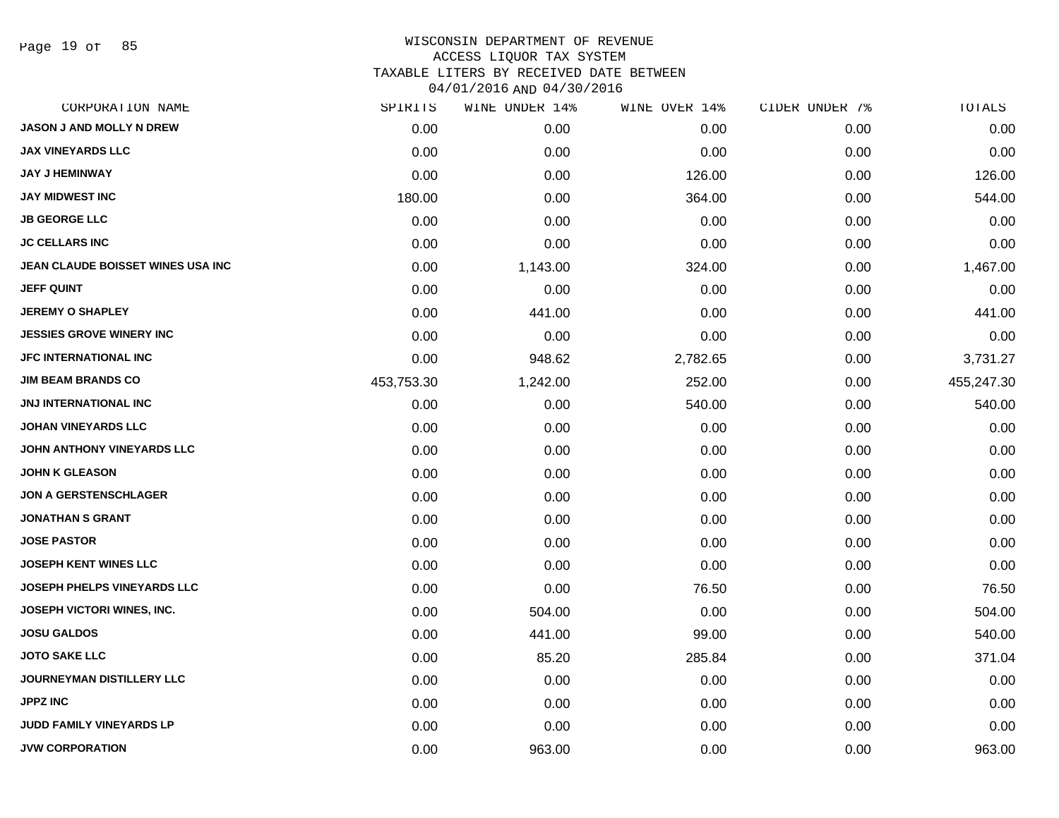WISCONSIN DEPARTMENT OF REVENUE
ACCESS LIQUOR TAX SYSTEM
TAXABLE LITERS BY RECEIVED DATE BETWEEN
04/01/2016 AND 04/30/2016

| CORPORATION NAME | SPIRITS | WINE UNDER 14% | WINE OVER 14% | CIDER UNDER 7% | TOTALS |
|---|---|---|---|---|---|
| JASON J AND MOLLY N DREW | 0.00 | 0.00 | 0.00 | 0.00 | 0.00 |
| JAX VINEYARDS LLC | 0.00 | 0.00 | 0.00 | 0.00 | 0.00 |
| JAY J HEMINWAY | 0.00 | 0.00 | 126.00 | 0.00 | 126.00 |
| JAY MIDWEST INC | 180.00 | 0.00 | 364.00 | 0.00 | 544.00 |
| JB GEORGE LLC | 0.00 | 0.00 | 0.00 | 0.00 | 0.00 |
| JC CELLARS INC | 0.00 | 0.00 | 0.00 | 0.00 | 0.00 |
| JEAN CLAUDE BOISSET WINES USA INC | 0.00 | 1,143.00 | 324.00 | 0.00 | 1,467.00 |
| JEFF QUINT | 0.00 | 0.00 | 0.00 | 0.00 | 0.00 |
| JEREMY O SHAPLEY | 0.00 | 441.00 | 0.00 | 0.00 | 441.00 |
| JESSIES GROVE WINERY INC | 0.00 | 0.00 | 0.00 | 0.00 | 0.00 |
| JFC INTERNATIONAL INC | 0.00 | 948.62 | 2,782.65 | 0.00 | 3,731.27 |
| JIM BEAM BRANDS CO | 453,753.30 | 1,242.00 | 252.00 | 0.00 | 455,247.30 |
| JNJ INTERNATIONAL INC | 0.00 | 0.00 | 540.00 | 0.00 | 540.00 |
| JOHAN VINEYARDS LLC | 0.00 | 0.00 | 0.00 | 0.00 | 0.00 |
| JOHN ANTHONY VINEYARDS LLC | 0.00 | 0.00 | 0.00 | 0.00 | 0.00 |
| JOHN K GLEASON | 0.00 | 0.00 | 0.00 | 0.00 | 0.00 |
| JON A GERSTENSCHLAGER | 0.00 | 0.00 | 0.00 | 0.00 | 0.00 |
| JONATHAN S GRANT | 0.00 | 0.00 | 0.00 | 0.00 | 0.00 |
| JOSE PASTOR | 0.00 | 0.00 | 0.00 | 0.00 | 0.00 |
| JOSEPH KENT WINES LLC | 0.00 | 0.00 | 0.00 | 0.00 | 0.00 |
| JOSEPH PHELPS VINEYARDS LLC | 0.00 | 0.00 | 76.50 | 0.00 | 76.50 |
| JOSEPH VICTORI WINES, INC. | 0.00 | 504.00 | 0.00 | 0.00 | 504.00 |
| JOSU GALDOS | 0.00 | 441.00 | 99.00 | 0.00 | 540.00 |
| JOTO SAKE LLC | 0.00 | 85.20 | 285.84 | 0.00 | 371.04 |
| JOURNEYMAN DISTILLERY LLC | 0.00 | 0.00 | 0.00 | 0.00 | 0.00 |
| JPPZ INC | 0.00 | 0.00 | 0.00 | 0.00 | 0.00 |
| JUDD FAMILY VINEYARDS LP | 0.00 | 0.00 | 0.00 | 0.00 | 0.00 |
| JVW CORPORATION | 0.00 | 963.00 | 0.00 | 0.00 | 963.00 |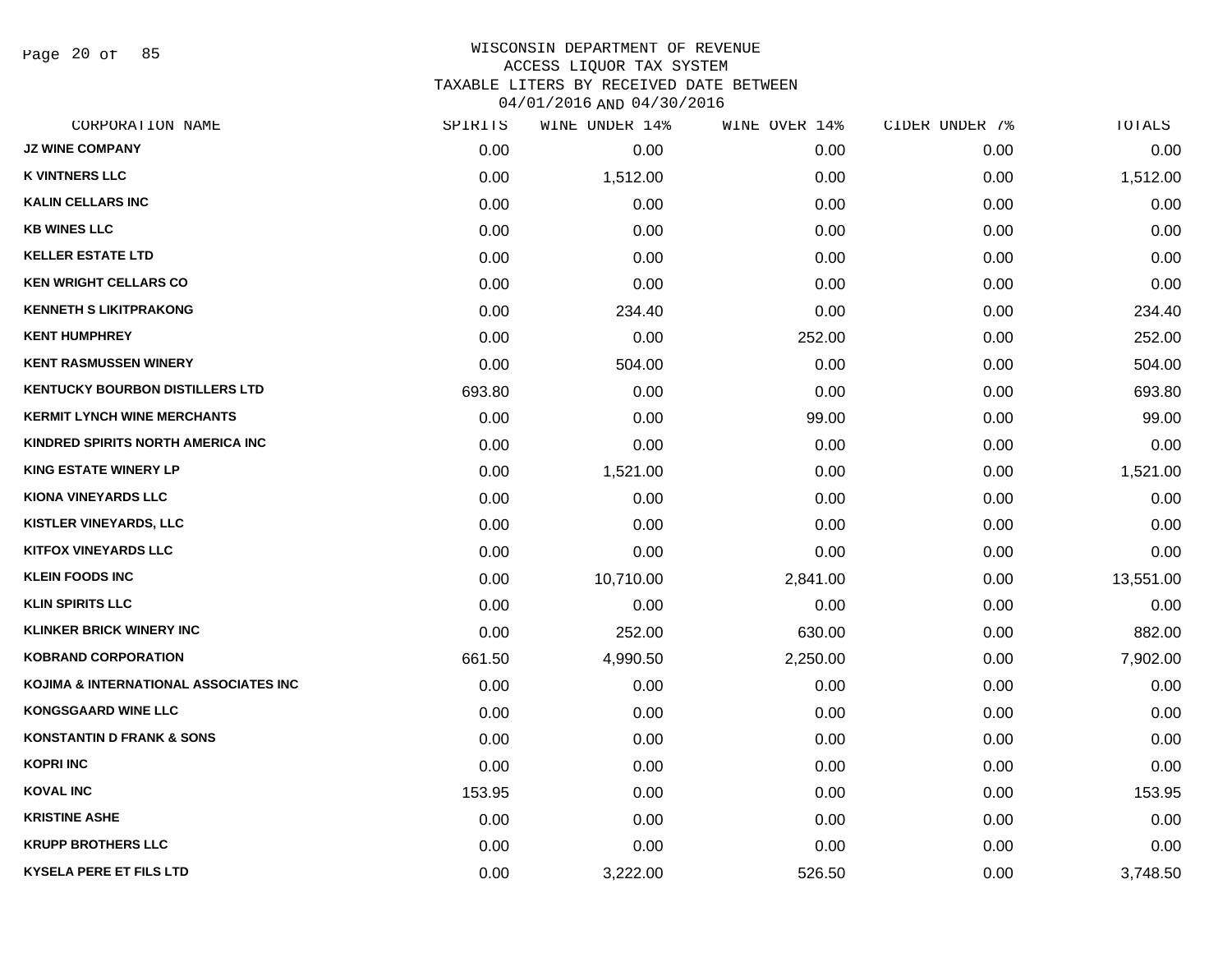# WISCONSIN DEPARTMENT OF REVENUE
## ACCESS LIQUOR TAX SYSTEM
### TAXABLE LITERS BY RECEIVED DATE BETWEEN 04/01/2016 AND 04/30/2016

| CORPORATION NAME | SPIRITS | WINE UNDER 14% | WINE OVER 14% | CIDER UNDER 7% | TOTALS |
|---|---|---|---|---|---|
| JZ WINE COMPANY | 0.00 | 0.00 | 0.00 | 0.00 | 0.00 |
| K VINTNERS LLC | 0.00 | 1,512.00 | 0.00 | 0.00 | 1,512.00 |
| KALIN CELLARS INC | 0.00 | 0.00 | 0.00 | 0.00 | 0.00 |
| KB WINES LLC | 0.00 | 0.00 | 0.00 | 0.00 | 0.00 |
| KELLER ESTATE LTD | 0.00 | 0.00 | 0.00 | 0.00 | 0.00 |
| KEN WRIGHT CELLARS CO | 0.00 | 0.00 | 0.00 | 0.00 | 0.00 |
| KENNETH S LIKITPRAKONG | 0.00 | 234.40 | 0.00 | 0.00 | 234.40 |
| KENT HUMPHREY | 0.00 | 0.00 | 252.00 | 0.00 | 252.00 |
| KENT RASMUSSEN WINERY | 0.00 | 504.00 | 0.00 | 0.00 | 504.00 |
| KENTUCKY BOURBON DISTILLERS LTD | 693.80 | 0.00 | 0.00 | 0.00 | 693.80 |
| KERMIT LYNCH WINE MERCHANTS | 0.00 | 0.00 | 99.00 | 0.00 | 99.00 |
| KINDRED SPIRITS NORTH AMERICA INC | 0.00 | 0.00 | 0.00 | 0.00 | 0.00 |
| KING ESTATE WINERY LP | 0.00 | 1,521.00 | 0.00 | 0.00 | 1,521.00 |
| KIONA VINEYARDS LLC | 0.00 | 0.00 | 0.00 | 0.00 | 0.00 |
| KISTLER VINEYARDS, LLC | 0.00 | 0.00 | 0.00 | 0.00 | 0.00 |
| KITFOX VINEYARDS LLC | 0.00 | 0.00 | 0.00 | 0.00 | 0.00 |
| KLEIN FOODS INC | 0.00 | 10,710.00 | 2,841.00 | 0.00 | 13,551.00 |
| KLIN SPIRITS LLC | 0.00 | 0.00 | 0.00 | 0.00 | 0.00 |
| KLINKER BRICK WINERY INC | 0.00 | 252.00 | 630.00 | 0.00 | 882.00 |
| KOBRAND CORPORATION | 661.50 | 4,990.50 | 2,250.00 | 0.00 | 7,902.00 |
| KOJIMA & INTERNATIONAL ASSOCIATES INC | 0.00 | 0.00 | 0.00 | 0.00 | 0.00 |
| KONGSGAARD WINE LLC | 0.00 | 0.00 | 0.00 | 0.00 | 0.00 |
| KONSTANTIN D FRANK & SONS | 0.00 | 0.00 | 0.00 | 0.00 | 0.00 |
| KOPRI INC | 0.00 | 0.00 | 0.00 | 0.00 | 0.00 |
| KOVAL INC | 153.95 | 0.00 | 0.00 | 0.00 | 153.95 |
| KRISTINE ASHE | 0.00 | 0.00 | 0.00 | 0.00 | 0.00 |
| KRUPP BROTHERS LLC | 0.00 | 0.00 | 0.00 | 0.00 | 0.00 |
| KYSELA PERE ET FILS LTD | 0.00 | 3,222.00 | 526.50 | 0.00 | 3,748.50 |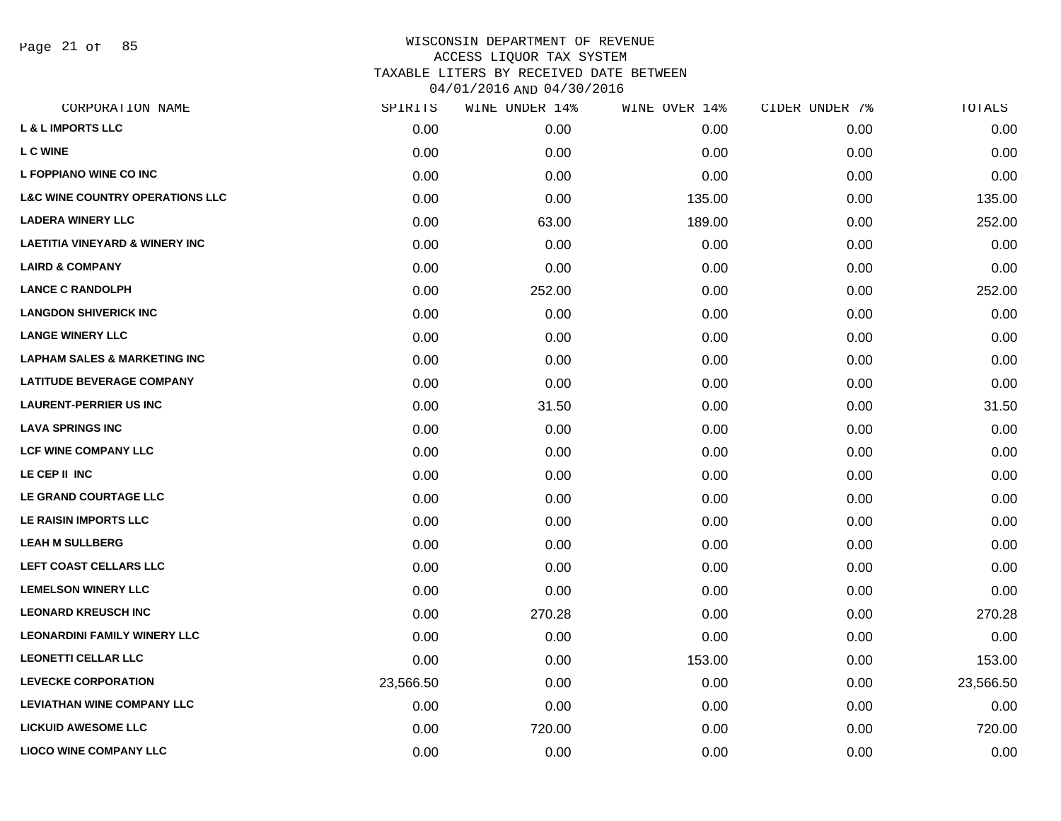WISCONSIN DEPARTMENT OF REVENUE
ACCESS LIQUOR TAX SYSTEM
TAXABLE LITERS BY RECEIVED DATE BETWEEN
04/01/2016 AND 04/30/2016

| CORPORATION NAME | SPIRITS | WINE UNDER 14% | WINE OVER 14% | CIDER UNDER 7% | TOTALS |
|---|---|---|---|---|---|
| L & L IMPORTS LLC | 0.00 | 0.00 | 0.00 | 0.00 | 0.00 |
| L C WINE | 0.00 | 0.00 | 0.00 | 0.00 | 0.00 |
| L FOPPIANO WINE CO INC | 0.00 | 0.00 | 0.00 | 0.00 | 0.00 |
| L&C WINE COUNTRY OPERATIONS LLC | 0.00 | 0.00 | 135.00 | 0.00 | 135.00 |
| LADERA WINERY LLC | 0.00 | 63.00 | 189.00 | 0.00 | 252.00 |
| LAETITIA VINEYARD & WINERY INC | 0.00 | 0.00 | 0.00 | 0.00 | 0.00 |
| LAIRD & COMPANY | 0.00 | 0.00 | 0.00 | 0.00 | 0.00 |
| LANCE C RANDOLPH | 0.00 | 252.00 | 0.00 | 0.00 | 252.00 |
| LANGDON SHIVERICK INC | 0.00 | 0.00 | 0.00 | 0.00 | 0.00 |
| LANGE WINERY LLC | 0.00 | 0.00 | 0.00 | 0.00 | 0.00 |
| LAPHAM SALES & MARKETING INC | 0.00 | 0.00 | 0.00 | 0.00 | 0.00 |
| LATITUDE BEVERAGE COMPANY | 0.00 | 0.00 | 0.00 | 0.00 | 0.00 |
| LAURENT-PERRIER US INC | 0.00 | 31.50 | 0.00 | 0.00 | 31.50 |
| LAVA SPRINGS INC | 0.00 | 0.00 | 0.00 | 0.00 | 0.00 |
| LCF WINE COMPANY LLC | 0.00 | 0.00 | 0.00 | 0.00 | 0.00 |
| LE CEP II INC | 0.00 | 0.00 | 0.00 | 0.00 | 0.00 |
| LE GRAND COURTAGE LLC | 0.00 | 0.00 | 0.00 | 0.00 | 0.00 |
| LE RAISIN IMPORTS LLC | 0.00 | 0.00 | 0.00 | 0.00 | 0.00 |
| LEAH M SULLBERG | 0.00 | 0.00 | 0.00 | 0.00 | 0.00 |
| LEFT COAST CELLARS LLC | 0.00 | 0.00 | 0.00 | 0.00 | 0.00 |
| LEMELSON WINERY LLC | 0.00 | 0.00 | 0.00 | 0.00 | 0.00 |
| LEONARD KREUSCH INC | 0.00 | 270.28 | 0.00 | 0.00 | 270.28 |
| LEONARDINI FAMILY WINERY LLC | 0.00 | 0.00 | 0.00 | 0.00 | 0.00 |
| LEONETTI CELLAR LLC | 0.00 | 0.00 | 153.00 | 0.00 | 153.00 |
| LEVECKE CORPORATION | 23,566.50 | 0.00 | 0.00 | 0.00 | 23,566.50 |
| LEVIATHAN WINE COMPANY LLC | 0.00 | 0.00 | 0.00 | 0.00 | 0.00 |
| LICKUID AWESOME LLC | 0.00 | 720.00 | 0.00 | 0.00 | 720.00 |
| LIOCO WINE COMPANY LLC | 0.00 | 0.00 | 0.00 | 0.00 | 0.00 |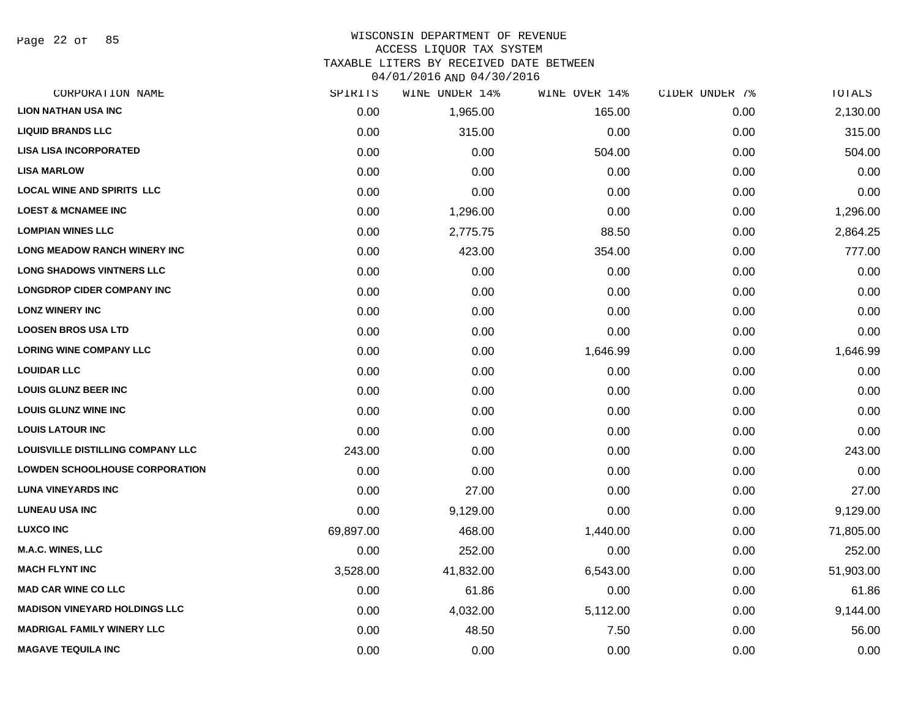WISCONSIN DEPARTMENT OF REVENUE
ACCESS LIQUOR TAX SYSTEM
TAXABLE LITERS BY RECEIVED DATE BETWEEN
04/01/2016 AND 04/30/2016

| CORPORATION NAME | SPIRITS | WINE UNDER 14% | WINE OVER 14% | CIDER UNDER 7% | TOTALS |
|---|---|---|---|---|---|
| LION NATHAN USA INC | 0.00 | 1,965.00 | 165.00 | 0.00 | 2,130.00 |
| LIQUID BRANDS LLC | 0.00 | 315.00 | 0.00 | 0.00 | 315.00 |
| LISA LISA INCORPORATED | 0.00 | 0.00 | 504.00 | 0.00 | 504.00 |
| LISA MARLOW | 0.00 | 0.00 | 0.00 | 0.00 | 0.00 |
| LOCAL WINE AND SPIRITS LLC | 0.00 | 0.00 | 0.00 | 0.00 | 0.00 |
| LOEST & MCNAMEE INC | 0.00 | 1,296.00 | 0.00 | 0.00 | 1,296.00 |
| LOMPIAN WINES LLC | 0.00 | 2,775.75 | 88.50 | 0.00 | 2,864.25 |
| LONG MEADOW RANCH WINERY INC | 0.00 | 423.00 | 354.00 | 0.00 | 777.00 |
| LONG SHADOWS VINTNERS LLC | 0.00 | 0.00 | 0.00 | 0.00 | 0.00 |
| LONGDROP CIDER COMPANY INC | 0.00 | 0.00 | 0.00 | 0.00 | 0.00 |
| LONZ WINERY INC | 0.00 | 0.00 | 0.00 | 0.00 | 0.00 |
| LOOSEN BROS USA LTD | 0.00 | 0.00 | 0.00 | 0.00 | 0.00 |
| LORING WINE COMPANY LLC | 0.00 | 0.00 | 1,646.99 | 0.00 | 1,646.99 |
| LOUIDAR LLC | 0.00 | 0.00 | 0.00 | 0.00 | 0.00 |
| LOUIS GLUNZ BEER INC | 0.00 | 0.00 | 0.00 | 0.00 | 0.00 |
| LOUIS GLUNZ WINE INC | 0.00 | 0.00 | 0.00 | 0.00 | 0.00 |
| LOUIS LATOUR INC | 0.00 | 0.00 | 0.00 | 0.00 | 0.00 |
| LOUISVILLE DISTILLING COMPANY LLC | 243.00 | 0.00 | 0.00 | 0.00 | 243.00 |
| LOWDEN SCHOOLHOUSE CORPORATION | 0.00 | 0.00 | 0.00 | 0.00 | 0.00 |
| LUNA VINEYARDS INC | 0.00 | 27.00 | 0.00 | 0.00 | 27.00 |
| LUNEAU USA INC | 0.00 | 9,129.00 | 0.00 | 0.00 | 9,129.00 |
| LUXCO INC | 69,897.00 | 468.00 | 1,440.00 | 0.00 | 71,805.00 |
| M.A.C. WINES, LLC | 0.00 | 252.00 | 0.00 | 0.00 | 252.00 |
| MACH FLYNT INC | 3,528.00 | 41,832.00 | 6,543.00 | 0.00 | 51,903.00 |
| MAD CAR WINE CO LLC | 0.00 | 61.86 | 0.00 | 0.00 | 61.86 |
| MADISON VINEYARD HOLDINGS LLC | 0.00 | 4,032.00 | 5,112.00 | 0.00 | 9,144.00 |
| MADRIGAL FAMILY WINERY LLC | 0.00 | 48.50 | 7.50 | 0.00 | 56.00 |
| MAGAVE TEQUILA INC | 0.00 | 0.00 | 0.00 | 0.00 | 0.00 |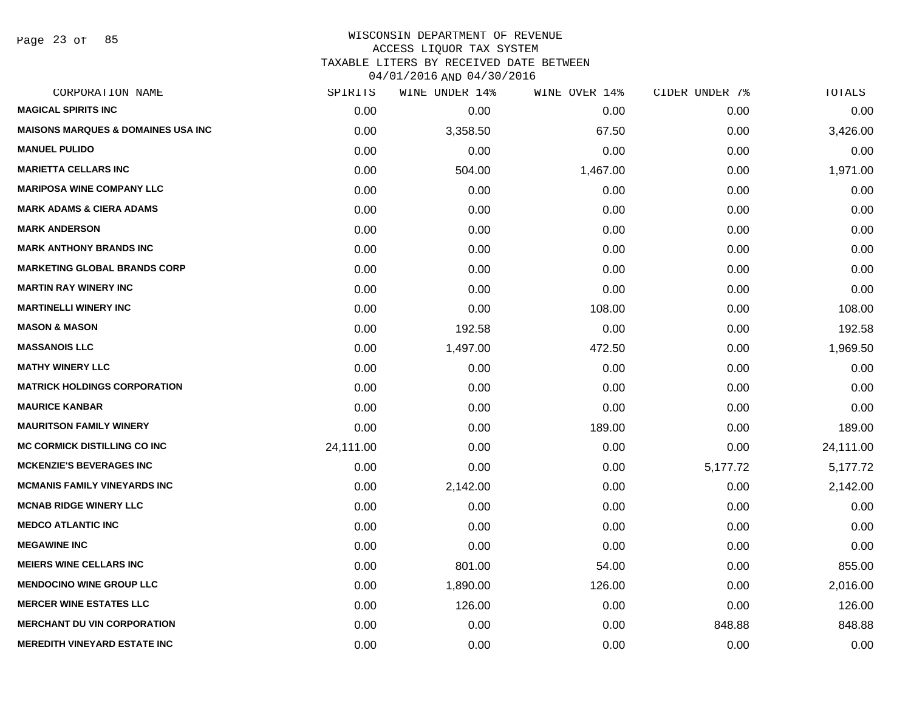WISCONSIN DEPARTMENT OF REVENUE
ACCESS LIQUOR TAX SYSTEM
TAXABLE LITERS BY RECEIVED DATE BETWEEN
04/01/2016 AND 04/30/2016

| CORPORATION NAME | SPIRITS | WINE UNDER 14% | WINE OVER 14% | CIDER UNDER 7% | TOTALS |
|---|---|---|---|---|---|
| **MAGICAL SPIRITS INC** | 0.00 | 0.00 | 0.00 | 0.00 | 0.00 |
| **MAISONS MARQUES & DOMAINES USA INC** | 0.00 | 3,358.50 | 67.50 | 0.00 | 3,426.00 |
| **MANUEL PULIDO** | 0.00 | 0.00 | 0.00 | 0.00 | 0.00 |
| **MARIETTA CELLARS INC** | 0.00 | 504.00 | 1,467.00 | 0.00 | 1,971.00 |
| **MARIPOSA WINE COMPANY LLC** | 0.00 | 0.00 | 0.00 | 0.00 | 0.00 |
| **MARK ADAMS & CIERA ADAMS** | 0.00 | 0.00 | 0.00 | 0.00 | 0.00 |
| **MARK ANDERSON** | 0.00 | 0.00 | 0.00 | 0.00 | 0.00 |
| **MARK ANTHONY BRANDS INC** | 0.00 | 0.00 | 0.00 | 0.00 | 0.00 |
| **MARKETING GLOBAL BRANDS CORP** | 0.00 | 0.00 | 0.00 | 0.00 | 0.00 |
| **MARTIN RAY WINERY INC** | 0.00 | 0.00 | 0.00 | 0.00 | 0.00 |
| **MARTINELLI WINERY INC** | 0.00 | 0.00 | 108.00 | 0.00 | 108.00 |
| **MASON & MASON** | 0.00 | 192.58 | 0.00 | 0.00 | 192.58 |
| **MASSANOIS LLC** | 0.00 | 1,497.00 | 472.50 | 0.00 | 1,969.50 |
| **MATHY WINERY LLC** | 0.00 | 0.00 | 0.00 | 0.00 | 0.00 |
| **MATRICK HOLDINGS CORPORATION** | 0.00 | 0.00 | 0.00 | 0.00 | 0.00 |
| **MAURICE KANBAR** | 0.00 | 0.00 | 0.00 | 0.00 | 0.00 |
| **MAURITSON FAMILY WINERY** | 0.00 | 0.00 | 189.00 | 0.00 | 189.00 |
| **MC CORMICK DISTILLING CO INC** | 24,111.00 | 0.00 | 0.00 | 0.00 | 24,111.00 |
| **MCKENZIE'S BEVERAGES INC** | 0.00 | 0.00 | 0.00 | 5,177.72 | 5,177.72 |
| **MCMANIS FAMILY VINEYARDS INC** | 0.00 | 2,142.00 | 0.00 | 0.00 | 2,142.00 |
| **MCNAB RIDGE WINERY LLC** | 0.00 | 0.00 | 0.00 | 0.00 | 0.00 |
| **MEDCO ATLANTIC INC** | 0.00 | 0.00 | 0.00 | 0.00 | 0.00 |
| **MEGAWINE INC** | 0.00 | 0.00 | 0.00 | 0.00 | 0.00 |
| **MEIERS WINE CELLARS INC** | 0.00 | 801.00 | 54.00 | 0.00 | 855.00 |
| **MENDOCINO WINE GROUP LLC** | 0.00 | 1,890.00 | 126.00 | 0.00 | 2,016.00 |
| **MERCER WINE ESTATES LLC** | 0.00 | 126.00 | 0.00 | 0.00 | 126.00 |
| **MERCHANT DU VIN CORPORATION** | 0.00 | 0.00 | 0.00 | 848.88 | 848.88 |
| **MEREDITH VINEYARD ESTATE INC** | 0.00 | 0.00 | 0.00 | 0.00 | 0.00 |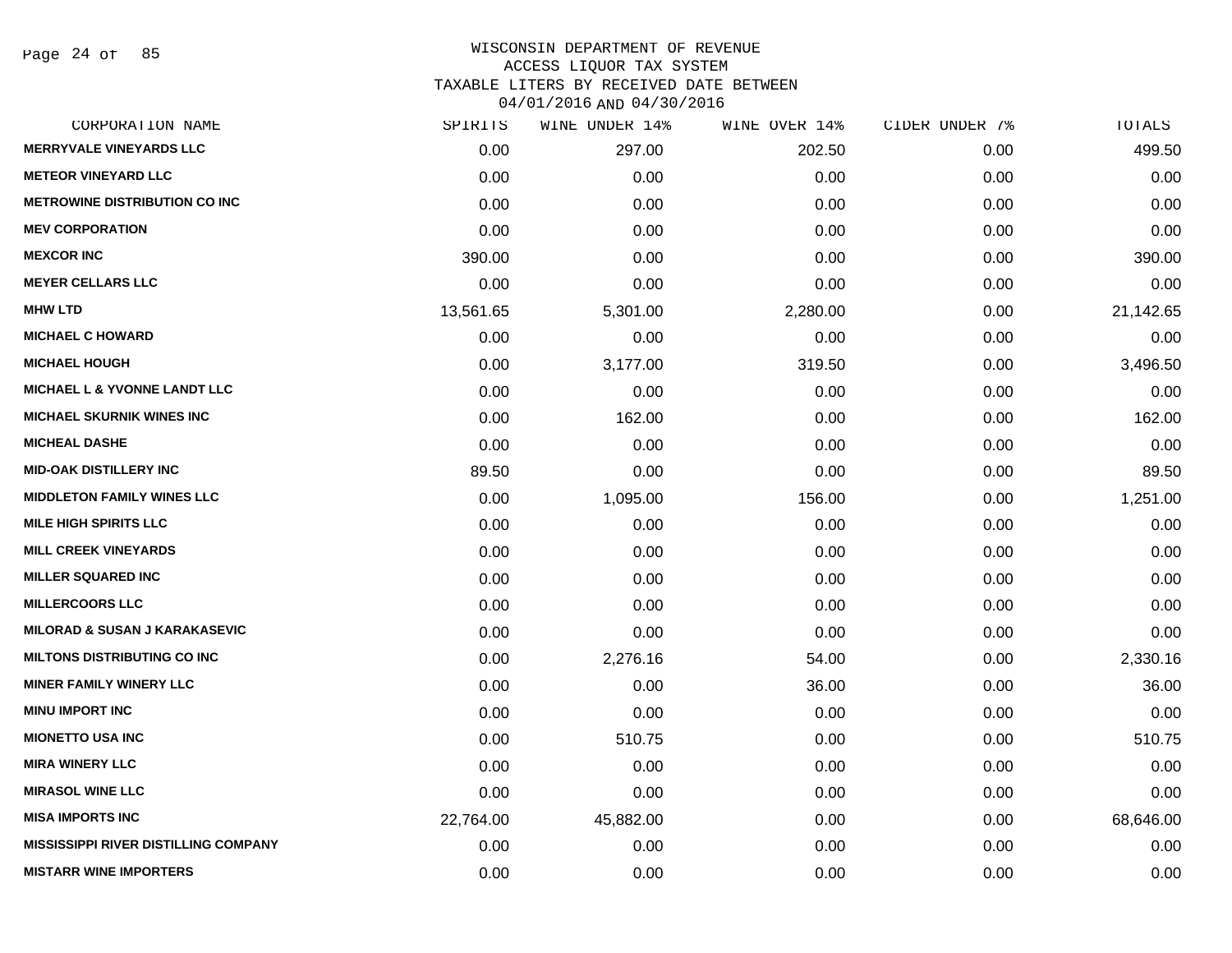WISCONSIN DEPARTMENT OF REVENUE
ACCESS LIQUOR TAX SYSTEM
TAXABLE LITERS BY RECEIVED DATE BETWEEN
04/01/2016 AND 04/30/2016

| CORPORATION NAME | SPIRITS | WINE UNDER 14% | WINE OVER 14% | CIDER UNDER 7% | TOTALS |
|---|---|---|---|---|---|
| MERRYVALE VINEYARDS LLC | 0.00 | 297.00 | 202.50 | 0.00 | 499.50 |
| METEOR VINEYARD LLC | 0.00 | 0.00 | 0.00 | 0.00 | 0.00 |
| METROWINE DISTRIBUTION CO INC | 0.00 | 0.00 | 0.00 | 0.00 | 0.00 |
| MEV CORPORATION | 0.00 | 0.00 | 0.00 | 0.00 | 0.00 |
| MEXCOR INC | 390.00 | 0.00 | 0.00 | 0.00 | 390.00 |
| MEYER CELLARS LLC | 0.00 | 0.00 | 0.00 | 0.00 | 0.00 |
| MHW LTD | 13,561.65 | 5,301.00 | 2,280.00 | 0.00 | 21,142.65 |
| MICHAEL C HOWARD | 0.00 | 0.00 | 0.00 | 0.00 | 0.00 |
| MICHAEL HOUGH | 0.00 | 3,177.00 | 319.50 | 0.00 | 3,496.50 |
| MICHAEL L & YVONNE LANDT LLC | 0.00 | 0.00 | 0.00 | 0.00 | 0.00 |
| MICHAEL SKURNIK WINES INC | 0.00 | 162.00 | 0.00 | 0.00 | 162.00 |
| MICHEAL DASHE | 0.00 | 0.00 | 0.00 | 0.00 | 0.00 |
| MID-OAK DISTILLERY INC | 89.50 | 0.00 | 0.00 | 0.00 | 89.50 |
| MIDDLETON FAMILY WINES LLC | 0.00 | 1,095.00 | 156.00 | 0.00 | 1,251.00 |
| MILE HIGH SPIRITS LLC | 0.00 | 0.00 | 0.00 | 0.00 | 0.00 |
| MILL CREEK VINEYARDS | 0.00 | 0.00 | 0.00 | 0.00 | 0.00 |
| MILLER SQUARED INC | 0.00 | 0.00 | 0.00 | 0.00 | 0.00 |
| MILLERCOORS LLC | 0.00 | 0.00 | 0.00 | 0.00 | 0.00 |
| MILORAD & SUSAN J KARAKASEVIC | 0.00 | 0.00 | 0.00 | 0.00 | 0.00 |
| MILTONS DISTRIBUTING CO INC | 0.00 | 2,276.16 | 54.00 | 0.00 | 2,330.16 |
| MINER FAMILY WINERY LLC | 0.00 | 0.00 | 36.00 | 0.00 | 36.00 |
| MINU IMPORT INC | 0.00 | 0.00 | 0.00 | 0.00 | 0.00 |
| MIONETTO USA INC | 0.00 | 510.75 | 0.00 | 0.00 | 510.75 |
| MIRA WINERY LLC | 0.00 | 0.00 | 0.00 | 0.00 | 0.00 |
| MIRASOL WINE LLC | 0.00 | 0.00 | 0.00 | 0.00 | 0.00 |
| MISA IMPORTS INC | 22,764.00 | 45,882.00 | 0.00 | 0.00 | 68,646.00 |
| MISSISSIPPI RIVER DISTILLING COMPANY | 0.00 | 0.00 | 0.00 | 0.00 | 0.00 |
| MISTARR WINE IMPORTERS | 0.00 | 0.00 | 0.00 | 0.00 | 0.00 |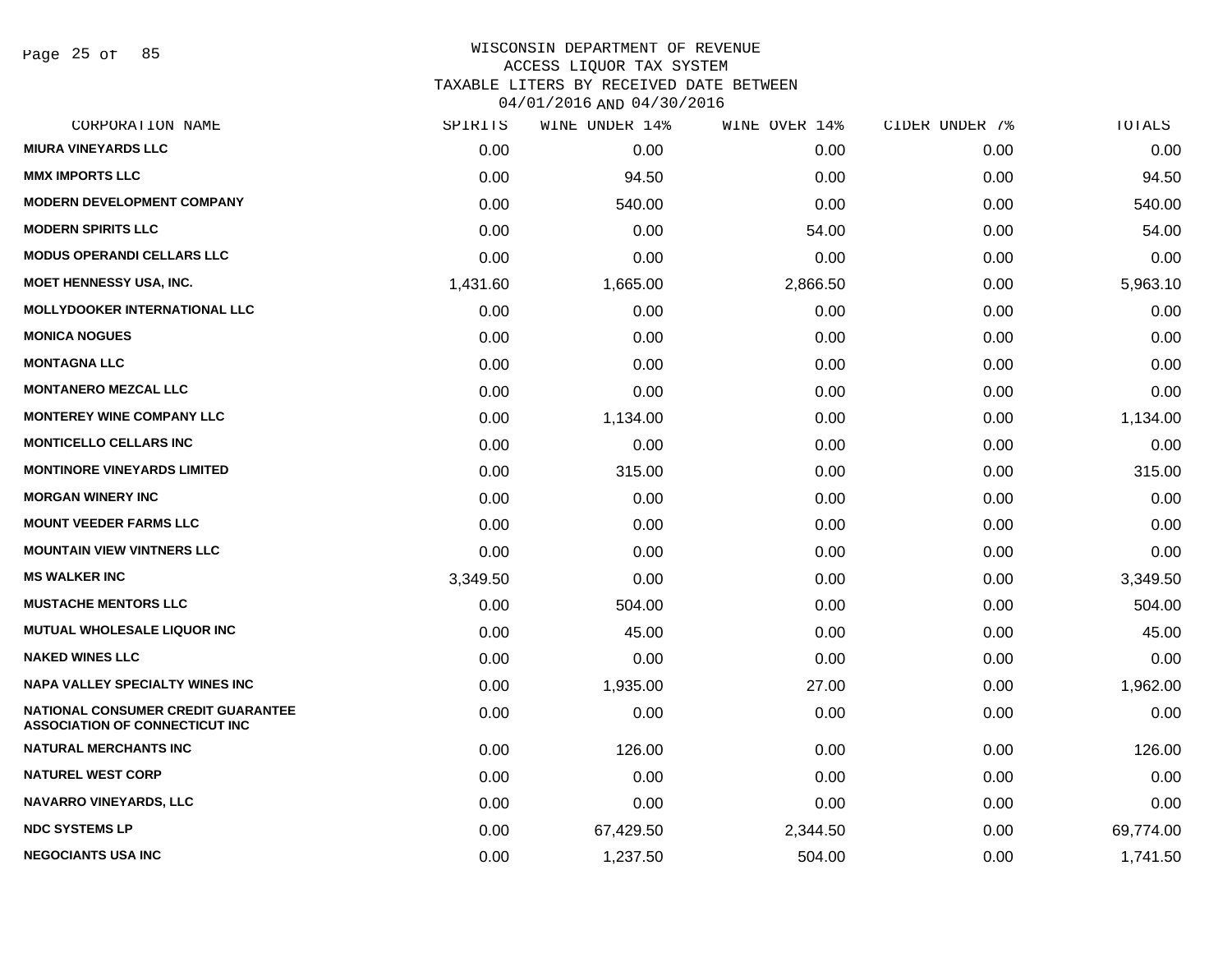WISCONSIN DEPARTMENT OF REVENUE
ACCESS LIQUOR TAX SYSTEM
TAXABLE LITERS BY RECEIVED DATE BETWEEN
04/01/2016 AND 04/30/2016

| CORPORATION NAME | SPIRITS | WINE UNDER 14% | WINE OVER 14% | CIDER UNDER 7% | TOTALS |
|---|---|---|---|---|---|
| MIURA VINEYARDS LLC | 0.00 | 0.00 | 0.00 | 0.00 | 0.00 |
| MMX IMPORTS LLC | 0.00 | 94.50 | 0.00 | 0.00 | 94.50 |
| MODERN DEVELOPMENT COMPANY | 0.00 | 540.00 | 0.00 | 0.00 | 540.00 |
| MODERN SPIRITS LLC | 0.00 | 0.00 | 54.00 | 0.00 | 54.00 |
| MODUS OPERANDI CELLARS LLC | 0.00 | 0.00 | 0.00 | 0.00 | 0.00 |
| MOET HENNESSY USA, INC. | 1,431.60 | 1,665.00 | 2,866.50 | 0.00 | 5,963.10 |
| MOLLYDOOKER INTERNATIONAL LLC | 0.00 | 0.00 | 0.00 | 0.00 | 0.00 |
| MONICA NOGUES | 0.00 | 0.00 | 0.00 | 0.00 | 0.00 |
| MONTAGNA LLC | 0.00 | 0.00 | 0.00 | 0.00 | 0.00 |
| MONTANERO MEZCAL LLC | 0.00 | 0.00 | 0.00 | 0.00 | 0.00 |
| MONTEREY WINE COMPANY LLC | 0.00 | 1,134.00 | 0.00 | 0.00 | 1,134.00 |
| MONTICELLO CELLARS INC | 0.00 | 0.00 | 0.00 | 0.00 | 0.00 |
| MONTINORE VINEYARDS LIMITED | 0.00 | 315.00 | 0.00 | 0.00 | 315.00 |
| MORGAN WINERY INC | 0.00 | 0.00 | 0.00 | 0.00 | 0.00 |
| MOUNT VEEDER FARMS LLC | 0.00 | 0.00 | 0.00 | 0.00 | 0.00 |
| MOUNTAIN VIEW VINTNERS LLC | 0.00 | 0.00 | 0.00 | 0.00 | 0.00 |
| MS WALKER INC | 3,349.50 | 0.00 | 0.00 | 0.00 | 3,349.50 |
| MUSTACHE MENTORS LLC | 0.00 | 504.00 | 0.00 | 0.00 | 504.00 |
| MUTUAL WHOLESALE LIQUOR INC | 0.00 | 45.00 | 0.00 | 0.00 | 45.00 |
| NAKED WINES LLC | 0.00 | 0.00 | 0.00 | 0.00 | 0.00 |
| NAPA VALLEY SPECIALTY WINES INC | 0.00 | 1,935.00 | 27.00 | 0.00 | 1,962.00 |
| NATIONAL CONSUMER CREDIT GUARANTEE ASSOCIATION OF CONNECTICUT INC | 0.00 | 0.00 | 0.00 | 0.00 | 0.00 |
| NATURAL MERCHANTS INC | 0.00 | 126.00 | 0.00 | 0.00 | 126.00 |
| NATUREL WEST CORP | 0.00 | 0.00 | 0.00 | 0.00 | 0.00 |
| NAVARRO VINEYARDS, LLC | 0.00 | 0.00 | 0.00 | 0.00 | 0.00 |
| NDC SYSTEMS LP | 0.00 | 67,429.50 | 2,344.50 | 0.00 | 69,774.00 |
| NEGOCIANTS USA INC | 0.00 | 1,237.50 | 504.00 | 0.00 | 1,741.50 |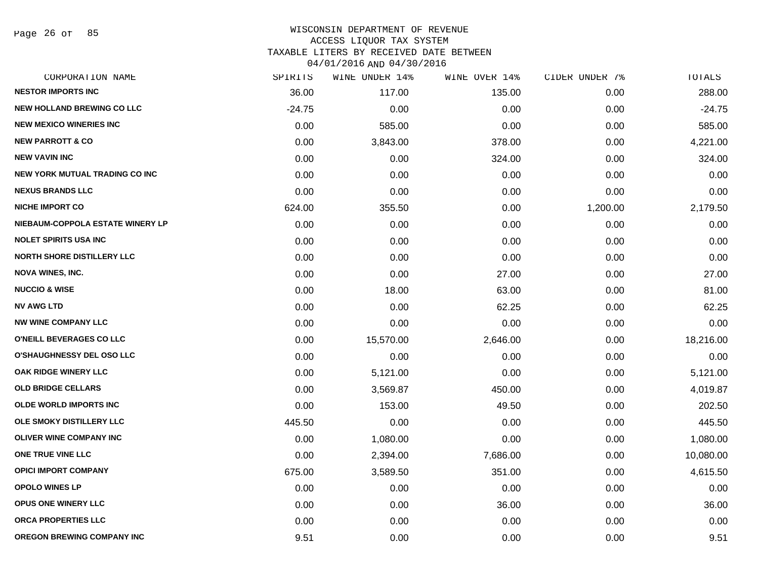WISCONSIN DEPARTMENT OF REVENUE
ACCESS LIQUOR TAX SYSTEM
TAXABLE LITERS BY RECEIVED DATE BETWEEN
04/01/2016 AND 04/30/2016

| CORPORATION NAME | SPIRITS | WINE UNDER 14% | WINE OVER 14% | CIDER UNDER 7% | TOTALS |
|---|---|---|---|---|---|
| NESTOR IMPORTS INC | 36.00 | 117.00 | 135.00 | 0.00 | 288.00 |
| NEW HOLLAND BREWING CO LLC | -24.75 | 0.00 | 0.00 | 0.00 | -24.75 |
| NEW MEXICO WINERIES INC | 0.00 | 585.00 | 0.00 | 0.00 | 585.00 |
| NEW PARROTT & CO | 0.00 | 3,843.00 | 378.00 | 0.00 | 4,221.00 |
| NEW VAVIN INC | 0.00 | 0.00 | 324.00 | 0.00 | 324.00 |
| NEW YORK MUTUAL TRADING CO INC | 0.00 | 0.00 | 0.00 | 0.00 | 0.00 |
| NEXUS BRANDS LLC | 0.00 | 0.00 | 0.00 | 0.00 | 0.00 |
| NICHE IMPORT CO | 624.00 | 355.50 | 0.00 | 1,200.00 | 2,179.50 |
| NIEBAUM-COPPOLA ESTATE WINERY LP | 0.00 | 0.00 | 0.00 | 0.00 | 0.00 |
| NOLET SPIRITS USA INC | 0.00 | 0.00 | 0.00 | 0.00 | 0.00 |
| NORTH SHORE DISTILLERY LLC | 0.00 | 0.00 | 0.00 | 0.00 | 0.00 |
| NOVA WINES, INC. | 0.00 | 0.00 | 27.00 | 0.00 | 27.00 |
| NUCCIO & WISE | 0.00 | 18.00 | 63.00 | 0.00 | 81.00 |
| NV AWG LTD | 0.00 | 0.00 | 62.25 | 0.00 | 62.25 |
| NW WINE COMPANY LLC | 0.00 | 0.00 | 0.00 | 0.00 | 0.00 |
| O'NEILL BEVERAGES CO LLC | 0.00 | 15,570.00 | 2,646.00 | 0.00 | 18,216.00 |
| O'SHAUGHNESSY DEL OSO LLC | 0.00 | 0.00 | 0.00 | 0.00 | 0.00 |
| OAK RIDGE WINERY LLC | 0.00 | 5,121.00 | 0.00 | 0.00 | 5,121.00 |
| OLD BRIDGE CELLARS | 0.00 | 3,569.87 | 450.00 | 0.00 | 4,019.87 |
| OLDE WORLD IMPORTS INC | 0.00 | 153.00 | 49.50 | 0.00 | 202.50 |
| OLE SMOKY DISTILLERY LLC | 445.50 | 0.00 | 0.00 | 0.00 | 445.50 |
| OLIVER WINE COMPANY INC | 0.00 | 1,080.00 | 0.00 | 0.00 | 1,080.00 |
| ONE TRUE VINE LLC | 0.00 | 2,394.00 | 7,686.00 | 0.00 | 10,080.00 |
| OPICI IMPORT COMPANY | 675.00 | 3,589.50 | 351.00 | 0.00 | 4,615.50 |
| OPOLO WINES LP | 0.00 | 0.00 | 0.00 | 0.00 | 0.00 |
| OPUS ONE WINERY LLC | 0.00 | 0.00 | 36.00 | 0.00 | 36.00 |
| ORCA PROPERTIES LLC | 0.00 | 0.00 | 0.00 | 0.00 | 0.00 |
| OREGON BREWING COMPANY INC | 9.51 | 0.00 | 0.00 | 0.00 | 9.51 |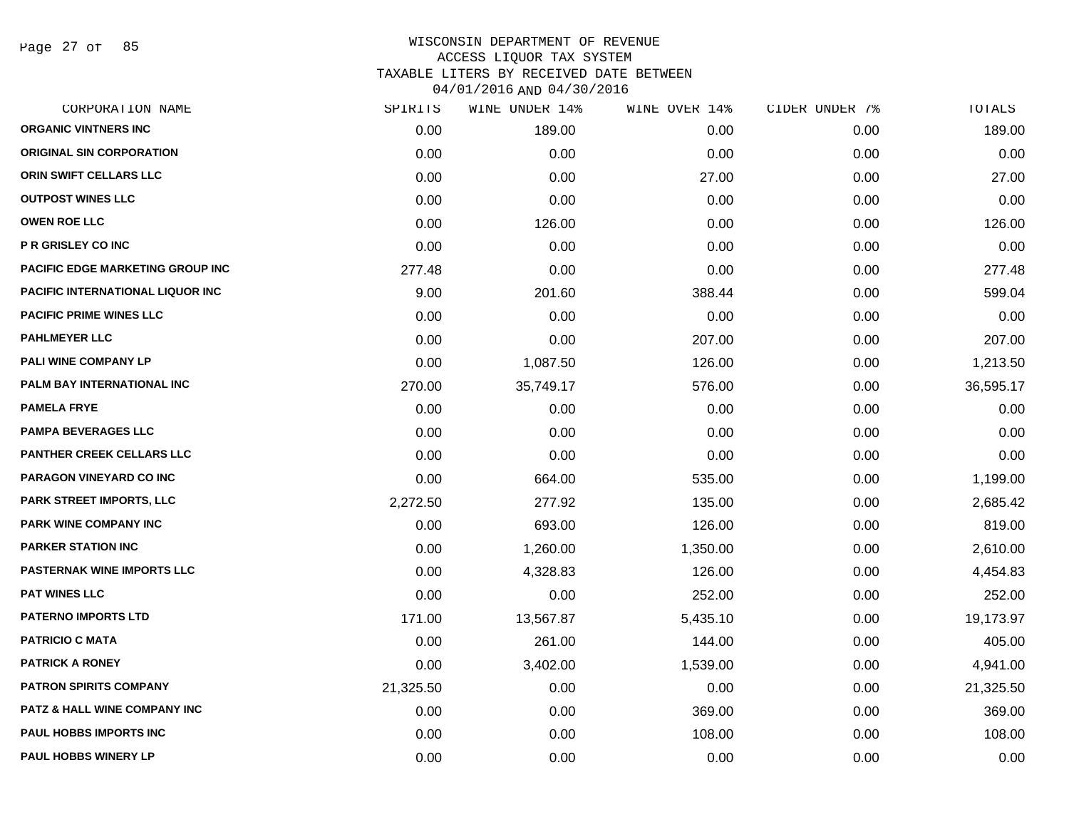WISCONSIN DEPARTMENT OF REVENUE
ACCESS LIQUOR TAX SYSTEM
TAXABLE LITERS BY RECEIVED DATE BETWEEN
04/01/2016 AND 04/30/2016

| CORPORATION NAME | SPIRITS | WINE UNDER 14% | WINE OVER 14% | CIDER UNDER 7% | TOTALS |
|---|---|---|---|---|---|
| ORGANIC VINTNERS INC | 0.00 | 189.00 | 0.00 | 0.00 | 189.00 |
| ORIGINAL SIN CORPORATION | 0.00 | 0.00 | 0.00 | 0.00 | 0.00 |
| ORIN SWIFT CELLARS LLC | 0.00 | 0.00 | 27.00 | 0.00 | 27.00 |
| OUTPOST WINES LLC | 0.00 | 0.00 | 0.00 | 0.00 | 0.00 |
| OWEN ROE LLC | 0.00 | 126.00 | 0.00 | 0.00 | 126.00 |
| P R GRISLEY CO INC | 0.00 | 0.00 | 0.00 | 0.00 | 0.00 |
| PACIFIC EDGE MARKETING GROUP INC | 277.48 | 0.00 | 0.00 | 0.00 | 277.48 |
| PACIFIC INTERNATIONAL LIQUOR INC | 9.00 | 201.60 | 388.44 | 0.00 | 599.04 |
| PACIFIC PRIME WINES LLC | 0.00 | 0.00 | 0.00 | 0.00 | 0.00 |
| PAHLMEYER LLC | 0.00 | 0.00 | 207.00 | 0.00 | 207.00 |
| PALI WINE COMPANY LP | 0.00 | 1,087.50 | 126.00 | 0.00 | 1,213.50 |
| PALM BAY INTERNATIONAL INC | 270.00 | 35,749.17 | 576.00 | 0.00 | 36,595.17 |
| PAMELA FRYE | 0.00 | 0.00 | 0.00 | 0.00 | 0.00 |
| PAMPA BEVERAGES LLC | 0.00 | 0.00 | 0.00 | 0.00 | 0.00 |
| PANTHER CREEK CELLARS LLC | 0.00 | 0.00 | 0.00 | 0.00 | 0.00 |
| PARAGON VINEYARD CO INC | 0.00 | 664.00 | 535.00 | 0.00 | 1,199.00 |
| PARK STREET IMPORTS, LLC | 2,272.50 | 277.92 | 135.00 | 0.00 | 2,685.42 |
| PARK WINE COMPANY INC | 0.00 | 693.00 | 126.00 | 0.00 | 819.00 |
| PARKER STATION INC | 0.00 | 1,260.00 | 1,350.00 | 0.00 | 2,610.00 |
| PASTERNAK WINE IMPORTS LLC | 0.00 | 4,328.83 | 126.00 | 0.00 | 4,454.83 |
| PAT WINES LLC | 0.00 | 0.00 | 252.00 | 0.00 | 252.00 |
| PATERNO IMPORTS LTD | 171.00 | 13,567.87 | 5,435.10 | 0.00 | 19,173.97 |
| PATRICIO C MATA | 0.00 | 261.00 | 144.00 | 0.00 | 405.00 |
| PATRICK A RONEY | 0.00 | 3,402.00 | 1,539.00 | 0.00 | 4,941.00 |
| PATRON SPIRITS COMPANY | 21,325.50 | 0.00 | 0.00 | 0.00 | 21,325.50 |
| PATZ & HALL WINE COMPANY INC | 0.00 | 0.00 | 369.00 | 0.00 | 369.00 |
| PAUL HOBBS IMPORTS INC | 0.00 | 0.00 | 108.00 | 0.00 | 108.00 |
| PAUL HOBBS WINERY LP | 0.00 | 0.00 | 0.00 | 0.00 | 0.00 |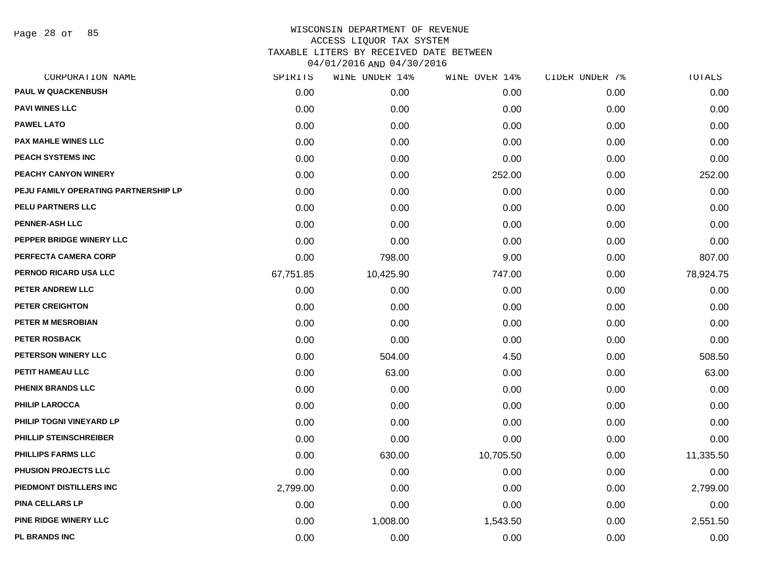WISCONSIN DEPARTMENT OF REVENUE
ACCESS LIQUOR TAX SYSTEM
TAXABLE LITERS BY RECEIVED DATE BETWEEN
04/01/2016 AND 04/30/2016

| CORPORATION NAME | SPIRITS | WINE UNDER 14% | WINE OVER 14% | CIDER UNDER 7% | TOTALS |
|---|---|---|---|---|---|
| PAUL W QUACKENBUSH | 0.00 | 0.00 | 0.00 | 0.00 | 0.00 |
| PAVI WINES LLC | 0.00 | 0.00 | 0.00 | 0.00 | 0.00 |
| PAWEL LATO | 0.00 | 0.00 | 0.00 | 0.00 | 0.00 |
| PAX MAHLE WINES LLC | 0.00 | 0.00 | 0.00 | 0.00 | 0.00 |
| PEACH SYSTEMS INC | 0.00 | 0.00 | 0.00 | 0.00 | 0.00 |
| PEACHY CANYON WINERY | 0.00 | 0.00 | 252.00 | 0.00 | 252.00 |
| PEJU FAMILY OPERATING PARTNERSHIP LP | 0.00 | 0.00 | 0.00 | 0.00 | 0.00 |
| PELU PARTNERS LLC | 0.00 | 0.00 | 0.00 | 0.00 | 0.00 |
| PENNER-ASH LLC | 0.00 | 0.00 | 0.00 | 0.00 | 0.00 |
| PEPPER BRIDGE WINERY LLC | 0.00 | 0.00 | 0.00 | 0.00 | 0.00 |
| PERFECTA CAMERA CORP | 0.00 | 798.00 | 9.00 | 0.00 | 807.00 |
| PERNOD RICARD USA LLC | 67,751.85 | 10,425.90 | 747.00 | 0.00 | 78,924.75 |
| PETER ANDREW LLC | 0.00 | 0.00 | 0.00 | 0.00 | 0.00 |
| PETER CREIGHTON | 0.00 | 0.00 | 0.00 | 0.00 | 0.00 |
| PETER M MESROBIAN | 0.00 | 0.00 | 0.00 | 0.00 | 0.00 |
| PETER ROSBACK | 0.00 | 0.00 | 0.00 | 0.00 | 0.00 |
| PETERSON WINERY LLC | 0.00 | 504.00 | 4.50 | 0.00 | 508.50 |
| PETIT HAMEAU LLC | 0.00 | 63.00 | 0.00 | 0.00 | 63.00 |
| PHENIX BRANDS LLC | 0.00 | 0.00 | 0.00 | 0.00 | 0.00 |
| PHILIP LAROCCA | 0.00 | 0.00 | 0.00 | 0.00 | 0.00 |
| PHILIP TOGNI VINEYARD LP | 0.00 | 0.00 | 0.00 | 0.00 | 0.00 |
| PHILLIP STEINSCHREIBER | 0.00 | 0.00 | 0.00 | 0.00 | 0.00 |
| PHILLIPS FARMS LLC | 0.00 | 630.00 | 10,705.50 | 0.00 | 11,335.50 |
| PHUSION PROJECTS LLC | 0.00 | 0.00 | 0.00 | 0.00 | 0.00 |
| PIEDMONT DISTILLERS INC | 2,799.00 | 0.00 | 0.00 | 0.00 | 2,799.00 |
| PINA CELLARS LP | 0.00 | 0.00 | 0.00 | 0.00 | 0.00 |
| PINE RIDGE WINERY LLC | 0.00 | 1,008.00 | 1,543.50 | 0.00 | 2,551.50 |
| PL BRANDS INC | 0.00 | 0.00 | 0.00 | 0.00 | 0.00 |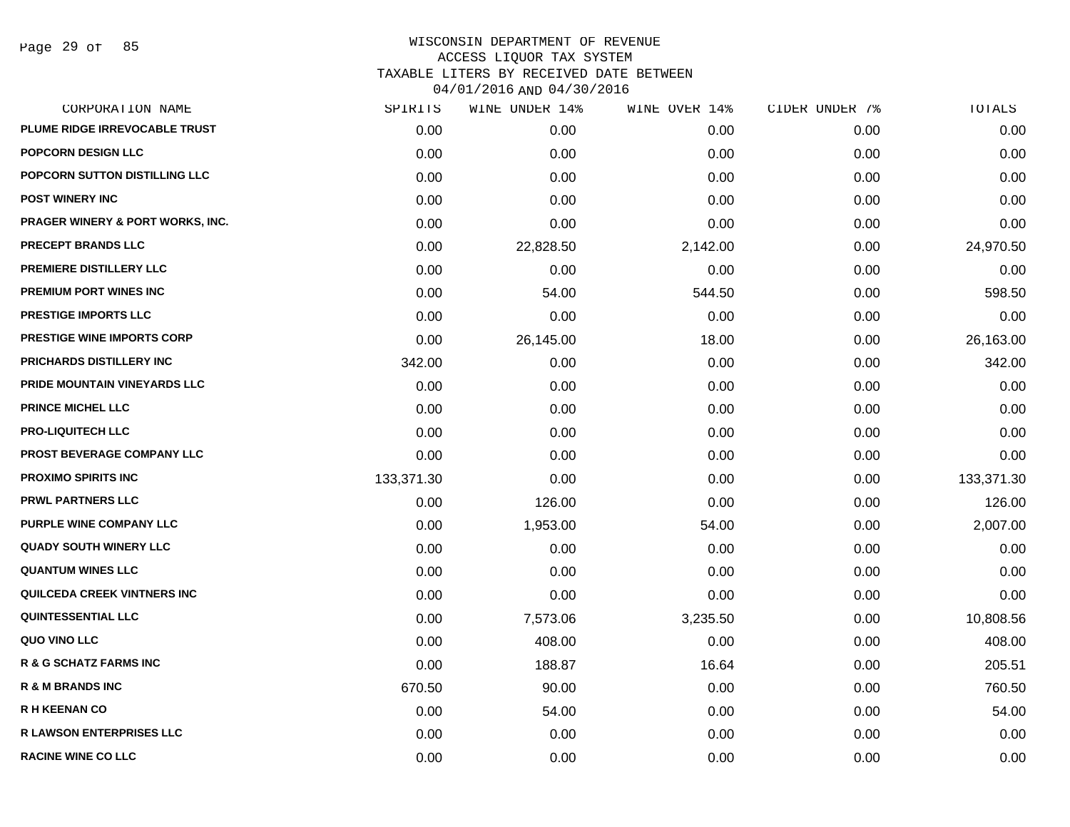# WISCONSIN DEPARTMENT OF REVENUE
## ACCESS LIQUOR TAX SYSTEM
## TAXABLE LITERS BY RECEIVED DATE BETWEEN
## 04/01/2016 AND 04/30/2016

| CORPORATION NAME | SPIRITS | WINE UNDER 14% | WINE OVER 14% | CIDER UNDER 7% | TOTALS |
|---|---|---|---|---|---|
| PLUME RIDGE IRREVOCABLE TRUST | 0.00 | 0.00 | 0.00 | 0.00 | 0.00 |
| POPCORN DESIGN LLC | 0.00 | 0.00 | 0.00 | 0.00 | 0.00 |
| POPCORN SUTTON DISTILLING LLC | 0.00 | 0.00 | 0.00 | 0.00 | 0.00 |
| POST WINERY INC | 0.00 | 0.00 | 0.00 | 0.00 | 0.00 |
| PRAGER WINERY & PORT WORKS, INC. | 0.00 | 0.00 | 0.00 | 0.00 | 0.00 |
| PRECEPT BRANDS LLC | 0.00 | 22,828.50 | 2,142.00 | 0.00 | 24,970.50 |
| PREMIERE DISTILLERY LLC | 0.00 | 0.00 | 0.00 | 0.00 | 0.00 |
| PREMIUM PORT WINES INC | 0.00 | 54.00 | 544.50 | 0.00 | 598.50 |
| PRESTIGE IMPORTS LLC | 0.00 | 0.00 | 0.00 | 0.00 | 0.00 |
| PRESTIGE WINE IMPORTS CORP | 0.00 | 26,145.00 | 18.00 | 0.00 | 26,163.00 |
| PRICHARDS DISTILLERY INC | 342.00 | 0.00 | 0.00 | 0.00 | 342.00 |
| PRIDE MOUNTAIN VINEYARDS LLC | 0.00 | 0.00 | 0.00 | 0.00 | 0.00 |
| PRINCE MICHEL LLC | 0.00 | 0.00 | 0.00 | 0.00 | 0.00 |
| PRO-LIQUITECH LLC | 0.00 | 0.00 | 0.00 | 0.00 | 0.00 |
| PROST BEVERAGE COMPANY LLC | 0.00 | 0.00 | 0.00 | 0.00 | 0.00 |
| PROXIMO SPIRITS INC | 133,371.30 | 0.00 | 0.00 | 0.00 | 133,371.30 |
| PRWL PARTNERS LLC | 0.00 | 126.00 | 0.00 | 0.00 | 126.00 |
| PURPLE WINE COMPANY LLC | 0.00 | 1,953.00 | 54.00 | 0.00 | 2,007.00 |
| QUADY SOUTH WINERY LLC | 0.00 | 0.00 | 0.00 | 0.00 | 0.00 |
| QUANTUM WINES LLC | 0.00 | 0.00 | 0.00 | 0.00 | 0.00 |
| QUILCEDA CREEK VINTNERS INC | 0.00 | 0.00 | 0.00 | 0.00 | 0.00 |
| QUINTESSENTIAL LLC | 0.00 | 7,573.06 | 3,235.50 | 0.00 | 10,808.56 |
| QUO VINO LLC | 0.00 | 408.00 | 0.00 | 0.00 | 408.00 |
| R & G SCHATZ FARMS INC | 0.00 | 188.87 | 16.64 | 0.00 | 205.51 |
| R & M BRANDS INC | 670.50 | 90.00 | 0.00 | 0.00 | 760.50 |
| R H KEENAN CO | 0.00 | 54.00 | 0.00 | 0.00 | 54.00 |
| R LAWSON ENTERPRISES LLC | 0.00 | 0.00 | 0.00 | 0.00 | 0.00 |
| RACINE WINE CO LLC | 0.00 | 0.00 | 0.00 | 0.00 | 0.00 |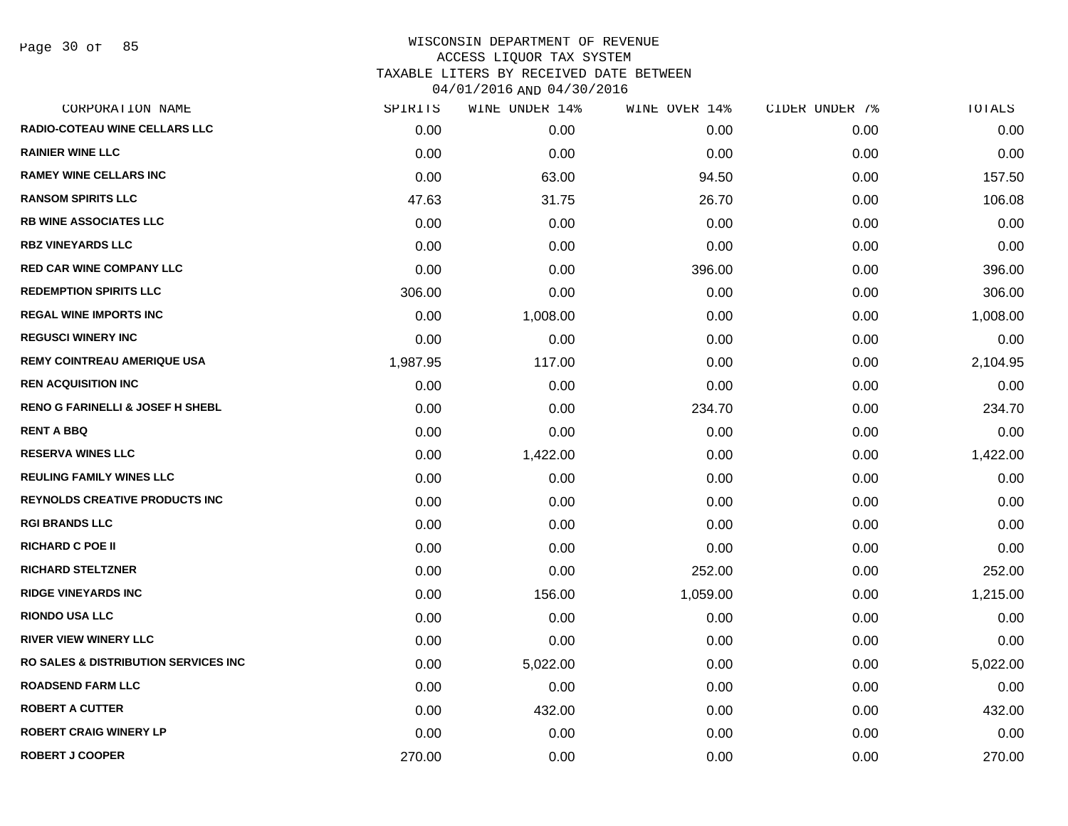# WISCONSIN DEPARTMENT OF REVENUE
## ACCESS LIQUOR TAX SYSTEM
### TAXABLE LITERS BY RECEIVED DATE BETWEEN 04/01/2016 AND 04/30/2016

| CORPORATION NAME | SPIRITS | WINE UNDER 14% | WINE OVER 14% | CIDER UNDER 7% | TOTALS |
|---|---|---|---|---|---|
| RADIO-COTEAU WINE CELLARS LLC | 0.00 | 0.00 | 0.00 | 0.00 | 0.00 |
| RAINIER WINE LLC | 0.00 | 0.00 | 0.00 | 0.00 | 0.00 |
| RAMEY WINE CELLARS INC | 0.00 | 63.00 | 94.50 | 0.00 | 157.50 |
| RANSOM SPIRITS LLC | 47.63 | 31.75 | 26.70 | 0.00 | 106.08 |
| RB WINE ASSOCIATES LLC | 0.00 | 0.00 | 0.00 | 0.00 | 0.00 |
| RBZ VINEYARDS LLC | 0.00 | 0.00 | 0.00 | 0.00 | 0.00 |
| RED CAR WINE COMPANY LLC | 0.00 | 0.00 | 396.00 | 0.00 | 396.00 |
| REDEMPTION SPIRITS LLC | 306.00 | 0.00 | 0.00 | 0.00 | 306.00 |
| REGAL WINE IMPORTS INC | 0.00 | 1,008.00 | 0.00 | 0.00 | 1,008.00 |
| REGUSCI WINERY INC | 0.00 | 0.00 | 0.00 | 0.00 | 0.00 |
| REMY COINTREAU AMERIQUE USA | 1,987.95 | 117.00 | 0.00 | 0.00 | 2,104.95 |
| REN ACQUISITION INC | 0.00 | 0.00 | 0.00 | 0.00 | 0.00 |
| RENO G FARINELLI & JOSEF H SHEBL | 0.00 | 0.00 | 234.70 | 0.00 | 234.70 |
| RENT A BBQ | 0.00 | 0.00 | 0.00 | 0.00 | 0.00 |
| RESERVA WINES LLC | 0.00 | 1,422.00 | 0.00 | 0.00 | 1,422.00 |
| REULING FAMILY WINES LLC | 0.00 | 0.00 | 0.00 | 0.00 | 0.00 |
| REYNOLDS CREATIVE PRODUCTS INC | 0.00 | 0.00 | 0.00 | 0.00 | 0.00 |
| RGI BRANDS LLC | 0.00 | 0.00 | 0.00 | 0.00 | 0.00 |
| RICHARD C POE II | 0.00 | 0.00 | 0.00 | 0.00 | 0.00 |
| RICHARD STELTZNER | 0.00 | 0.00 | 252.00 | 0.00 | 252.00 |
| RIDGE VINEYARDS INC | 0.00 | 156.00 | 1,059.00 | 0.00 | 1,215.00 |
| RIONDO USA LLC | 0.00 | 0.00 | 0.00 | 0.00 | 0.00 |
| RIVER VIEW WINERY LLC | 0.00 | 0.00 | 0.00 | 0.00 | 0.00 |
| RO SALES & DISTRIBUTION SERVICES INC | 0.00 | 5,022.00 | 0.00 | 0.00 | 5,022.00 |
| ROADSEND FARM LLC | 0.00 | 0.00 | 0.00 | 0.00 | 0.00 |
| ROBERT A CUTTER | 0.00 | 432.00 | 0.00 | 0.00 | 432.00 |
| ROBERT CRAIG WINERY LP | 0.00 | 0.00 | 0.00 | 0.00 | 0.00 |
| ROBERT J COOPER | 270.00 | 0.00 | 0.00 | 0.00 | 270.00 |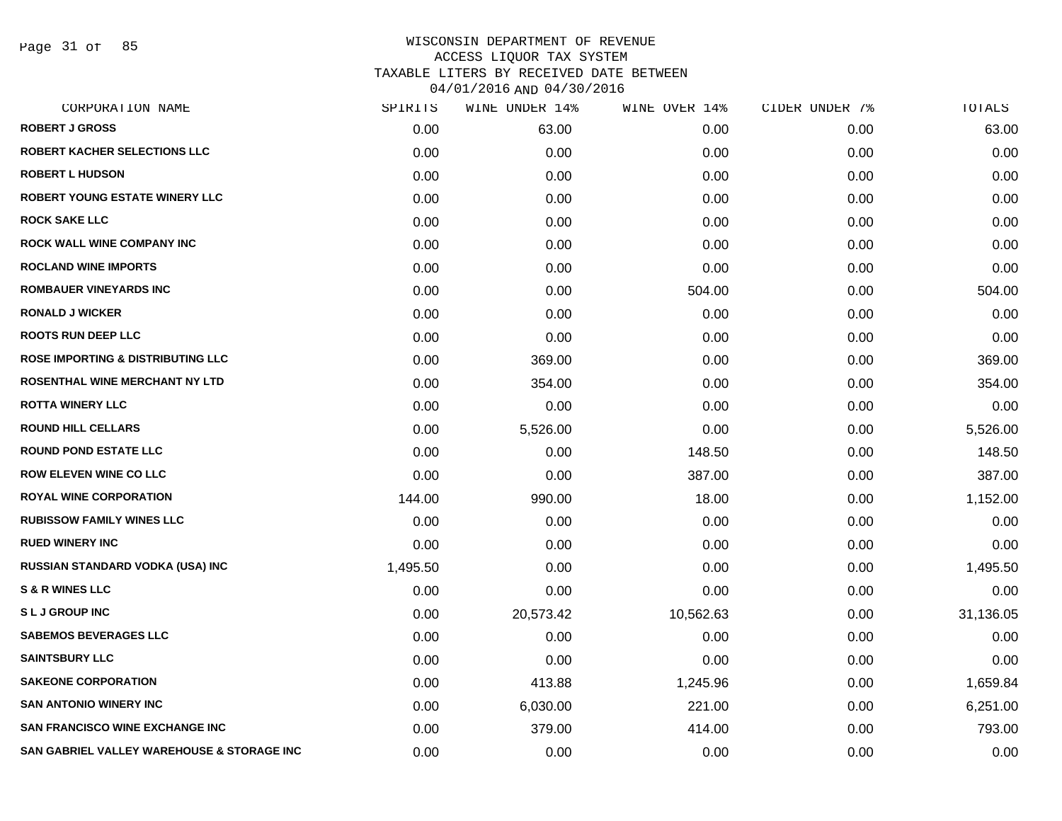# WISCONSIN DEPARTMENT OF REVENUE
## ACCESS LIQUOR TAX SYSTEM
## TAXABLE LITERS BY RECEIVED DATE BETWEEN 04/01/2016 AND 04/30/2016

| CORPORATION NAME | SPIRITS | WINE UNDER 14% | WINE OVER 14% | CIDER UNDER 7% | TOTALS |
|---|---|---|---|---|---|
| ROBERT J GROSS | 0.00 | 63.00 | 0.00 | 0.00 | 63.00 |
| ROBERT KACHER SELECTIONS LLC | 0.00 | 0.00 | 0.00 | 0.00 | 0.00 |
| ROBERT L HUDSON | 0.00 | 0.00 | 0.00 | 0.00 | 0.00 |
| ROBERT YOUNG ESTATE WINERY LLC | 0.00 | 0.00 | 0.00 | 0.00 | 0.00 |
| ROCK SAKE LLC | 0.00 | 0.00 | 0.00 | 0.00 | 0.00 |
| ROCK WALL WINE COMPANY INC | 0.00 | 0.00 | 0.00 | 0.00 | 0.00 |
| ROCLAND WINE IMPORTS | 0.00 | 0.00 | 0.00 | 0.00 | 0.00 |
| ROMBAUER VINEYARDS INC | 0.00 | 0.00 | 504.00 | 0.00 | 504.00 |
| RONALD J WICKER | 0.00 | 0.00 | 0.00 | 0.00 | 0.00 |
| ROOTS RUN DEEP LLC | 0.00 | 0.00 | 0.00 | 0.00 | 0.00 |
| ROSE IMPORTING & DISTRIBUTING LLC | 0.00 | 369.00 | 0.00 | 0.00 | 369.00 |
| ROSENTHAL WINE MERCHANT NY LTD | 0.00 | 354.00 | 0.00 | 0.00 | 354.00 |
| ROTTA WINERY LLC | 0.00 | 0.00 | 0.00 | 0.00 | 0.00 |
| ROUND HILL CELLARS | 0.00 | 5,526.00 | 0.00 | 0.00 | 5,526.00 |
| ROUND POND ESTATE LLC | 0.00 | 0.00 | 148.50 | 0.00 | 148.50 |
| ROW ELEVEN WINE CO LLC | 0.00 | 0.00 | 387.00 | 0.00 | 387.00 |
| ROYAL WINE CORPORATION | 144.00 | 990.00 | 18.00 | 0.00 | 1,152.00 |
| RUBISSOW FAMILY WINES LLC | 0.00 | 0.00 | 0.00 | 0.00 | 0.00 |
| RUED WINERY INC | 0.00 | 0.00 | 0.00 | 0.00 | 0.00 |
| RUSSIAN STANDARD VODKA (USA) INC | 1,495.50 | 0.00 | 0.00 | 0.00 | 1,495.50 |
| S & R WINES LLC | 0.00 | 0.00 | 0.00 | 0.00 | 0.00 |
| S L J GROUP INC | 0.00 | 20,573.42 | 10,562.63 | 0.00 | 31,136.05 |
| SABEMOS BEVERAGES LLC | 0.00 | 0.00 | 0.00 | 0.00 | 0.00 |
| SAINTSBURY LLC | 0.00 | 0.00 | 0.00 | 0.00 | 0.00 |
| SAKEONE CORPORATION | 0.00 | 413.88 | 1,245.96 | 0.00 | 1,659.84 |
| SAN ANTONIO WINERY INC | 0.00 | 6,030.00 | 221.00 | 0.00 | 6,251.00 |
| SAN FRANCISCO WINE EXCHANGE INC | 0.00 | 379.00 | 414.00 | 0.00 | 793.00 |
| SAN GABRIEL VALLEY WAREHOUSE & STORAGE INC | 0.00 | 0.00 | 0.00 | 0.00 | 0.00 |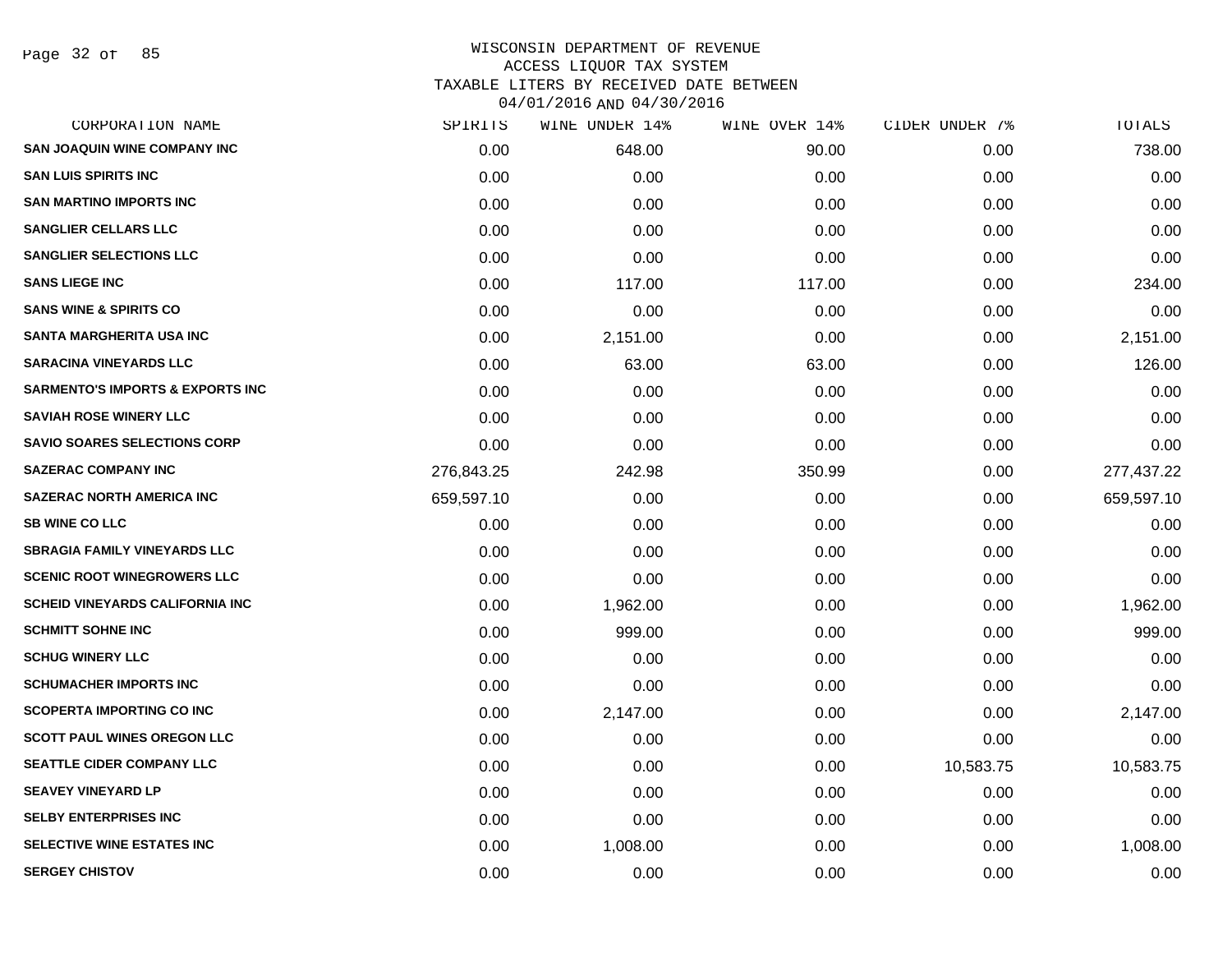WISCONSIN DEPARTMENT OF REVENUE
ACCESS LIQUOR TAX SYSTEM
TAXABLE LITERS BY RECEIVED DATE BETWEEN
04/01/2016 AND 04/30/2016

| CORPORATION NAME | SPIRITS | WINE UNDER 14% | WINE OVER 14% | CIDER UNDER 7% | TOTALS |
|---|---|---|---|---|---|
| SAN JOAQUIN WINE COMPANY INC | 0.00 | 648.00 | 90.00 | 0.00 | 738.00 |
| SAN LUIS SPIRITS INC | 0.00 | 0.00 | 0.00 | 0.00 | 0.00 |
| SAN MARTINO IMPORTS INC | 0.00 | 0.00 | 0.00 | 0.00 | 0.00 |
| SANGLIER CELLARS LLC | 0.00 | 0.00 | 0.00 | 0.00 | 0.00 |
| SANGLIER SELECTIONS LLC | 0.00 | 0.00 | 0.00 | 0.00 | 0.00 |
| SANS LIEGE INC | 0.00 | 117.00 | 117.00 | 0.00 | 234.00 |
| SANS WINE & SPIRITS CO | 0.00 | 0.00 | 0.00 | 0.00 | 0.00 |
| SANTA MARGHERITA USA INC | 0.00 | 2,151.00 | 0.00 | 0.00 | 2,151.00 |
| SARACINA VINEYARDS LLC | 0.00 | 63.00 | 63.00 | 0.00 | 126.00 |
| SARMENTO'S IMPORTS & EXPORTS INC | 0.00 | 0.00 | 0.00 | 0.00 | 0.00 |
| SAVIAH ROSE WINERY LLC | 0.00 | 0.00 | 0.00 | 0.00 | 0.00 |
| SAVIO SOARES SELECTIONS CORP | 0.00 | 0.00 | 0.00 | 0.00 | 0.00 |
| SAZERAC COMPANY INC | 276,843.25 | 242.98 | 350.99 | 0.00 | 277,437.22 |
| SAZERAC NORTH AMERICA INC | 659,597.10 | 0.00 | 0.00 | 0.00 | 659,597.10 |
| SB WINE CO LLC | 0.00 | 0.00 | 0.00 | 0.00 | 0.00 |
| SBRAGIA FAMILY VINEYARDS LLC | 0.00 | 0.00 | 0.00 | 0.00 | 0.00 |
| SCENIC ROOT WINEGROWERS LLC | 0.00 | 0.00 | 0.00 | 0.00 | 0.00 |
| SCHEID VINEYARDS CALIFORNIA INC | 0.00 | 1,962.00 | 0.00 | 0.00 | 1,962.00 |
| SCHMITT SOHNE INC | 0.00 | 999.00 | 0.00 | 0.00 | 999.00 |
| SCHUG WINERY LLC | 0.00 | 0.00 | 0.00 | 0.00 | 0.00 |
| SCHUMACHER IMPORTS INC | 0.00 | 0.00 | 0.00 | 0.00 | 0.00 |
| SCOPERTA IMPORTING CO INC | 0.00 | 2,147.00 | 0.00 | 0.00 | 2,147.00 |
| SCOTT PAUL WINES OREGON LLC | 0.00 | 0.00 | 0.00 | 0.00 | 0.00 |
| SEATTLE CIDER COMPANY LLC | 0.00 | 0.00 | 0.00 | 10,583.75 | 10,583.75 |
| SEAVEY VINEYARD LP | 0.00 | 0.00 | 0.00 | 0.00 | 0.00 |
| SELBY ENTERPRISES INC | 0.00 | 0.00 | 0.00 | 0.00 | 0.00 |
| SELECTIVE WINE ESTATES INC | 0.00 | 1,008.00 | 0.00 | 0.00 | 1,008.00 |
| SERGEY CHISTOV | 0.00 | 0.00 | 0.00 | 0.00 | 0.00 |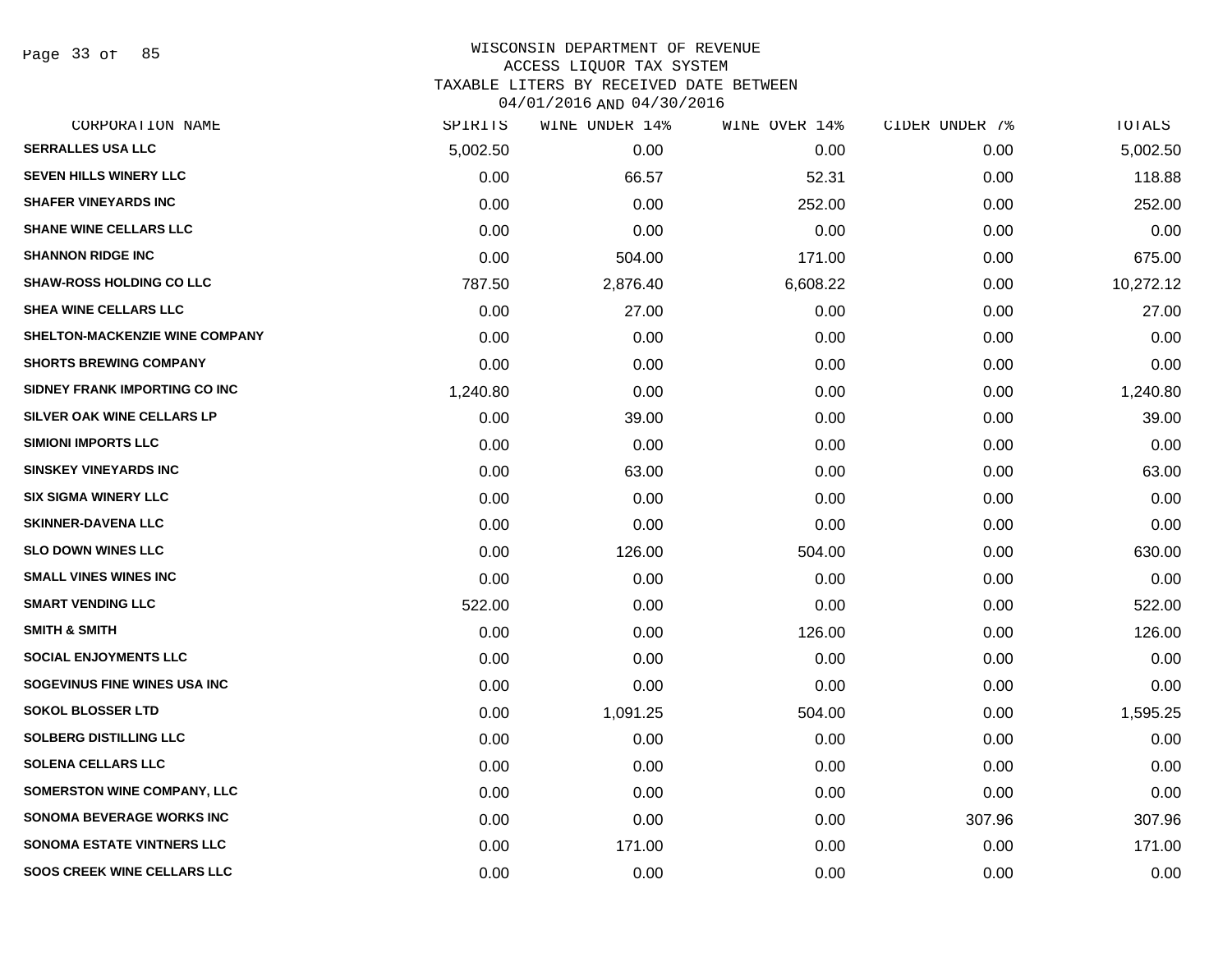WISCONSIN DEPARTMENT OF REVENUE
ACCESS LIQUOR TAX SYSTEM
TAXABLE LITERS BY RECEIVED DATE BETWEEN
04/01/2016 AND 04/30/2016

| CORPORATION NAME | SPIRITS | WINE UNDER 14% | WINE OVER 14% | CIDER UNDER 7% | TOTALS |
|---|---|---|---|---|---|
| SERRALLES USA LLC | 5,002.50 | 0.00 | 0.00 | 0.00 | 5,002.50 |
| SEVEN HILLS WINERY LLC | 0.00 | 66.57 | 52.31 | 0.00 | 118.88 |
| SHAFER VINEYARDS INC | 0.00 | 0.00 | 252.00 | 0.00 | 252.00 |
| SHANE WINE CELLARS LLC | 0.00 | 0.00 | 0.00 | 0.00 | 0.00 |
| SHANNON RIDGE INC | 0.00 | 504.00 | 171.00 | 0.00 | 675.00 |
| SHAW-ROSS HOLDING CO LLC | 787.50 | 2,876.40 | 6,608.22 | 0.00 | 10,272.12 |
| SHEA WINE CELLARS LLC | 0.00 | 27.00 | 0.00 | 0.00 | 27.00 |
| SHELTON-MACKENZIE WINE COMPANY | 0.00 | 0.00 | 0.00 | 0.00 | 0.00 |
| SHORTS BREWING COMPANY | 0.00 | 0.00 | 0.00 | 0.00 | 0.00 |
| SIDNEY FRANK IMPORTING CO INC | 1,240.80 | 0.00 | 0.00 | 0.00 | 1,240.80 |
| SILVER OAK WINE CELLARS LP | 0.00 | 39.00 | 0.00 | 0.00 | 39.00 |
| SIMIONI IMPORTS LLC | 0.00 | 0.00 | 0.00 | 0.00 | 0.00 |
| SINSKEY VINEYARDS INC | 0.00 | 63.00 | 0.00 | 0.00 | 63.00 |
| SIX SIGMA WINERY LLC | 0.00 | 0.00 | 0.00 | 0.00 | 0.00 |
| SKINNER-DAVENA LLC | 0.00 | 0.00 | 0.00 | 0.00 | 0.00 |
| SLO DOWN WINES LLC | 0.00 | 126.00 | 504.00 | 0.00 | 630.00 |
| SMALL VINES WINES INC | 0.00 | 0.00 | 0.00 | 0.00 | 0.00 |
| SMART VENDING LLC | 522.00 | 0.00 | 0.00 | 0.00 | 522.00 |
| SMITH & SMITH | 0.00 | 0.00 | 126.00 | 0.00 | 126.00 |
| SOCIAL ENJOYMENTS LLC | 0.00 | 0.00 | 0.00 | 0.00 | 0.00 |
| SOGEVINUS FINE WINES USA INC | 0.00 | 0.00 | 0.00 | 0.00 | 0.00 |
| SOKOL BLOSSER LTD | 0.00 | 1,091.25 | 504.00 | 0.00 | 1,595.25 |
| SOLBERG DISTILLING LLC | 0.00 | 0.00 | 0.00 | 0.00 | 0.00 |
| SOLENA CELLARS LLC | 0.00 | 0.00 | 0.00 | 0.00 | 0.00 |
| SOMERSTON WINE COMPANY, LLC | 0.00 | 0.00 | 0.00 | 0.00 | 0.00 |
| SONOMA BEVERAGE WORKS INC | 0.00 | 0.00 | 0.00 | 307.96 | 307.96 |
| SONOMA ESTATE VINTNERS LLC | 0.00 | 171.00 | 0.00 | 0.00 | 171.00 |
| SOOS CREEK WINE CELLARS LLC | 0.00 | 0.00 | 0.00 | 0.00 | 0.00 |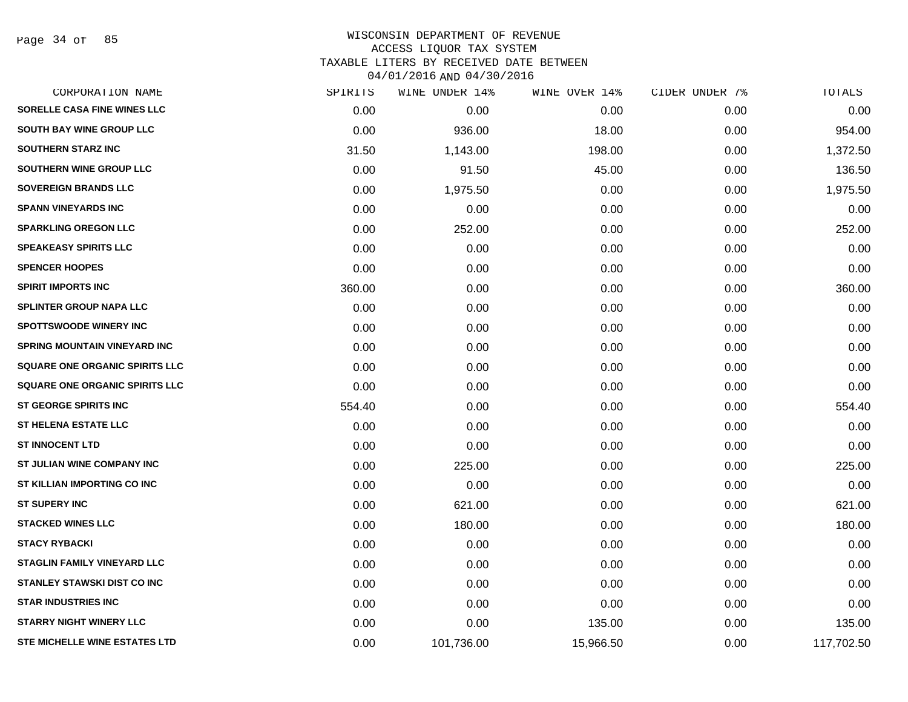WISCONSIN DEPARTMENT OF REVENUE
ACCESS LIQUOR TAX SYSTEM
TAXABLE LITERS BY RECEIVED DATE BETWEEN
04/01/2016 AND 04/30/2016

| CORPORATION NAME | SPIRITS | WINE UNDER 14% | WINE OVER 14% | CIDER UNDER 7% | TOTALS |
|---|---|---|---|---|---|
| SORELLE CASA FINE WINES LLC | 0.00 | 0.00 | 0.00 | 0.00 | 0.00 |
| SOUTH BAY WINE GROUP LLC | 0.00 | 936.00 | 18.00 | 0.00 | 954.00 |
| SOUTHERN STARZ INC | 31.50 | 1,143.00 | 198.00 | 0.00 | 1,372.50 |
| SOUTHERN WINE GROUP LLC | 0.00 | 91.50 | 45.00 | 0.00 | 136.50 |
| SOVEREIGN BRANDS LLC | 0.00 | 1,975.50 | 0.00 | 0.00 | 1,975.50 |
| SPANN VINEYARDS INC | 0.00 | 0.00 | 0.00 | 0.00 | 0.00 |
| SPARKLING OREGON LLC | 0.00 | 252.00 | 0.00 | 0.00 | 252.00 |
| SPEAKEASY SPIRITS LLC | 0.00 | 0.00 | 0.00 | 0.00 | 0.00 |
| SPENCER HOOPES | 0.00 | 0.00 | 0.00 | 0.00 | 0.00 |
| SPIRIT IMPORTS INC | 360.00 | 0.00 | 0.00 | 0.00 | 360.00 |
| SPLINTER GROUP NAPA LLC | 0.00 | 0.00 | 0.00 | 0.00 | 0.00 |
| SPOTTSWOODE WINERY INC | 0.00 | 0.00 | 0.00 | 0.00 | 0.00 |
| SPRING MOUNTAIN VINEYARD INC | 0.00 | 0.00 | 0.00 | 0.00 | 0.00 |
| SQUARE ONE ORGANIC SPIRITS LLC | 0.00 | 0.00 | 0.00 | 0.00 | 0.00 |
| SQUARE ONE ORGANIC SPIRITS LLC | 0.00 | 0.00 | 0.00 | 0.00 | 0.00 |
| ST GEORGE SPIRITS INC | 554.40 | 0.00 | 0.00 | 0.00 | 554.40 |
| ST HELENA ESTATE LLC | 0.00 | 0.00 | 0.00 | 0.00 | 0.00 |
| ST INNOCENT LTD | 0.00 | 0.00 | 0.00 | 0.00 | 0.00 |
| ST JULIAN WINE COMPANY INC | 0.00 | 225.00 | 0.00 | 0.00 | 225.00 |
| ST KILLIAN IMPORTING CO INC | 0.00 | 0.00 | 0.00 | 0.00 | 0.00 |
| ST SUPERY INC | 0.00 | 621.00 | 0.00 | 0.00 | 621.00 |
| STACKED WINES LLC | 0.00 | 180.00 | 0.00 | 0.00 | 180.00 |
| STACY RYBACKI | 0.00 | 0.00 | 0.00 | 0.00 | 0.00 |
| STAGLIN FAMILY VINEYARD LLC | 0.00 | 0.00 | 0.00 | 0.00 | 0.00 |
| STANLEY STAWSKI DIST CO INC | 0.00 | 0.00 | 0.00 | 0.00 | 0.00 |
| STAR INDUSTRIES INC | 0.00 | 0.00 | 0.00 | 0.00 | 0.00 |
| STARRY NIGHT WINERY LLC | 0.00 | 0.00 | 135.00 | 0.00 | 135.00 |
| STE MICHELLE WINE ESTATES LTD | 0.00 | 101,736.00 | 15,966.50 | 0.00 | 117,702.50 |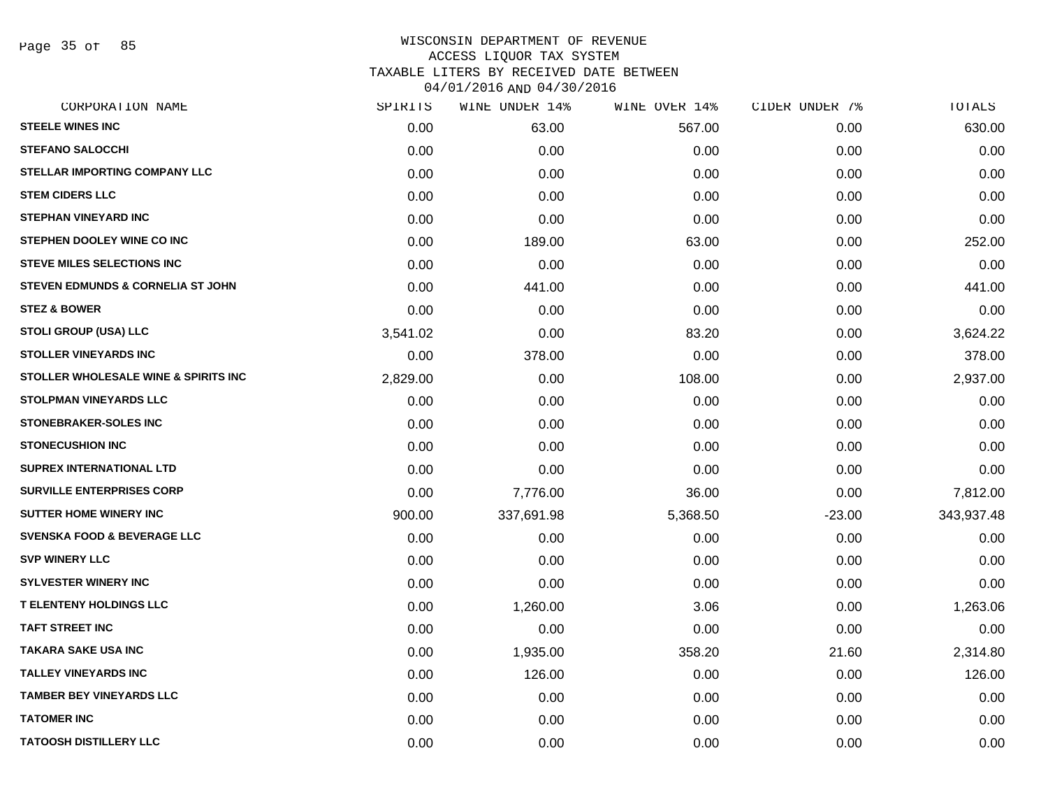WISCONSIN DEPARTMENT OF REVENUE
ACCESS LIQUOR TAX SYSTEM
TAXABLE LITERS BY RECEIVED DATE BETWEEN
04/01/2016 AND 04/30/2016

| CORPORATION NAME | SPIRITS | WINE UNDER 14% | WINE OVER 14% | CIDER UNDER 7% | TOTALS |
|---|---|---|---|---|---|
| STEELE WINES INC | 0.00 | 63.00 | 567.00 | 0.00 | 630.00 |
| STEFANO SALOCCHI | 0.00 | 0.00 | 0.00 | 0.00 | 0.00 |
| STELLAR IMPORTING COMPANY LLC | 0.00 | 0.00 | 0.00 | 0.00 | 0.00 |
| STEM CIDERS LLC | 0.00 | 0.00 | 0.00 | 0.00 | 0.00 |
| STEPHAN VINEYARD INC | 0.00 | 0.00 | 0.00 | 0.00 | 0.00 |
| STEPHEN DOOLEY WINE CO INC | 0.00 | 189.00 | 63.00 | 0.00 | 252.00 |
| STEVE MILES SELECTIONS INC | 0.00 | 0.00 | 0.00 | 0.00 | 0.00 |
| STEVEN EDMUNDS & CORNELIA ST JOHN | 0.00 | 441.00 | 0.00 | 0.00 | 441.00 |
| STEZ & BOWER | 0.00 | 0.00 | 0.00 | 0.00 | 0.00 |
| STOLI GROUP (USA) LLC | 3,541.02 | 0.00 | 83.20 | 0.00 | 3,624.22 |
| STOLLER VINEYARDS INC | 0.00 | 378.00 | 0.00 | 0.00 | 378.00 |
| STOLLER WHOLESALE WINE & SPIRITS INC | 2,829.00 | 0.00 | 108.00 | 0.00 | 2,937.00 |
| STOLPMAN VINEYARDS LLC | 0.00 | 0.00 | 0.00 | 0.00 | 0.00 |
| STONEBRAKER-SOLES INC | 0.00 | 0.00 | 0.00 | 0.00 | 0.00 |
| STONECUSHION INC | 0.00 | 0.00 | 0.00 | 0.00 | 0.00 |
| SUPREX INTERNATIONAL LTD | 0.00 | 0.00 | 0.00 | 0.00 | 0.00 |
| SURVILLE ENTERPRISES CORP | 0.00 | 7,776.00 | 36.00 | 0.00 | 7,812.00 |
| SUTTER HOME WINERY INC | 900.00 | 337,691.98 | 5,368.50 | -23.00 | 343,937.48 |
| SVENSKA FOOD & BEVERAGE LLC | 0.00 | 0.00 | 0.00 | 0.00 | 0.00 |
| SVP WINERY LLC | 0.00 | 0.00 | 0.00 | 0.00 | 0.00 |
| SYLVESTER WINERY INC | 0.00 | 0.00 | 0.00 | 0.00 | 0.00 |
| T ELENTENY HOLDINGS LLC | 0.00 | 1,260.00 | 3.06 | 0.00 | 1,263.06 |
| TAFT STREET INC | 0.00 | 0.00 | 0.00 | 0.00 | 0.00 |
| TAKARA SAKE USA INC | 0.00 | 1,935.00 | 358.20 | 21.60 | 2,314.80 |
| TALLEY VINEYARDS INC | 0.00 | 126.00 | 0.00 | 0.00 | 126.00 |
| TAMBER BEY VINEYARDS LLC | 0.00 | 0.00 | 0.00 | 0.00 | 0.00 |
| TATOMER INC | 0.00 | 0.00 | 0.00 | 0.00 | 0.00 |
| TATOOSH DISTILLERY LLC | 0.00 | 0.00 | 0.00 | 0.00 | 0.00 |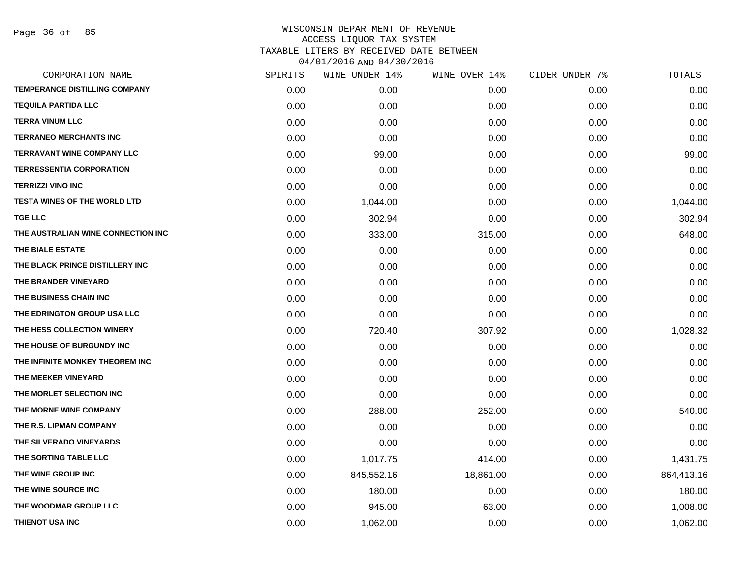WISCONSIN DEPARTMENT OF REVENUE
ACCESS LIQUOR TAX SYSTEM
TAXABLE LITERS BY RECEIVED DATE BETWEEN
04/01/2016 AND 04/30/2016

| CORPORATION NAME | SPIRITS | WINE UNDER 14% | WINE OVER 14% | CIDER UNDER 7% | TOTALS |
|---|---|---|---|---|---|
| TEMPERANCE DISTILLING COMPANY | 0.00 | 0.00 | 0.00 | 0.00 | 0.00 |
| TEQUILA PARTIDA LLC | 0.00 | 0.00 | 0.00 | 0.00 | 0.00 |
| TERRA VINUM LLC | 0.00 | 0.00 | 0.00 | 0.00 | 0.00 |
| TERRANEO MERCHANTS INC | 0.00 | 0.00 | 0.00 | 0.00 | 0.00 |
| TERRAVANT WINE COMPANY LLC | 0.00 | 99.00 | 0.00 | 0.00 | 99.00 |
| TERRESSENTIA CORPORATION | 0.00 | 0.00 | 0.00 | 0.00 | 0.00 |
| TERRIZZI VINO INC | 0.00 | 0.00 | 0.00 | 0.00 | 0.00 |
| TESTA WINES OF THE WORLD LTD | 0.00 | 1,044.00 | 0.00 | 0.00 | 1,044.00 |
| TGE LLC | 0.00 | 302.94 | 0.00 | 0.00 | 302.94 |
| THE AUSTRALIAN WINE CONNECTION INC | 0.00 | 333.00 | 315.00 | 0.00 | 648.00 |
| THE BIALE ESTATE | 0.00 | 0.00 | 0.00 | 0.00 | 0.00 |
| THE BLACK PRINCE DISTILLERY INC | 0.00 | 0.00 | 0.00 | 0.00 | 0.00 |
| THE BRANDER VINEYARD | 0.00 | 0.00 | 0.00 | 0.00 | 0.00 |
| THE BUSINESS CHAIN INC | 0.00 | 0.00 | 0.00 | 0.00 | 0.00 |
| THE EDRINGTON GROUP USA LLC | 0.00 | 0.00 | 0.00 | 0.00 | 0.00 |
| THE HESS COLLECTION WINERY | 0.00 | 720.40 | 307.92 | 0.00 | 1,028.32 |
| THE HOUSE OF BURGUNDY INC | 0.00 | 0.00 | 0.00 | 0.00 | 0.00 |
| THE INFINITE MONKEY THEOREM INC | 0.00 | 0.00 | 0.00 | 0.00 | 0.00 |
| THE MEEKER VINEYARD | 0.00 | 0.00 | 0.00 | 0.00 | 0.00 |
| THE MORLET SELECTION INC | 0.00 | 0.00 | 0.00 | 0.00 | 0.00 |
| THE MORNE WINE COMPANY | 0.00 | 288.00 | 252.00 | 0.00 | 540.00 |
| THE R.S. LIPMAN COMPANY | 0.00 | 0.00 | 0.00 | 0.00 | 0.00 |
| THE SILVERADO VINEYARDS | 0.00 | 0.00 | 0.00 | 0.00 | 0.00 |
| THE SORTING TABLE LLC | 0.00 | 1,017.75 | 414.00 | 0.00 | 1,431.75 |
| THE WINE GROUP INC | 0.00 | 845,552.16 | 18,861.00 | 0.00 | 864,413.16 |
| THE WINE SOURCE INC | 0.00 | 180.00 | 0.00 | 0.00 | 180.00 |
| THE WOODMAR GROUP LLC | 0.00 | 945.00 | 63.00 | 0.00 | 1,008.00 |
| THIENOT USA INC | 0.00 | 1,062.00 | 0.00 | 0.00 | 1,062.00 |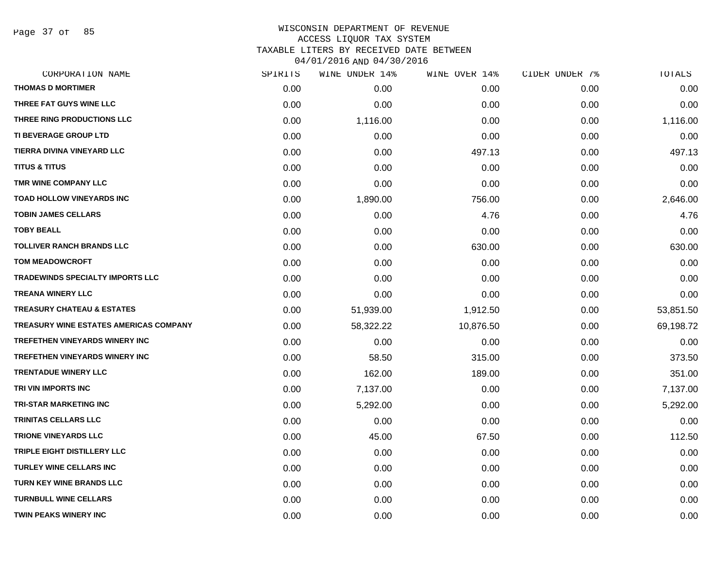WISCONSIN DEPARTMENT OF REVENUE
ACCESS LIQUOR TAX SYSTEM
TAXABLE LITERS BY RECEIVED DATE BETWEEN
04/01/2016 AND 04/30/2016

| CORPORATION NAME | SPIRITS | WINE UNDER 14% | WINE OVER 14% | CIDER UNDER 7% | TOTALS |
|---|---|---|---|---|---|
| THOMAS D MORTIMER | 0.00 | 0.00 | 0.00 | 0.00 | 0.00 |
| THREE FAT GUYS WINE LLC | 0.00 | 0.00 | 0.00 | 0.00 | 0.00 |
| THREE RING PRODUCTIONS LLC | 0.00 | 1,116.00 | 0.00 | 0.00 | 1,116.00 |
| TI BEVERAGE GROUP LTD | 0.00 | 0.00 | 0.00 | 0.00 | 0.00 |
| TIERRA DIVINA VINEYARD LLC | 0.00 | 0.00 | 497.13 | 0.00 | 497.13 |
| TITUS & TITUS | 0.00 | 0.00 | 0.00 | 0.00 | 0.00 |
| TMR WINE COMPANY LLC | 0.00 | 0.00 | 0.00 | 0.00 | 0.00 |
| TOAD HOLLOW VINEYARDS INC | 0.00 | 1,890.00 | 756.00 | 0.00 | 2,646.00 |
| TOBIN JAMES CELLARS | 0.00 | 0.00 | 4.76 | 0.00 | 4.76 |
| TOBY BEALL | 0.00 | 0.00 | 0.00 | 0.00 | 0.00 |
| TOLLIVER RANCH BRANDS LLC | 0.00 | 0.00 | 630.00 | 0.00 | 630.00 |
| TOM MEADOWCROFT | 0.00 | 0.00 | 0.00 | 0.00 | 0.00 |
| TRADEWINDS SPECIALTY IMPORTS LLC | 0.00 | 0.00 | 0.00 | 0.00 | 0.00 |
| TREANA WINERY LLC | 0.00 | 0.00 | 0.00 | 0.00 | 0.00 |
| TREASURY CHATEAU & ESTATES | 0.00 | 51,939.00 | 1,912.50 | 0.00 | 53,851.50 |
| TREASURY WINE ESTATES AMERICAS COMPANY | 0.00 | 58,322.22 | 10,876.50 | 0.00 | 69,198.72 |
| TREFETHEN VINEYARDS WINERY INC | 0.00 | 0.00 | 0.00 | 0.00 | 0.00 |
| TREFETHEN VINEYARDS WINERY INC | 0.00 | 58.50 | 315.00 | 0.00 | 373.50 |
| TRENTADUE WINERY LLC | 0.00 | 162.00 | 189.00 | 0.00 | 351.00 |
| TRI VIN IMPORTS INC | 0.00 | 7,137.00 | 0.00 | 0.00 | 7,137.00 |
| TRI-STAR MARKETING INC | 0.00 | 5,292.00 | 0.00 | 0.00 | 5,292.00 |
| TRINITAS CELLARS LLC | 0.00 | 0.00 | 0.00 | 0.00 | 0.00 |
| TRIONE VINEYARDS LLC | 0.00 | 45.00 | 67.50 | 0.00 | 112.50 |
| TRIPLE EIGHT DISTILLERY LLC | 0.00 | 0.00 | 0.00 | 0.00 | 0.00 |
| TURLEY WINE CELLARS INC | 0.00 | 0.00 | 0.00 | 0.00 | 0.00 |
| TURN KEY WINE BRANDS LLC | 0.00 | 0.00 | 0.00 | 0.00 | 0.00 |
| TURNBULL WINE CELLARS | 0.00 | 0.00 | 0.00 | 0.00 | 0.00 |
| TWIN PEAKS WINERY INC | 0.00 | 0.00 | 0.00 | 0.00 | 0.00 |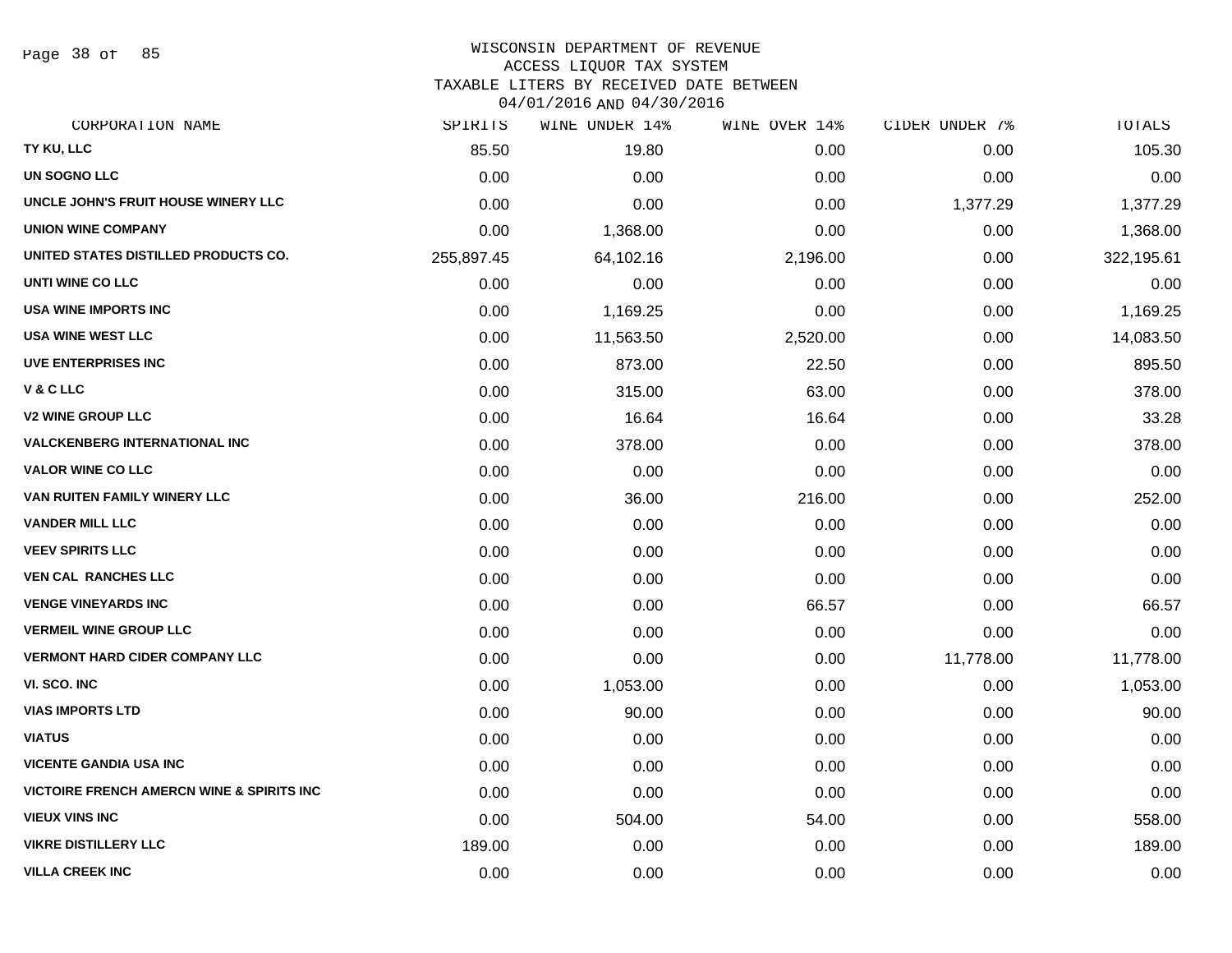# WISCONSIN DEPARTMENT OF REVENUE
## ACCESS LIQUOR TAX SYSTEM
### TAXABLE LITERS BY RECEIVED DATE BETWEEN 04/01/2016 AND 04/30/2016

| CORPORATION NAME | SPIRITS | WINE UNDER 14% | WINE OVER 14% | CIDER UNDER 7% | TOTALS |
|---|---|---|---|---|---|
| TY KU, LLC | 85.50 | 19.80 | 0.00 | 0.00 | 105.30 |
| UN SOGNO LLC | 0.00 | 0.00 | 0.00 | 0.00 | 0.00 |
| UNCLE JOHN'S FRUIT HOUSE WINERY LLC | 0.00 | 0.00 | 0.00 | 1,377.29 | 1,377.29 |
| UNION WINE COMPANY | 0.00 | 1,368.00 | 0.00 | 0.00 | 1,368.00 |
| UNITED STATES DISTILLED PRODUCTS CO. | 255,897.45 | 64,102.16 | 2,196.00 | 0.00 | 322,195.61 |
| UNTI WINE CO LLC | 0.00 | 0.00 | 0.00 | 0.00 | 0.00 |
| USA WINE IMPORTS INC | 0.00 | 1,169.25 | 0.00 | 0.00 | 1,169.25 |
| USA WINE WEST LLC | 0.00 | 11,563.50 | 2,520.00 | 0.00 | 14,083.50 |
| UVE ENTERPRISES INC | 0.00 | 873.00 | 22.50 | 0.00 | 895.50 |
| V & C LLC | 0.00 | 315.00 | 63.00 | 0.00 | 378.00 |
| V2 WINE GROUP LLC | 0.00 | 16.64 | 16.64 | 0.00 | 33.28 |
| VALCKENBERG INTERNATIONAL INC | 0.00 | 378.00 | 0.00 | 0.00 | 378.00 |
| VALOR WINE CO LLC | 0.00 | 0.00 | 0.00 | 0.00 | 0.00 |
| VAN RUITEN FAMILY WINERY LLC | 0.00 | 36.00 | 216.00 | 0.00 | 252.00 |
| VANDER MILL LLC | 0.00 | 0.00 | 0.00 | 0.00 | 0.00 |
| VEEV SPIRITS LLC | 0.00 | 0.00 | 0.00 | 0.00 | 0.00 |
| VEN CAL RANCHES LLC | 0.00 | 0.00 | 0.00 | 0.00 | 0.00 |
| VENGE VINEYARDS INC | 0.00 | 0.00 | 66.57 | 0.00 | 66.57 |
| VERMEIL WINE GROUP LLC | 0.00 | 0.00 | 0.00 | 0.00 | 0.00 |
| VERMONT HARD CIDER COMPANY LLC | 0.00 | 0.00 | 0.00 | 11,778.00 | 11,778.00 |
| VI. SCO. INC | 0.00 | 1,053.00 | 0.00 | 0.00 | 1,053.00 |
| VIAS IMPORTS LTD | 0.00 | 90.00 | 0.00 | 0.00 | 90.00 |
| VIATUS | 0.00 | 0.00 | 0.00 | 0.00 | 0.00 |
| VICENTE GANDIA USA INC | 0.00 | 0.00 | 0.00 | 0.00 | 0.00 |
| VICTOIRE FRENCH AMERCN WINE & SPIRITS INC | 0.00 | 0.00 | 0.00 | 0.00 | 0.00 |
| VIEUX VINS INC | 0.00 | 504.00 | 54.00 | 0.00 | 558.00 |
| VIKRE DISTILLERY LLC | 189.00 | 0.00 | 0.00 | 0.00 | 189.00 |
| VILLA CREEK INC | 0.00 | 0.00 | 0.00 | 0.00 | 0.00 |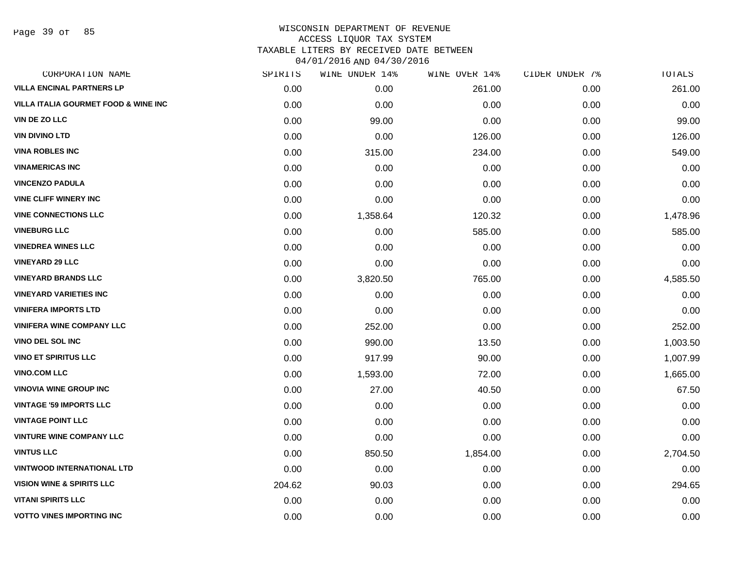WISCONSIN DEPARTMENT OF REVENUE
ACCESS LIQUOR TAX SYSTEM
TAXABLE LITERS BY RECEIVED DATE BETWEEN
04/01/2016 AND 04/30/2016

| CORPORATION NAME | SPIRITS | WINE UNDER 14% | WINE OVER 14% | CIDER UNDER 7% | TOTALS |
|---|---|---|---|---|---|
| VILLA ENCINAL PARTNERS LP | 0.00 | 0.00 | 261.00 | 0.00 | 261.00 |
| VILLA ITALIA GOURMET FOOD & WINE INC | 0.00 | 0.00 | 0.00 | 0.00 | 0.00 |
| VIN DE ZO LLC | 0.00 | 99.00 | 0.00 | 0.00 | 99.00 |
| VIN DIVINO LTD | 0.00 | 0.00 | 126.00 | 0.00 | 126.00 |
| VINA ROBLES INC | 0.00 | 315.00 | 234.00 | 0.00 | 549.00 |
| VINAMERICAS INC | 0.00 | 0.00 | 0.00 | 0.00 | 0.00 |
| VINCENZO PADULA | 0.00 | 0.00 | 0.00 | 0.00 | 0.00 |
| VINE CLIFF WINERY INC | 0.00 | 0.00 | 0.00 | 0.00 | 0.00 |
| VINE CONNECTIONS LLC | 0.00 | 1,358.64 | 120.32 | 0.00 | 1,478.96 |
| VINEBURG LLC | 0.00 | 0.00 | 585.00 | 0.00 | 585.00 |
| VINEDREA WINES LLC | 0.00 | 0.00 | 0.00 | 0.00 | 0.00 |
| VINEYARD 29 LLC | 0.00 | 0.00 | 0.00 | 0.00 | 0.00 |
| VINEYARD BRANDS LLC | 0.00 | 3,820.50 | 765.00 | 0.00 | 4,585.50 |
| VINEYARD VARIETIES INC | 0.00 | 0.00 | 0.00 | 0.00 | 0.00 |
| VINIFERA IMPORTS LTD | 0.00 | 0.00 | 0.00 | 0.00 | 0.00 |
| VINIFERA WINE COMPANY LLC | 0.00 | 252.00 | 0.00 | 0.00 | 252.00 |
| VINO DEL SOL INC | 0.00 | 990.00 | 13.50 | 0.00 | 1,003.50 |
| VINO ET SPIRITUS LLC | 0.00 | 917.99 | 90.00 | 0.00 | 1,007.99 |
| VINO.COM LLC | 0.00 | 1,593.00 | 72.00 | 0.00 | 1,665.00 |
| VINOVIA WINE GROUP INC | 0.00 | 27.00 | 40.50 | 0.00 | 67.50 |
| VINTAGE '59 IMPORTS LLC | 0.00 | 0.00 | 0.00 | 0.00 | 0.00 |
| VINTAGE POINT LLC | 0.00 | 0.00 | 0.00 | 0.00 | 0.00 |
| VINTURE WINE COMPANY LLC | 0.00 | 0.00 | 0.00 | 0.00 | 0.00 |
| VINTUS LLC | 0.00 | 850.50 | 1,854.00 | 0.00 | 2,704.50 |
| VINTWOOD INTERNATIONAL LTD | 0.00 | 0.00 | 0.00 | 0.00 | 0.00 |
| VISION WINE & SPIRITS LLC | 204.62 | 90.03 | 0.00 | 0.00 | 294.65 |
| VITANI SPIRITS LLC | 0.00 | 0.00 | 0.00 | 0.00 | 0.00 |
| VOTTO VINES IMPORTING INC | 0.00 | 0.00 | 0.00 | 0.00 | 0.00 |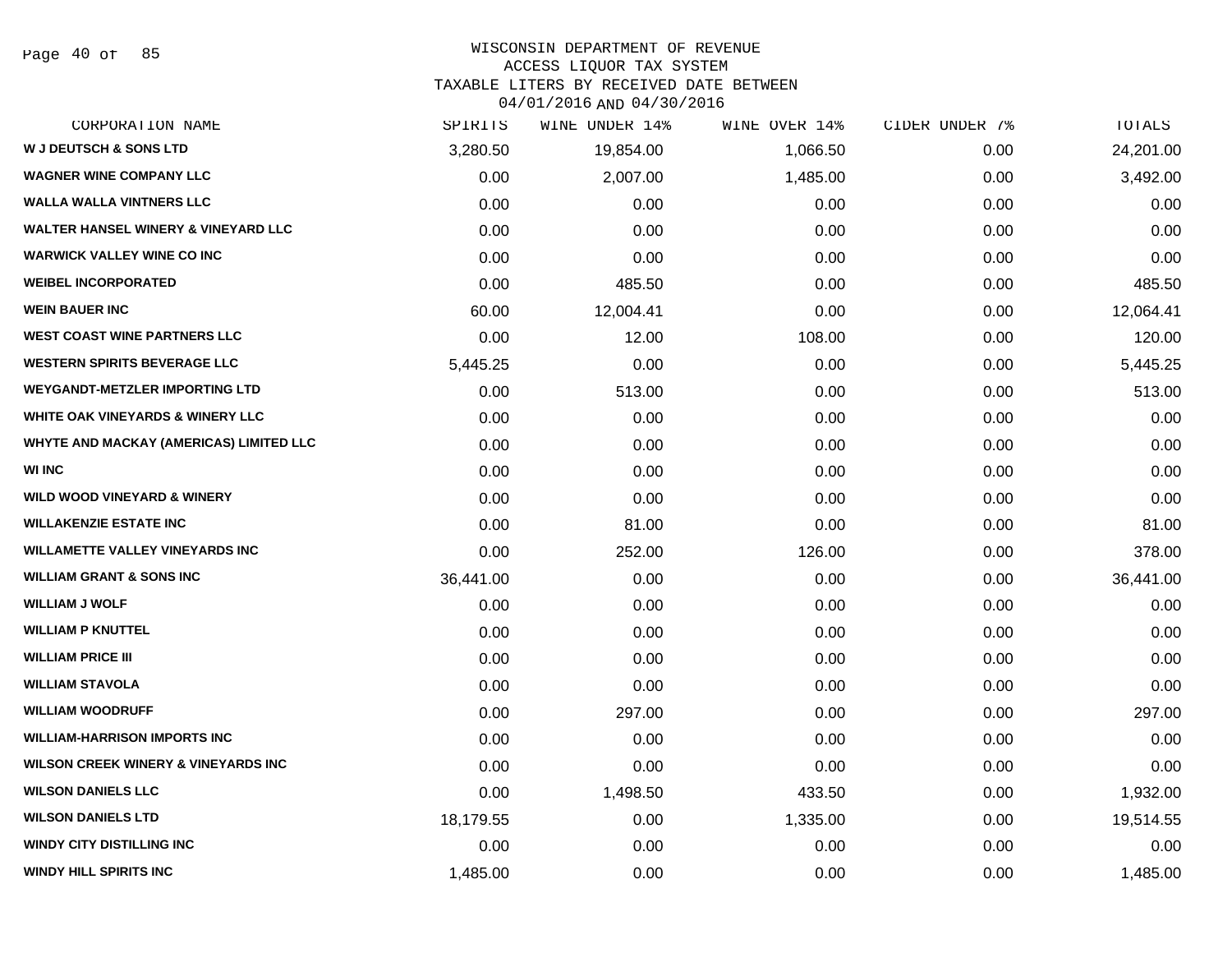WISCONSIN DEPARTMENT OF REVENUE
ACCESS LIQUOR TAX SYSTEM
TAXABLE LITERS BY RECEIVED DATE BETWEEN
04/01/2016 AND 04/30/2016

| CORPORATION NAME | SPIRITS | WINE UNDER 14% | WINE OVER 14% | CIDER UNDER 7% | TOTALS |
|---|---|---|---|---|---|
| W J DEUTSCH & SONS LTD | 3,280.50 | 19,854.00 | 1,066.50 | 0.00 | 24,201.00 |
| WAGNER WINE COMPANY LLC | 0.00 | 2,007.00 | 1,485.00 | 0.00 | 3,492.00 |
| WALLA WALLA VINTNERS LLC | 0.00 | 0.00 | 0.00 | 0.00 | 0.00 |
| WALTER HANSEL WINERY & VINEYARD LLC | 0.00 | 0.00 | 0.00 | 0.00 | 0.00 |
| WARWICK VALLEY WINE CO INC | 0.00 | 0.00 | 0.00 | 0.00 | 0.00 |
| WEIBEL INCORPORATED | 0.00 | 485.50 | 0.00 | 0.00 | 485.50 |
| WEIN BAUER INC | 60.00 | 12,004.41 | 0.00 | 0.00 | 12,064.41 |
| WEST COAST WINE PARTNERS LLC | 0.00 | 12.00 | 108.00 | 0.00 | 120.00 |
| WESTERN SPIRITS BEVERAGE LLC | 5,445.25 | 0.00 | 0.00 | 0.00 | 5,445.25 |
| WEYGANDT-METZLER IMPORTING LTD | 0.00 | 513.00 | 0.00 | 0.00 | 513.00 |
| WHITE OAK VINEYARDS & WINERY LLC | 0.00 | 0.00 | 0.00 | 0.00 | 0.00 |
| WHYTE AND MACKAY (AMERICAS) LIMITED LLC | 0.00 | 0.00 | 0.00 | 0.00 | 0.00 |
| WI INC | 0.00 | 0.00 | 0.00 | 0.00 | 0.00 |
| WILD WOOD VINEYARD & WINERY | 0.00 | 0.00 | 0.00 | 0.00 | 0.00 |
| WILLAKENZIE ESTATE INC | 0.00 | 81.00 | 0.00 | 0.00 | 81.00 |
| WILLAMETTE VALLEY VINEYARDS INC | 0.00 | 252.00 | 126.00 | 0.00 | 378.00 |
| WILLIAM GRANT & SONS INC | 36,441.00 | 0.00 | 0.00 | 0.00 | 36,441.00 |
| WILLIAM J WOLF | 0.00 | 0.00 | 0.00 | 0.00 | 0.00 |
| WILLIAM P KNUTTEL | 0.00 | 0.00 | 0.00 | 0.00 | 0.00 |
| WILLIAM PRICE III | 0.00 | 0.00 | 0.00 | 0.00 | 0.00 |
| WILLIAM STAVOLA | 0.00 | 0.00 | 0.00 | 0.00 | 0.00 |
| WILLIAM WOODRUFF | 0.00 | 297.00 | 0.00 | 0.00 | 297.00 |
| WILLIAM-HARRISON IMPORTS INC | 0.00 | 0.00 | 0.00 | 0.00 | 0.00 |
| WILSON CREEK WINERY & VINEYARDS INC | 0.00 | 0.00 | 0.00 | 0.00 | 0.00 |
| WILSON DANIELS LLC | 0.00 | 1,498.50 | 433.50 | 0.00 | 1,932.00 |
| WILSON DANIELS LTD | 18,179.55 | 0.00 | 1,335.00 | 0.00 | 19,514.55 |
| WINDY CITY DISTILLING INC | 0.00 | 0.00 | 0.00 | 0.00 | 0.00 |
| WINDY HILL SPIRITS INC | 1,485.00 | 0.00 | 0.00 | 0.00 | 1,485.00 |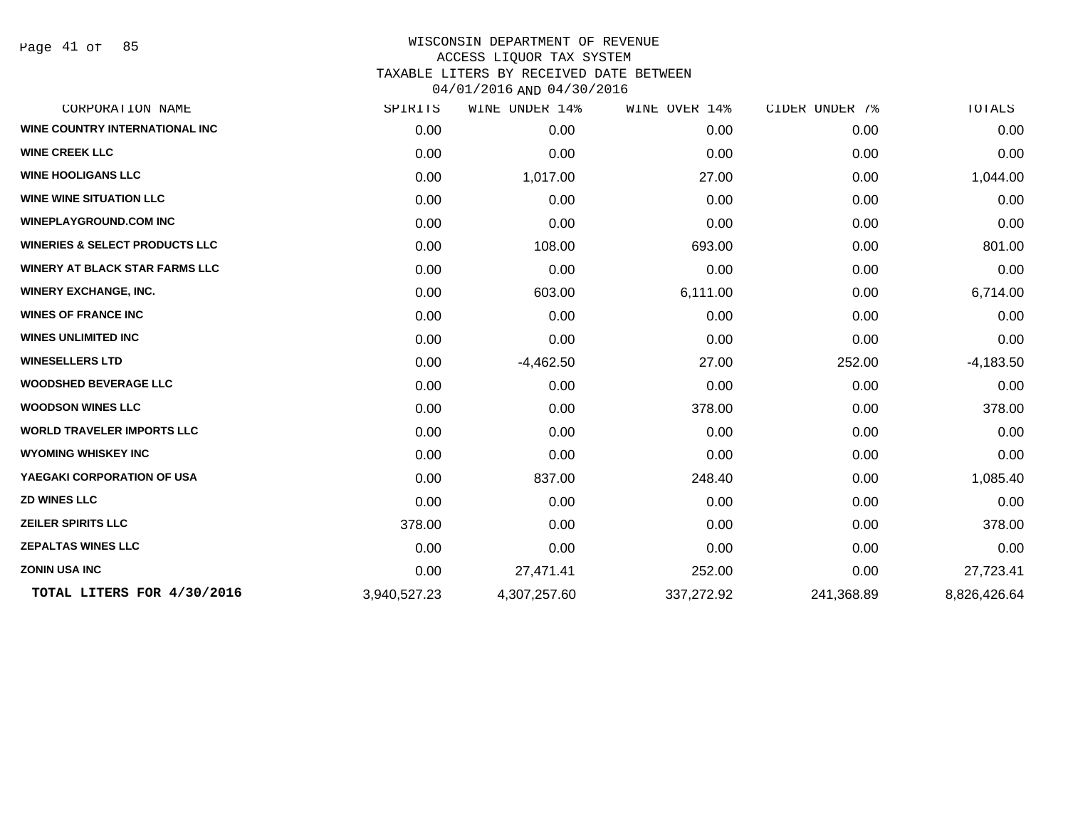WISCONSIN DEPARTMENT OF REVENUE
ACCESS LIQUOR TAX SYSTEM
TAXABLE LITERS BY RECEIVED DATE BETWEEN
04/01/2016 AND 04/30/2016

| CORPORATION NAME | SPIRITS | WINE UNDER 14% | WINE OVER 14% | CIDER UNDER 7% | TOTALS |
|---|---|---|---|---|---|
| WINE COUNTRY INTERNATIONAL INC | 0.00 | 0.00 | 0.00 | 0.00 | 0.00 |
| WINE CREEK LLC | 0.00 | 0.00 | 0.00 | 0.00 | 0.00 |
| WINE HOOLIGANS LLC | 0.00 | 1,017.00 | 27.00 | 0.00 | 1,044.00 |
| WINE WINE SITUATION LLC | 0.00 | 0.00 | 0.00 | 0.00 | 0.00 |
| WINEPLAYGROUND.COM INC | 0.00 | 0.00 | 0.00 | 0.00 | 0.00 |
| WINERIES & SELECT PRODUCTS LLC | 0.00 | 108.00 | 693.00 | 0.00 | 801.00 |
| WINERY AT BLACK STAR FARMS LLC | 0.00 | 0.00 | 0.00 | 0.00 | 0.00 |
| WINERY EXCHANGE, INC. | 0.00 | 603.00 | 6,111.00 | 0.00 | 6,714.00 |
| WINES OF FRANCE INC | 0.00 | 0.00 | 0.00 | 0.00 | 0.00 |
| WINES UNLIMITED INC | 0.00 | 0.00 | 0.00 | 0.00 | 0.00 |
| WINESELLERS LTD | 0.00 | -4,462.50 | 27.00 | 252.00 | -4,183.50 |
| WOODSHED BEVERAGE LLC | 0.00 | 0.00 | 0.00 | 0.00 | 0.00 |
| WOODSON WINES LLC | 0.00 | 0.00 | 378.00 | 0.00 | 378.00 |
| WORLD TRAVELER IMPORTS LLC | 0.00 | 0.00 | 0.00 | 0.00 | 0.00 |
| WYOMING WHISKEY INC | 0.00 | 0.00 | 0.00 | 0.00 | 0.00 |
| YAEGAKI CORPORATION OF USA | 0.00 | 837.00 | 248.40 | 0.00 | 1,085.40 |
| ZD WINES LLC | 0.00 | 0.00 | 0.00 | 0.00 | 0.00 |
| ZEILER SPIRITS LLC | 378.00 | 0.00 | 0.00 | 0.00 | 378.00 |
| ZEPALTAS WINES LLC | 0.00 | 0.00 | 0.00 | 0.00 | 0.00 |
| ZONIN USA INC | 0.00 | 27,471.41 | 252.00 | 0.00 | 27,723.41 |
| **TOTAL LITERS FOR 4/30/2016** | 3,940,527.23 | 4,307,257.60 | 337,272.92 | 241,368.89 | 8,826,426.64 |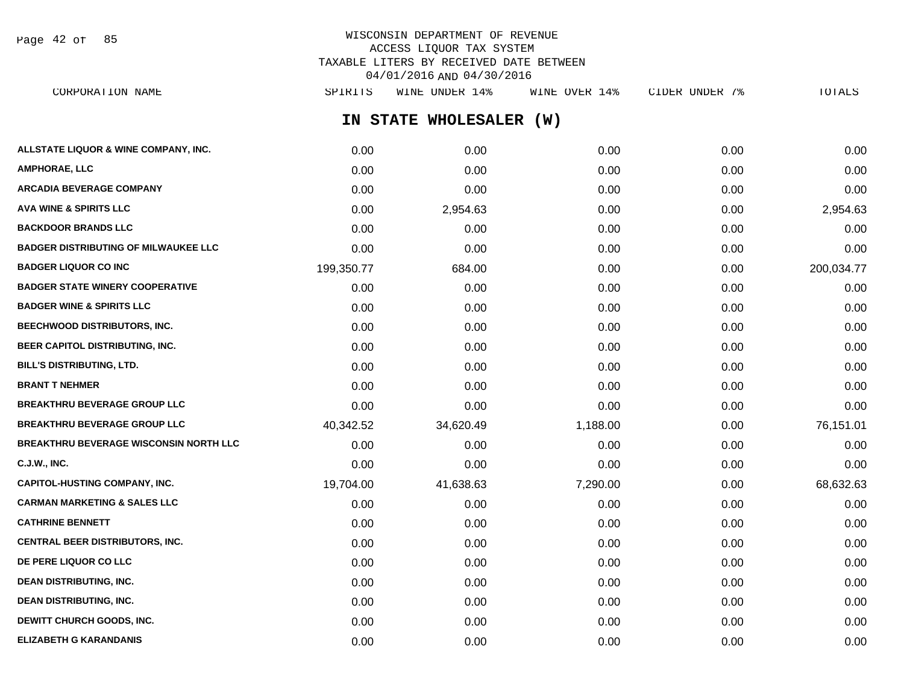WISCONSIN DEPARTMENT OF REVENUE
ACCESS LIQUOR TAX SYSTEM
TAXABLE LITERS BY RECEIVED DATE BETWEEN
04/01/2016 AND 04/30/2016

## IN STATE WHOLESALER (W)

| CORPORATION NAME | SPIRITS | WINE UNDER 14% | WINE OVER 14% | CIDER UNDER 7% | TOTALS |
|---|---|---|---|---|---|
| ALLSTATE LIQUOR & WINE COMPANY, INC. | 0.00 | 0.00 | 0.00 | 0.00 | 0.00 |
| AMPHORAE, LLC | 0.00 | 0.00 | 0.00 | 0.00 | 0.00 |
| ARCADIA BEVERAGE COMPANY | 0.00 | 0.00 | 0.00 | 0.00 | 0.00 |
| AVA WINE & SPIRITS LLC | 0.00 | 2,954.63 | 0.00 | 0.00 | 2,954.63 |
| BACKDOOR BRANDS LLC | 0.00 | 0.00 | 0.00 | 0.00 | 0.00 |
| BADGER DISTRIBUTING OF MILWAUKEE LLC | 0.00 | 0.00 | 0.00 | 0.00 | 0.00 |
| BADGER LIQUOR CO INC | 199,350.77 | 684.00 | 0.00 | 0.00 | 200,034.77 |
| BADGER STATE WINERY COOPERATIVE | 0.00 | 0.00 | 0.00 | 0.00 | 0.00 |
| BADGER WINE & SPIRITS LLC | 0.00 | 0.00 | 0.00 | 0.00 | 0.00 |
| BEECHWOOD DISTRIBUTORS, INC. | 0.00 | 0.00 | 0.00 | 0.00 | 0.00 |
| BEER CAPITOL DISTRIBUTING, INC. | 0.00 | 0.00 | 0.00 | 0.00 | 0.00 |
| BILL'S DISTRIBUTING, LTD. | 0.00 | 0.00 | 0.00 | 0.00 | 0.00 |
| BRANT T NEHMER | 0.00 | 0.00 | 0.00 | 0.00 | 0.00 |
| BREAKTHRU BEVERAGE GROUP LLC | 0.00 | 0.00 | 0.00 | 0.00 | 0.00 |
| BREAKTHRU BEVERAGE GROUP LLC | 40,342.52 | 34,620.49 | 1,188.00 | 0.00 | 76,151.01 |
| BREAKTHRU BEVERAGE WISCONSIN NORTH LLC | 0.00 | 0.00 | 0.00 | 0.00 | 0.00 |
| C.J.W., INC. | 0.00 | 0.00 | 0.00 | 0.00 | 0.00 |
| CAPITOL-HUSTING COMPANY, INC. | 19,704.00 | 41,638.63 | 7,290.00 | 0.00 | 68,632.63 |
| CARMAN MARKETING & SALES LLC | 0.00 | 0.00 | 0.00 | 0.00 | 0.00 |
| CATHRINE BENNETT | 0.00 | 0.00 | 0.00 | 0.00 | 0.00 |
| CENTRAL BEER DISTRIBUTORS, INC. | 0.00 | 0.00 | 0.00 | 0.00 | 0.00 |
| DE PERE LIQUOR CO LLC | 0.00 | 0.00 | 0.00 | 0.00 | 0.00 |
| DEAN DISTRIBUTING, INC. | 0.00 | 0.00 | 0.00 | 0.00 | 0.00 |
| DEAN DISTRIBUTING, INC. | 0.00 | 0.00 | 0.00 | 0.00 | 0.00 |
| DEWITT CHURCH GOODS, INC. | 0.00 | 0.00 | 0.00 | 0.00 | 0.00 |
| ELIZABETH G KARANDANIS | 0.00 | 0.00 | 0.00 | 0.00 | 0.00 |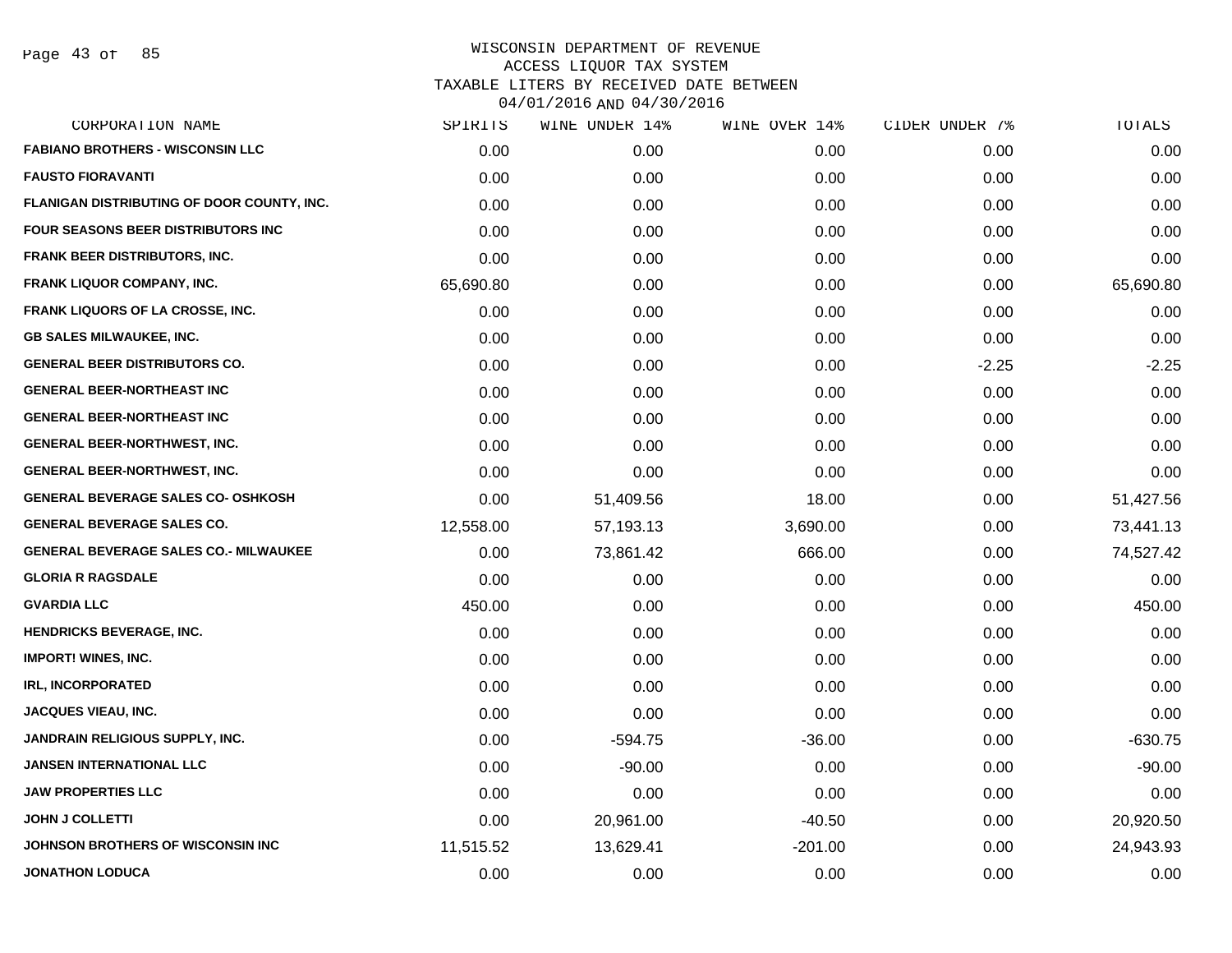# WISCONSIN DEPARTMENT OF REVENUE
## ACCESS LIQUOR TAX SYSTEM
## TAXABLE LITERS BY RECEIVED DATE BETWEEN 04/01/2016 AND 04/30/2016

| CORPORATION NAME | SPIRITS | WINE UNDER 14% | WINE OVER 14% | CIDER UNDER 7% | TOTALS |
|---|---|---|---|---|---|
| FABIANO BROTHERS - WISCONSIN LLC | 0.00 | 0.00 | 0.00 | 0.00 | 0.00 |
| FAUSTO FIORAVANTI | 0.00 | 0.00 | 0.00 | 0.00 | 0.00 |
| FLANIGAN DISTRIBUTING OF DOOR COUNTY, INC. | 0.00 | 0.00 | 0.00 | 0.00 | 0.00 |
| FOUR SEASONS BEER DISTRIBUTORS INC | 0.00 | 0.00 | 0.00 | 0.00 | 0.00 |
| FRANK BEER DISTRIBUTORS, INC. | 0.00 | 0.00 | 0.00 | 0.00 | 0.00 |
| FRANK LIQUOR COMPANY, INC. | 65,690.80 | 0.00 | 0.00 | 0.00 | 65,690.80 |
| FRANK LIQUORS OF LA CROSSE, INC. | 0.00 | 0.00 | 0.00 | 0.00 | 0.00 |
| GB SALES MILWAUKEE, INC. | 0.00 | 0.00 | 0.00 | 0.00 | 0.00 |
| GENERAL BEER DISTRIBUTORS CO. | 0.00 | 0.00 | 0.00 | -2.25 | -2.25 |
| GENERAL BEER-NORTHEAST INC | 0.00 | 0.00 | 0.00 | 0.00 | 0.00 |
| GENERAL BEER-NORTHEAST INC | 0.00 | 0.00 | 0.00 | 0.00 | 0.00 |
| GENERAL BEER-NORTHWEST, INC. | 0.00 | 0.00 | 0.00 | 0.00 | 0.00 |
| GENERAL BEER-NORTHWEST, INC. | 0.00 | 0.00 | 0.00 | 0.00 | 0.00 |
| GENERAL BEVERAGE SALES CO- OSHKOSH | 0.00 | 51,409.56 | 18.00 | 0.00 | 51,427.56 |
| GENERAL BEVERAGE SALES CO. | 12,558.00 | 57,193.13 | 3,690.00 | 0.00 | 73,441.13 |
| GENERAL BEVERAGE SALES CO.- MILWAUKEE | 0.00 | 73,861.42 | 666.00 | 0.00 | 74,527.42 |
| GLORIA R RAGSDALE | 0.00 | 0.00 | 0.00 | 0.00 | 0.00 |
| GVARDIA LLC | 450.00 | 0.00 | 0.00 | 0.00 | 450.00 |
| HENDRICKS BEVERAGE, INC. | 0.00 | 0.00 | 0.00 | 0.00 | 0.00 |
| IMPORT! WINES, INC. | 0.00 | 0.00 | 0.00 | 0.00 | 0.00 |
| IRL, INCORPORATED | 0.00 | 0.00 | 0.00 | 0.00 | 0.00 |
| JACQUES VIEAU, INC. | 0.00 | 0.00 | 0.00 | 0.00 | 0.00 |
| JANDRAIN RELIGIOUS SUPPLY, INC. | 0.00 | -594.75 | -36.00 | 0.00 | -630.75 |
| JANSEN INTERNATIONAL LLC | 0.00 | -90.00 | 0.00 | 0.00 | -90.00 |
| JAW PROPERTIES LLC | 0.00 | 0.00 | 0.00 | 0.00 | 0.00 |
| JOHN J COLLETTI | 0.00 | 20,961.00 | -40.50 | 0.00 | 20,920.50 |
| JOHNSON BROTHERS OF WISCONSIN INC | 11,515.52 | 13,629.41 | -201.00 | 0.00 | 24,943.93 |
| JONATHON LODUCA | 0.00 | 0.00 | 0.00 | 0.00 | 0.00 |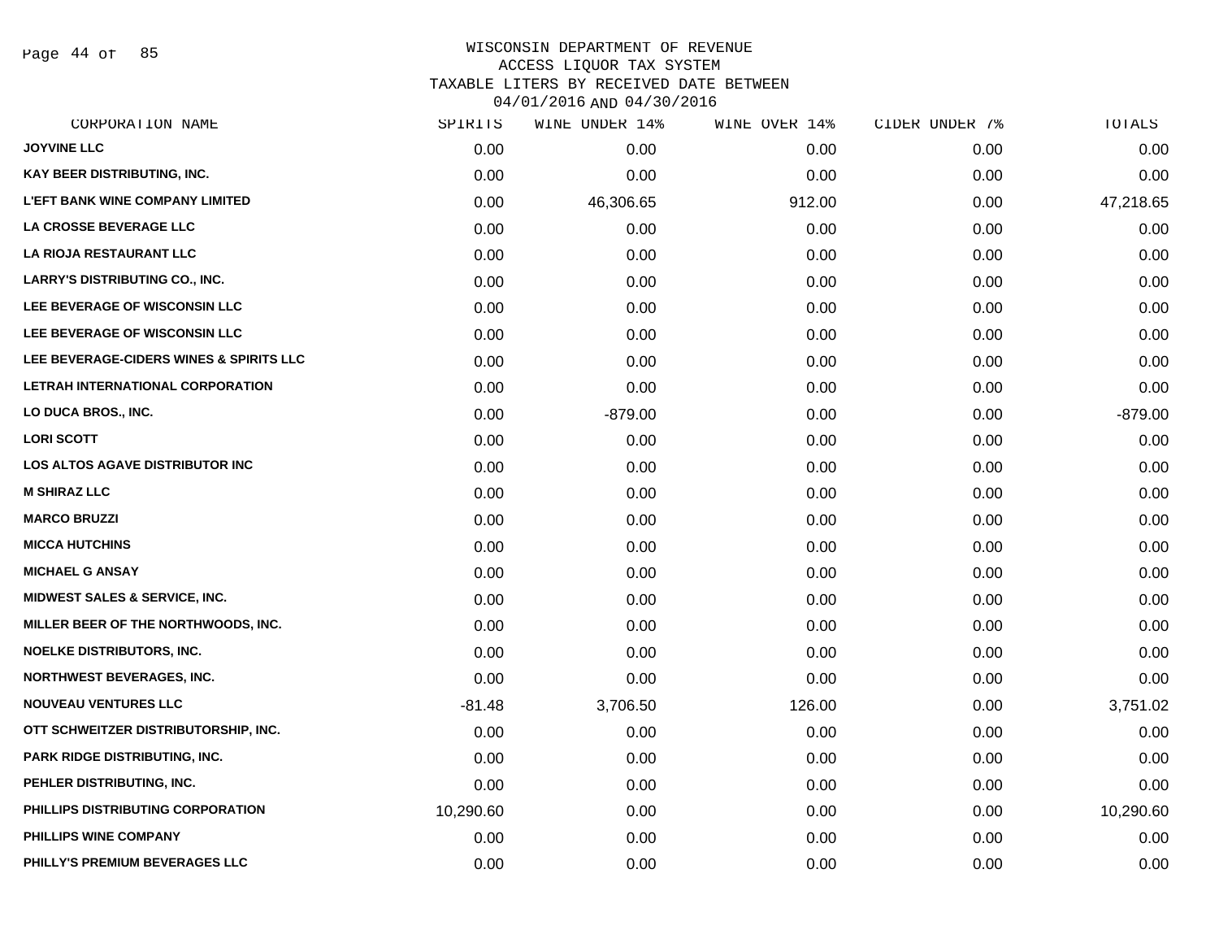WISCONSIN DEPARTMENT OF REVENUE
ACCESS LIQUOR TAX SYSTEM
TAXABLE LITERS BY RECEIVED DATE BETWEEN
04/01/2016 AND 04/30/2016

| CORPORATION NAME | SPIRITS | WINE UNDER 14% | WINE OVER 14% | CIDER UNDER 7% | TOTALS |
|---|---|---|---|---|---|
| JOYVINE LLC | 0.00 | 0.00 | 0.00 | 0.00 | 0.00 |
| KAY BEER DISTRIBUTING, INC. | 0.00 | 0.00 | 0.00 | 0.00 | 0.00 |
| L'EFT BANK WINE COMPANY LIMITED | 0.00 | 46,306.65 | 912.00 | 0.00 | 47,218.65 |
| LA CROSSE BEVERAGE LLC | 0.00 | 0.00 | 0.00 | 0.00 | 0.00 |
| LA RIOJA RESTAURANT LLC | 0.00 | 0.00 | 0.00 | 0.00 | 0.00 |
| LARRY'S DISTRIBUTING CO., INC. | 0.00 | 0.00 | 0.00 | 0.00 | 0.00 |
| LEE BEVERAGE OF WISCONSIN LLC | 0.00 | 0.00 | 0.00 | 0.00 | 0.00 |
| LEE BEVERAGE OF WISCONSIN LLC | 0.00 | 0.00 | 0.00 | 0.00 | 0.00 |
| LEE BEVERAGE-CIDERS WINES & SPIRITS LLC | 0.00 | 0.00 | 0.00 | 0.00 | 0.00 |
| LETRAH INTERNATIONAL CORPORATION | 0.00 | 0.00 | 0.00 | 0.00 | 0.00 |
| LO DUCA BROS., INC. | 0.00 | -879.00 | 0.00 | 0.00 | -879.00 |
| LORI SCOTT | 0.00 | 0.00 | 0.00 | 0.00 | 0.00 |
| LOS ALTOS AGAVE DISTRIBUTOR INC | 0.00 | 0.00 | 0.00 | 0.00 | 0.00 |
| M SHIRAZ LLC | 0.00 | 0.00 | 0.00 | 0.00 | 0.00 |
| MARCO BRUZZI | 0.00 | 0.00 | 0.00 | 0.00 | 0.00 |
| MICCA HUTCHINS | 0.00 | 0.00 | 0.00 | 0.00 | 0.00 |
| MICHAEL G ANSAY | 0.00 | 0.00 | 0.00 | 0.00 | 0.00 |
| MIDWEST SALES & SERVICE, INC. | 0.00 | 0.00 | 0.00 | 0.00 | 0.00 |
| MILLER BEER OF THE NORTHWOODS, INC. | 0.00 | 0.00 | 0.00 | 0.00 | 0.00 |
| NOELKE DISTRIBUTORS, INC. | 0.00 | 0.00 | 0.00 | 0.00 | 0.00 |
| NORTHWEST BEVERAGES, INC. | 0.00 | 0.00 | 0.00 | 0.00 | 0.00 |
| NOUVEAU VENTURES LLC | -81.48 | 3,706.50 | 126.00 | 0.00 | 3,751.02 |
| OTT SCHWEITZER DISTRIBUTORSHIP, INC. | 0.00 | 0.00 | 0.00 | 0.00 | 0.00 |
| PARK RIDGE DISTRIBUTING, INC. | 0.00 | 0.00 | 0.00 | 0.00 | 0.00 |
| PEHLER DISTRIBUTING, INC. | 0.00 | 0.00 | 0.00 | 0.00 | 0.00 |
| PHILLIPS DISTRIBUTING CORPORATION | 10,290.60 | 0.00 | 0.00 | 0.00 | 10,290.60 |
| PHILLIPS WINE COMPANY | 0.00 | 0.00 | 0.00 | 0.00 | 0.00 |
| PHILLY'S PREMIUM BEVERAGES LLC | 0.00 | 0.00 | 0.00 | 0.00 | 0.00 |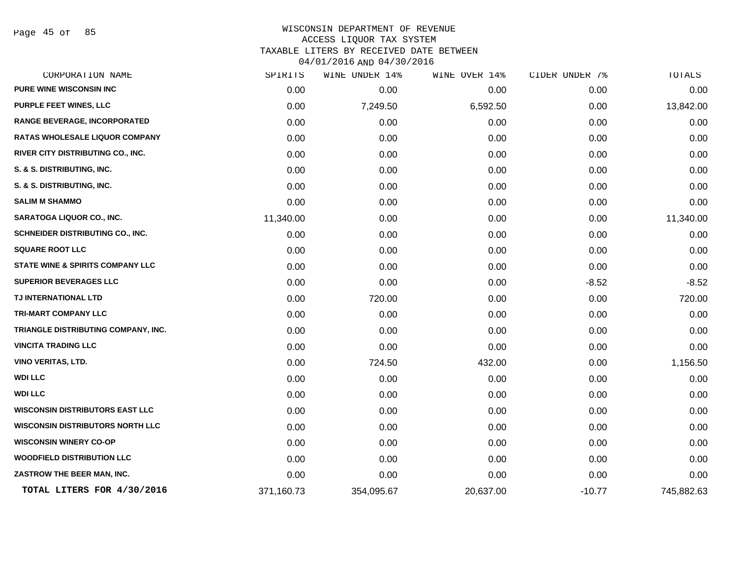WISCONSIN DEPARTMENT OF REVENUE
ACCESS LIQUOR TAX SYSTEM
TAXABLE LITERS BY RECEIVED DATE BETWEEN
04/01/2016 AND 04/30/2016

| CORPORATION NAME | SPIRITS | WINE UNDER 14% | WINE OVER 14% | CIDER UNDER 7% | TOTALS |
|---|---|---|---|---|---|
| PURE WINE WISCONSIN INC | 0.00 | 0.00 | 0.00 | 0.00 | 0.00 |
| PURPLE FEET WINES, LLC | 0.00 | 7,249.50 | 6,592.50 | 0.00 | 13,842.00 |
| RANGE BEVERAGE, INCORPORATED | 0.00 | 0.00 | 0.00 | 0.00 | 0.00 |
| RATAS WHOLESALE LIQUOR COMPANY | 0.00 | 0.00 | 0.00 | 0.00 | 0.00 |
| RIVER CITY DISTRIBUTING CO., INC. | 0.00 | 0.00 | 0.00 | 0.00 | 0.00 |
| S. & S. DISTRIBUTING, INC. | 0.00 | 0.00 | 0.00 | 0.00 | 0.00 |
| S. & S. DISTRIBUTING, INC. | 0.00 | 0.00 | 0.00 | 0.00 | 0.00 |
| SALIM M SHAMMO | 0.00 | 0.00 | 0.00 | 0.00 | 0.00 |
| SARATOGA LIQUOR CO., INC. | 11,340.00 | 0.00 | 0.00 | 0.00 | 11,340.00 |
| SCHNEIDER DISTRIBUTING CO., INC. | 0.00 | 0.00 | 0.00 | 0.00 | 0.00 |
| SQUARE ROOT LLC | 0.00 | 0.00 | 0.00 | 0.00 | 0.00 |
| STATE WINE & SPIRITS COMPANY LLC | 0.00 | 0.00 | 0.00 | 0.00 | 0.00 |
| SUPERIOR BEVERAGES LLC | 0.00 | 0.00 | 0.00 | -8.52 | -8.52 |
| TJ INTERNATIONAL LTD | 0.00 | 720.00 | 0.00 | 0.00 | 720.00 |
| TRI-MART COMPANY LLC | 0.00 | 0.00 | 0.00 | 0.00 | 0.00 |
| TRIANGLE DISTRIBUTING COMPANY, INC. | 0.00 | 0.00 | 0.00 | 0.00 | 0.00 |
| VINCITA TRADING LLC | 0.00 | 0.00 | 0.00 | 0.00 | 0.00 |
| VINO VERITAS, LTD. | 0.00 | 724.50 | 432.00 | 0.00 | 1,156.50 |
| WDI LLC | 0.00 | 0.00 | 0.00 | 0.00 | 0.00 |
| WDI LLC | 0.00 | 0.00 | 0.00 | 0.00 | 0.00 |
| WISCONSIN DISTRIBUTORS EAST LLC | 0.00 | 0.00 | 0.00 | 0.00 | 0.00 |
| WISCONSIN DISTRIBUTORS NORTH LLC | 0.00 | 0.00 | 0.00 | 0.00 | 0.00 |
| WISCONSIN WINERY CO-OP | 0.00 | 0.00 | 0.00 | 0.00 | 0.00 |
| WOODFIELD DISTRIBUTION LLC | 0.00 | 0.00 | 0.00 | 0.00 | 0.00 |
| ZASTROW THE BEER MAN, INC. | 0.00 | 0.00 | 0.00 | 0.00 | 0.00 |
| **TOTAL LITERS FOR 4/30/2016** | 371,160.73 | 354,095.67 | 20,637.00 | -10.77 | 745,882.63 |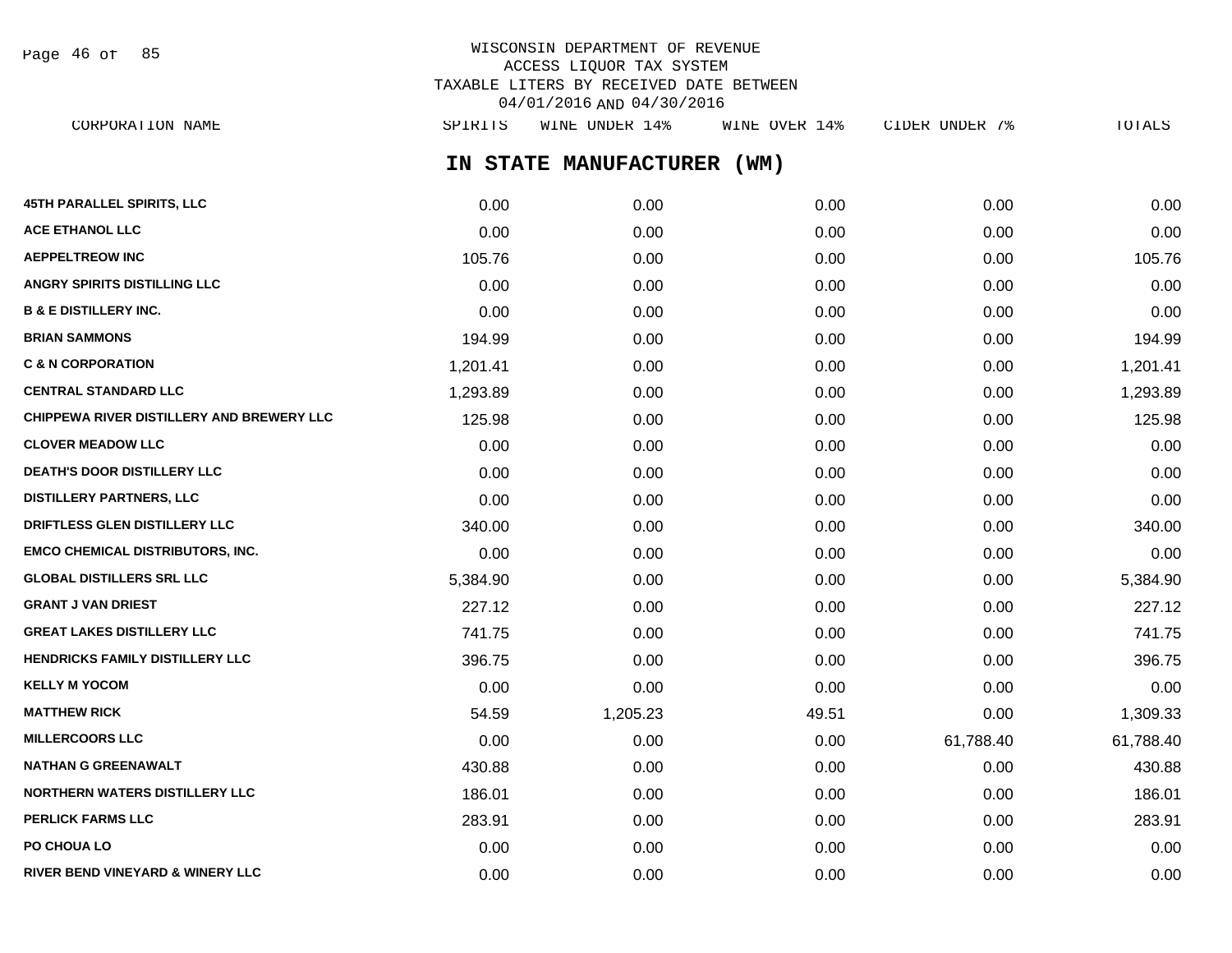WISCONSIN DEPARTMENT OF REVENUE
ACCESS LIQUOR TAX SYSTEM
TAXABLE LITERS BY RECEIVED DATE BETWEEN
04/01/2016 AND 04/30/2016

## IN STATE MANUFACTURER (WM)

| CORPORATION NAME | SPIRITS | WINE UNDER 14% | WINE OVER 14% | CIDER UNDER 7% | TOTALS |
|---|---|---|---|---|---|
| 45TH PARALLEL SPIRITS, LLC | 0.00 | 0.00 | 0.00 | 0.00 | 0.00 |
| ACE ETHANOL LLC | 0.00 | 0.00 | 0.00 | 0.00 | 0.00 |
| AEPPELTREOW INC | 105.76 | 0.00 | 0.00 | 0.00 | 105.76 |
| ANGRY SPIRITS DISTILLING LLC | 0.00 | 0.00 | 0.00 | 0.00 | 0.00 |
| B & E DISTILLERY INC. | 0.00 | 0.00 | 0.00 | 0.00 | 0.00 |
| BRIAN SAMMONS | 194.99 | 0.00 | 0.00 | 0.00 | 194.99 |
| C & N CORPORATION | 1,201.41 | 0.00 | 0.00 | 0.00 | 1,201.41 |
| CENTRAL STANDARD LLC | 1,293.89 | 0.00 | 0.00 | 0.00 | 1,293.89 |
| CHIPPEWA RIVER DISTILLERY AND BREWERY LLC | 125.98 | 0.00 | 0.00 | 0.00 | 125.98 |
| CLOVER MEADOW LLC | 0.00 | 0.00 | 0.00 | 0.00 | 0.00 |
| DEATH'S DOOR DISTILLERY LLC | 0.00 | 0.00 | 0.00 | 0.00 | 0.00 |
| DISTILLERY PARTNERS, LLC | 0.00 | 0.00 | 0.00 | 0.00 | 0.00 |
| DRIFTLESS GLEN DISTILLERY LLC | 340.00 | 0.00 | 0.00 | 0.00 | 340.00 |
| EMCO CHEMICAL DISTRIBUTORS, INC. | 0.00 | 0.00 | 0.00 | 0.00 | 0.00 |
| GLOBAL DISTILLERS SRL LLC | 5,384.90 | 0.00 | 0.00 | 0.00 | 5,384.90 |
| GRANT J VAN DRIEST | 227.12 | 0.00 | 0.00 | 0.00 | 227.12 |
| GREAT LAKES DISTILLERY LLC | 741.75 | 0.00 | 0.00 | 0.00 | 741.75 |
| HENDRICKS FAMILY DISTILLERY LLC | 396.75 | 0.00 | 0.00 | 0.00 | 396.75 |
| KELLY M YOCOM | 0.00 | 0.00 | 0.00 | 0.00 | 0.00 |
| MATTHEW RICK | 54.59 | 1,205.23 | 49.51 | 0.00 | 1,309.33 |
| MILLERCOORS LLC | 0.00 | 0.00 | 0.00 | 61,788.40 | 61,788.40 |
| NATHAN G GREENAWALT | 430.88 | 0.00 | 0.00 | 0.00 | 430.88 |
| NORTHERN WATERS DISTILLERY LLC | 186.01 | 0.00 | 0.00 | 0.00 | 186.01 |
| PERLICK FARMS LLC | 283.91 | 0.00 | 0.00 | 0.00 | 283.91 |
| PO CHOUA LO | 0.00 | 0.00 | 0.00 | 0.00 | 0.00 |
| RIVER BEND VINEYARD & WINERY LLC | 0.00 | 0.00 | 0.00 | 0.00 | 0.00 |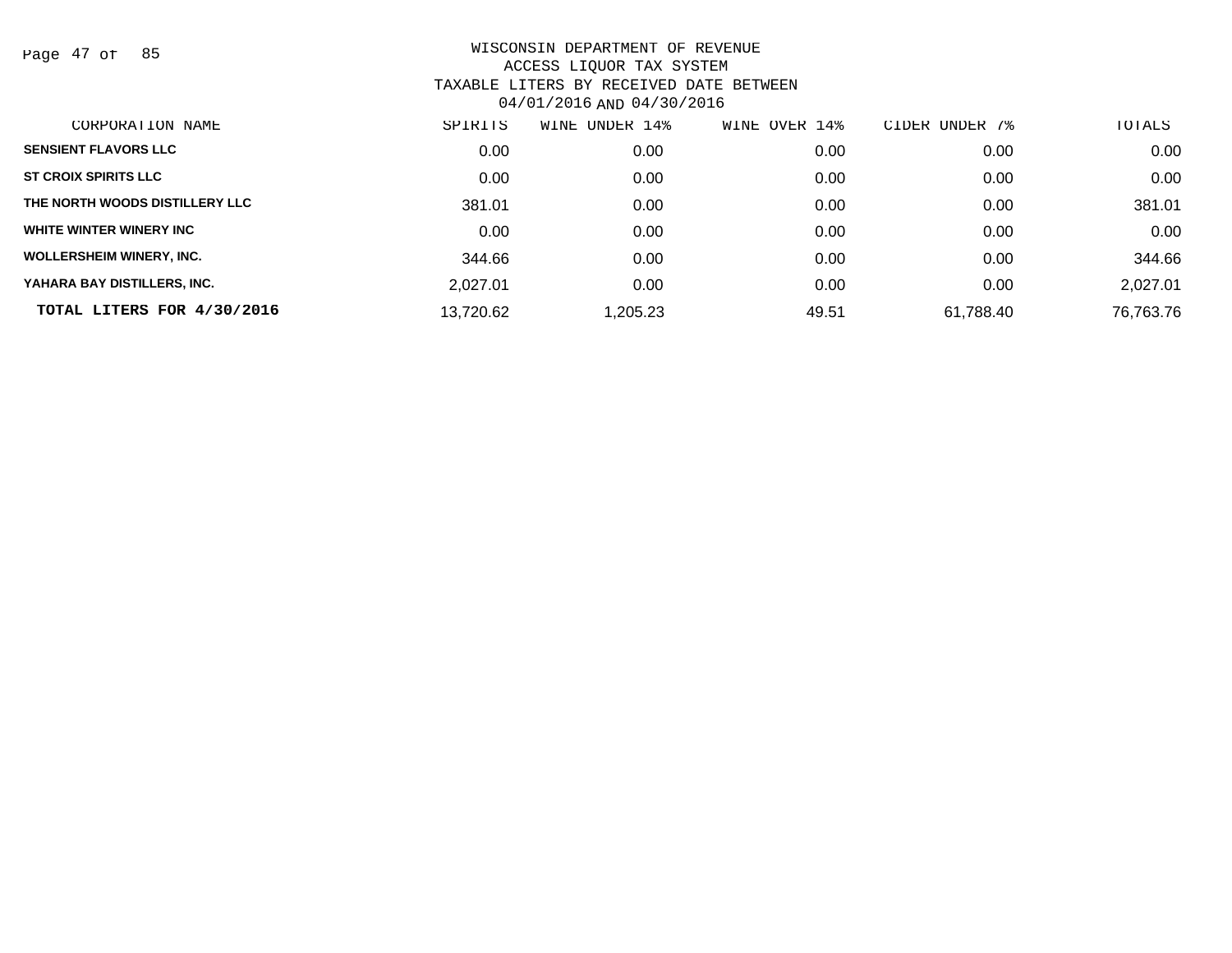WISCONSIN DEPARTMENT OF REVENUE
ACCESS LIQUOR TAX SYSTEM
TAXABLE LITERS BY RECEIVED DATE BETWEEN
04/01/2016 AND 04/30/2016

| CORPORATION NAME | SPIRITS | WINE UNDER 14% | WINE OVER 14% | CIDER UNDER 7% | TOTALS |
|---|---|---|---|---|---|
| SENSIENT FLAVORS LLC | 0.00 | 0.00 | 0.00 | 0.00 | 0.00 |
| ST CROIX SPIRITS LLC | 0.00 | 0.00 | 0.00 | 0.00 | 0.00 |
| THE NORTH WOODS DISTILLERY LLC | 381.01 | 0.00 | 0.00 | 0.00 | 381.01 |
| WHITE WINTER WINERY INC | 0.00 | 0.00 | 0.00 | 0.00 | 0.00 |
| WOLLERSHEIM WINERY, INC. | 344.66 | 0.00 | 0.00 | 0.00 | 344.66 |
| YAHARA BAY DISTILLERS, INC. | 2,027.01 | 0.00 | 0.00 | 0.00 | 2,027.01 |
| **TOTAL LITERS FOR 4/30/2016** | 13,720.62 | 1,205.23 | 49.51 | 61,788.40 | 76,763.76 |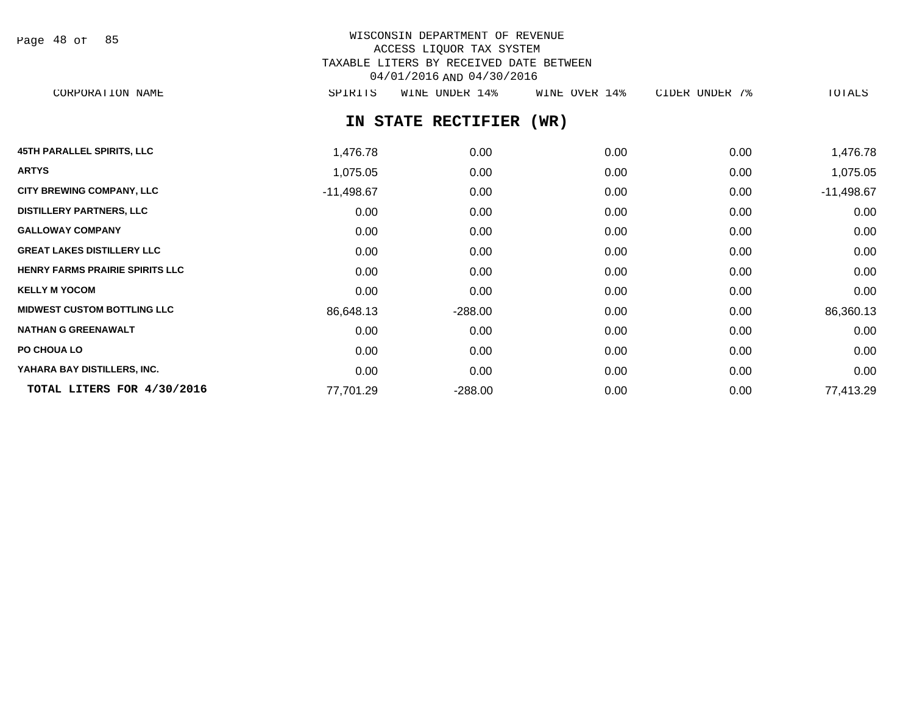WISCONSIN DEPARTMENT OF REVENUE
ACCESS LIQUOR TAX SYSTEM
TAXABLE LITERS BY RECEIVED DATE BETWEEN
04/01/2016 AND 04/30/2016

## IN STATE RECTIFIER (WR)

| CORPORATION NAME | SPIRITS | WINE UNDER 14% | WINE OVER 14% | CIDER UNDER 7% | TOTALS |
|---|---|---|---|---|---|
| 45TH PARALLEL SPIRITS, LLC | 1,476.78 | 0.00 | 0.00 | 0.00 | 1,476.78 |
| ARTYS | 1,075.05 | 0.00 | 0.00 | 0.00 | 1,075.05 |
| CITY BREWING COMPANY, LLC | -11,498.67 | 0.00 | 0.00 | 0.00 | -11,498.67 |
| DISTILLERY PARTNERS, LLC | 0.00 | 0.00 | 0.00 | 0.00 | 0.00 |
| GALLOWAY COMPANY | 0.00 | 0.00 | 0.00 | 0.00 | 0.00 |
| GREAT LAKES DISTILLERY LLC | 0.00 | 0.00 | 0.00 | 0.00 | 0.00 |
| HENRY FARMS PRAIRIE SPIRITS LLC | 0.00 | 0.00 | 0.00 | 0.00 | 0.00 |
| KELLY M YOCOM | 0.00 | 0.00 | 0.00 | 0.00 | 0.00 |
| MIDWEST CUSTOM BOTTLING LLC | 86,648.13 | -288.00 | 0.00 | 0.00 | 86,360.13 |
| NATHAN G GREENAWALT | 0.00 | 0.00 | 0.00 | 0.00 | 0.00 |
| PO CHOUA LO | 0.00 | 0.00 | 0.00 | 0.00 | 0.00 |
| YAHARA BAY DISTILLERS, INC. | 0.00 | 0.00 | 0.00 | 0.00 | 0.00 |
| **TOTAL LITERS FOR 4/30/2016** | 77,701.29 | -288.00 | 0.00 | 0.00 | 77,413.29 |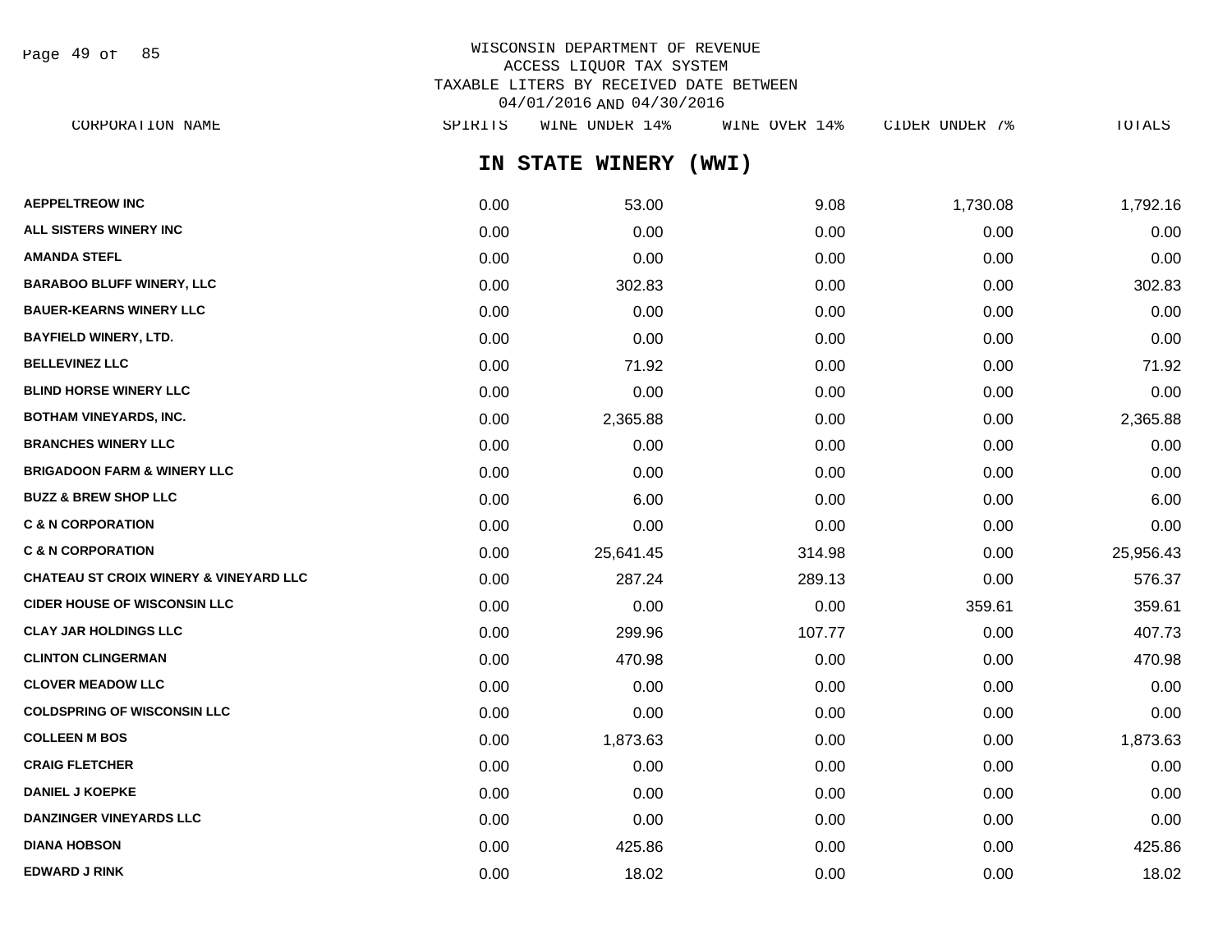WISCONSIN DEPARTMENT OF REVENUE
ACCESS LIQUOR TAX SYSTEM
TAXABLE LITERS BY RECEIVED DATE BETWEEN
04/01/2016 AND 04/30/2016

## IN STATE WINERY (WWI)

| CORPORATION NAME | SPIRITS | WINE UNDER 14% | WINE OVER 14% | CIDER UNDER 7% | TOTALS |
|---|---|---|---|---|---|
| AEPPELTREOW INC | 0.00 | 53.00 | 9.08 | 1,730.08 | 1,792.16 |
| ALL SISTERS WINERY INC | 0.00 | 0.00 | 0.00 | 0.00 | 0.00 |
| AMANDA STEFL | 0.00 | 0.00 | 0.00 | 0.00 | 0.00 |
| BARABOO BLUFF WINERY, LLC | 0.00 | 302.83 | 0.00 | 0.00 | 302.83 |
| BAUER-KEARNS WINERY LLC | 0.00 | 0.00 | 0.00 | 0.00 | 0.00 |
| BAYFIELD WINERY, LTD. | 0.00 | 0.00 | 0.00 | 0.00 | 0.00 |
| BELLEVINEZ LLC | 0.00 | 71.92 | 0.00 | 0.00 | 71.92 |
| BLIND HORSE WINERY LLC | 0.00 | 0.00 | 0.00 | 0.00 | 0.00 |
| BOTHAM VINEYARDS, INC. | 0.00 | 2,365.88 | 0.00 | 0.00 | 2,365.88 |
| BRANCHES WINERY LLC | 0.00 | 0.00 | 0.00 | 0.00 | 0.00 |
| BRIGADOON FARM & WINERY LLC | 0.00 | 0.00 | 0.00 | 0.00 | 0.00 |
| BUZZ & BREW SHOP LLC | 0.00 | 6.00 | 0.00 | 0.00 | 6.00 |
| C & N CORPORATION | 0.00 | 0.00 | 0.00 | 0.00 | 0.00 |
| C & N CORPORATION | 0.00 | 25,641.45 | 314.98 | 0.00 | 25,956.43 |
| CHATEAU ST CROIX WINERY & VINEYARD LLC | 0.00 | 287.24 | 289.13 | 0.00 | 576.37 |
| CIDER HOUSE OF WISCONSIN LLC | 0.00 | 0.00 | 0.00 | 359.61 | 359.61 |
| CLAY JAR HOLDINGS LLC | 0.00 | 299.96 | 107.77 | 0.00 | 407.73 |
| CLINTON CLINGERMAN | 0.00 | 470.98 | 0.00 | 0.00 | 470.98 |
| CLOVER MEADOW LLC | 0.00 | 0.00 | 0.00 | 0.00 | 0.00 |
| COLDSPRING OF WISCONSIN LLC | 0.00 | 0.00 | 0.00 | 0.00 | 0.00 |
| COLLEEN M BOS | 0.00 | 1,873.63 | 0.00 | 0.00 | 1,873.63 |
| CRAIG FLETCHER | 0.00 | 0.00 | 0.00 | 0.00 | 0.00 |
| DANIEL J KOEPKE | 0.00 | 0.00 | 0.00 | 0.00 | 0.00 |
| DANZINGER VINEYARDS LLC | 0.00 | 0.00 | 0.00 | 0.00 | 0.00 |
| DIANA HOBSON | 0.00 | 425.86 | 0.00 | 0.00 | 425.86 |
| EDWARD J RINK | 0.00 | 18.02 | 0.00 | 0.00 | 18.02 |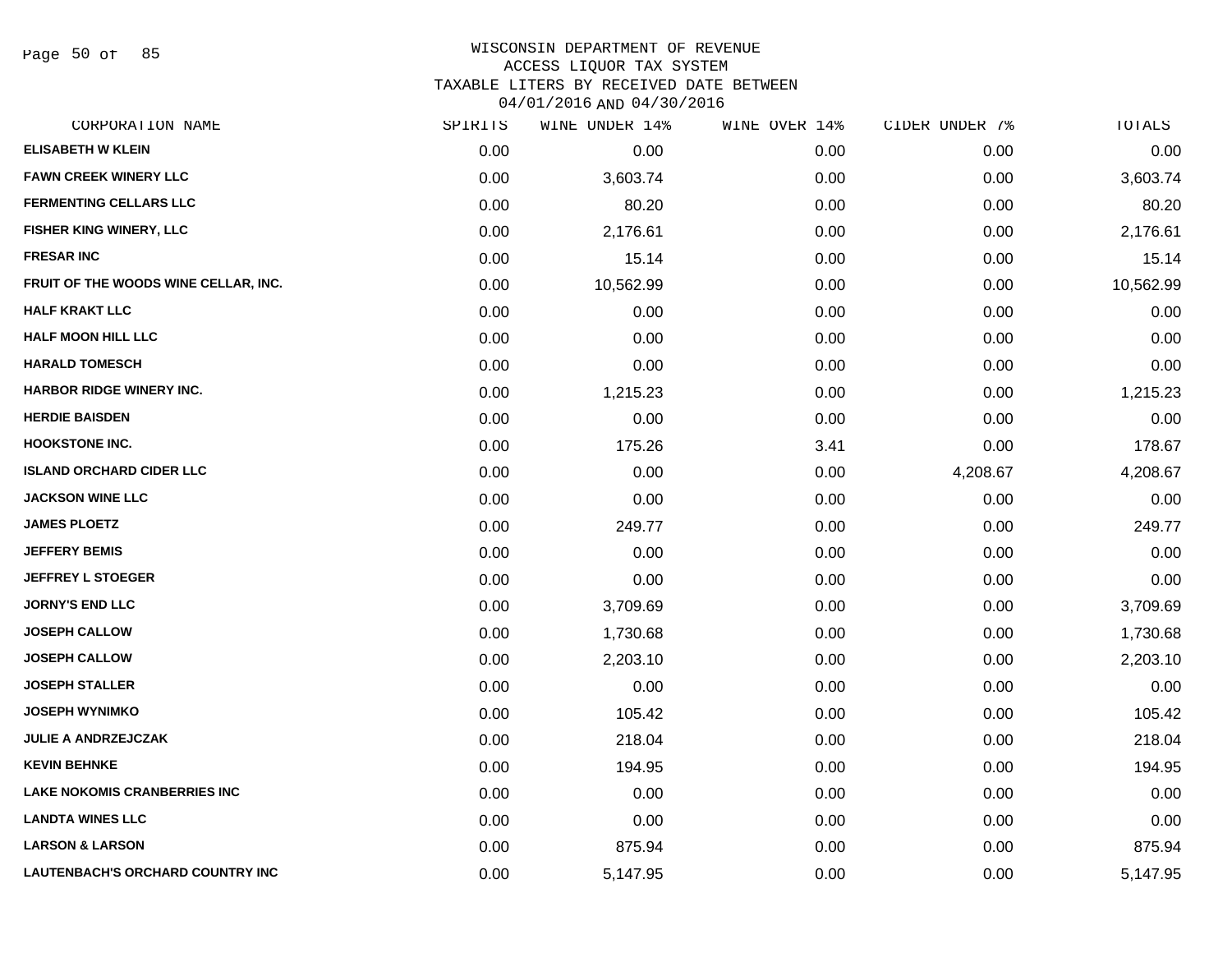WISCONSIN DEPARTMENT OF REVENUE
ACCESS LIQUOR TAX SYSTEM
TAXABLE LITERS BY RECEIVED DATE BETWEEN
04/01/2016 AND 04/30/2016

| CORPORATION NAME | SPIRITS | WINE UNDER 14% | WINE OVER 14% | CIDER UNDER 7% | TOTALS |
|---|---|---|---|---|---|
| ELISABETH W KLEIN | 0.00 | 0.00 | 0.00 | 0.00 | 0.00 |
| FAWN CREEK WINERY LLC | 0.00 | 3,603.74 | 0.00 | 0.00 | 3,603.74 |
| FERMENTING CELLARS LLC | 0.00 | 80.20 | 0.00 | 0.00 | 80.20 |
| FISHER KING WINERY, LLC | 0.00 | 2,176.61 | 0.00 | 0.00 | 2,176.61 |
| FRESAR INC | 0.00 | 15.14 | 0.00 | 0.00 | 15.14 |
| FRUIT OF THE WOODS WINE CELLAR, INC. | 0.00 | 10,562.99 | 0.00 | 0.00 | 10,562.99 |
| HALF KRAKT LLC | 0.00 | 0.00 | 0.00 | 0.00 | 0.00 |
| HALF MOON HILL LLC | 0.00 | 0.00 | 0.00 | 0.00 | 0.00 |
| HARALD TOMESCH | 0.00 | 0.00 | 0.00 | 0.00 | 0.00 |
| HARBOR RIDGE WINERY INC. | 0.00 | 1,215.23 | 0.00 | 0.00 | 1,215.23 |
| HERDIE BAISDEN | 0.00 | 0.00 | 0.00 | 0.00 | 0.00 |
| HOOKSTONE INC. | 0.00 | 175.26 | 3.41 | 0.00 | 178.67 |
| ISLAND ORCHARD CIDER LLC | 0.00 | 0.00 | 0.00 | 4,208.67 | 4,208.67 |
| JACKSON WINE LLC | 0.00 | 0.00 | 0.00 | 0.00 | 0.00 |
| JAMES PLOETZ | 0.00 | 249.77 | 0.00 | 0.00 | 249.77 |
| JEFFERY BEMIS | 0.00 | 0.00 | 0.00 | 0.00 | 0.00 |
| JEFFREY L STOEGER | 0.00 | 0.00 | 0.00 | 0.00 | 0.00 |
| JORNY'S END LLC | 0.00 | 3,709.69 | 0.00 | 0.00 | 3,709.69 |
| JOSEPH CALLOW | 0.00 | 1,730.68 | 0.00 | 0.00 | 1,730.68 |
| JOSEPH CALLOW | 0.00 | 2,203.10 | 0.00 | 0.00 | 2,203.10 |
| JOSEPH STALLER | 0.00 | 0.00 | 0.00 | 0.00 | 0.00 |
| JOSEPH WYNIMKO | 0.00 | 105.42 | 0.00 | 0.00 | 105.42 |
| JULIE A ANDRZEJCZAK | 0.00 | 218.04 | 0.00 | 0.00 | 218.04 |
| KEVIN BEHNKE | 0.00 | 194.95 | 0.00 | 0.00 | 194.95 |
| LAKE NOKOMIS CRANBERRIES INC | 0.00 | 0.00 | 0.00 | 0.00 | 0.00 |
| LANDTA WINES LLC | 0.00 | 0.00 | 0.00 | 0.00 | 0.00 |
| LARSON & LARSON | 0.00 | 875.94 | 0.00 | 0.00 | 875.94 |
| LAUTENBACH'S ORCHARD COUNTRY INC | 0.00 | 5,147.95 | 0.00 | 0.00 | 5,147.95 |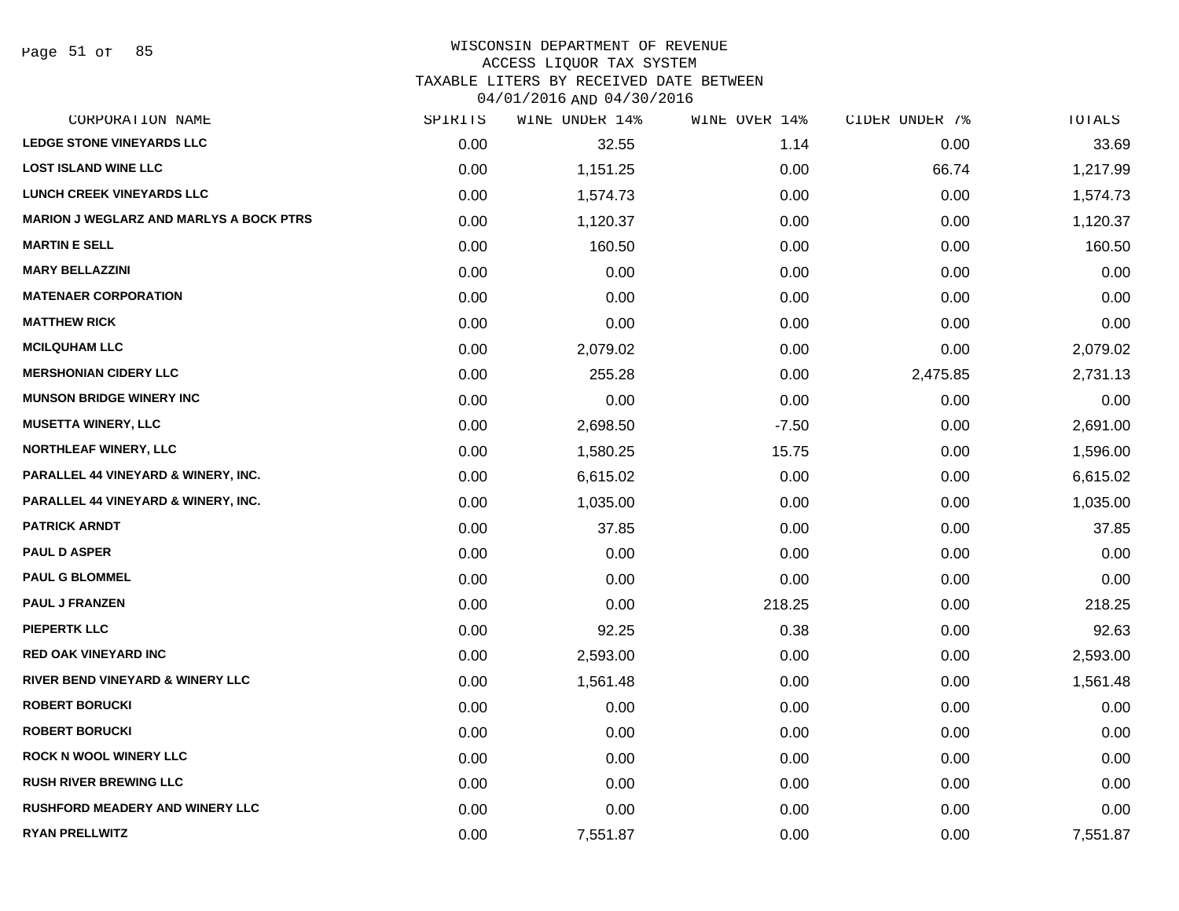WISCONSIN DEPARTMENT OF REVENUE
ACCESS LIQUOR TAX SYSTEM
TAXABLE LITERS BY RECEIVED DATE BETWEEN
04/01/2016 AND 04/30/2016

| CORPORATION NAME | SPIRITS | WINE UNDER 14% | WINE OVER 14% | CIDER UNDER 7% | TOTALS |
|---|---|---|---|---|---|
| LEDGE STONE VINEYARDS LLC | 0.00 | 32.55 | 1.14 | 0.00 | 33.69 |
| LOST ISLAND WINE LLC | 0.00 | 1,151.25 | 0.00 | 66.74 | 1,217.99 |
| LUNCH CREEK VINEYARDS LLC | 0.00 | 1,574.73 | 0.00 | 0.00 | 1,574.73 |
| MARION J WEGLARZ AND MARLYS A BOCK PTRS | 0.00 | 1,120.37 | 0.00 | 0.00 | 1,120.37 |
| MARTIN E SELL | 0.00 | 160.50 | 0.00 | 0.00 | 160.50 |
| MARY BELLAZZINI | 0.00 | 0.00 | 0.00 | 0.00 | 0.00 |
| MATENAER CORPORATION | 0.00 | 0.00 | 0.00 | 0.00 | 0.00 |
| MATTHEW RICK | 0.00 | 0.00 | 0.00 | 0.00 | 0.00 |
| MCILQUHAM LLC | 0.00 | 2,079.02 | 0.00 | 0.00 | 2,079.02 |
| MERSHONIAN CIDERY LLC | 0.00 | 255.28 | 0.00 | 2,475.85 | 2,731.13 |
| MUNSON BRIDGE WINERY INC | 0.00 | 0.00 | 0.00 | 0.00 | 0.00 |
| MUSETTA WINERY, LLC | 0.00 | 2,698.50 | -7.50 | 0.00 | 2,691.00 |
| NORTHLEAF WINERY, LLC | 0.00 | 1,580.25 | 15.75 | 0.00 | 1,596.00 |
| PARALLEL 44 VINEYARD & WINERY, INC. | 0.00 | 6,615.02 | 0.00 | 0.00 | 6,615.02 |
| PARALLEL 44 VINEYARD & WINERY, INC. | 0.00 | 1,035.00 | 0.00 | 0.00 | 1,035.00 |
| PATRICK ARNDT | 0.00 | 37.85 | 0.00 | 0.00 | 37.85 |
| PAUL D ASPER | 0.00 | 0.00 | 0.00 | 0.00 | 0.00 |
| PAUL G BLOMMEL | 0.00 | 0.00 | 0.00 | 0.00 | 0.00 |
| PAUL J FRANZEN | 0.00 | 0.00 | 218.25 | 0.00 | 218.25 |
| PIEPERTK LLC | 0.00 | 92.25 | 0.38 | 0.00 | 92.63 |
| RED OAK VINEYARD INC | 0.00 | 2,593.00 | 0.00 | 0.00 | 2,593.00 |
| RIVER BEND VINEYARD & WINERY LLC | 0.00 | 1,561.48 | 0.00 | 0.00 | 1,561.48 |
| ROBERT BORUCKI | 0.00 | 0.00 | 0.00 | 0.00 | 0.00 |
| ROBERT BORUCKI | 0.00 | 0.00 | 0.00 | 0.00 | 0.00 |
| ROCK N WOOL WINERY LLC | 0.00 | 0.00 | 0.00 | 0.00 | 0.00 |
| RUSH RIVER BREWING LLC | 0.00 | 0.00 | 0.00 | 0.00 | 0.00 |
| RUSHFORD MEADERY AND WINERY LLC | 0.00 | 0.00 | 0.00 | 0.00 | 0.00 |
| RYAN PRELLWITZ | 0.00 | 7,551.87 | 0.00 | 0.00 | 7,551.87 |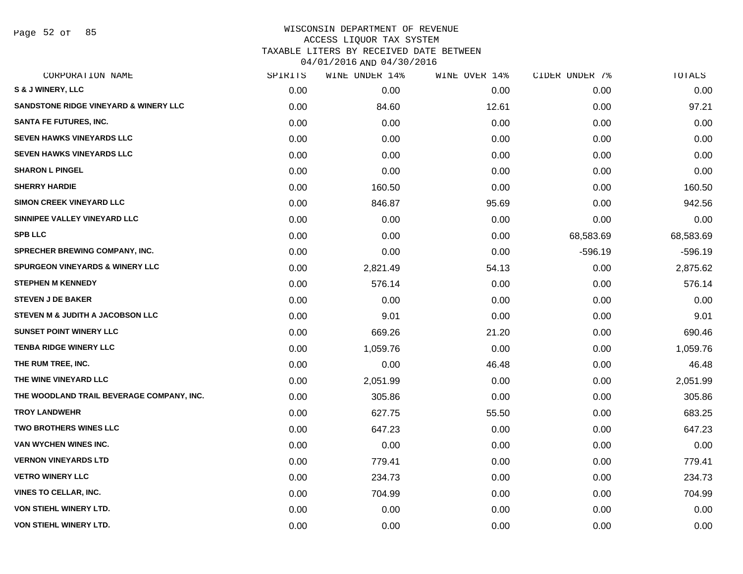WISCONSIN DEPARTMENT OF REVENUE
ACCESS LIQUOR TAX SYSTEM
TAXABLE LITERS BY RECEIVED DATE BETWEEN
04/01/2016 AND 04/30/2016

| CORPORATION NAME | SPIRITS | WINE UNDER 14% | WINE OVER 14% | CIDER UNDER 7% | TOTALS |
|---|---|---|---|---|---|
| S & J WINERY, LLC | 0.00 | 0.00 | 0.00 | 0.00 | 0.00 |
| SANDSTONE RIDGE VINEYARD & WINERY LLC | 0.00 | 84.60 | 12.61 | 0.00 | 97.21 |
| SANTA FE FUTURES, INC. | 0.00 | 0.00 | 0.00 | 0.00 | 0.00 |
| SEVEN HAWKS VINEYARDS LLC | 0.00 | 0.00 | 0.00 | 0.00 | 0.00 |
| SEVEN HAWKS VINEYARDS LLC | 0.00 | 0.00 | 0.00 | 0.00 | 0.00 |
| SHARON L PINGEL | 0.00 | 0.00 | 0.00 | 0.00 | 0.00 |
| SHERRY HARDIE | 0.00 | 160.50 | 0.00 | 0.00 | 160.50 |
| SIMON CREEK VINEYARD LLC | 0.00 | 846.87 | 95.69 | 0.00 | 942.56 |
| SINNIPEE VALLEY VINEYARD LLC | 0.00 | 0.00 | 0.00 | 0.00 | 0.00 |
| SPB LLC | 0.00 | 0.00 | 0.00 | 68,583.69 | 68,583.69 |
| SPRECHER BREWING COMPANY, INC. | 0.00 | 0.00 | 0.00 | -596.19 | -596.19 |
| SPURGEON VINEYARDS & WINERY LLC | 0.00 | 2,821.49 | 54.13 | 0.00 | 2,875.62 |
| STEPHEN M KENNEDY | 0.00 | 576.14 | 0.00 | 0.00 | 576.14 |
| STEVEN J DE BAKER | 0.00 | 0.00 | 0.00 | 0.00 | 0.00 |
| STEVEN M & JUDITH A JACOBSON LLC | 0.00 | 9.01 | 0.00 | 0.00 | 9.01 |
| SUNSET POINT WINERY LLC | 0.00 | 669.26 | 21.20 | 0.00 | 690.46 |
| TENBA RIDGE WINERY LLC | 0.00 | 1,059.76 | 0.00 | 0.00 | 1,059.76 |
| THE RUM TREE, INC. | 0.00 | 0.00 | 46.48 | 0.00 | 46.48 |
| THE WINE VINEYARD LLC | 0.00 | 2,051.99 | 0.00 | 0.00 | 2,051.99 |
| THE WOODLAND TRAIL BEVERAGE COMPANY, INC. | 0.00 | 305.86 | 0.00 | 0.00 | 305.86 |
| TROY LANDWEHR | 0.00 | 627.75 | 55.50 | 0.00 | 683.25 |
| TWO BROTHERS WINES LLC | 0.00 | 647.23 | 0.00 | 0.00 | 647.23 |
| VAN WYCHEN WINES INC. | 0.00 | 0.00 | 0.00 | 0.00 | 0.00 |
| VERNON VINEYARDS LTD | 0.00 | 779.41 | 0.00 | 0.00 | 779.41 |
| VETRO WINERY LLC | 0.00 | 234.73 | 0.00 | 0.00 | 234.73 |
| VINES TO CELLAR, INC. | 0.00 | 704.99 | 0.00 | 0.00 | 704.99 |
| VON STIEHL WINERY LTD. | 0.00 | 0.00 | 0.00 | 0.00 | 0.00 |
| VON STIEHL WINERY LTD. | 0.00 | 0.00 | 0.00 | 0.00 | 0.00 |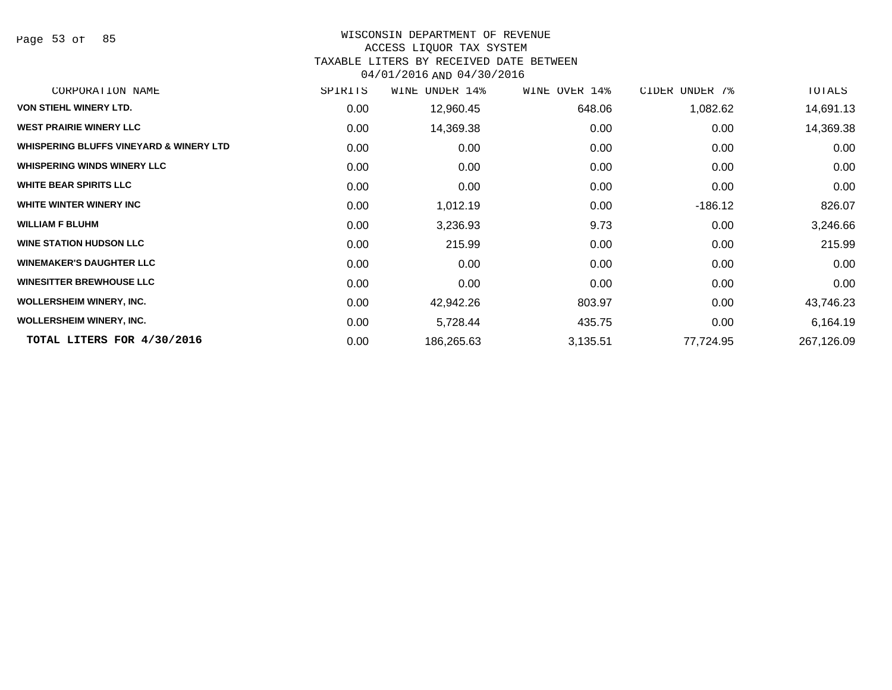# WISCONSIN DEPARTMENT OF REVENUE
ACCESS LIQUOR TAX SYSTEM
TAXABLE LITERS BY RECEIVED DATE BETWEEN
04/01/2016 AND 04/30/2016

| CORPORATION NAME | SPIRITS | WINE UNDER 14% | WINE OVER 14% | CIDER UNDER 7% | TOTALS |
|---|---|---|---|---|---|
| VON STIEHL WINERY LTD. | 0.00 | 12,960.45 | 648.06 | 1,082.62 | 14,691.13 |
| WEST PRAIRIE WINERY LLC | 0.00 | 14,369.38 | 0.00 | 0.00 | 14,369.38 |
| WHISPERING BLUFFS VINEYARD & WINERY LTD | 0.00 | 0.00 | 0.00 | 0.00 | 0.00 |
| WHISPERING WINDS WINERY LLC | 0.00 | 0.00 | 0.00 | 0.00 | 0.00 |
| WHITE BEAR SPIRITS LLC | 0.00 | 0.00 | 0.00 | 0.00 | 0.00 |
| WHITE WINTER WINERY INC | 0.00 | 1,012.19 | 0.00 | -186.12 | 826.07 |
| WILLIAM F BLUHM | 0.00 | 3,236.93 | 9.73 | 0.00 | 3,246.66 |
| WINE STATION HUDSON LLC | 0.00 | 215.99 | 0.00 | 0.00 | 215.99 |
| WINEMAKER'S DAUGHTER LLC | 0.00 | 0.00 | 0.00 | 0.00 | 0.00 |
| WINESITTER BREWHOUSE LLC | 0.00 | 0.00 | 0.00 | 0.00 | 0.00 |
| WOLLERSHEIM WINERY, INC. | 0.00 | 42,942.26 | 803.97 | 0.00 | 43,746.23 |
| WOLLERSHEIM WINERY, INC. | 0.00 | 5,728.44 | 435.75 | 0.00 | 6,164.19 |
| **TOTAL LITERS FOR 4/30/2016** | 0.00 | 186,265.63 | 3,135.51 | 77,724.95 | 267,126.09 |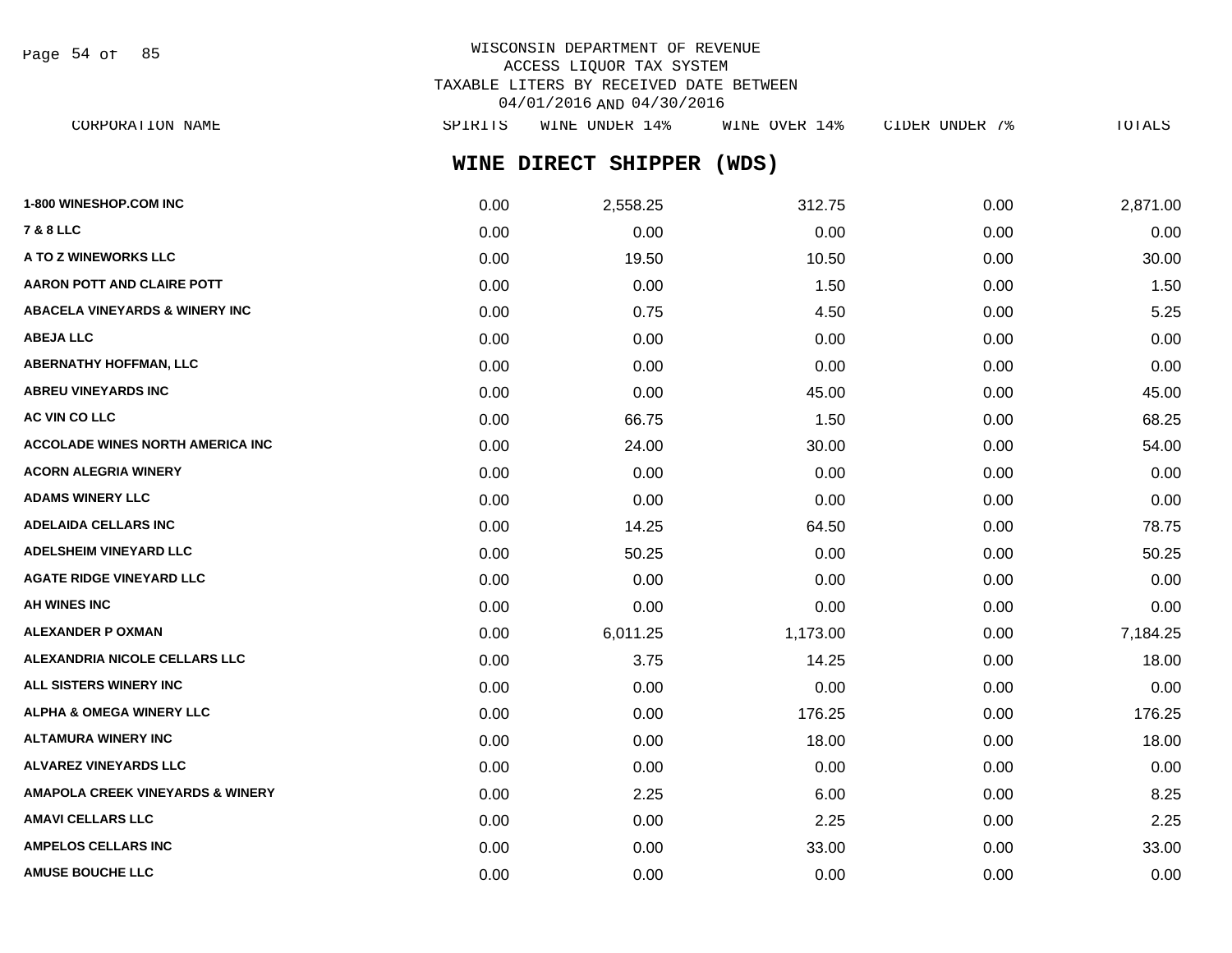WISCONSIN DEPARTMENT OF REVENUE
ACCESS LIQUOR TAX SYSTEM
TAXABLE LITERS BY RECEIVED DATE BETWEEN
04/01/2016 AND 04/30/2016

## WINE DIRECT SHIPPER (WDS)

| CORPORATION NAME | SPIRITS | WINE UNDER 14% | WINE OVER 14% | CIDER UNDER 7% | TOTALS |
|---|---|---|---|---|---|
| 1-800 WINESHOP.COM INC | 0.00 | 2,558.25 | 312.75 | 0.00 | 2,871.00 |
| 7 & 8 LLC | 0.00 | 0.00 | 0.00 | 0.00 | 0.00 |
| A TO Z WINEWORKS LLC | 0.00 | 19.50 | 10.50 | 0.00 | 30.00 |
| AARON POTT AND CLAIRE POTT | 0.00 | 0.00 | 1.50 | 0.00 | 1.50 |
| ABACELA VINEYARDS & WINERY INC | 0.00 | 0.75 | 4.50 | 0.00 | 5.25 |
| ABEJA LLC | 0.00 | 0.00 | 0.00 | 0.00 | 0.00 |
| ABERNATHY HOFFMAN, LLC | 0.00 | 0.00 | 0.00 | 0.00 | 0.00 |
| ABREU VINEYARDS INC | 0.00 | 0.00 | 45.00 | 0.00 | 45.00 |
| AC VIN CO LLC | 0.00 | 66.75 | 1.50 | 0.00 | 68.25 |
| ACCOLADE WINES NORTH AMERICA INC | 0.00 | 24.00 | 30.00 | 0.00 | 54.00 |
| ACORN ALEGRIA WINERY | 0.00 | 0.00 | 0.00 | 0.00 | 0.00 |
| ADAMS WINERY LLC | 0.00 | 0.00 | 0.00 | 0.00 | 0.00 |
| ADELAIDA CELLARS INC | 0.00 | 14.25 | 64.50 | 0.00 | 78.75 |
| ADELSHEIM VINEYARD LLC | 0.00 | 50.25 | 0.00 | 0.00 | 50.25 |
| AGATE RIDGE VINEYARD LLC | 0.00 | 0.00 | 0.00 | 0.00 | 0.00 |
| AH WINES INC | 0.00 | 0.00 | 0.00 | 0.00 | 0.00 |
| ALEXANDER P OXMAN | 0.00 | 6,011.25 | 1,173.00 | 0.00 | 7,184.25 |
| ALEXANDRIA NICOLE CELLARS LLC | 0.00 | 3.75 | 14.25 | 0.00 | 18.00 |
| ALL SISTERS WINERY INC | 0.00 | 0.00 | 0.00 | 0.00 | 0.00 |
| ALPHA & OMEGA WINERY LLC | 0.00 | 0.00 | 176.25 | 0.00 | 176.25 |
| ALTAMURA WINERY INC | 0.00 | 0.00 | 18.00 | 0.00 | 18.00 |
| ALVAREZ VINEYARDS LLC | 0.00 | 0.00 | 0.00 | 0.00 | 0.00 |
| AMAPOLA CREEK VINEYARDS & WINERY | 0.00 | 2.25 | 6.00 | 0.00 | 8.25 |
| AMAVI CELLARS LLC | 0.00 | 0.00 | 2.25 | 0.00 | 2.25 |
| AMPELOS CELLARS INC | 0.00 | 0.00 | 33.00 | 0.00 | 33.00 |
| AMUSE BOUCHE LLC | 0.00 | 0.00 | 0.00 | 0.00 | 0.00 |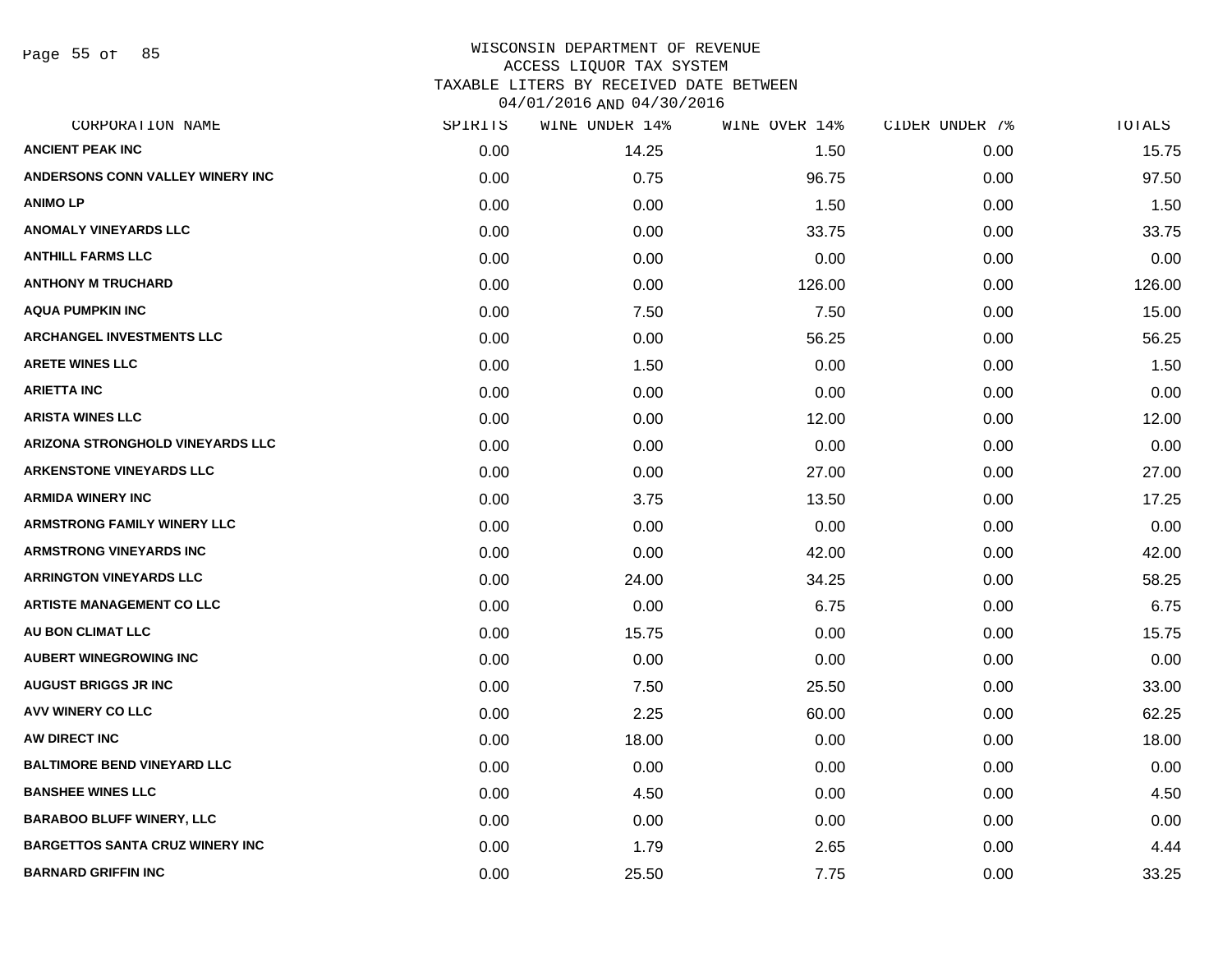WISCONSIN DEPARTMENT OF REVENUE
ACCESS LIQUOR TAX SYSTEM
TAXABLE LITERS BY RECEIVED DATE BETWEEN
04/01/2016 AND 04/30/2016

| CORPORATION NAME | SPIRITS | WINE UNDER 14% | WINE OVER 14% | CIDER UNDER 7% | TOTALS |
|---|---|---|---|---|---|
| ANCIENT PEAK INC | 0.00 | 14.25 | 1.50 | 0.00 | 15.75 |
| ANDERSONS CONN VALLEY WINERY INC | 0.00 | 0.75 | 96.75 | 0.00 | 97.50 |
| ANIMO LP | 0.00 | 0.00 | 1.50 | 0.00 | 1.50 |
| ANOMALY VINEYARDS LLC | 0.00 | 0.00 | 33.75 | 0.00 | 33.75 |
| ANTHILL FARMS LLC | 0.00 | 0.00 | 0.00 | 0.00 | 0.00 |
| ANTHONY M TRUCHARD | 0.00 | 0.00 | 126.00 | 0.00 | 126.00 |
| AQUA PUMPKIN INC | 0.00 | 7.50 | 7.50 | 0.00 | 15.00 |
| ARCHANGEL INVESTMENTS LLC | 0.00 | 0.00 | 56.25 | 0.00 | 56.25 |
| ARETE WINES LLC | 0.00 | 1.50 | 0.00 | 0.00 | 1.50 |
| ARIETTA INC | 0.00 | 0.00 | 0.00 | 0.00 | 0.00 |
| ARISTA WINES LLC | 0.00 | 0.00 | 12.00 | 0.00 | 12.00 |
| ARIZONA STRONGHOLD VINEYARDS LLC | 0.00 | 0.00 | 0.00 | 0.00 | 0.00 |
| ARKENSTONE VINEYARDS LLC | 0.00 | 0.00 | 27.00 | 0.00 | 27.00 |
| ARMIDA WINERY INC | 0.00 | 3.75 | 13.50 | 0.00 | 17.25 |
| ARMSTRONG FAMILY WINERY LLC | 0.00 | 0.00 | 0.00 | 0.00 | 0.00 |
| ARMSTRONG VINEYARDS INC | 0.00 | 0.00 | 42.00 | 0.00 | 42.00 |
| ARRINGTON VINEYARDS LLC | 0.00 | 24.00 | 34.25 | 0.00 | 58.25 |
| ARTISTE MANAGEMENT CO LLC | 0.00 | 0.00 | 6.75 | 0.00 | 6.75 |
| AU BON CLIMAT LLC | 0.00 | 15.75 | 0.00 | 0.00 | 15.75 |
| AUBERT WINEGROWING INC | 0.00 | 0.00 | 0.00 | 0.00 | 0.00 |
| AUGUST BRIGGS JR INC | 0.00 | 7.50 | 25.50 | 0.00 | 33.00 |
| AVV WINERY CO LLC | 0.00 | 2.25 | 60.00 | 0.00 | 62.25 |
| AW DIRECT INC | 0.00 | 18.00 | 0.00 | 0.00 | 18.00 |
| BALTIMORE BEND VINEYARD LLC | 0.00 | 0.00 | 0.00 | 0.00 | 0.00 |
| BANSHEE WINES LLC | 0.00 | 4.50 | 0.00 | 0.00 | 4.50 |
| BARABOO BLUFF WINERY, LLC | 0.00 | 0.00 | 0.00 | 0.00 | 0.00 |
| BARGETTOS SANTA CRUZ WINERY INC | 0.00 | 1.79 | 2.65 | 0.00 | 4.44 |
| BARNARD GRIFFIN INC | 0.00 | 25.50 | 7.75 | 0.00 | 33.25 |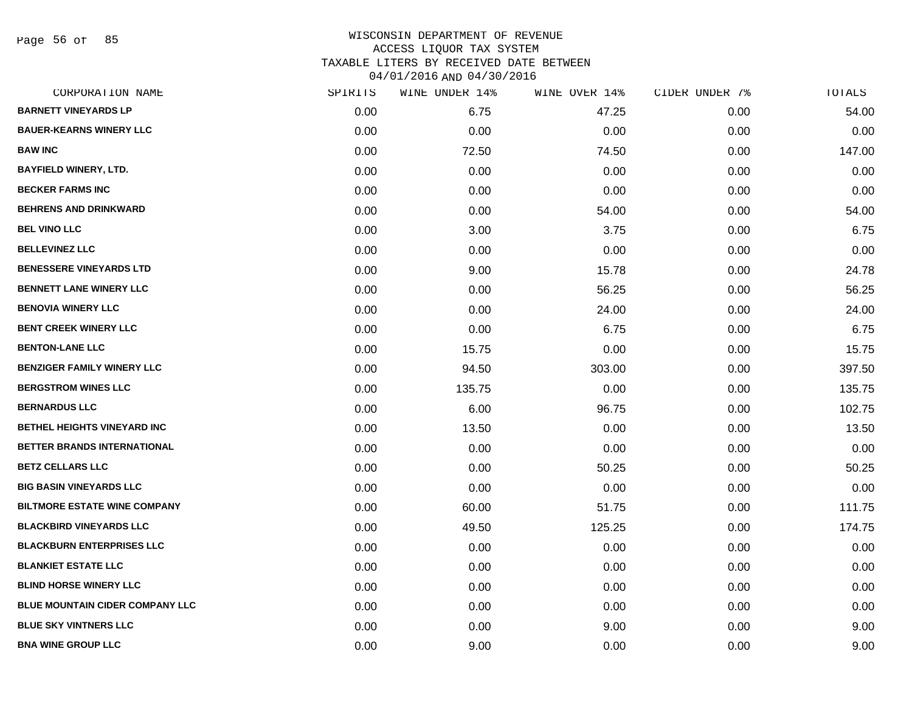# WISCONSIN DEPARTMENT OF REVENUE
## ACCESS LIQUOR TAX SYSTEM
## TAXABLE LITERS BY RECEIVED DATE BETWEEN 04/01/2016 AND 04/30/2016

| CORPORATION NAME | SPIRITS | WINE UNDER 14% | WINE OVER 14% | CIDER UNDER 7% | TOTALS |
|---|---|---|---|---|---|
| **BARNETT VINEYARDS LP** | 0.00 | 6.75 | 47.25 | 0.00 | 54.00 |
| **BAUER-KEARNS WINERY LLC** | 0.00 | 0.00 | 0.00 | 0.00 | 0.00 |
| **BAW INC** | 0.00 | 72.50 | 74.50 | 0.00 | 147.00 |
| **BAYFIELD WINERY, LTD.** | 0.00 | 0.00 | 0.00 | 0.00 | 0.00 |
| **BECKER FARMS INC** | 0.00 | 0.00 | 0.00 | 0.00 | 0.00 |
| **BEHRENS AND DRINKWARD** | 0.00 | 0.00 | 54.00 | 0.00 | 54.00 |
| **BEL VINO LLC** | 0.00 | 3.00 | 3.75 | 0.00 | 6.75 |
| **BELLEVINEZ LLC** | 0.00 | 0.00 | 0.00 | 0.00 | 0.00 |
| **BENESSERE VINEYARDS LTD** | 0.00 | 9.00 | 15.78 | 0.00 | 24.78 |
| **BENNETT LANE WINERY LLC** | 0.00 | 0.00 | 56.25 | 0.00 | 56.25 |
| **BENOVIA WINERY LLC** | 0.00 | 0.00 | 24.00 | 0.00 | 24.00 |
| **BENT CREEK WINERY LLC** | 0.00 | 0.00 | 6.75 | 0.00 | 6.75 |
| **BENTON-LANE LLC** | 0.00 | 15.75 | 0.00 | 0.00 | 15.75 |
| **BENZIGER FAMILY WINERY LLC** | 0.00 | 94.50 | 303.00 | 0.00 | 397.50 |
| **BERGSTROM WINES LLC** | 0.00 | 135.75 | 0.00 | 0.00 | 135.75 |
| **BERNARDUS LLC** | 0.00 | 6.00 | 96.75 | 0.00 | 102.75 |
| **BETHEL HEIGHTS VINEYARD INC** | 0.00 | 13.50 | 0.00 | 0.00 | 13.50 |
| **BETTER BRANDS INTERNATIONAL** | 0.00 | 0.00 | 0.00 | 0.00 | 0.00 |
| **BETZ CELLARS LLC** | 0.00 | 0.00 | 50.25 | 0.00 | 50.25 |
| **BIG BASIN VINEYARDS LLC** | 0.00 | 0.00 | 0.00 | 0.00 | 0.00 |
| **BILTMORE ESTATE WINE COMPANY** | 0.00 | 60.00 | 51.75 | 0.00 | 111.75 |
| **BLACKBIRD VINEYARDS LLC** | 0.00 | 49.50 | 125.25 | 0.00 | 174.75 |
| **BLACKBURN ENTERPRISES LLC** | 0.00 | 0.00 | 0.00 | 0.00 | 0.00 |
| **BLANKIET ESTATE LLC** | 0.00 | 0.00 | 0.00 | 0.00 | 0.00 |
| **BLIND HORSE WINERY LLC** | 0.00 | 0.00 | 0.00 | 0.00 | 0.00 |
| **BLUE MOUNTAIN CIDER COMPANY LLC** | 0.00 | 0.00 | 0.00 | 0.00 | 0.00 |
| **BLUE SKY VINTNERS LLC** | 0.00 | 0.00 | 9.00 | 0.00 | 9.00 |
| **BNA WINE GROUP LLC** | 0.00 | 9.00 | 0.00 | 0.00 | 9.00 |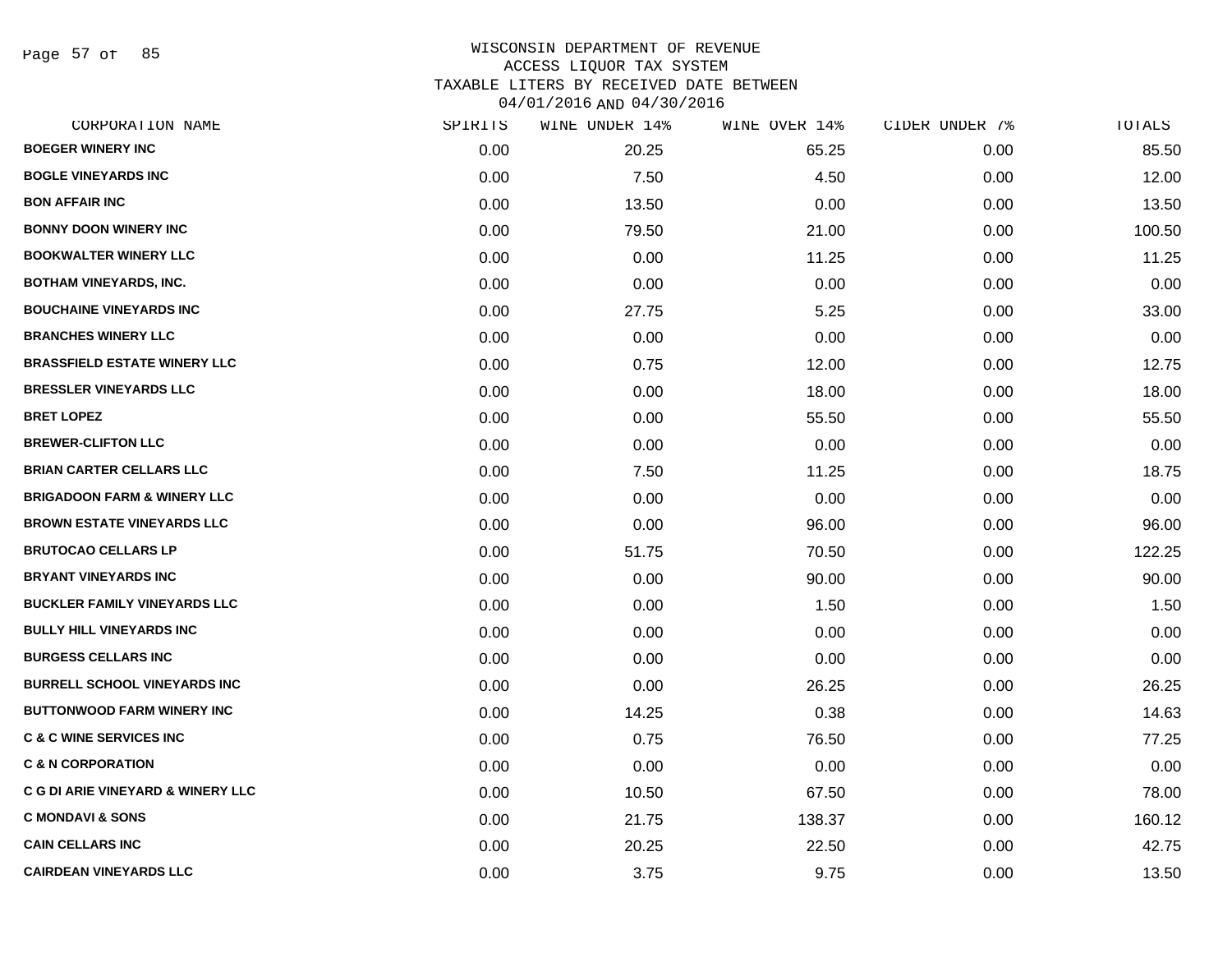# WISCONSIN DEPARTMENT OF REVENUE
## ACCESS LIQUOR TAX SYSTEM
## TAXABLE LITERS BY RECEIVED DATE BETWEEN 04/01/2016 AND 04/30/2016

| CORPORATION NAME | SPIRITS | WINE UNDER 14% | WINE OVER 14% | CIDER UNDER 7% | TOTALS |
|---|---|---|---|---|---|
| BOEGER WINERY INC | 0.00 | 20.25 | 65.25 | 0.00 | 85.50 |
| BOGLE VINEYARDS INC | 0.00 | 7.50 | 4.50 | 0.00 | 12.00 |
| BON AFFAIR INC | 0.00 | 13.50 | 0.00 | 0.00 | 13.50 |
| BONNY DOON WINERY INC | 0.00 | 79.50 | 21.00 | 0.00 | 100.50 |
| BOOKWALTER WINERY LLC | 0.00 | 0.00 | 11.25 | 0.00 | 11.25 |
| BOTHAM VINEYARDS, INC. | 0.00 | 0.00 | 0.00 | 0.00 | 0.00 |
| BOUCHAINE VINEYARDS INC | 0.00 | 27.75 | 5.25 | 0.00 | 33.00 |
| BRANCHES WINERY LLC | 0.00 | 0.00 | 0.00 | 0.00 | 0.00 |
| BRASSFIELD ESTATE WINERY LLC | 0.00 | 0.75 | 12.00 | 0.00 | 12.75 |
| BRESSLER VINEYARDS LLC | 0.00 | 0.00 | 18.00 | 0.00 | 18.00 |
| BRET LOPEZ | 0.00 | 0.00 | 55.50 | 0.00 | 55.50 |
| BREWER-CLIFTON LLC | 0.00 | 0.00 | 0.00 | 0.00 | 0.00 |
| BRIAN CARTER CELLARS LLC | 0.00 | 7.50 | 11.25 | 0.00 | 18.75 |
| BRIGADOON FARM & WINERY LLC | 0.00 | 0.00 | 0.00 | 0.00 | 0.00 |
| BROWN ESTATE VINEYARDS LLC | 0.00 | 0.00 | 96.00 | 0.00 | 96.00 |
| BRUTOCAO CELLARS LP | 0.00 | 51.75 | 70.50 | 0.00 | 122.25 |
| BRYANT VINEYARDS INC | 0.00 | 0.00 | 90.00 | 0.00 | 90.00 |
| BUCKLER FAMILY VINEYARDS LLC | 0.00 | 0.00 | 1.50 | 0.00 | 1.50 |
| BULLY HILL VINEYARDS INC | 0.00 | 0.00 | 0.00 | 0.00 | 0.00 |
| BURGESS CELLARS INC | 0.00 | 0.00 | 0.00 | 0.00 | 0.00 |
| BURRELL SCHOOL VINEYARDS INC | 0.00 | 0.00 | 26.25 | 0.00 | 26.25 |
| BUTTONWOOD FARM WINERY INC | 0.00 | 14.25 | 0.38 | 0.00 | 14.63 |
| C & C WINE SERVICES INC | 0.00 | 0.75 | 76.50 | 0.00 | 77.25 |
| C & N CORPORATION | 0.00 | 0.00 | 0.00 | 0.00 | 0.00 |
| C G DI ARIE VINEYARD & WINERY LLC | 0.00 | 10.50 | 67.50 | 0.00 | 78.00 |
| C MONDAVI & SONS | 0.00 | 21.75 | 138.37 | 0.00 | 160.12 |
| CAIN CELLARS INC | 0.00 | 20.25 | 22.50 | 0.00 | 42.75 |
| CAIRDEAN VINEYARDS LLC | 0.00 | 3.75 | 9.75 | 0.00 | 13.50 |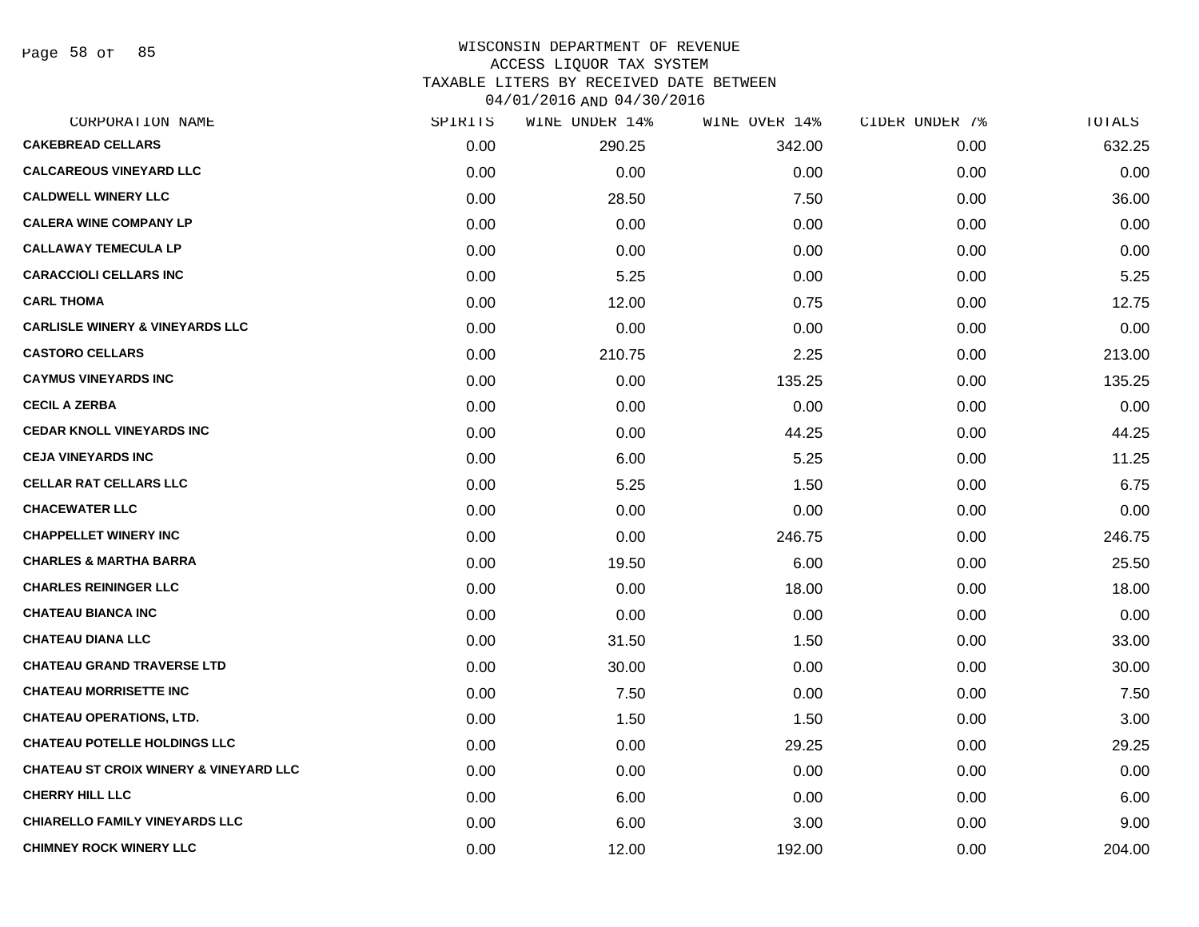WISCONSIN DEPARTMENT OF REVENUE
ACCESS LIQUOR TAX SYSTEM
TAXABLE LITERS BY RECEIVED DATE BETWEEN
04/01/2016 AND 04/30/2016

| CORPORATION NAME | SPIRITS | WINE UNDER 14% | WINE OVER 14% | CIDER UNDER 7% | TOTALS |
|---|---|---|---|---|---|
| CAKEBREAD CELLARS | 0.00 | 290.25 | 342.00 | 0.00 | 632.25 |
| CALCAREOUS VINEYARD LLC | 0.00 | 0.00 | 0.00 | 0.00 | 0.00 |
| CALDWELL WINERY LLC | 0.00 | 28.50 | 7.50 | 0.00 | 36.00 |
| CALERA WINE COMPANY LP | 0.00 | 0.00 | 0.00 | 0.00 | 0.00 |
| CALLAWAY TEMECULA LP | 0.00 | 0.00 | 0.00 | 0.00 | 0.00 |
| CARACCIOLI CELLARS INC | 0.00 | 5.25 | 0.00 | 0.00 | 5.25 |
| CARL THOMA | 0.00 | 12.00 | 0.75 | 0.00 | 12.75 |
| CARLISLE WINERY & VINEYARDS LLC | 0.00 | 0.00 | 0.00 | 0.00 | 0.00 |
| CASTORO CELLARS | 0.00 | 210.75 | 2.25 | 0.00 | 213.00 |
| CAYMUS VINEYARDS INC | 0.00 | 0.00 | 135.25 | 0.00 | 135.25 |
| CECIL A ZERBA | 0.00 | 0.00 | 0.00 | 0.00 | 0.00 |
| CEDAR KNOLL VINEYARDS INC | 0.00 | 0.00 | 44.25 | 0.00 | 44.25 |
| CEJA VINEYARDS INC | 0.00 | 6.00 | 5.25 | 0.00 | 11.25 |
| CELLAR RAT CELLARS LLC | 0.00 | 5.25 | 1.50 | 0.00 | 6.75 |
| CHACEWATER LLC | 0.00 | 0.00 | 0.00 | 0.00 | 0.00 |
| CHAPPELLET WINERY INC | 0.00 | 0.00 | 246.75 | 0.00 | 246.75 |
| CHARLES & MARTHA BARRA | 0.00 | 19.50 | 6.00 | 0.00 | 25.50 |
| CHARLES REININGER LLC | 0.00 | 0.00 | 18.00 | 0.00 | 18.00 |
| CHATEAU BIANCA INC | 0.00 | 0.00 | 0.00 | 0.00 | 0.00 |
| CHATEAU DIANA LLC | 0.00 | 31.50 | 1.50 | 0.00 | 33.00 |
| CHATEAU GRAND TRAVERSE LTD | 0.00 | 30.00 | 0.00 | 0.00 | 30.00 |
| CHATEAU MORRISETTE INC | 0.00 | 7.50 | 0.00 | 0.00 | 7.50 |
| CHATEAU OPERATIONS, LTD. | 0.00 | 1.50 | 1.50 | 0.00 | 3.00 |
| CHATEAU POTELLE HOLDINGS LLC | 0.00 | 0.00 | 29.25 | 0.00 | 29.25 |
| CHATEAU ST CROIX WINERY & VINEYARD LLC | 0.00 | 0.00 | 0.00 | 0.00 | 0.00 |
| CHERRY HILL LLC | 0.00 | 6.00 | 0.00 | 0.00 | 6.00 |
| CHIARELLO FAMILY VINEYARDS LLC | 0.00 | 6.00 | 3.00 | 0.00 | 9.00 |
| CHIMNEY ROCK WINERY LLC | 0.00 | 12.00 | 192.00 | 0.00 | 204.00 |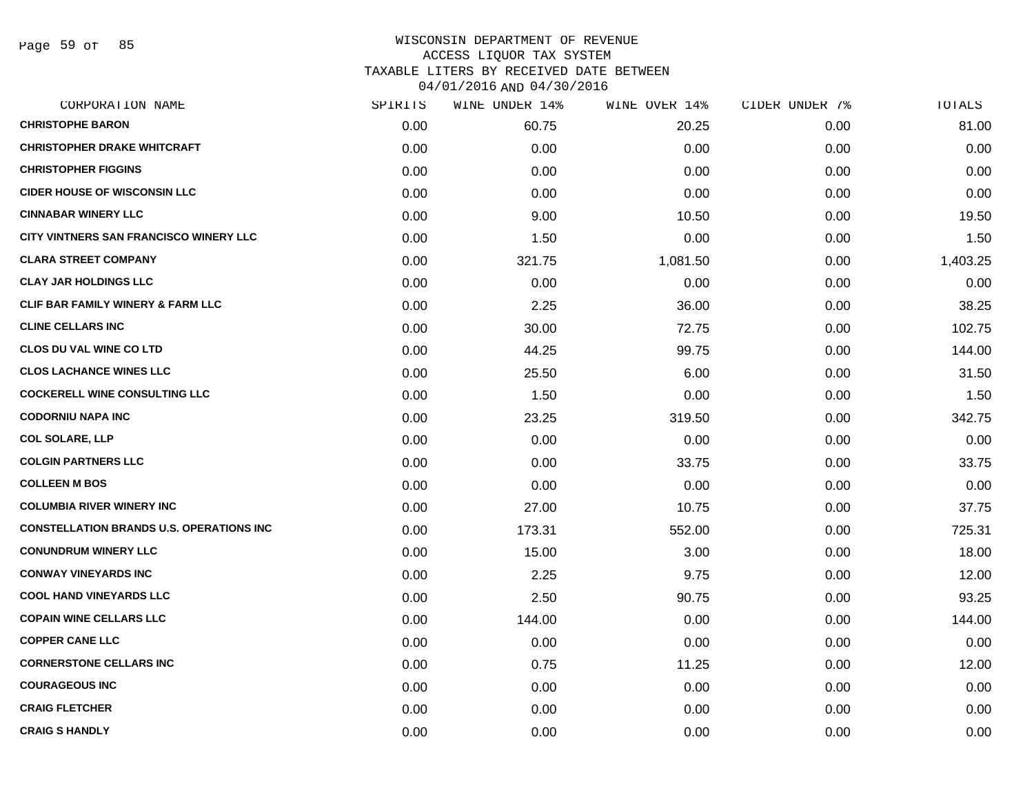WISCONSIN DEPARTMENT OF REVENUE
ACCESS LIQUOR TAX SYSTEM
TAXABLE LITERS BY RECEIVED DATE BETWEEN
04/01/2016 AND 04/30/2016

| CORPORATION NAME | SPIRITS | WINE UNDER 14% | WINE OVER 14% | CIDER UNDER 7% | TOTALS |
|---|---|---|---|---|---|
| **CHRISTOPHE BARON** | 0.00 | 60.75 | 20.25 | 0.00 | 81.00 |
| **CHRISTOPHER DRAKE WHITCRAFT** | 0.00 | 0.00 | 0.00 | 0.00 | 0.00 |
| **CHRISTOPHER FIGGINS** | 0.00 | 0.00 | 0.00 | 0.00 | 0.00 |
| **CIDER HOUSE OF WISCONSIN LLC** | 0.00 | 0.00 | 0.00 | 0.00 | 0.00 |
| **CINNABAR WINERY LLC** | 0.00 | 9.00 | 10.50 | 0.00 | 19.50 |
| **CITY VINTNERS SAN FRANCISCO WINERY LLC** | 0.00 | 1.50 | 0.00 | 0.00 | 1.50 |
| **CLARA STREET COMPANY** | 0.00 | 321.75 | 1,081.50 | 0.00 | 1,403.25 |
| **CLAY JAR HOLDINGS LLC** | 0.00 | 0.00 | 0.00 | 0.00 | 0.00 |
| **CLIF BAR FAMILY WINERY & FARM LLC** | 0.00 | 2.25 | 36.00 | 0.00 | 38.25 |
| **CLINE CELLARS INC** | 0.00 | 30.00 | 72.75 | 0.00 | 102.75 |
| **CLOS DU VAL WINE CO LTD** | 0.00 | 44.25 | 99.75 | 0.00 | 144.00 |
| **CLOS LACHANCE WINES LLC** | 0.00 | 25.50 | 6.00 | 0.00 | 31.50 |
| **COCKERELL WINE CONSULTING LLC** | 0.00 | 1.50 | 0.00 | 0.00 | 1.50 |
| **CODORNIU NAPA INC** | 0.00 | 23.25 | 319.50 | 0.00 | 342.75 |
| **COL SOLARE, LLP** | 0.00 | 0.00 | 0.00 | 0.00 | 0.00 |
| **COLGIN PARTNERS LLC** | 0.00 | 0.00 | 33.75 | 0.00 | 33.75 |
| **COLLEEN M BOS** | 0.00 | 0.00 | 0.00 | 0.00 | 0.00 |
| **COLUMBIA RIVER WINERY INC** | 0.00 | 27.00 | 10.75 | 0.00 | 37.75 |
| **CONSTELLATION BRANDS U.S. OPERATIONS INC** | 0.00 | 173.31 | 552.00 | 0.00 | 725.31 |
| **CONUNDRUM WINERY LLC** | 0.00 | 15.00 | 3.00 | 0.00 | 18.00 |
| **CONWAY VINEYARDS INC** | 0.00 | 2.25 | 9.75 | 0.00 | 12.00 |
| **COOL HAND VINEYARDS LLC** | 0.00 | 2.50 | 90.75 | 0.00 | 93.25 |
| **COPAIN WINE CELLARS LLC** | 0.00 | 144.00 | 0.00 | 0.00 | 144.00 |
| **COPPER CANE LLC** | 0.00 | 0.00 | 0.00 | 0.00 | 0.00 |
| **CORNERSTONE CELLARS INC** | 0.00 | 0.75 | 11.25 | 0.00 | 12.00 |
| **COURAGEOUS INC** | 0.00 | 0.00 | 0.00 | 0.00 | 0.00 |
| **CRAIG FLETCHER** | 0.00 | 0.00 | 0.00 | 0.00 | 0.00 |
| **CRAIG S HANDLY** | 0.00 | 0.00 | 0.00 | 0.00 | 0.00 |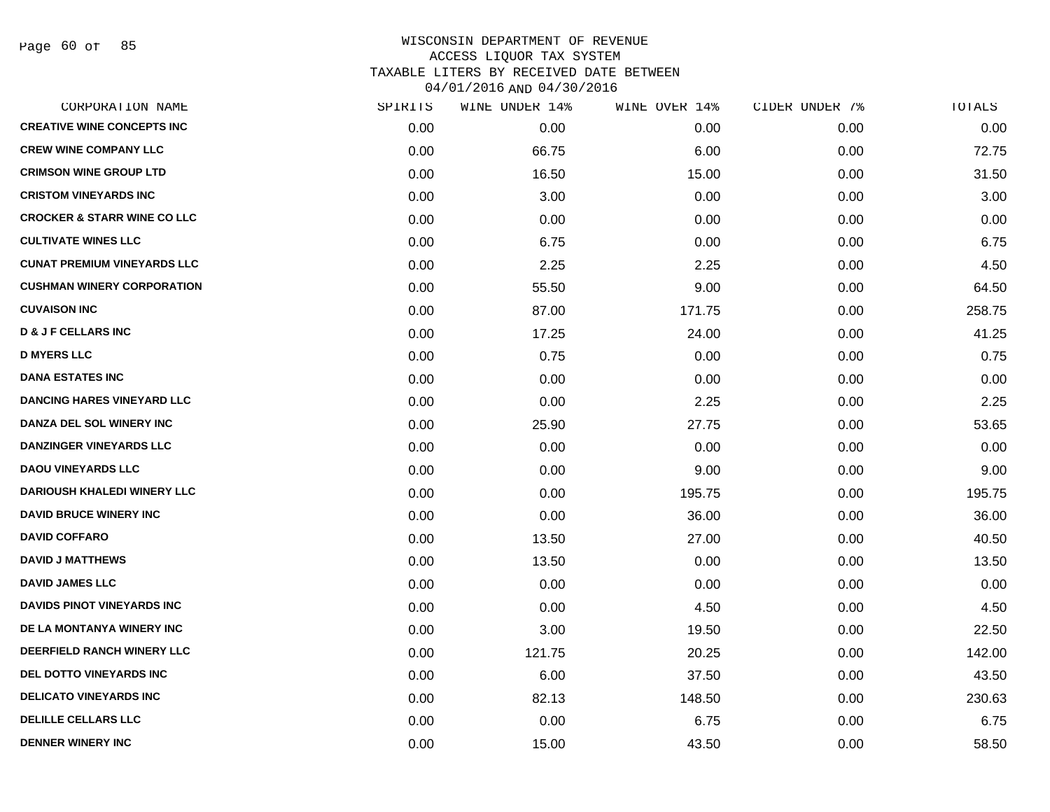# WISCONSIN DEPARTMENT OF REVENUE
## ACCESS LIQUOR TAX SYSTEM
### TAXABLE LITERS BY RECEIVED DATE BETWEEN 04/01/2016 AND 04/30/2016

| CORPORATION NAME | SPIRITS | WINE UNDER 14% | WINE OVER 14% | CIDER UNDER 7% | TOTALS |
|---|---|---|---|---|---|
| CREATIVE WINE CONCEPTS INC | 0.00 | 0.00 | 0.00 | 0.00 | 0.00 |
| CREW WINE COMPANY LLC | 0.00 | 66.75 | 6.00 | 0.00 | 72.75 |
| CRIMSON WINE GROUP LTD | 0.00 | 16.50 | 15.00 | 0.00 | 31.50 |
| CRISTOM VINEYARDS INC | 0.00 | 3.00 | 0.00 | 0.00 | 3.00 |
| CROCKER & STARR WINE CO LLC | 0.00 | 0.00 | 0.00 | 0.00 | 0.00 |
| CULTIVATE WINES LLC | 0.00 | 6.75 | 0.00 | 0.00 | 6.75 |
| CUNAT PREMIUM VINEYARDS LLC | 0.00 | 2.25 | 2.25 | 0.00 | 4.50 |
| CUSHMAN WINERY CORPORATION | 0.00 | 55.50 | 9.00 | 0.00 | 64.50 |
| CUVAISON INC | 0.00 | 87.00 | 171.75 | 0.00 | 258.75 |
| D & J F CELLARS INC | 0.00 | 17.25 | 24.00 | 0.00 | 41.25 |
| D MYERS LLC | 0.00 | 0.75 | 0.00 | 0.00 | 0.75 |
| DANA ESTATES INC | 0.00 | 0.00 | 0.00 | 0.00 | 0.00 |
| DANCING HARES VINEYARD LLC | 0.00 | 0.00 | 2.25 | 0.00 | 2.25 |
| DANZA DEL SOL WINERY INC | 0.00 | 25.90 | 27.75 | 0.00 | 53.65 |
| DANZINGER VINEYARDS LLC | 0.00 | 0.00 | 0.00 | 0.00 | 0.00 |
| DAOU VINEYARDS LLC | 0.00 | 0.00 | 9.00 | 0.00 | 9.00 |
| DARIOUSH KHALEDI WINERY LLC | 0.00 | 0.00 | 195.75 | 0.00 | 195.75 |
| DAVID BRUCE WINERY INC | 0.00 | 0.00 | 36.00 | 0.00 | 36.00 |
| DAVID COFFARO | 0.00 | 13.50 | 27.00 | 0.00 | 40.50 |
| DAVID J MATTHEWS | 0.00 | 13.50 | 0.00 | 0.00 | 13.50 |
| DAVID JAMES LLC | 0.00 | 0.00 | 0.00 | 0.00 | 0.00 |
| DAVIDS PINOT VINEYARDS INC | 0.00 | 0.00 | 4.50 | 0.00 | 4.50 |
| DE LA MONTANYA WINERY INC | 0.00 | 3.00 | 19.50 | 0.00 | 22.50 |
| DEERFIELD RANCH WINERY LLC | 0.00 | 121.75 | 20.25 | 0.00 | 142.00 |
| DEL DOTTO VINEYARDS INC | 0.00 | 6.00 | 37.50 | 0.00 | 43.50 |
| DELICATO VINEYARDS INC | 0.00 | 82.13 | 148.50 | 0.00 | 230.63 |
| DELILLE CELLARS LLC | 0.00 | 0.00 | 6.75 | 0.00 | 6.75 |
| DENNER WINERY INC | 0.00 | 15.00 | 43.50 | 0.00 | 58.50 |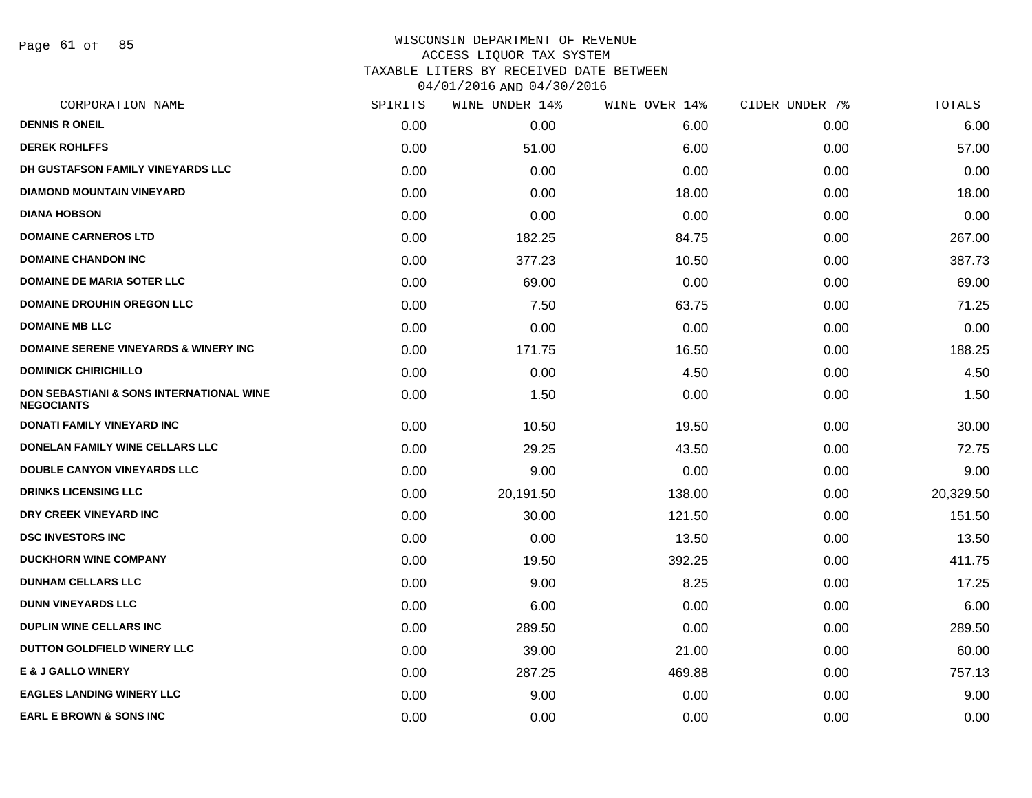# WISCONSIN DEPARTMENT OF REVENUE
## ACCESS LIQUOR TAX SYSTEM
## TAXABLE LITERS BY RECEIVED DATE BETWEEN 04/01/2016 AND 04/30/2016

| CORPORATION NAME | SPIRITS | WINE UNDER 14% | WINE OVER 14% | CIDER UNDER 7% | TOTALS |
|---|---|---|---|---|---|
| DENNIS R ONEIL | 0.00 | 0.00 | 6.00 | 0.00 | 6.00 |
| DEREK ROHLFFS | 0.00 | 51.00 | 6.00 | 0.00 | 57.00 |
| DH GUSTAFSON FAMILY VINEYARDS LLC | 0.00 | 0.00 | 0.00 | 0.00 | 0.00 |
| DIAMOND MOUNTAIN VINEYARD | 0.00 | 0.00 | 18.00 | 0.00 | 18.00 |
| DIANA HOBSON | 0.00 | 0.00 | 0.00 | 0.00 | 0.00 |
| DOMAINE CARNEROS LTD | 0.00 | 182.25 | 84.75 | 0.00 | 267.00 |
| DOMAINE CHANDON INC | 0.00 | 377.23 | 10.50 | 0.00 | 387.73 |
| DOMAINE DE MARIA SOTER LLC | 0.00 | 69.00 | 0.00 | 0.00 | 69.00 |
| DOMAINE DROUHIN OREGON LLC | 0.00 | 7.50 | 63.75 | 0.00 | 71.25 |
| DOMAINE MB LLC | 0.00 | 0.00 | 0.00 | 0.00 | 0.00 |
| DOMAINE SERENE VINEYARDS & WINERY INC | 0.00 | 171.75 | 16.50 | 0.00 | 188.25 |
| DOMINICK CHIRICHILLO | 0.00 | 0.00 | 4.50 | 0.00 | 4.50 |
| DON SEBASTIANI & SONS INTERNATIONAL WINE NEGOCIANTS | 0.00 | 1.50 | 0.00 | 0.00 | 1.50 |
| DONATI FAMILY VINEYARD INC | 0.00 | 10.50 | 19.50 | 0.00 | 30.00 |
| DONELAN FAMILY WINE CELLARS LLC | 0.00 | 29.25 | 43.50 | 0.00 | 72.75 |
| DOUBLE CANYON VINEYARDS LLC | 0.00 | 9.00 | 0.00 | 0.00 | 9.00 |
| DRINKS LICENSING LLC | 0.00 | 20,191.50 | 138.00 | 0.00 | 20,329.50 |
| DRY CREEK VINEYARD INC | 0.00 | 30.00 | 121.50 | 0.00 | 151.50 |
| DSC INVESTORS INC | 0.00 | 0.00 | 13.50 | 0.00 | 13.50 |
| DUCKHORN WINE COMPANY | 0.00 | 19.50 | 392.25 | 0.00 | 411.75 |
| DUNHAM CELLARS LLC | 0.00 | 9.00 | 8.25 | 0.00 | 17.25 |
| DUNN VINEYARDS LLC | 0.00 | 6.00 | 0.00 | 0.00 | 6.00 |
| DUPLIN WINE CELLARS INC | 0.00 | 289.50 | 0.00 | 0.00 | 289.50 |
| DUTTON GOLDFIELD WINERY LLC | 0.00 | 39.00 | 21.00 | 0.00 | 60.00 |
| E & J GALLO WINERY | 0.00 | 287.25 | 469.88 | 0.00 | 757.13 |
| EAGLES LANDING WINERY LLC | 0.00 | 9.00 | 0.00 | 0.00 | 9.00 |
| EARL E BROWN & SONS INC | 0.00 | 0.00 | 0.00 | 0.00 | 0.00 |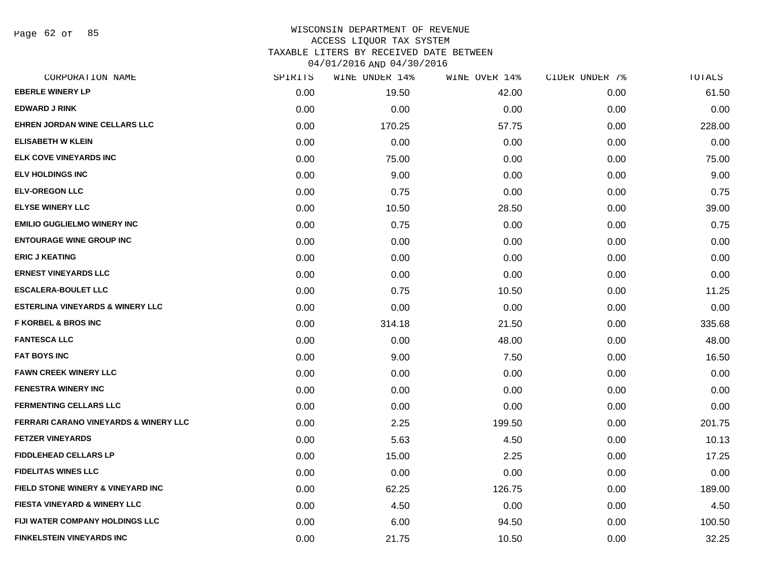# WISCONSIN DEPARTMENT OF REVENUE
## ACCESS LIQUOR TAX SYSTEM
## TAXABLE LITERS BY RECEIVED DATE BETWEEN 04/01/2016 AND 04/30/2016

| CORPORATION NAME | SPIRITS | WINE UNDER 14% | WINE OVER 14% | CIDER UNDER 7% | TOTALS |
|---|---|---|---|---|---|
| EBERLE WINERY LP | 0.00 | 19.50 | 42.00 | 0.00 | 61.50 |
| EDWARD J RINK | 0.00 | 0.00 | 0.00 | 0.00 | 0.00 |
| EHREN JORDAN WINE CELLARS LLC | 0.00 | 170.25 | 57.75 | 0.00 | 228.00 |
| ELISABETH W KLEIN | 0.00 | 0.00 | 0.00 | 0.00 | 0.00 |
| ELK COVE VINEYARDS INC | 0.00 | 75.00 | 0.00 | 0.00 | 75.00 |
| ELV HOLDINGS INC | 0.00 | 9.00 | 0.00 | 0.00 | 9.00 |
| ELV-OREGON LLC | 0.00 | 0.75 | 0.00 | 0.00 | 0.75 |
| ELYSE WINERY LLC | 0.00 | 10.50 | 28.50 | 0.00 | 39.00 |
| EMILIO GUGLIELMO WINERY INC | 0.00 | 0.75 | 0.00 | 0.00 | 0.75 |
| ENTOURAGE WINE GROUP INC | 0.00 | 0.00 | 0.00 | 0.00 | 0.00 |
| ERIC J KEATING | 0.00 | 0.00 | 0.00 | 0.00 | 0.00 |
| ERNEST VINEYARDS LLC | 0.00 | 0.00 | 0.00 | 0.00 | 0.00 |
| ESCALERA-BOULET LLC | 0.00 | 0.75 | 10.50 | 0.00 | 11.25 |
| ESTERLINA VINEYARDS & WINERY LLC | 0.00 | 0.00 | 0.00 | 0.00 | 0.00 |
| F KORBEL & BROS INC | 0.00 | 314.18 | 21.50 | 0.00 | 335.68 |
| FANTESCA LLC | 0.00 | 0.00 | 48.00 | 0.00 | 48.00 |
| FAT BOYS INC | 0.00 | 9.00 | 7.50 | 0.00 | 16.50 |
| FAWN CREEK WINERY LLC | 0.00 | 0.00 | 0.00 | 0.00 | 0.00 |
| FENESTRA WINERY INC | 0.00 | 0.00 | 0.00 | 0.00 | 0.00 |
| FERMENTING CELLARS LLC | 0.00 | 0.00 | 0.00 | 0.00 | 0.00 |
| FERRARI CARANO VINEYARDS & WINERY LLC | 0.00 | 2.25 | 199.50 | 0.00 | 201.75 |
| FETZER VINEYARDS | 0.00 | 5.63 | 4.50 | 0.00 | 10.13 |
| FIDDLEHEAD CELLARS LP | 0.00 | 15.00 | 2.25 | 0.00 | 17.25 |
| FIDELITAS WINES LLC | 0.00 | 0.00 | 0.00 | 0.00 | 0.00 |
| FIELD STONE WINERY & VINEYARD INC | 0.00 | 62.25 | 126.75 | 0.00 | 189.00 |
| FIESTA VINEYARD & WINERY LLC | 0.00 | 4.50 | 0.00 | 0.00 | 4.50 |
| FIJI WATER COMPANY HOLDINGS LLC | 0.00 | 6.00 | 94.50 | 0.00 | 100.50 |
| FINKELSTEIN VINEYARDS INC | 0.00 | 21.75 | 10.50 | 0.00 | 32.25 |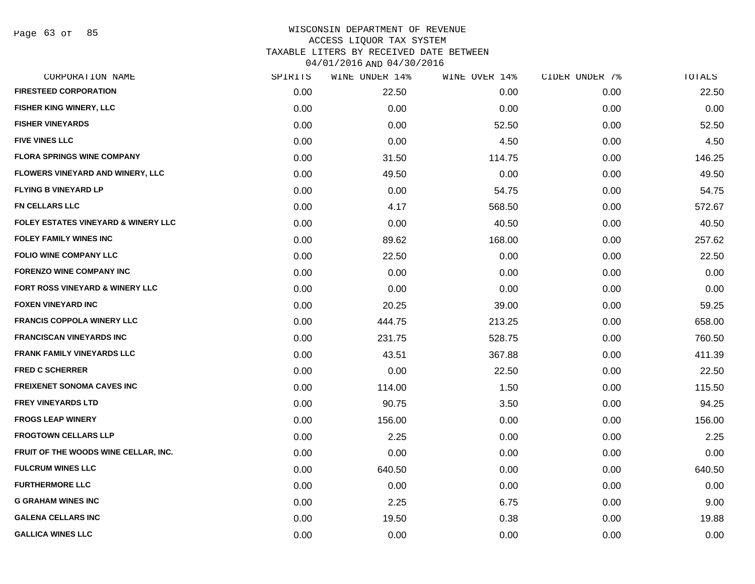WISCONSIN DEPARTMENT OF REVENUE
ACCESS LIQUOR TAX SYSTEM
TAXABLE LITERS BY RECEIVED DATE BETWEEN
04/01/2016 AND 04/30/2016

| CORPORATION NAME | SPIRITS | WINE UNDER 14% | WINE OVER 14% | CIDER UNDER 7% | TOTALS |
|---|---|---|---|---|---|
| FIRESTEED CORPORATION | 0.00 | 22.50 | 0.00 | 0.00 | 22.50 |
| FISHER KING WINERY, LLC | 0.00 | 0.00 | 0.00 | 0.00 | 0.00 |
| FISHER VINEYARDS | 0.00 | 0.00 | 52.50 | 0.00 | 52.50 |
| FIVE VINES LLC | 0.00 | 0.00 | 4.50 | 0.00 | 4.50 |
| FLORA SPRINGS WINE COMPANY | 0.00 | 31.50 | 114.75 | 0.00 | 146.25 |
| FLOWERS VINEYARD AND WINERY, LLC | 0.00 | 49.50 | 0.00 | 0.00 | 49.50 |
| FLYING B VINEYARD LP | 0.00 | 0.00 | 54.75 | 0.00 | 54.75 |
| FN CELLARS LLC | 0.00 | 4.17 | 568.50 | 0.00 | 572.67 |
| FOLEY ESTATES VINEYARD & WINERY LLC | 0.00 | 0.00 | 40.50 | 0.00 | 40.50 |
| FOLEY FAMILY WINES INC | 0.00 | 89.62 | 168.00 | 0.00 | 257.62 |
| FOLIO WINE COMPANY LLC | 0.00 | 22.50 | 0.00 | 0.00 | 22.50 |
| FORENZO WINE COMPANY INC | 0.00 | 0.00 | 0.00 | 0.00 | 0.00 |
| FORT ROSS VINEYARD & WINERY LLC | 0.00 | 0.00 | 0.00 | 0.00 | 0.00 |
| FOXEN VINEYARD INC | 0.00 | 20.25 | 39.00 | 0.00 | 59.25 |
| FRANCIS COPPOLA WINERY LLC | 0.00 | 444.75 | 213.25 | 0.00 | 658.00 |
| FRANCISCAN VINEYARDS INC | 0.00 | 231.75 | 528.75 | 0.00 | 760.50 |
| FRANK FAMILY VINEYARDS LLC | 0.00 | 43.51 | 367.88 | 0.00 | 411.39 |
| FRED C SCHERRER | 0.00 | 0.00 | 22.50 | 0.00 | 22.50 |
| FREIXENET SONOMA CAVES INC | 0.00 | 114.00 | 1.50 | 0.00 | 115.50 |
| FREY VINEYARDS LTD | 0.00 | 90.75 | 3.50 | 0.00 | 94.25 |
| FROGS LEAP WINERY | 0.00 | 156.00 | 0.00 | 0.00 | 156.00 |
| FROGTOWN CELLARS LLP | 0.00 | 2.25 | 0.00 | 0.00 | 2.25 |
| FRUIT OF THE WOODS WINE CELLAR, INC. | 0.00 | 0.00 | 0.00 | 0.00 | 0.00 |
| FULCRUM WINES LLC | 0.00 | 640.50 | 0.00 | 0.00 | 640.50 |
| FURTHERMORE LLC | 0.00 | 0.00 | 0.00 | 0.00 | 0.00 |
| G GRAHAM WINES INC | 0.00 | 2.25 | 6.75 | 0.00 | 9.00 |
| GALENA CELLARS INC | 0.00 | 19.50 | 0.38 | 0.00 | 19.88 |
| GALLICA WINES LLC | 0.00 | 0.00 | 0.00 | 0.00 | 0.00 |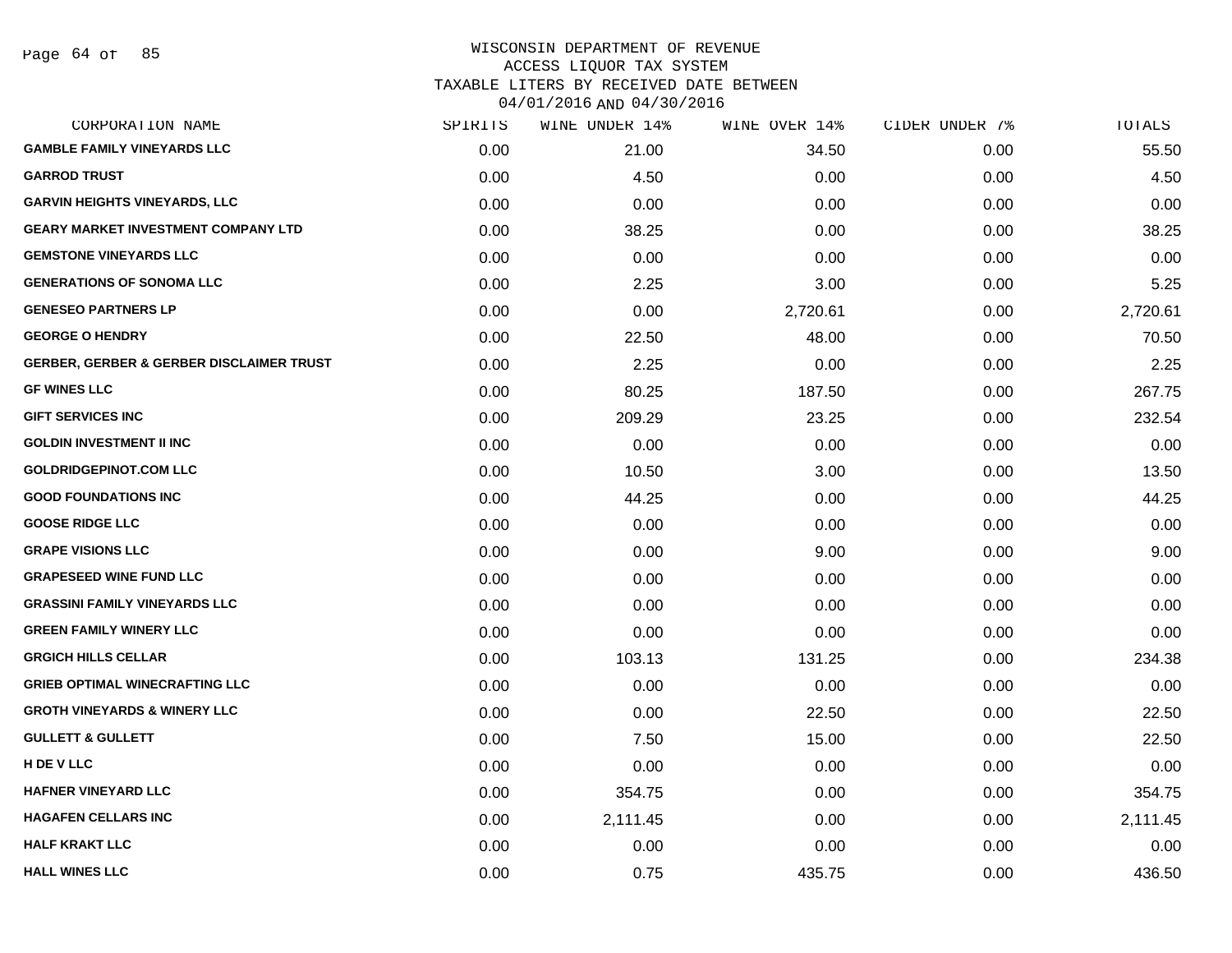WISCONSIN DEPARTMENT OF REVENUE
ACCESS LIQUOR TAX SYSTEM
TAXABLE LITERS BY RECEIVED DATE BETWEEN
04/01/2016 AND 04/30/2016

| CORPORATION NAME | SPIRITS | WINE UNDER 14% | WINE OVER 14% | CIDER UNDER 7% | TOTALS |
|---|---|---|---|---|---|
| GAMBLE FAMILY VINEYARDS LLC | 0.00 | 21.00 | 34.50 | 0.00 | 55.50 |
| GARROD TRUST | 0.00 | 4.50 | 0.00 | 0.00 | 4.50 |
| GARVIN HEIGHTS VINEYARDS, LLC | 0.00 | 0.00 | 0.00 | 0.00 | 0.00 |
| GEARY MARKET INVESTMENT COMPANY LTD | 0.00 | 38.25 | 0.00 | 0.00 | 38.25 |
| GEMSTONE VINEYARDS LLC | 0.00 | 0.00 | 0.00 | 0.00 | 0.00 |
| GENERATIONS OF SONOMA LLC | 0.00 | 2.25 | 3.00 | 0.00 | 5.25 |
| GENESEO PARTNERS LP | 0.00 | 0.00 | 2,720.61 | 0.00 | 2,720.61 |
| GEORGE O HENDRY | 0.00 | 22.50 | 48.00 | 0.00 | 70.50 |
| GERBER, GERBER & GERBER DISCLAIMER TRUST | 0.00 | 2.25 | 0.00 | 0.00 | 2.25 |
| GF WINES LLC | 0.00 | 80.25 | 187.50 | 0.00 | 267.75 |
| GIFT SERVICES INC | 0.00 | 209.29 | 23.25 | 0.00 | 232.54 |
| GOLDIN INVESTMENT II INC | 0.00 | 0.00 | 0.00 | 0.00 | 0.00 |
| GOLDRIDGEPINOT.COM LLC | 0.00 | 10.50 | 3.00 | 0.00 | 13.50 |
| GOOD FOUNDATIONS INC | 0.00 | 44.25 | 0.00 | 0.00 | 44.25 |
| GOOSE RIDGE LLC | 0.00 | 0.00 | 0.00 | 0.00 | 0.00 |
| GRAPE VISIONS LLC | 0.00 | 0.00 | 9.00 | 0.00 | 9.00 |
| GRAPESEED WINE FUND LLC | 0.00 | 0.00 | 0.00 | 0.00 | 0.00 |
| GRASSINI FAMILY VINEYARDS LLC | 0.00 | 0.00 | 0.00 | 0.00 | 0.00 |
| GREEN FAMILY WINERY LLC | 0.00 | 0.00 | 0.00 | 0.00 | 0.00 |
| GRGICH HILLS CELLAR | 0.00 | 103.13 | 131.25 | 0.00 | 234.38 |
| GRIEB OPTIMAL WINECRAFTING LLC | 0.00 | 0.00 | 0.00 | 0.00 | 0.00 |
| GROTH VINEYARDS & WINERY LLC | 0.00 | 0.00 | 22.50 | 0.00 | 22.50 |
| GULLETT & GULLETT | 0.00 | 7.50 | 15.00 | 0.00 | 22.50 |
| H DE V LLC | 0.00 | 0.00 | 0.00 | 0.00 | 0.00 |
| HAFNER VINEYARD LLC | 0.00 | 354.75 | 0.00 | 0.00 | 354.75 |
| HAGAFEN CELLARS INC | 0.00 | 2,111.45 | 0.00 | 0.00 | 2,111.45 |
| HALF KRAKT LLC | 0.00 | 0.00 | 0.00 | 0.00 | 0.00 |
| HALL WINES LLC | 0.00 | 0.75 | 435.75 | 0.00 | 436.50 |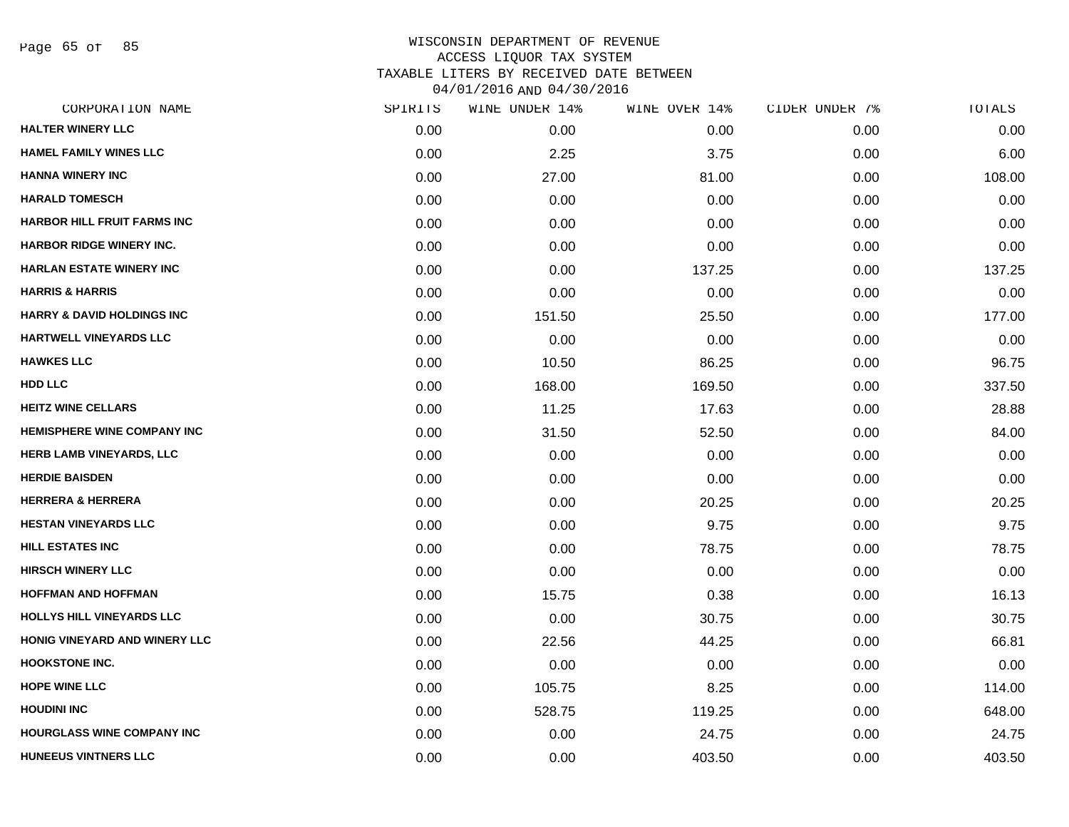# WISCONSIN DEPARTMENT OF REVENUE
## ACCESS LIQUOR TAX SYSTEM
### TAXABLE LITERS BY RECEIVED DATE BETWEEN 04/01/2016 AND 04/30/2016

| CORPORATION NAME | SPIRITS | WINE UNDER 14% | WINE OVER 14% | CIDER UNDER 7% | TOTALS |
|---|---|---|---|---|---|
| HALTER WINERY LLC | 0.00 | 0.00 | 0.00 | 0.00 | 0.00 |
| HAMEL FAMILY WINES LLC | 0.00 | 2.25 | 3.75 | 0.00 | 6.00 |
| HANNA WINERY INC | 0.00 | 27.00 | 81.00 | 0.00 | 108.00 |
| HARALD TOMESCH | 0.00 | 0.00 | 0.00 | 0.00 | 0.00 |
| HARBOR HILL FRUIT FARMS INC | 0.00 | 0.00 | 0.00 | 0.00 | 0.00 |
| HARBOR RIDGE WINERY INC. | 0.00 | 0.00 | 0.00 | 0.00 | 0.00 |
| HARLAN ESTATE WINERY INC | 0.00 | 0.00 | 137.25 | 0.00 | 137.25 |
| HARRIS & HARRIS | 0.00 | 0.00 | 0.00 | 0.00 | 0.00 |
| HARRY & DAVID HOLDINGS INC | 0.00 | 151.50 | 25.50 | 0.00 | 177.00 |
| HARTWELL VINEYARDS LLC | 0.00 | 0.00 | 0.00 | 0.00 | 0.00 |
| HAWKES LLC | 0.00 | 10.50 | 86.25 | 0.00 | 96.75 |
| HDD LLC | 0.00 | 168.00 | 169.50 | 0.00 | 337.50 |
| HEITZ WINE CELLARS | 0.00 | 11.25 | 17.63 | 0.00 | 28.88 |
| HEMISPHERE WINE COMPANY INC | 0.00 | 31.50 | 52.50 | 0.00 | 84.00 |
| HERB LAMB VINEYARDS, LLC | 0.00 | 0.00 | 0.00 | 0.00 | 0.00 |
| HERDIE BAISDEN | 0.00 | 0.00 | 0.00 | 0.00 | 0.00 |
| HERRERA & HERRERA | 0.00 | 0.00 | 20.25 | 0.00 | 20.25 |
| HESTAN VINEYARDS LLC | 0.00 | 0.00 | 9.75 | 0.00 | 9.75 |
| HILL ESTATES INC | 0.00 | 0.00 | 78.75 | 0.00 | 78.75 |
| HIRSCH WINERY LLC | 0.00 | 0.00 | 0.00 | 0.00 | 0.00 |
| HOFFMAN AND HOFFMAN | 0.00 | 15.75 | 0.38 | 0.00 | 16.13 |
| HOLLYS HILL VINEYARDS LLC | 0.00 | 0.00 | 30.75 | 0.00 | 30.75 |
| HONIG VINEYARD AND WINERY LLC | 0.00 | 22.56 | 44.25 | 0.00 | 66.81 |
| HOOKSTONE INC. | 0.00 | 0.00 | 0.00 | 0.00 | 0.00 |
| HOPE WINE LLC | 0.00 | 105.75 | 8.25 | 0.00 | 114.00 |
| HOUDINI INC | 0.00 | 528.75 | 119.25 | 0.00 | 648.00 |
| HOURGLASS WINE COMPANY INC | 0.00 | 0.00 | 24.75 | 0.00 | 24.75 |
| HUNEEUS VINTNERS LLC | 0.00 | 0.00 | 403.50 | 0.00 | 403.50 |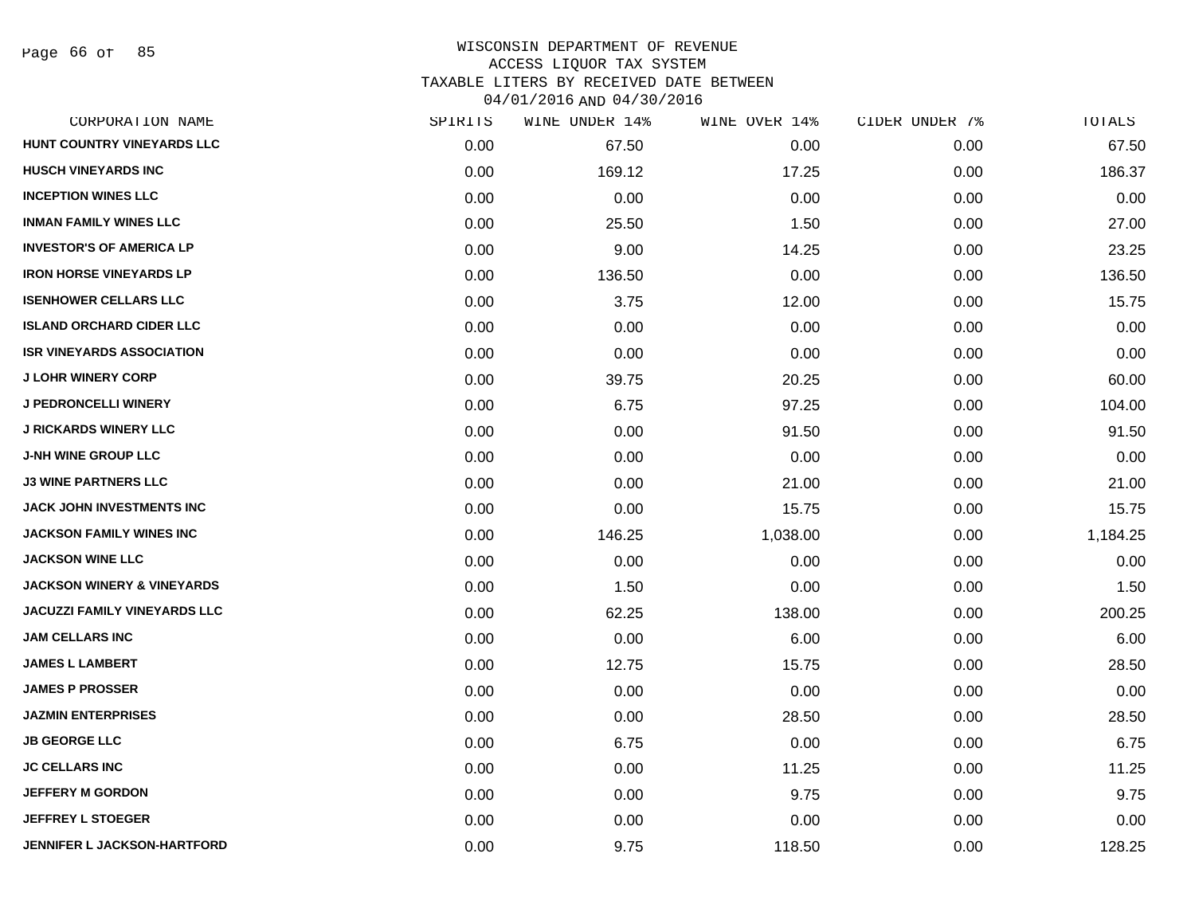WISCONSIN DEPARTMENT OF REVENUE
ACCESS LIQUOR TAX SYSTEM
TAXABLE LITERS BY RECEIVED DATE BETWEEN
04/01/2016 AND 04/30/2016

| CORPORATION NAME | SPIRITS | WINE UNDER 14% | WINE OVER 14% | CIDER UNDER 7% | TOTALS |
|---|---|---|---|---|---|
| HUNT COUNTRY VINEYARDS LLC | 0.00 | 67.50 | 0.00 | 0.00 | 67.50 |
| HUSCH VINEYARDS INC | 0.00 | 169.12 | 17.25 | 0.00 | 186.37 |
| INCEPTION WINES LLC | 0.00 | 0.00 | 0.00 | 0.00 | 0.00 |
| INMAN FAMILY WINES LLC | 0.00 | 25.50 | 1.50 | 0.00 | 27.00 |
| INVESTOR'S OF AMERICA LP | 0.00 | 9.00 | 14.25 | 0.00 | 23.25 |
| IRON HORSE VINEYARDS LP | 0.00 | 136.50 | 0.00 | 0.00 | 136.50 |
| ISENHOWER CELLARS LLC | 0.00 | 3.75 | 12.00 | 0.00 | 15.75 |
| ISLAND ORCHARD CIDER LLC | 0.00 | 0.00 | 0.00 | 0.00 | 0.00 |
| ISR VINEYARDS ASSOCIATION | 0.00 | 0.00 | 0.00 | 0.00 | 0.00 |
| J LOHR WINERY CORP | 0.00 | 39.75 | 20.25 | 0.00 | 60.00 |
| J PEDRONCELLI WINERY | 0.00 | 6.75 | 97.25 | 0.00 | 104.00 |
| J RICKARDS WINERY LLC | 0.00 | 0.00 | 91.50 | 0.00 | 91.50 |
| J-NH WINE GROUP LLC | 0.00 | 0.00 | 0.00 | 0.00 | 0.00 |
| J3 WINE PARTNERS LLC | 0.00 | 0.00 | 21.00 | 0.00 | 21.00 |
| JACK JOHN INVESTMENTS INC | 0.00 | 0.00 | 15.75 | 0.00 | 15.75 |
| JACKSON FAMILY WINES INC | 0.00 | 146.25 | 1,038.00 | 0.00 | 1,184.25 |
| JACKSON WINE LLC | 0.00 | 0.00 | 0.00 | 0.00 | 0.00 |
| JACKSON WINERY & VINEYARDS | 0.00 | 1.50 | 0.00 | 0.00 | 1.50 |
| JACUZZI FAMILY VINEYARDS LLC | 0.00 | 62.25 | 138.00 | 0.00 | 200.25 |
| JAM CELLARS INC | 0.00 | 0.00 | 6.00 | 0.00 | 6.00 |
| JAMES L LAMBERT | 0.00 | 12.75 | 15.75 | 0.00 | 28.50 |
| JAMES P PROSSER | 0.00 | 0.00 | 0.00 | 0.00 | 0.00 |
| JAZMIN ENTERPRISES | 0.00 | 0.00 | 28.50 | 0.00 | 28.50 |
| JB GEORGE LLC | 0.00 | 6.75 | 0.00 | 0.00 | 6.75 |
| JC CELLARS INC | 0.00 | 0.00 | 11.25 | 0.00 | 11.25 |
| JEFFERY M GORDON | 0.00 | 0.00 | 9.75 | 0.00 | 9.75 |
| JEFFREY L STOEGER | 0.00 | 0.00 | 0.00 | 0.00 | 0.00 |
| JENNIFER L JACKSON-HARTFORD | 0.00 | 9.75 | 118.50 | 0.00 | 128.25 |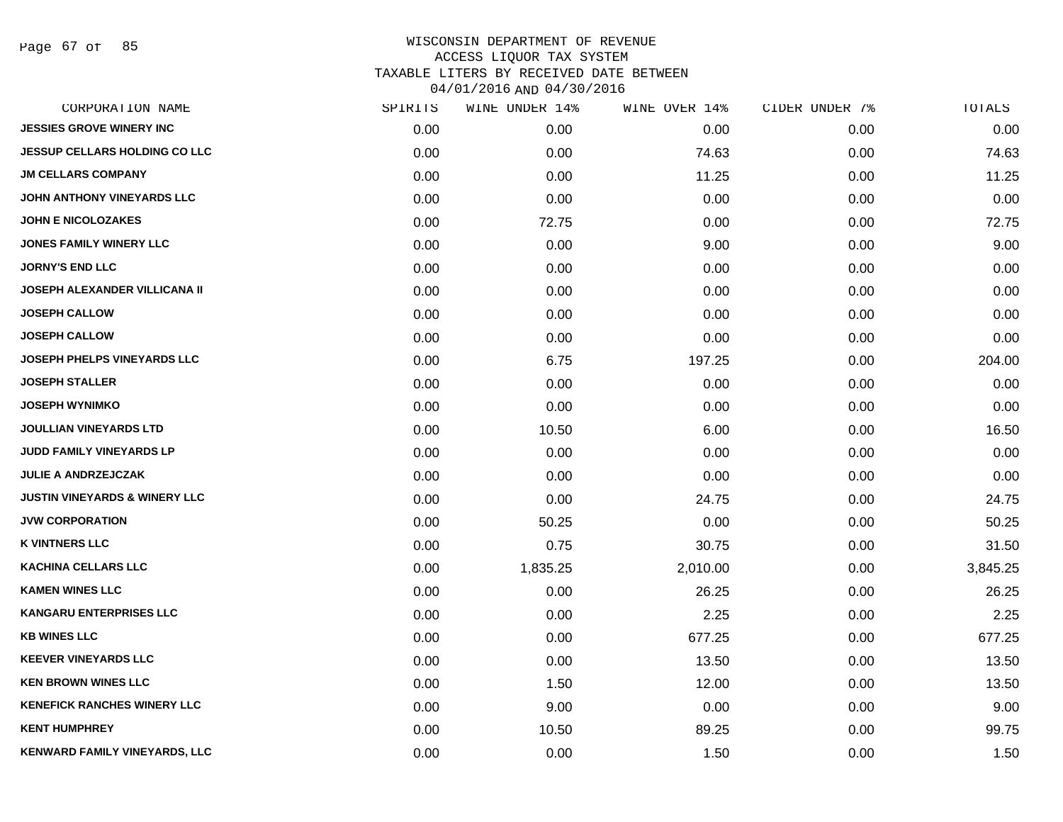# WISCONSIN DEPARTMENT OF REVENUE
## ACCESS LIQUOR TAX SYSTEM
## TAXABLE LITERS BY RECEIVED DATE BETWEEN 04/01/2016 AND 04/30/2016

| CORPORATION NAME | SPIRITS | WINE UNDER 14% | WINE OVER 14% | CIDER UNDER 7% | TOTALS |
|---|---|---|---|---|---|
| JESSIES GROVE WINERY INC | 0.00 | 0.00 | 0.00 | 0.00 | 0.00 |
| JESSUP CELLARS HOLDING CO LLC | 0.00 | 0.00 | 74.63 | 0.00 | 74.63 |
| JM CELLARS COMPANY | 0.00 | 0.00 | 11.25 | 0.00 | 11.25 |
| JOHN ANTHONY VINEYARDS LLC | 0.00 | 0.00 | 0.00 | 0.00 | 0.00 |
| JOHN E NICOLOZAKES | 0.00 | 72.75 | 0.00 | 0.00 | 72.75 |
| JONES FAMILY WINERY LLC | 0.00 | 0.00 | 9.00 | 0.00 | 9.00 |
| JORNY'S END LLC | 0.00 | 0.00 | 0.00 | 0.00 | 0.00 |
| JOSEPH ALEXANDER VILLICANA II | 0.00 | 0.00 | 0.00 | 0.00 | 0.00 |
| JOSEPH CALLOW | 0.00 | 0.00 | 0.00 | 0.00 | 0.00 |
| JOSEPH CALLOW | 0.00 | 0.00 | 0.00 | 0.00 | 0.00 |
| JOSEPH PHELPS VINEYARDS LLC | 0.00 | 6.75 | 197.25 | 0.00 | 204.00 |
| JOSEPH STALLER | 0.00 | 0.00 | 0.00 | 0.00 | 0.00 |
| JOSEPH WYNIMKO | 0.00 | 0.00 | 0.00 | 0.00 | 0.00 |
| JOULLIAN VINEYARDS LTD | 0.00 | 10.50 | 6.00 | 0.00 | 16.50 |
| JUDD FAMILY VINEYARDS LP | 0.00 | 0.00 | 0.00 | 0.00 | 0.00 |
| JULIE A ANDRZEJCZAK | 0.00 | 0.00 | 0.00 | 0.00 | 0.00 |
| JUSTIN VINEYARDS & WINERY LLC | 0.00 | 0.00 | 24.75 | 0.00 | 24.75 |
| JVW CORPORATION | 0.00 | 50.25 | 0.00 | 0.00 | 50.25 |
| K VINTNERS LLC | 0.00 | 0.75 | 30.75 | 0.00 | 31.50 |
| KACHINA CELLARS LLC | 0.00 | 1,835.25 | 2,010.00 | 0.00 | 3,845.25 |
| KAMEN WINES LLC | 0.00 | 0.00 | 26.25 | 0.00 | 26.25 |
| KANGARU ENTERPRISES LLC | 0.00 | 0.00 | 2.25 | 0.00 | 2.25 |
| KB WINES LLC | 0.00 | 0.00 | 677.25 | 0.00 | 677.25 |
| KEEVER VINEYARDS LLC | 0.00 | 0.00 | 13.50 | 0.00 | 13.50 |
| KEN BROWN WINES LLC | 0.00 | 1.50 | 12.00 | 0.00 | 13.50 |
| KENEFICK RANCHES WINERY LLC | 0.00 | 9.00 | 0.00 | 0.00 | 9.00 |
| KENT HUMPHREY | 0.00 | 10.50 | 89.25 | 0.00 | 99.75 |
| KENWARD FAMILY VINEYARDS, LLC | 0.00 | 0.00 | 1.50 | 0.00 | 1.50 |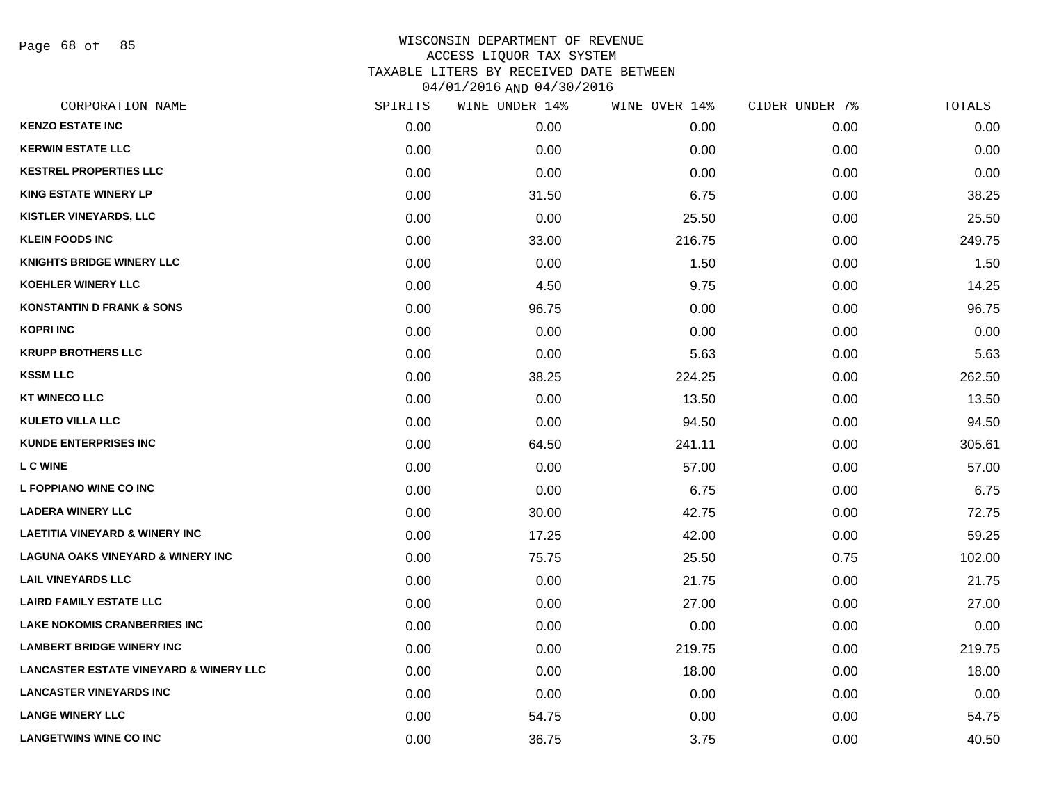# WISCONSIN DEPARTMENT OF REVENUE
## ACCESS LIQUOR TAX SYSTEM
### TAXABLE LITERS BY RECEIVED DATE BETWEEN 04/01/2016 AND 04/30/2016

| CORPORATION NAME | SPIRITS | WINE UNDER 14% | WINE OVER 14% | CIDER UNDER 7% | TOTALS |
|---|---|---|---|---|---|
| KENZO ESTATE INC | 0.00 | 0.00 | 0.00 | 0.00 | 0.00 |
| KERWIN ESTATE LLC | 0.00 | 0.00 | 0.00 | 0.00 | 0.00 |
| KESTREL PROPERTIES LLC | 0.00 | 0.00 | 0.00 | 0.00 | 0.00 |
| KING ESTATE WINERY LP | 0.00 | 31.50 | 6.75 | 0.00 | 38.25 |
| KISTLER VINEYARDS, LLC | 0.00 | 0.00 | 25.50 | 0.00 | 25.50 |
| KLEIN FOODS INC | 0.00 | 33.00 | 216.75 | 0.00 | 249.75 |
| KNIGHTS BRIDGE WINERY LLC | 0.00 | 0.00 | 1.50 | 0.00 | 1.50 |
| KOEHLER WINERY LLC | 0.00 | 4.50 | 9.75 | 0.00 | 14.25 |
| KONSTANTIN D FRANK & SONS | 0.00 | 96.75 | 0.00 | 0.00 | 96.75 |
| KOPRI INC | 0.00 | 0.00 | 0.00 | 0.00 | 0.00 |
| KRUPP BROTHERS LLC | 0.00 | 0.00 | 5.63 | 0.00 | 5.63 |
| KSSM LLC | 0.00 | 38.25 | 224.25 | 0.00 | 262.50 |
| KT WINECO LLC | 0.00 | 0.00 | 13.50 | 0.00 | 13.50 |
| KULETO VILLA LLC | 0.00 | 0.00 | 94.50 | 0.00 | 94.50 |
| KUNDE ENTERPRISES INC | 0.00 | 64.50 | 241.11 | 0.00 | 305.61 |
| L C WINE | 0.00 | 0.00 | 57.00 | 0.00 | 57.00 |
| L FOPPIANO WINE CO INC | 0.00 | 0.00 | 6.75 | 0.00 | 6.75 |
| LADERA WINERY LLC | 0.00 | 30.00 | 42.75 | 0.00 | 72.75 |
| LAETITIA VINEYARD & WINERY INC | 0.00 | 17.25 | 42.00 | 0.00 | 59.25 |
| LAGUNA OAKS VINEYARD & WINERY INC | 0.00 | 75.75 | 25.50 | 0.75 | 102.00 |
| LAIL VINEYARDS LLC | 0.00 | 0.00 | 21.75 | 0.00 | 21.75 |
| LAIRD FAMILY ESTATE LLC | 0.00 | 0.00 | 27.00 | 0.00 | 27.00 |
| LAKE NOKOMIS CRANBERRIES INC | 0.00 | 0.00 | 0.00 | 0.00 | 0.00 |
| LAMBERT BRIDGE WINERY INC | 0.00 | 0.00 | 219.75 | 0.00 | 219.75 |
| LANCASTER ESTATE VINEYARD & WINERY LLC | 0.00 | 0.00 | 18.00 | 0.00 | 18.00 |
| LANCASTER VINEYARDS INC | 0.00 | 0.00 | 0.00 | 0.00 | 0.00 |
| LANGE WINERY LLC | 0.00 | 54.75 | 0.00 | 0.00 | 54.75 |
| LANGETWINS WINE CO INC | 0.00 | 36.75 | 3.75 | 0.00 | 40.50 |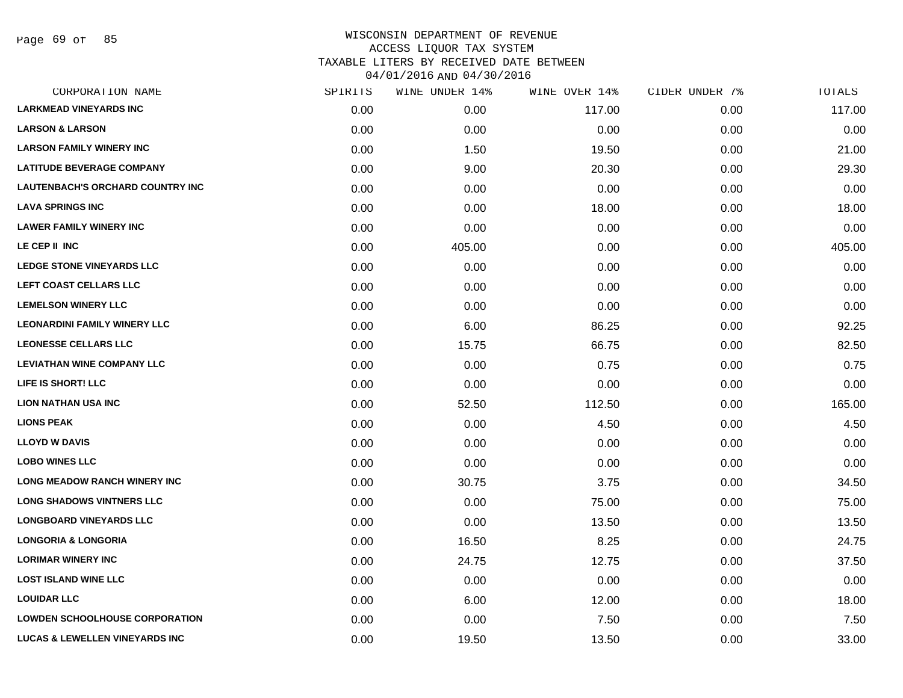WISCONSIN DEPARTMENT OF REVENUE
ACCESS LIQUOR TAX SYSTEM
TAXABLE LITERS BY RECEIVED DATE BETWEEN
04/01/2016 AND 04/30/2016

| CORPORATION NAME | SPIRITS | WINE UNDER 14% | WINE OVER 14% | CIDER UNDER 7% | TOTALS |
|---|---|---|---|---|---|
| LARKMEAD VINEYARDS INC | 0.00 | 0.00 | 117.00 | 0.00 | 117.00 |
| LARSON & LARSON | 0.00 | 0.00 | 0.00 | 0.00 | 0.00 |
| LARSON FAMILY WINERY INC | 0.00 | 1.50 | 19.50 | 0.00 | 21.00 |
| LATITUDE BEVERAGE COMPANY | 0.00 | 9.00 | 20.30 | 0.00 | 29.30 |
| LAUTENBACH'S ORCHARD COUNTRY INC | 0.00 | 0.00 | 0.00 | 0.00 | 0.00 |
| LAVA SPRINGS INC | 0.00 | 0.00 | 18.00 | 0.00 | 18.00 |
| LAWER FAMILY WINERY INC | 0.00 | 0.00 | 0.00 | 0.00 | 0.00 |
| LE CEP II INC | 0.00 | 405.00 | 0.00 | 0.00 | 405.00 |
| LEDGE STONE VINEYARDS LLC | 0.00 | 0.00 | 0.00 | 0.00 | 0.00 |
| LEFT COAST CELLARS LLC | 0.00 | 0.00 | 0.00 | 0.00 | 0.00 |
| LEMELSON WINERY LLC | 0.00 | 0.00 | 0.00 | 0.00 | 0.00 |
| LEONARDINI FAMILY WINERY LLC | 0.00 | 6.00 | 86.25 | 0.00 | 92.25 |
| LEONESSE CELLARS LLC | 0.00 | 15.75 | 66.75 | 0.00 | 82.50 |
| LEVIATHAN WINE COMPANY LLC | 0.00 | 0.00 | 0.75 | 0.00 | 0.75 |
| LIFE IS SHORT! LLC | 0.00 | 0.00 | 0.00 | 0.00 | 0.00 |
| LION NATHAN USA INC | 0.00 | 52.50 | 112.50 | 0.00 | 165.00 |
| LIONS PEAK | 0.00 | 0.00 | 4.50 | 0.00 | 4.50 |
| LLOYD W DAVIS | 0.00 | 0.00 | 0.00 | 0.00 | 0.00 |
| LOBO WINES LLC | 0.00 | 0.00 | 0.00 | 0.00 | 0.00 |
| LONG MEADOW RANCH WINERY INC | 0.00 | 30.75 | 3.75 | 0.00 | 34.50 |
| LONG SHADOWS VINTNERS LLC | 0.00 | 0.00 | 75.00 | 0.00 | 75.00 |
| LONGBOARD VINEYARDS LLC | 0.00 | 0.00 | 13.50 | 0.00 | 13.50 |
| LONGORIA & LONGORIA | 0.00 | 16.50 | 8.25 | 0.00 | 24.75 |
| LORIMAR WINERY INC | 0.00 | 24.75 | 12.75 | 0.00 | 37.50 |
| LOST ISLAND WINE LLC | 0.00 | 0.00 | 0.00 | 0.00 | 0.00 |
| LOUIDAR LLC | 0.00 | 6.00 | 12.00 | 0.00 | 18.00 |
| LOWDEN SCHOOLHOUSE CORPORATION | 0.00 | 0.00 | 7.50 | 0.00 | 7.50 |
| LUCAS & LEWELLEN VINEYARDS INC | 0.00 | 19.50 | 13.50 | 0.00 | 33.00 |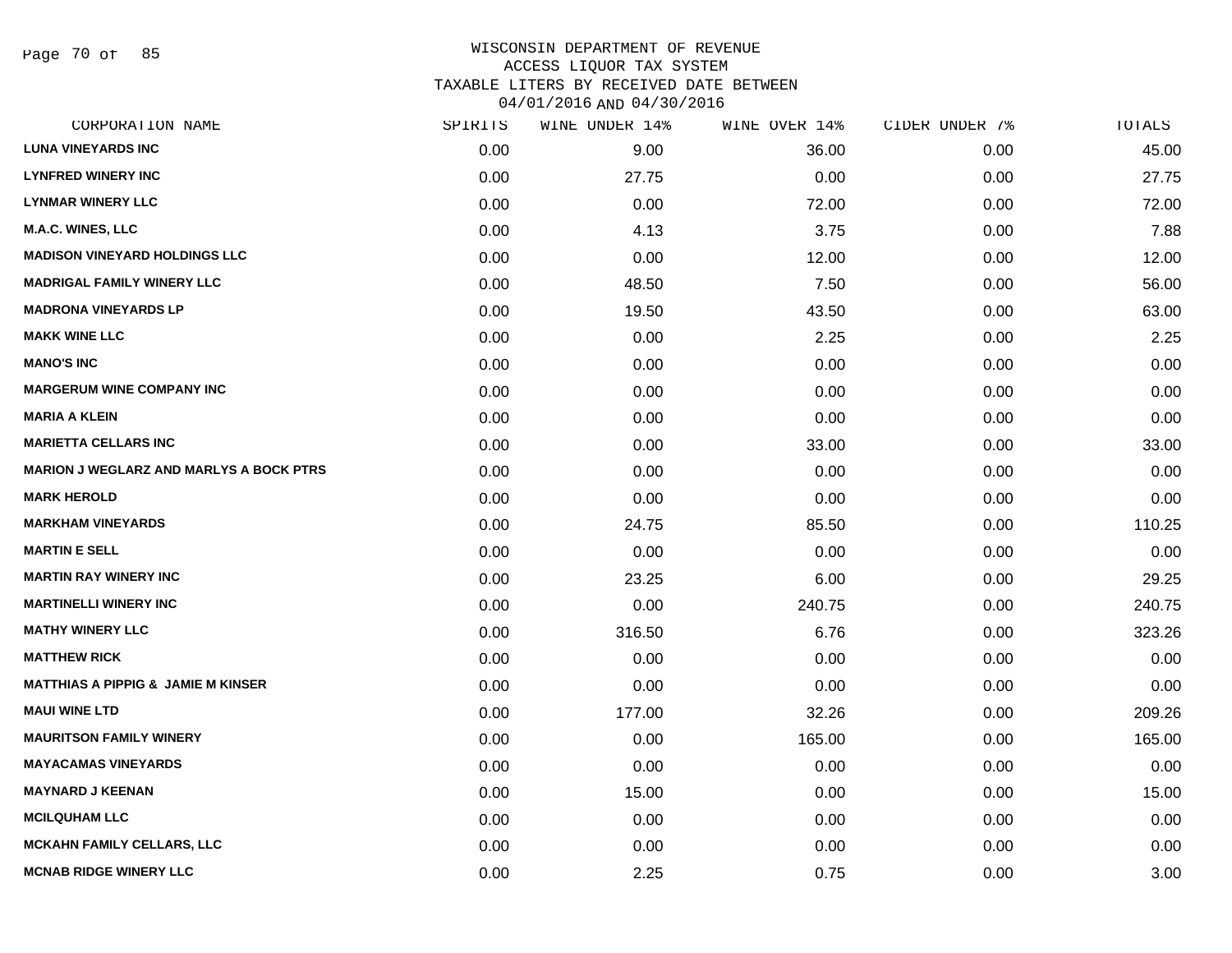WISCONSIN DEPARTMENT OF REVENUE
ACCESS LIQUOR TAX SYSTEM
TAXABLE LITERS BY RECEIVED DATE BETWEEN
04/01/2016 AND 04/30/2016

| CORPORATION NAME | SPIRITS | WINE UNDER 14% | WINE OVER 14% | CIDER UNDER 7% | TOTALS |
|---|---|---|---|---|---|
| **LUNA VINEYARDS INC** | 0.00 | 9.00 | 36.00 | 0.00 | 45.00 |
| **LYNFRED WINERY INC** | 0.00 | 27.75 | 0.00 | 0.00 | 27.75 |
| **LYNMAR WINERY LLC** | 0.00 | 0.00 | 72.00 | 0.00 | 72.00 |
| **M.A.C. WINES, LLC** | 0.00 | 4.13 | 3.75 | 0.00 | 7.88 |
| **MADISON VINEYARD HOLDINGS LLC** | 0.00 | 0.00 | 12.00 | 0.00 | 12.00 |
| **MADRIGAL FAMILY WINERY LLC** | 0.00 | 48.50 | 7.50 | 0.00 | 56.00 |
| **MADRONA VINEYARDS LP** | 0.00 | 19.50 | 43.50 | 0.00 | 63.00 |
| **MAKK WINE LLC** | 0.00 | 0.00 | 2.25 | 0.00 | 2.25 |
| **MANO'S INC** | 0.00 | 0.00 | 0.00 | 0.00 | 0.00 |
| **MARGERUM WINE COMPANY INC** | 0.00 | 0.00 | 0.00 | 0.00 | 0.00 |
| **MARIA A KLEIN** | 0.00 | 0.00 | 0.00 | 0.00 | 0.00 |
| **MARIETTA CELLARS INC** | 0.00 | 0.00 | 33.00 | 0.00 | 33.00 |
| **MARION J WEGLARZ AND MARLYS A BOCK PTRS** | 0.00 | 0.00 | 0.00 | 0.00 | 0.00 |
| **MARK HEROLD** | 0.00 | 0.00 | 0.00 | 0.00 | 0.00 |
| **MARKHAM VINEYARDS** | 0.00 | 24.75 | 85.50 | 0.00 | 110.25 |
| **MARTIN E SELL** | 0.00 | 0.00 | 0.00 | 0.00 | 0.00 |
| **MARTIN RAY WINERY INC** | 0.00 | 23.25 | 6.00 | 0.00 | 29.25 |
| **MARTINELLI WINERY INC** | 0.00 | 0.00 | 240.75 | 0.00 | 240.75 |
| **MATHY WINERY LLC** | 0.00 | 316.50 | 6.76 | 0.00 | 323.26 |
| **MATTHEW RICK** | 0.00 | 0.00 | 0.00 | 0.00 | 0.00 |
| **MATTHIAS A PIPPIG & JAMIE M KINSER** | 0.00 | 0.00 | 0.00 | 0.00 | 0.00 |
| **MAUI WINE LTD** | 0.00 | 177.00 | 32.26 | 0.00 | 209.26 |
| **MAURITSON FAMILY WINERY** | 0.00 | 0.00 | 165.00 | 0.00 | 165.00 |
| **MAYACAMAS VINEYARDS** | 0.00 | 0.00 | 0.00 | 0.00 | 0.00 |
| **MAYNARD J KEENAN** | 0.00 | 15.00 | 0.00 | 0.00 | 15.00 |
| **MCILQUHAM LLC** | 0.00 | 0.00 | 0.00 | 0.00 | 0.00 |
| **MCKAHN FAMILY CELLARS, LLC** | 0.00 | 0.00 | 0.00 | 0.00 | 0.00 |
| **MCNAB RIDGE WINERY LLC** | 0.00 | 2.25 | 0.75 | 0.00 | 3.00 |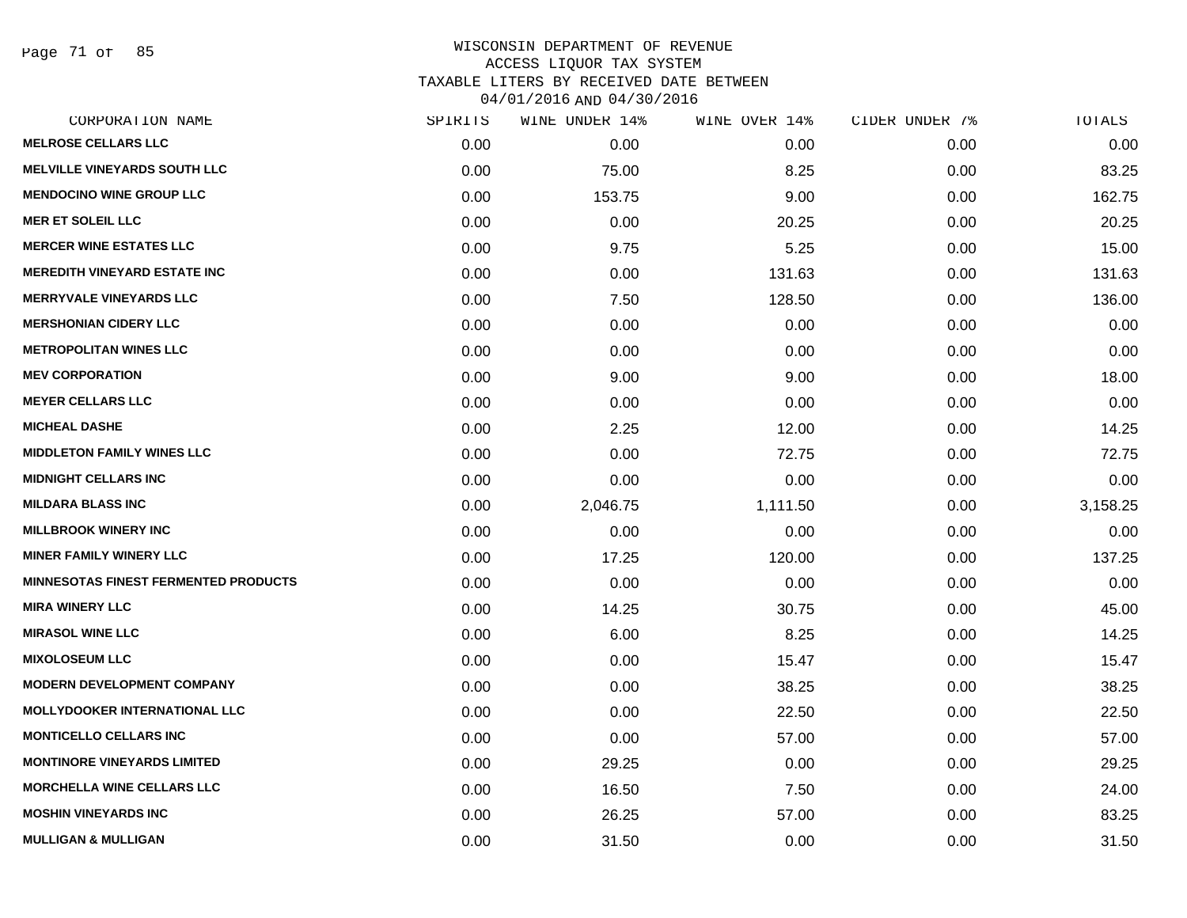WISCONSIN DEPARTMENT OF REVENUE
ACCESS LIQUOR TAX SYSTEM
TAXABLE LITERS BY RECEIVED DATE BETWEEN
04/01/2016 AND 04/30/2016

| CORPORATION NAME | SPIRITS | WINE UNDER 14% | WINE OVER 14% | CIDER UNDER 7% | TOTALS |
|---|---|---|---|---|---|
| MELROSE CELLARS LLC | 0.00 | 0.00 | 0.00 | 0.00 | 0.00 |
| MELVILLE VINEYARDS SOUTH LLC | 0.00 | 75.00 | 8.25 | 0.00 | 83.25 |
| MENDOCINO WINE GROUP LLC | 0.00 | 153.75 | 9.00 | 0.00 | 162.75 |
| MER ET SOLEIL LLC | 0.00 | 0.00 | 20.25 | 0.00 | 20.25 |
| MERCER WINE ESTATES LLC | 0.00 | 9.75 | 5.25 | 0.00 | 15.00 |
| MEREDITH VINEYARD ESTATE INC | 0.00 | 0.00 | 131.63 | 0.00 | 131.63 |
| MERRYVALE VINEYARDS LLC | 0.00 | 7.50 | 128.50 | 0.00 | 136.00 |
| MERSHONIAN CIDERY LLC | 0.00 | 0.00 | 0.00 | 0.00 | 0.00 |
| METROPOLITAN WINES LLC | 0.00 | 0.00 | 0.00 | 0.00 | 0.00 |
| MEV CORPORATION | 0.00 | 9.00 | 9.00 | 0.00 | 18.00 |
| MEYER CELLARS LLC | 0.00 | 0.00 | 0.00 | 0.00 | 0.00 |
| MICHEAL DASHE | 0.00 | 2.25 | 12.00 | 0.00 | 14.25 |
| MIDDLETON FAMILY WINES LLC | 0.00 | 0.00 | 72.75 | 0.00 | 72.75 |
| MIDNIGHT CELLARS INC | 0.00 | 0.00 | 0.00 | 0.00 | 0.00 |
| MILDARA BLASS INC | 0.00 | 2,046.75 | 1,111.50 | 0.00 | 3,158.25 |
| MILLBROOK WINERY INC | 0.00 | 0.00 | 0.00 | 0.00 | 0.00 |
| MINER FAMILY WINERY LLC | 0.00 | 17.25 | 120.00 | 0.00 | 137.25 |
| MINNESOTAS FINEST FERMENTED PRODUCTS | 0.00 | 0.00 | 0.00 | 0.00 | 0.00 |
| MIRA WINERY LLC | 0.00 | 14.25 | 30.75 | 0.00 | 45.00 |
| MIRASOL WINE LLC | 0.00 | 6.00 | 8.25 | 0.00 | 14.25 |
| MIXOLOSEUM LLC | 0.00 | 0.00 | 15.47 | 0.00 | 15.47 |
| MODERN DEVELOPMENT COMPANY | 0.00 | 0.00 | 38.25 | 0.00 | 38.25 |
| MOLLYDOOKER INTERNATIONAL LLC | 0.00 | 0.00 | 22.50 | 0.00 | 22.50 |
| MONTICELLO CELLARS INC | 0.00 | 0.00 | 57.00 | 0.00 | 57.00 |
| MONTINORE VINEYARDS LIMITED | 0.00 | 29.25 | 0.00 | 0.00 | 29.25 |
| MORCHELLA WINE CELLARS LLC | 0.00 | 16.50 | 7.50 | 0.00 | 24.00 |
| MOSHIN VINEYARDS INC | 0.00 | 26.25 | 57.00 | 0.00 | 83.25 |
| MULLIGAN & MULLIGAN | 0.00 | 31.50 | 0.00 | 0.00 | 31.50 |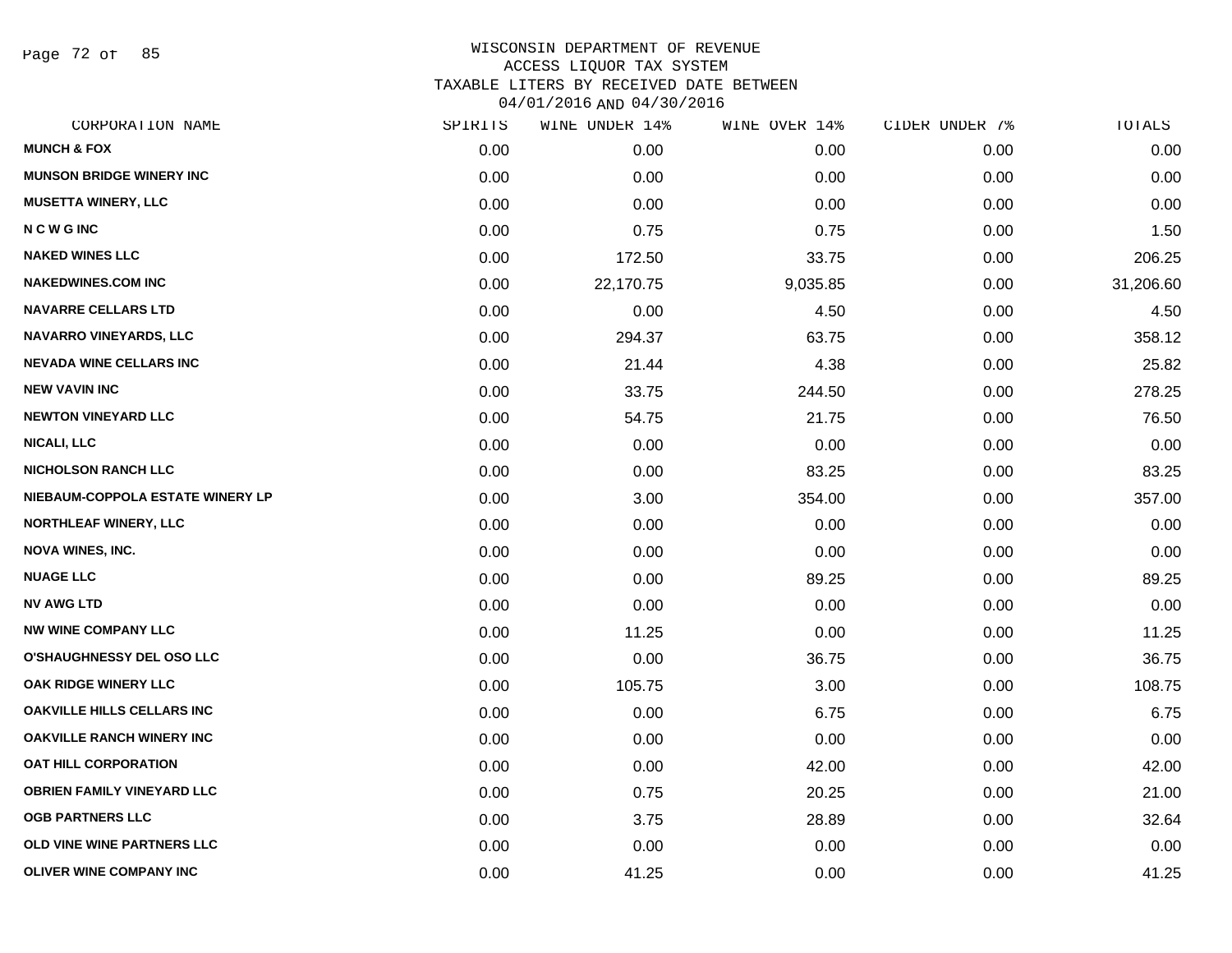WISCONSIN DEPARTMENT OF REVENUE
ACCESS LIQUOR TAX SYSTEM
TAXABLE LITERS BY RECEIVED DATE BETWEEN
04/01/2016 AND 04/30/2016

| CORPORATION NAME | SPIRITS | WINE UNDER 14% | WINE OVER 14% | CIDER UNDER 7% | TOTALS |
|---|---|---|---|---|---|
| MUNCH & FOX | 0.00 | 0.00 | 0.00 | 0.00 | 0.00 |
| MUNSON BRIDGE WINERY INC | 0.00 | 0.00 | 0.00 | 0.00 | 0.00 |
| MUSETTA WINERY, LLC | 0.00 | 0.00 | 0.00 | 0.00 | 0.00 |
| N C W G INC | 0.00 | 0.75 | 0.75 | 0.00 | 1.50 |
| NAKED WINES LLC | 0.00 | 172.50 | 33.75 | 0.00 | 206.25 |
| NAKEDWINES.COM INC | 0.00 | 22,170.75 | 9,035.85 | 0.00 | 31,206.60 |
| NAVARRE CELLARS LTD | 0.00 | 0.00 | 4.50 | 0.00 | 4.50 |
| NAVARRO VINEYARDS, LLC | 0.00 | 294.37 | 63.75 | 0.00 | 358.12 |
| NEVADA WINE CELLARS INC | 0.00 | 21.44 | 4.38 | 0.00 | 25.82 |
| NEW VAVIN INC | 0.00 | 33.75 | 244.50 | 0.00 | 278.25 |
| NEWTON VINEYARD LLC | 0.00 | 54.75 | 21.75 | 0.00 | 76.50 |
| NICALI, LLC | 0.00 | 0.00 | 0.00 | 0.00 | 0.00 |
| NICHOLSON RANCH LLC | 0.00 | 0.00 | 83.25 | 0.00 | 83.25 |
| NIEBAUM-COPPOLA ESTATE WINERY LP | 0.00 | 3.00 | 354.00 | 0.00 | 357.00 |
| NORTHLEAF WINERY, LLC | 0.00 | 0.00 | 0.00 | 0.00 | 0.00 |
| NOVA WINES, INC. | 0.00 | 0.00 | 0.00 | 0.00 | 0.00 |
| NUAGE LLC | 0.00 | 0.00 | 89.25 | 0.00 | 89.25 |
| NV AWG LTD | 0.00 | 0.00 | 0.00 | 0.00 | 0.00 |
| NW WINE COMPANY LLC | 0.00 | 11.25 | 0.00 | 0.00 | 11.25 |
| O'SHAUGHNESSY DEL OSO LLC | 0.00 | 0.00 | 36.75 | 0.00 | 36.75 |
| OAK RIDGE WINERY LLC | 0.00 | 105.75 | 3.00 | 0.00 | 108.75 |
| OAKVILLE HILLS CELLARS INC | 0.00 | 0.00 | 6.75 | 0.00 | 6.75 |
| OAKVILLE RANCH WINERY INC | 0.00 | 0.00 | 0.00 | 0.00 | 0.00 |
| OAT HILL CORPORATION | 0.00 | 0.00 | 42.00 | 0.00 | 42.00 |
| OBRIEN FAMILY VINEYARD LLC | 0.00 | 0.75 | 20.25 | 0.00 | 21.00 |
| OGB PARTNERS LLC | 0.00 | 3.75 | 28.89 | 0.00 | 32.64 |
| OLD VINE WINE PARTNERS LLC | 0.00 | 0.00 | 0.00 | 0.00 | 0.00 |
| OLIVER WINE COMPANY INC | 0.00 | 41.25 | 0.00 | 0.00 | 41.25 |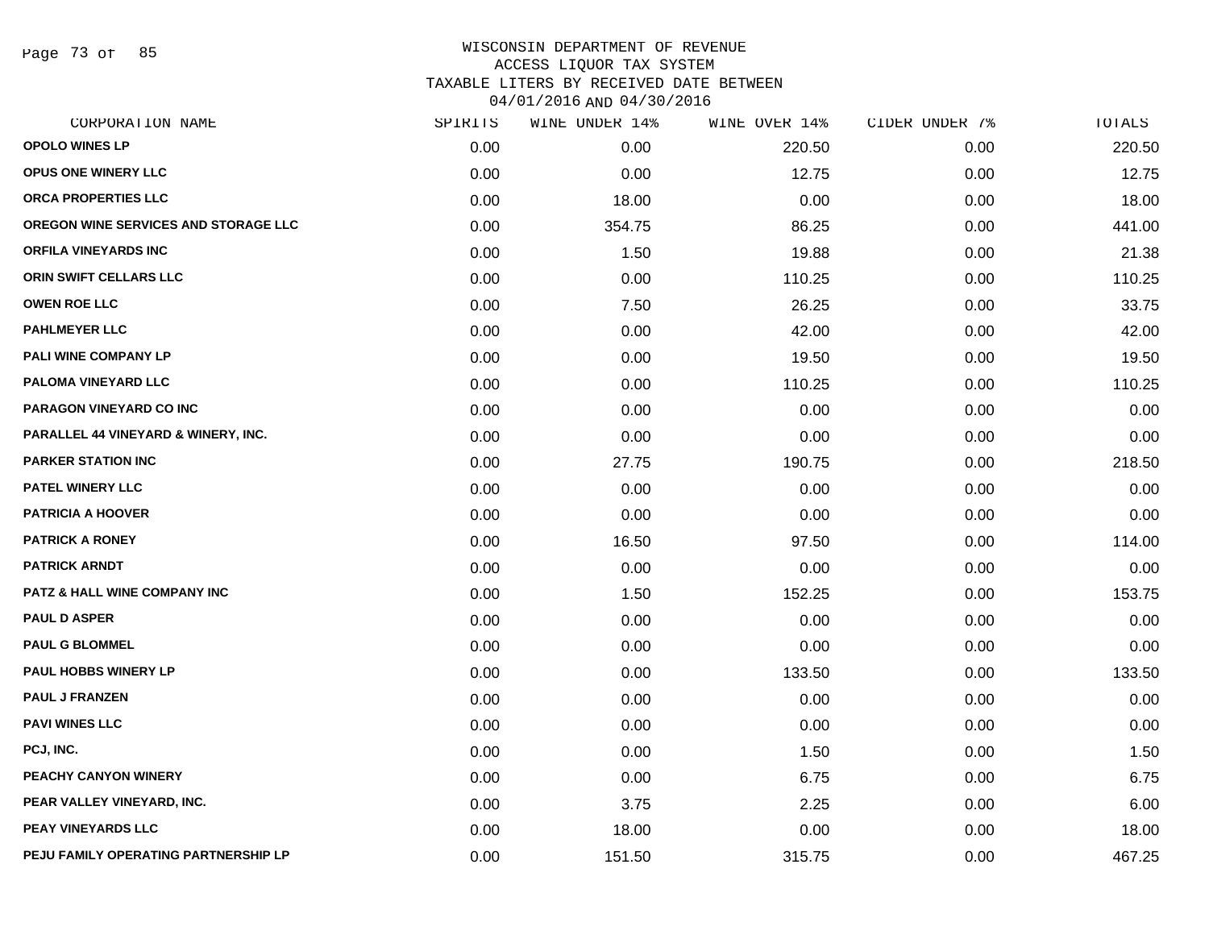# WISCONSIN DEPARTMENT OF REVENUE
## ACCESS LIQUOR TAX SYSTEM
## TAXABLE LITERS BY RECEIVED DATE BETWEEN 04/01/2016 AND 04/30/2016

| CORPORATION NAME | SPIRITS | WINE UNDER 14% | WINE OVER 14% | CIDER UNDER 7% | TOTALS |
|---|---|---|---|---|---|
| OPOLO WINES LP | 0.00 | 0.00 | 220.50 | 0.00 | 220.50 |
| OPUS ONE WINERY LLC | 0.00 | 0.00 | 12.75 | 0.00 | 12.75 |
| ORCA PROPERTIES LLC | 0.00 | 18.00 | 0.00 | 0.00 | 18.00 |
| OREGON WINE SERVICES AND STORAGE LLC | 0.00 | 354.75 | 86.25 | 0.00 | 441.00 |
| ORFILA VINEYARDS INC | 0.00 | 1.50 | 19.88 | 0.00 | 21.38 |
| ORIN SWIFT CELLARS LLC | 0.00 | 0.00 | 110.25 | 0.00 | 110.25 |
| OWEN ROE LLC | 0.00 | 7.50 | 26.25 | 0.00 | 33.75 |
| PAHLMEYER LLC | 0.00 | 0.00 | 42.00 | 0.00 | 42.00 |
| PALI WINE COMPANY LP | 0.00 | 0.00 | 19.50 | 0.00 | 19.50 |
| PALOMA VINEYARD LLC | 0.00 | 0.00 | 110.25 | 0.00 | 110.25 |
| PARAGON VINEYARD CO INC | 0.00 | 0.00 | 0.00 | 0.00 | 0.00 |
| PARALLEL 44 VINEYARD & WINERY, INC. | 0.00 | 0.00 | 0.00 | 0.00 | 0.00 |
| PARKER STATION INC | 0.00 | 27.75 | 190.75 | 0.00 | 218.50 |
| PATEL WINERY LLC | 0.00 | 0.00 | 0.00 | 0.00 | 0.00 |
| PATRICIA A HOOVER | 0.00 | 0.00 | 0.00 | 0.00 | 0.00 |
| PATRICK A RONEY | 0.00 | 16.50 | 97.50 | 0.00 | 114.00 |
| PATRICK ARNDT | 0.00 | 0.00 | 0.00 | 0.00 | 0.00 |
| PATZ & HALL WINE COMPANY INC | 0.00 | 1.50 | 152.25 | 0.00 | 153.75 |
| PAUL D ASPER | 0.00 | 0.00 | 0.00 | 0.00 | 0.00 |
| PAUL G BLOMMEL | 0.00 | 0.00 | 0.00 | 0.00 | 0.00 |
| PAUL HOBBS WINERY LP | 0.00 | 0.00 | 133.50 | 0.00 | 133.50 |
| PAUL J FRANZEN | 0.00 | 0.00 | 0.00 | 0.00 | 0.00 |
| PAVI WINES LLC | 0.00 | 0.00 | 0.00 | 0.00 | 0.00 |
| PCJ, INC. | 0.00 | 0.00 | 1.50 | 0.00 | 1.50 |
| PEACHY CANYON WINERY | 0.00 | 0.00 | 6.75 | 0.00 | 6.75 |
| PEAR VALLEY VINEYARD, INC. | 0.00 | 3.75 | 2.25 | 0.00 | 6.00 |
| PEAY VINEYARDS LLC | 0.00 | 18.00 | 0.00 | 0.00 | 18.00 |
| PEJU FAMILY OPERATING PARTNERSHIP LP | 0.00 | 151.50 | 315.75 | 0.00 | 467.25 |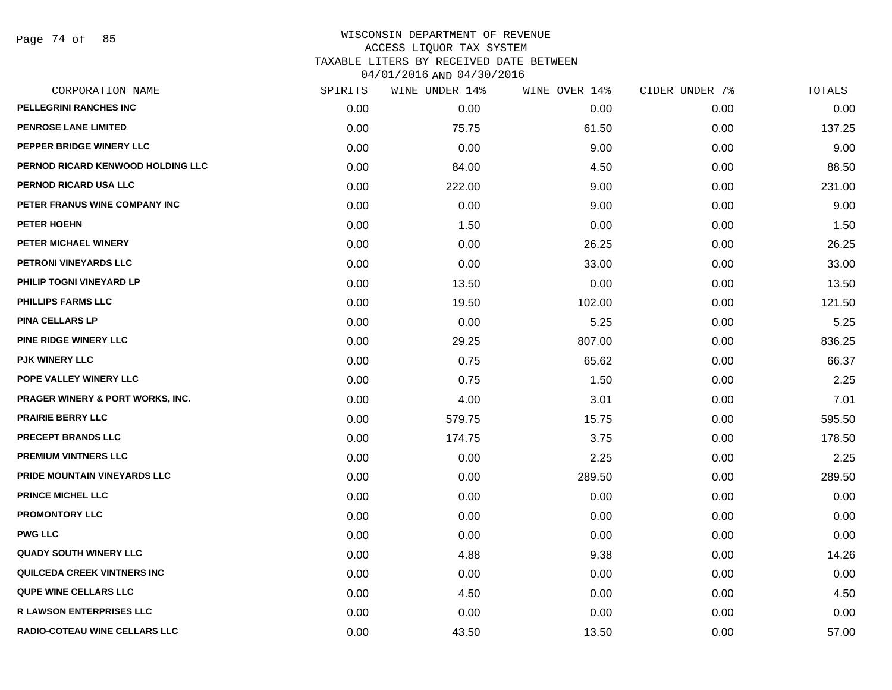# WISCONSIN DEPARTMENT OF REVENUE
## ACCESS LIQUOR TAX SYSTEM
## TAXABLE LITERS BY RECEIVED DATE BETWEEN 04/01/2016 AND 04/30/2016

| CORPORATION NAME | SPIRITS | WINE UNDER 14% | WINE OVER 14% | CIDER UNDER 7% | TOTALS |
|---|---|---|---|---|---|
| PELLEGRINI RANCHES INC | 0.00 | 0.00 | 0.00 | 0.00 | 0.00 |
| PENROSE LANE LIMITED | 0.00 | 75.75 | 61.50 | 0.00 | 137.25 |
| PEPPER BRIDGE WINERY LLC | 0.00 | 0.00 | 9.00 | 0.00 | 9.00 |
| PERNOD RICARD KENWOOD HOLDING LLC | 0.00 | 84.00 | 4.50 | 0.00 | 88.50 |
| PERNOD RICARD USA LLC | 0.00 | 222.00 | 9.00 | 0.00 | 231.00 |
| PETER FRANUS WINE COMPANY INC | 0.00 | 0.00 | 9.00 | 0.00 | 9.00 |
| PETER HOEHN | 0.00 | 1.50 | 0.00 | 0.00 | 1.50 |
| PETER MICHAEL WINERY | 0.00 | 0.00 | 26.25 | 0.00 | 26.25 |
| PETRONI VINEYARDS LLC | 0.00 | 0.00 | 33.00 | 0.00 | 33.00 |
| PHILIP TOGNI VINEYARD LP | 0.00 | 13.50 | 0.00 | 0.00 | 13.50 |
| PHILLIPS FARMS LLC | 0.00 | 19.50 | 102.00 | 0.00 | 121.50 |
| PINA CELLARS LP | 0.00 | 0.00 | 5.25 | 0.00 | 5.25 |
| PINE RIDGE WINERY LLC | 0.00 | 29.25 | 807.00 | 0.00 | 836.25 |
| PJK WINERY LLC | 0.00 | 0.75 | 65.62 | 0.00 | 66.37 |
| POPE VALLEY WINERY LLC | 0.00 | 0.75 | 1.50 | 0.00 | 2.25 |
| PRAGER WINERY & PORT WORKS, INC. | 0.00 | 4.00 | 3.01 | 0.00 | 7.01 |
| PRAIRIE BERRY LLC | 0.00 | 579.75 | 15.75 | 0.00 | 595.50 |
| PRECEPT BRANDS LLC | 0.00 | 174.75 | 3.75 | 0.00 | 178.50 |
| PREMIUM VINTNERS LLC | 0.00 | 0.00 | 2.25 | 0.00 | 2.25 |
| PRIDE MOUNTAIN VINEYARDS LLC | 0.00 | 0.00 | 289.50 | 0.00 | 289.50 |
| PRINCE MICHEL LLC | 0.00 | 0.00 | 0.00 | 0.00 | 0.00 |
| PROMONTORY LLC | 0.00 | 0.00 | 0.00 | 0.00 | 0.00 |
| PWG LLC | 0.00 | 0.00 | 0.00 | 0.00 | 0.00 |
| QUADY SOUTH WINERY LLC | 0.00 | 4.88 | 9.38 | 0.00 | 14.26 |
| QUILCEDA CREEK VINTNERS INC | 0.00 | 0.00 | 0.00 | 0.00 | 0.00 |
| QUPE WINE CELLARS LLC | 0.00 | 4.50 | 0.00 | 0.00 | 4.50 |
| R LAWSON ENTERPRISES LLC | 0.00 | 0.00 | 0.00 | 0.00 | 0.00 |
| RADIO-COTEAU WINE CELLARS LLC | 0.00 | 43.50 | 13.50 | 0.00 | 57.00 |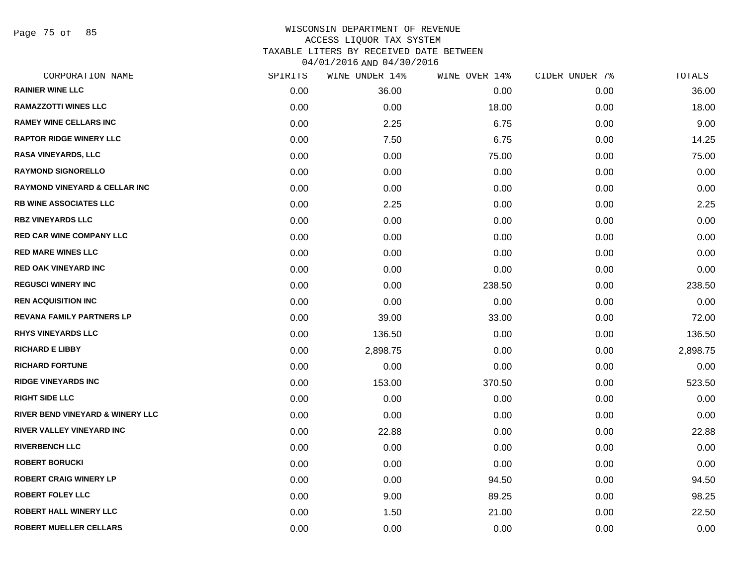WISCONSIN DEPARTMENT OF REVENUE
ACCESS LIQUOR TAX SYSTEM
TAXABLE LITERS BY RECEIVED DATE BETWEEN
04/01/2016 AND 04/30/2016

| CORPORATION NAME | SPIRITS | WINE UNDER 14% | WINE OVER 14% | CIDER UNDER 7% | TOTALS |
|---|---|---|---|---|---|
| RAINIER WINE LLC | 0.00 | 36.00 | 0.00 | 0.00 | 36.00 |
| RAMAZZOTTI WINES LLC | 0.00 | 0.00 | 18.00 | 0.00 | 18.00 |
| RAMEY WINE CELLARS INC | 0.00 | 2.25 | 6.75 | 0.00 | 9.00 |
| RAPTOR RIDGE WINERY LLC | 0.00 | 7.50 | 6.75 | 0.00 | 14.25 |
| RASA VINEYARDS, LLC | 0.00 | 0.00 | 75.00 | 0.00 | 75.00 |
| RAYMOND SIGNORELLO | 0.00 | 0.00 | 0.00 | 0.00 | 0.00 |
| RAYMOND VINEYARD & CELLAR INC | 0.00 | 0.00 | 0.00 | 0.00 | 0.00 |
| RB WINE ASSOCIATES LLC | 0.00 | 2.25 | 0.00 | 0.00 | 2.25 |
| RBZ VINEYARDS LLC | 0.00 | 0.00 | 0.00 | 0.00 | 0.00 |
| RED CAR WINE COMPANY LLC | 0.00 | 0.00 | 0.00 | 0.00 | 0.00 |
| RED MARE WINES LLC | 0.00 | 0.00 | 0.00 | 0.00 | 0.00 |
| RED OAK VINEYARD INC | 0.00 | 0.00 | 0.00 | 0.00 | 0.00 |
| REGUSCI WINERY INC | 0.00 | 0.00 | 238.50 | 0.00 | 238.50 |
| REN ACQUISITION INC | 0.00 | 0.00 | 0.00 | 0.00 | 0.00 |
| REVANA FAMILY PARTNERS LP | 0.00 | 39.00 | 33.00 | 0.00 | 72.00 |
| RHYS VINEYARDS LLC | 0.00 | 136.50 | 0.00 | 0.00 | 136.50 |
| RICHARD E LIBBY | 0.00 | 2,898.75 | 0.00 | 0.00 | 2,898.75 |
| RICHARD FORTUNE | 0.00 | 0.00 | 0.00 | 0.00 | 0.00 |
| RIDGE VINEYARDS INC | 0.00 | 153.00 | 370.50 | 0.00 | 523.50 |
| RIGHT SIDE LLC | 0.00 | 0.00 | 0.00 | 0.00 | 0.00 |
| RIVER BEND VINEYARD & WINERY LLC | 0.00 | 0.00 | 0.00 | 0.00 | 0.00 |
| RIVER VALLEY VINEYARD INC | 0.00 | 22.88 | 0.00 | 0.00 | 22.88 |
| RIVERBENCH LLC | 0.00 | 0.00 | 0.00 | 0.00 | 0.00 |
| ROBERT BORUCKI | 0.00 | 0.00 | 0.00 | 0.00 | 0.00 |
| ROBERT CRAIG WINERY LP | 0.00 | 0.00 | 94.50 | 0.00 | 94.50 |
| ROBERT FOLEY LLC | 0.00 | 9.00 | 89.25 | 0.00 | 98.25 |
| ROBERT HALL WINERY LLC | 0.00 | 1.50 | 21.00 | 0.00 | 22.50 |
| ROBERT MUELLER CELLARS | 0.00 | 0.00 | 0.00 | 0.00 | 0.00 |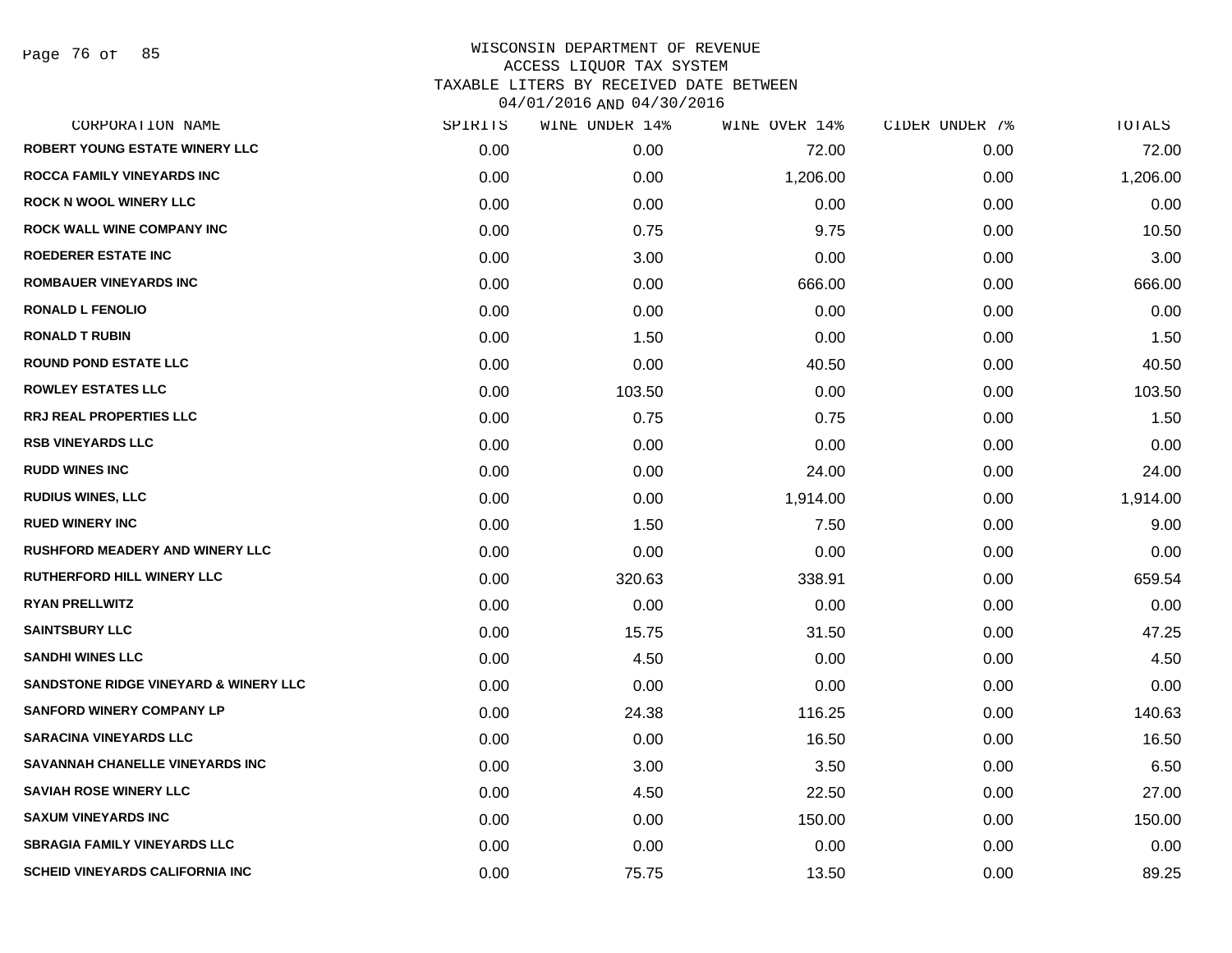# WISCONSIN DEPARTMENT OF REVENUE
## ACCESS LIQUOR TAX SYSTEM
## TAXABLE LITERS BY RECEIVED DATE BETWEEN 04/01/2016 AND 04/30/2016

| CORPORATION NAME | SPIRITS | WINE UNDER 14% | WINE OVER 14% | CIDER UNDER 7% | TOTALS |
|---|---|---|---|---|---|
| ROBERT YOUNG ESTATE WINERY LLC | 0.00 | 0.00 | 72.00 | 0.00 | 72.00 |
| ROCCA FAMILY VINEYARDS INC | 0.00 | 0.00 | 1,206.00 | 0.00 | 1,206.00 |
| ROCK N WOOL WINERY LLC | 0.00 | 0.00 | 0.00 | 0.00 | 0.00 |
| ROCK WALL WINE COMPANY INC | 0.00 | 0.75 | 9.75 | 0.00 | 10.50 |
| ROEDERER ESTATE INC | 0.00 | 3.00 | 0.00 | 0.00 | 3.00 |
| ROMBAUER VINEYARDS INC | 0.00 | 0.00 | 666.00 | 0.00 | 666.00 |
| RONALD L FENOLIO | 0.00 | 0.00 | 0.00 | 0.00 | 0.00 |
| RONALD T RUBIN | 0.00 | 1.50 | 0.00 | 0.00 | 1.50 |
| ROUND POND ESTATE LLC | 0.00 | 0.00 | 40.50 | 0.00 | 40.50 |
| ROWLEY ESTATES LLC | 0.00 | 103.50 | 0.00 | 0.00 | 103.50 |
| RRJ REAL PROPERTIES LLC | 0.00 | 0.75 | 0.75 | 0.00 | 1.50 |
| RSB VINEYARDS LLC | 0.00 | 0.00 | 0.00 | 0.00 | 0.00 |
| RUDD WINES INC | 0.00 | 0.00 | 24.00 | 0.00 | 24.00 |
| RUDIUS WINES, LLC | 0.00 | 0.00 | 1,914.00 | 0.00 | 1,914.00 |
| RUED WINERY INC | 0.00 | 1.50 | 7.50 | 0.00 | 9.00 |
| RUSHFORD MEADERY AND WINERY LLC | 0.00 | 0.00 | 0.00 | 0.00 | 0.00 |
| RUTHERFORD HILL WINERY LLC | 0.00 | 320.63 | 338.91 | 0.00 | 659.54 |
| RYAN PRELLWITZ | 0.00 | 0.00 | 0.00 | 0.00 | 0.00 |
| SAINTSBURY LLC | 0.00 | 15.75 | 31.50 | 0.00 | 47.25 |
| SANDHI WINES LLC | 0.00 | 4.50 | 0.00 | 0.00 | 4.50 |
| SANDSTONE RIDGE VINEYARD & WINERY LLC | 0.00 | 0.00 | 0.00 | 0.00 | 0.00 |
| SANFORD WINERY COMPANY LP | 0.00 | 24.38 | 116.25 | 0.00 | 140.63 |
| SARACINA VINEYARDS LLC | 0.00 | 0.00 | 16.50 | 0.00 | 16.50 |
| SAVANNAH CHANELLE VINEYARDS INC | 0.00 | 3.00 | 3.50 | 0.00 | 6.50 |
| SAVIAH ROSE WINERY LLC | 0.00 | 4.50 | 22.50 | 0.00 | 27.00 |
| SAXUM VINEYARDS INC | 0.00 | 0.00 | 150.00 | 0.00 | 150.00 |
| SBRAGIA FAMILY VINEYARDS LLC | 0.00 | 0.00 | 0.00 | 0.00 | 0.00 |
| SCHEID VINEYARDS CALIFORNIA INC | 0.00 | 75.75 | 13.50 | 0.00 | 89.25 |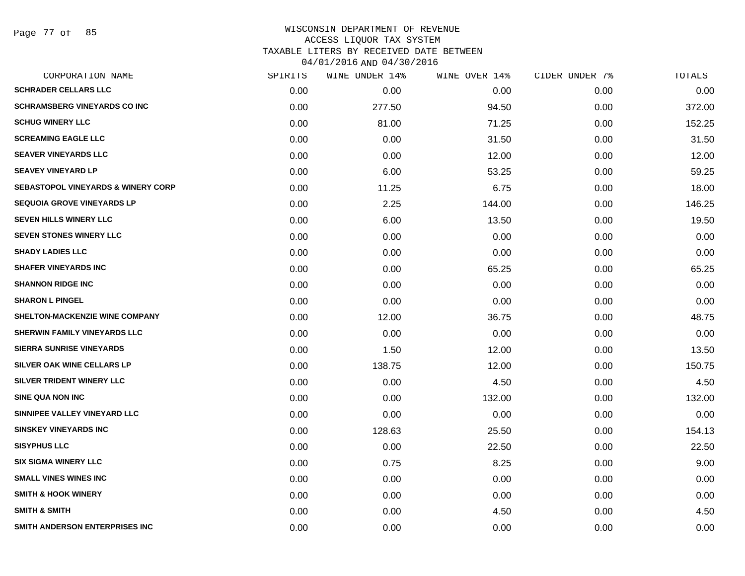WISCONSIN DEPARTMENT OF REVENUE
ACCESS LIQUOR TAX SYSTEM
TAXABLE LITERS BY RECEIVED DATE BETWEEN
04/01/2016 AND 04/30/2016

| CORPORATION NAME | SPIRITS | WINE UNDER 14% | WINE OVER 14% | CIDER UNDER 7% | TOTALS |
|---|---|---|---|---|---|
| SCHRADER CELLARS LLC | 0.00 | 0.00 | 0.00 | 0.00 | 0.00 |
| SCHRAMSBERG VINEYARDS CO INC | 0.00 | 277.50 | 94.50 | 0.00 | 372.00 |
| SCHUG WINERY LLC | 0.00 | 81.00 | 71.25 | 0.00 | 152.25 |
| SCREAMING EAGLE LLC | 0.00 | 0.00 | 31.50 | 0.00 | 31.50 |
| SEAVER VINEYARDS LLC | 0.00 | 0.00 | 12.00 | 0.00 | 12.00 |
| SEAVEY VINEYARD LP | 0.00 | 6.00 | 53.25 | 0.00 | 59.25 |
| SEBASTOPOL VINEYARDS & WINERY CORP | 0.00 | 11.25 | 6.75 | 0.00 | 18.00 |
| SEQUOIA GROVE VINEYARDS LP | 0.00 | 2.25 | 144.00 | 0.00 | 146.25 |
| SEVEN HILLS WINERY LLC | 0.00 | 6.00 | 13.50 | 0.00 | 19.50 |
| SEVEN STONES WINERY LLC | 0.00 | 0.00 | 0.00 | 0.00 | 0.00 |
| SHADY LADIES LLC | 0.00 | 0.00 | 0.00 | 0.00 | 0.00 |
| SHAFER VINEYARDS INC | 0.00 | 0.00 | 65.25 | 0.00 | 65.25 |
| SHANNON RIDGE INC | 0.00 | 0.00 | 0.00 | 0.00 | 0.00 |
| SHARON L PINGEL | 0.00 | 0.00 | 0.00 | 0.00 | 0.00 |
| SHELTON-MACKENZIE WINE COMPANY | 0.00 | 12.00 | 36.75 | 0.00 | 48.75 |
| SHERWIN FAMILY VINEYARDS LLC | 0.00 | 0.00 | 0.00 | 0.00 | 0.00 |
| SIERRA SUNRISE VINEYARDS | 0.00 | 1.50 | 12.00 | 0.00 | 13.50 |
| SILVER OAK WINE CELLARS LP | 0.00 | 138.75 | 12.00 | 0.00 | 150.75 |
| SILVER TRIDENT WINERY LLC | 0.00 | 0.00 | 4.50 | 0.00 | 4.50 |
| SINE QUA NON INC | 0.00 | 0.00 | 132.00 | 0.00 | 132.00 |
| SINNIPEE VALLEY VINEYARD LLC | 0.00 | 0.00 | 0.00 | 0.00 | 0.00 |
| SINSKEY VINEYARDS INC | 0.00 | 128.63 | 25.50 | 0.00 | 154.13 |
| SISYPHUS LLC | 0.00 | 0.00 | 22.50 | 0.00 | 22.50 |
| SIX SIGMA WINERY LLC | 0.00 | 0.75 | 8.25 | 0.00 | 9.00 |
| SMALL VINES WINES INC | 0.00 | 0.00 | 0.00 | 0.00 | 0.00 |
| SMITH & HOOK WINERY | 0.00 | 0.00 | 0.00 | 0.00 | 0.00 |
| SMITH & SMITH | 0.00 | 0.00 | 4.50 | 0.00 | 4.50 |
| SMITH ANDERSON ENTERPRISES INC | 0.00 | 0.00 | 0.00 | 0.00 | 0.00 |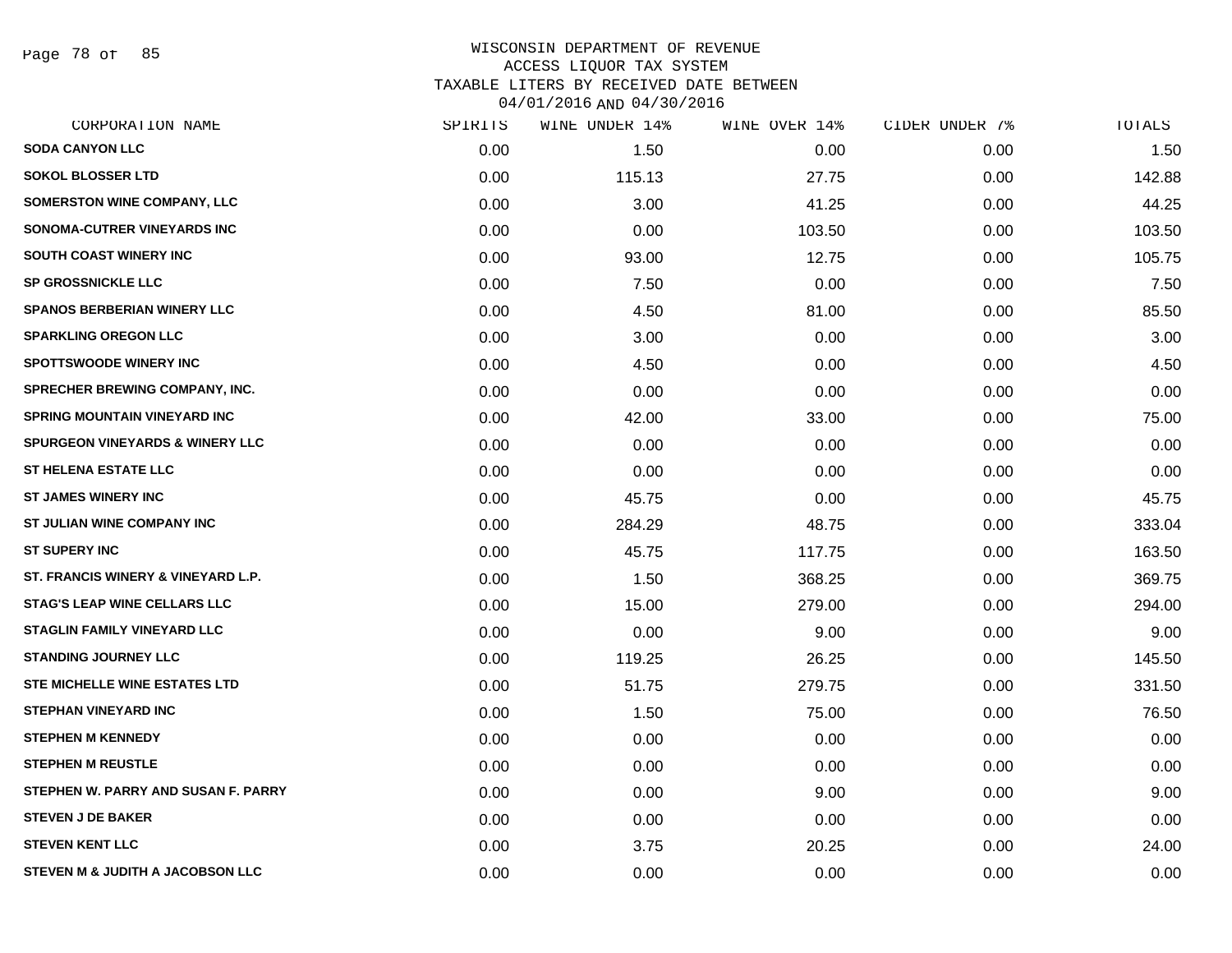WISCONSIN DEPARTMENT OF REVENUE
ACCESS LIQUOR TAX SYSTEM
TAXABLE LITERS BY RECEIVED DATE BETWEEN
04/01/2016 AND 04/30/2016

| CORPORATION NAME | SPIRITS | WINE UNDER 14% | WINE OVER 14% | CIDER UNDER 7% | TOTALS |
|---|---|---|---|---|---|
| SODA CANYON LLC | 0.00 | 1.50 | 0.00 | 0.00 | 1.50 |
| SOKOL BLOSSER LTD | 0.00 | 115.13 | 27.75 | 0.00 | 142.88 |
| SOMERSTON WINE COMPANY, LLC | 0.00 | 3.00 | 41.25 | 0.00 | 44.25 |
| SONOMA-CUTRER VINEYARDS INC | 0.00 | 0.00 | 103.50 | 0.00 | 103.50 |
| SOUTH COAST WINERY INC | 0.00 | 93.00 | 12.75 | 0.00 | 105.75 |
| SP GROSSNICKLE LLC | 0.00 | 7.50 | 0.00 | 0.00 | 7.50 |
| SPANOS BERBERIAN WINERY LLC | 0.00 | 4.50 | 81.00 | 0.00 | 85.50 |
| SPARKLING OREGON LLC | 0.00 | 3.00 | 0.00 | 0.00 | 3.00 |
| SPOTTSWOODE WINERY INC | 0.00 | 4.50 | 0.00 | 0.00 | 4.50 |
| SPRECHER BREWING COMPANY, INC. | 0.00 | 0.00 | 0.00 | 0.00 | 0.00 |
| SPRING MOUNTAIN VINEYARD INC | 0.00 | 42.00 | 33.00 | 0.00 | 75.00 |
| SPURGEON VINEYARDS & WINERY LLC | 0.00 | 0.00 | 0.00 | 0.00 | 0.00 |
| ST HELENA ESTATE LLC | 0.00 | 0.00 | 0.00 | 0.00 | 0.00 |
| ST JAMES WINERY INC | 0.00 | 45.75 | 0.00 | 0.00 | 45.75 |
| ST JULIAN WINE COMPANY INC | 0.00 | 284.29 | 48.75 | 0.00 | 333.04 |
| ST SUPERY INC | 0.00 | 45.75 | 117.75 | 0.00 | 163.50 |
| ST. FRANCIS WINERY & VINEYARD L.P. | 0.00 | 1.50 | 368.25 | 0.00 | 369.75 |
| STAG'S LEAP WINE CELLARS LLC | 0.00 | 15.00 | 279.00 | 0.00 | 294.00 |
| STAGLIN FAMILY VINEYARD LLC | 0.00 | 0.00 | 9.00 | 0.00 | 9.00 |
| STANDING JOURNEY LLC | 0.00 | 119.25 | 26.25 | 0.00 | 145.50 |
| STE MICHELLE WINE ESTATES LTD | 0.00 | 51.75 | 279.75 | 0.00 | 331.50 |
| STEPHAN VINEYARD INC | 0.00 | 1.50 | 75.00 | 0.00 | 76.50 |
| STEPHEN M KENNEDY | 0.00 | 0.00 | 0.00 | 0.00 | 0.00 |
| STEPHEN M REUSTLE | 0.00 | 0.00 | 0.00 | 0.00 | 0.00 |
| STEPHEN W. PARRY AND SUSAN F. PARRY | 0.00 | 0.00 | 9.00 | 0.00 | 9.00 |
| STEVEN J DE BAKER | 0.00 | 0.00 | 0.00 | 0.00 | 0.00 |
| STEVEN KENT LLC | 0.00 | 3.75 | 20.25 | 0.00 | 24.00 |
| STEVEN M & JUDITH A JACOBSON LLC | 0.00 | 0.00 | 0.00 | 0.00 | 0.00 |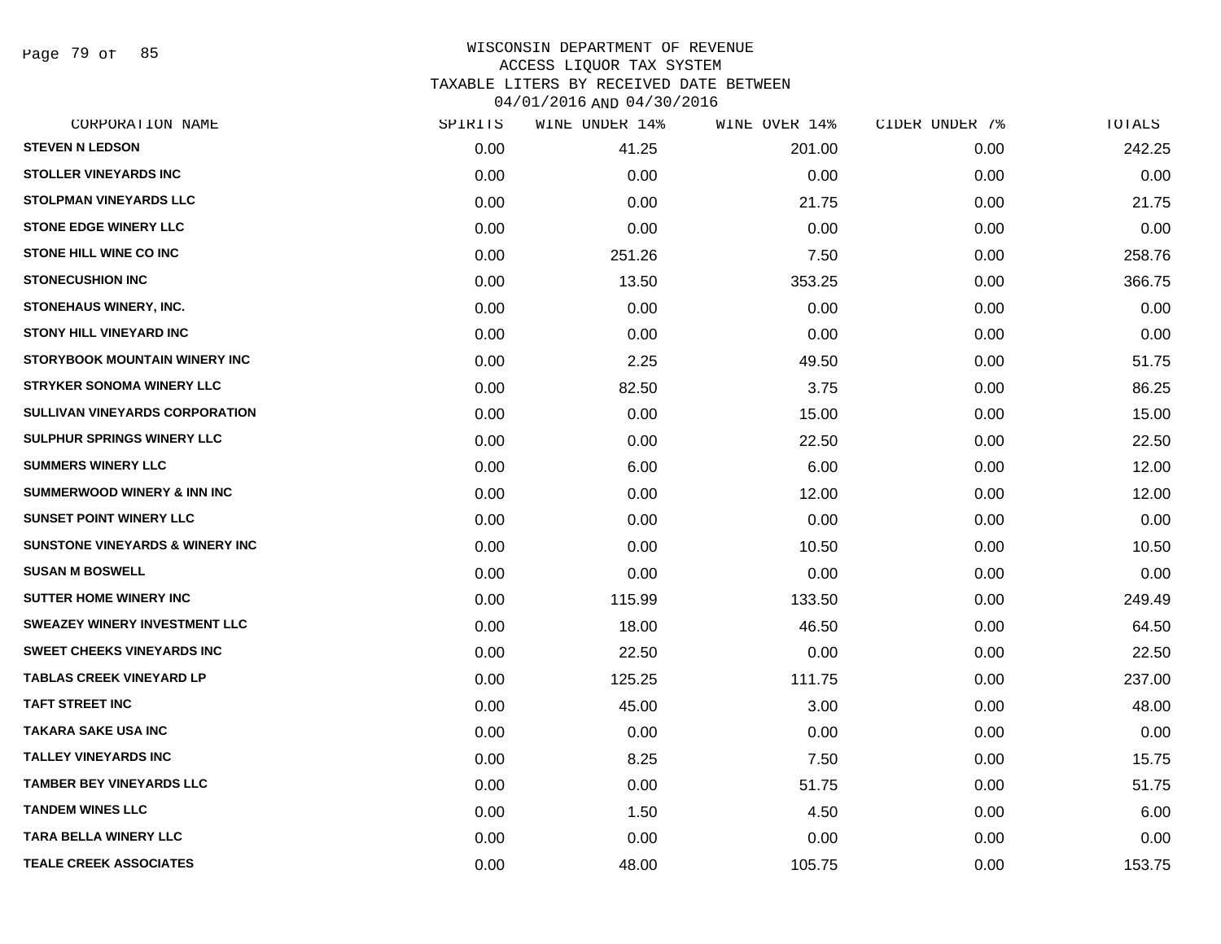WISCONSIN DEPARTMENT OF REVENUE
ACCESS LIQUOR TAX SYSTEM
TAXABLE LITERS BY RECEIVED DATE BETWEEN
04/01/2016 AND 04/30/2016

| CORPORATION NAME | SPIRITS | WINE UNDER 14% | WINE OVER 14% | CIDER UNDER 7% | TOTALS |
|---|---|---|---|---|---|
| STEVEN N LEDSON | 0.00 | 41.25 | 201.00 | 0.00 | 242.25 |
| STOLLER VINEYARDS INC | 0.00 | 0.00 | 0.00 | 0.00 | 0.00 |
| STOLPMAN VINEYARDS LLC | 0.00 | 0.00 | 21.75 | 0.00 | 21.75 |
| STONE EDGE WINERY LLC | 0.00 | 0.00 | 0.00 | 0.00 | 0.00 |
| STONE HILL WINE CO INC | 0.00 | 251.26 | 7.50 | 0.00 | 258.76 |
| STONECUSHION INC | 0.00 | 13.50 | 353.25 | 0.00 | 366.75 |
| STONEHAUS WINERY, INC. | 0.00 | 0.00 | 0.00 | 0.00 | 0.00 |
| STONY HILL VINEYARD INC | 0.00 | 0.00 | 0.00 | 0.00 | 0.00 |
| STORYBOOK MOUNTAIN WINERY INC | 0.00 | 2.25 | 49.50 | 0.00 | 51.75 |
| STRYKER SONOMA WINERY LLC | 0.00 | 82.50 | 3.75 | 0.00 | 86.25 |
| SULLIVAN VINEYARDS CORPORATION | 0.00 | 0.00 | 15.00 | 0.00 | 15.00 |
| SULPHUR SPRINGS WINERY LLC | 0.00 | 0.00 | 22.50 | 0.00 | 22.50 |
| SUMMERS WINERY LLC | 0.00 | 6.00 | 6.00 | 0.00 | 12.00 |
| SUMMERWOOD WINERY & INN INC | 0.00 | 0.00 | 12.00 | 0.00 | 12.00 |
| SUNSET POINT WINERY LLC | 0.00 | 0.00 | 0.00 | 0.00 | 0.00 |
| SUNSTONE VINEYARDS & WINERY INC | 0.00 | 0.00 | 10.50 | 0.00 | 10.50 |
| SUSAN M BOSWELL | 0.00 | 0.00 | 0.00 | 0.00 | 0.00 |
| SUTTER HOME WINERY INC | 0.00 | 115.99 | 133.50 | 0.00 | 249.49 |
| SWEAZEY WINERY INVESTMENT LLC | 0.00 | 18.00 | 46.50 | 0.00 | 64.50 |
| SWEET CHEEKS VINEYARDS INC | 0.00 | 22.50 | 0.00 | 0.00 | 22.50 |
| TABLAS CREEK VINEYARD LP | 0.00 | 125.25 | 111.75 | 0.00 | 237.00 |
| TAFT STREET INC | 0.00 | 45.00 | 3.00 | 0.00 | 48.00 |
| TAKARA SAKE USA INC | 0.00 | 0.00 | 0.00 | 0.00 | 0.00 |
| TALLEY VINEYARDS INC | 0.00 | 8.25 | 7.50 | 0.00 | 15.75 |
| TAMBER BEY VINEYARDS LLC | 0.00 | 0.00 | 51.75 | 0.00 | 51.75 |
| TANDEM WINES LLC | 0.00 | 1.50 | 4.50 | 0.00 | 6.00 |
| TARA BELLA WINERY LLC | 0.00 | 0.00 | 0.00 | 0.00 | 0.00 |
| TEALE CREEK ASSOCIATES | 0.00 | 48.00 | 105.75 | 0.00 | 153.75 |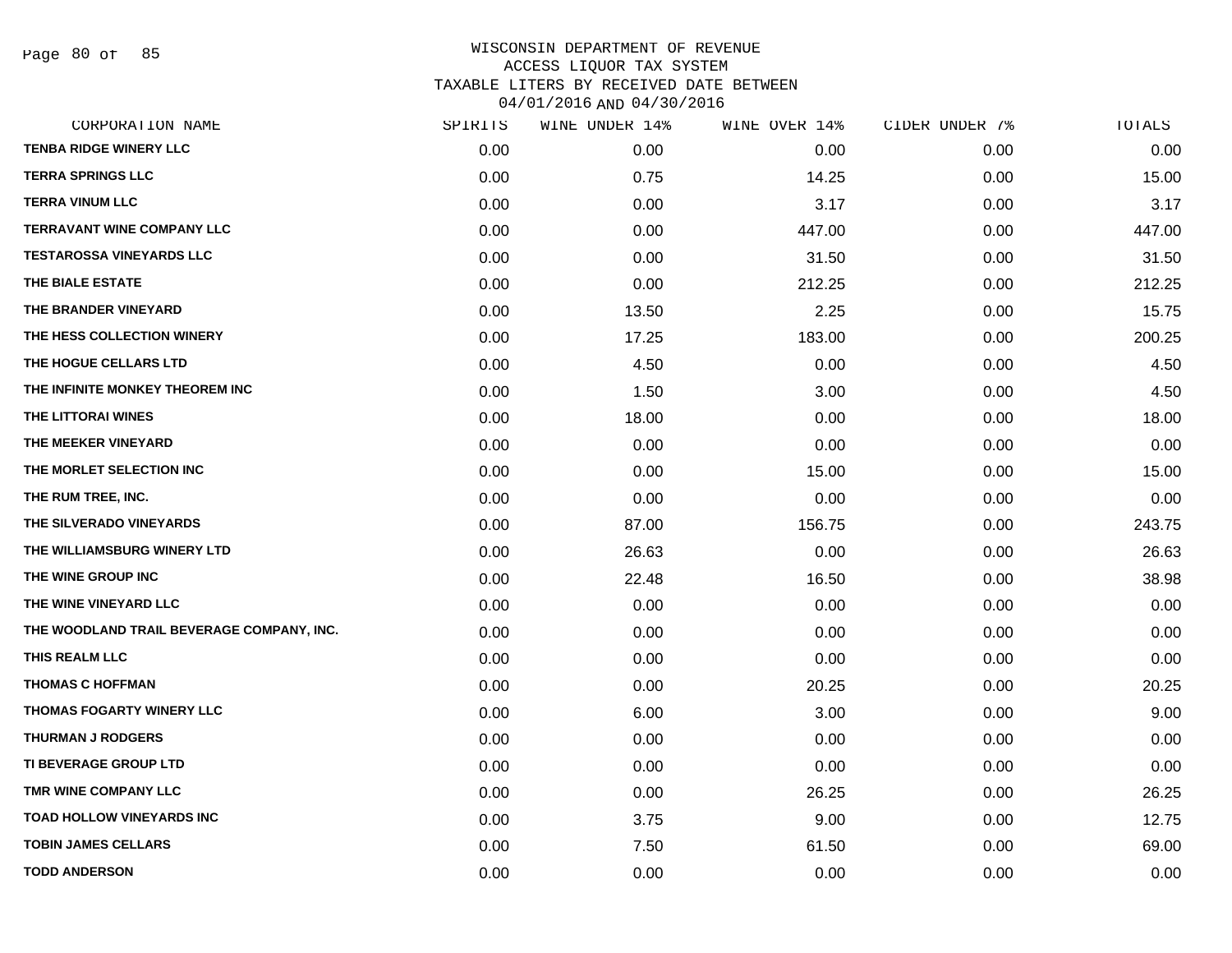WISCONSIN DEPARTMENT OF REVENUE
ACCESS LIQUOR TAX SYSTEM
TAXABLE LITERS BY RECEIVED DATE BETWEEN
04/01/2016 AND 04/30/2016

| CORPORATION NAME | SPIRITS | WINE UNDER 14% | WINE OVER 14% | CIDER UNDER 7% | TOTALS |
|---|---|---|---|---|---|
| TENBA RIDGE WINERY LLC | 0.00 | 0.00 | 0.00 | 0.00 | 0.00 |
| TERRA SPRINGS LLC | 0.00 | 0.75 | 14.25 | 0.00 | 15.00 |
| TERRA VINUM LLC | 0.00 | 0.00 | 3.17 | 0.00 | 3.17 |
| TERRAVANT WINE COMPANY LLC | 0.00 | 0.00 | 447.00 | 0.00 | 447.00 |
| TESTAROSSA VINEYARDS LLC | 0.00 | 0.00 | 31.50 | 0.00 | 31.50 |
| THE BIALE ESTATE | 0.00 | 0.00 | 212.25 | 0.00 | 212.25 |
| THE BRANDER VINEYARD | 0.00 | 13.50 | 2.25 | 0.00 | 15.75 |
| THE HESS COLLECTION WINERY | 0.00 | 17.25 | 183.00 | 0.00 | 200.25 |
| THE HOGUE CELLARS LTD | 0.00 | 4.50 | 0.00 | 0.00 | 4.50 |
| THE INFINITE MONKEY THEOREM INC | 0.00 | 1.50 | 3.00 | 0.00 | 4.50 |
| THE LITTORAI WINES | 0.00 | 18.00 | 0.00 | 0.00 | 18.00 |
| THE MEEKER VINEYARD | 0.00 | 0.00 | 0.00 | 0.00 | 0.00 |
| THE MORLET SELECTION INC | 0.00 | 0.00 | 15.00 | 0.00 | 15.00 |
| THE RUM TREE, INC. | 0.00 | 0.00 | 0.00 | 0.00 | 0.00 |
| THE SILVERADO VINEYARDS | 0.00 | 87.00 | 156.75 | 0.00 | 243.75 |
| THE WILLIAMSBURG WINERY LTD | 0.00 | 26.63 | 0.00 | 0.00 | 26.63 |
| THE WINE GROUP INC | 0.00 | 22.48 | 16.50 | 0.00 | 38.98 |
| THE WINE VINEYARD LLC | 0.00 | 0.00 | 0.00 | 0.00 | 0.00 |
| THE WOODLAND TRAIL BEVERAGE COMPANY, INC. | 0.00 | 0.00 | 0.00 | 0.00 | 0.00 |
| THIS REALM LLC | 0.00 | 0.00 | 0.00 | 0.00 | 0.00 |
| THOMAS C HOFFMAN | 0.00 | 0.00 | 20.25 | 0.00 | 20.25 |
| THOMAS FOGARTY WINERY LLC | 0.00 | 6.00 | 3.00 | 0.00 | 9.00 |
| THURMAN J RODGERS | 0.00 | 0.00 | 0.00 | 0.00 | 0.00 |
| TI BEVERAGE GROUP LTD | 0.00 | 0.00 | 0.00 | 0.00 | 0.00 |
| TMR WINE COMPANY LLC | 0.00 | 0.00 | 26.25 | 0.00 | 26.25 |
| TOAD HOLLOW VINEYARDS INC | 0.00 | 3.75 | 9.00 | 0.00 | 12.75 |
| TOBIN JAMES CELLARS | 0.00 | 7.50 | 61.50 | 0.00 | 69.00 |
| TODD ANDERSON | 0.00 | 0.00 | 0.00 | 0.00 | 0.00 |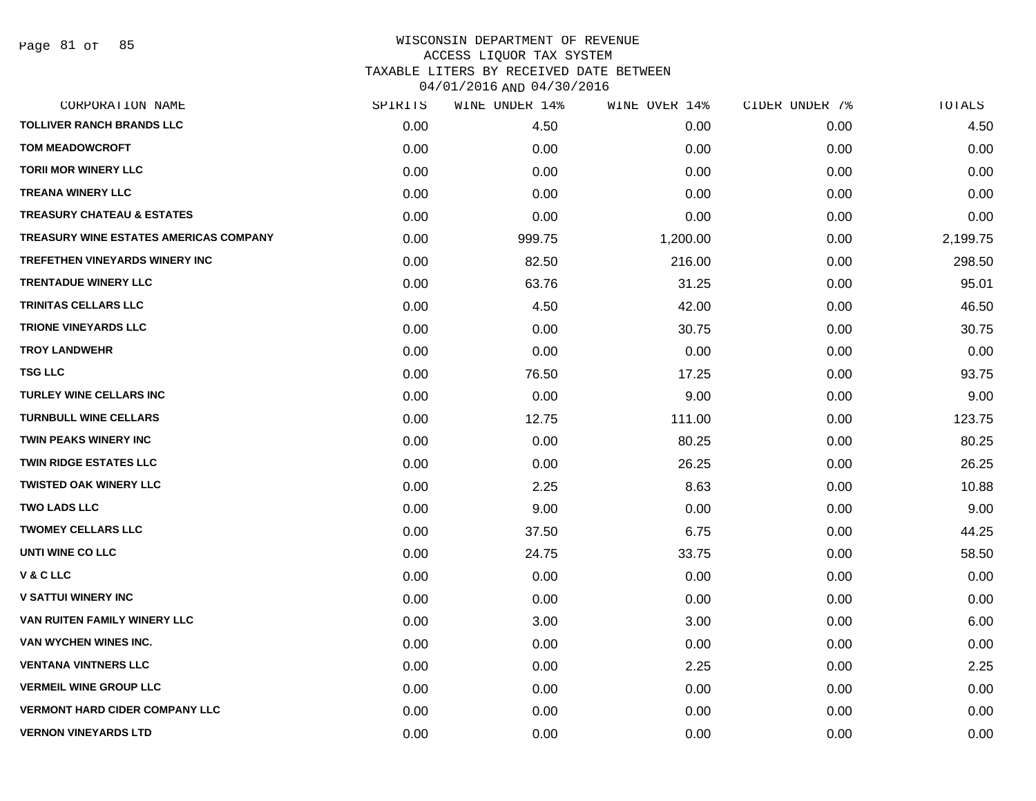# WISCONSIN DEPARTMENT OF REVENUE
## ACCESS LIQUOR TAX SYSTEM
### TAXABLE LITERS BY RECEIVED DATE BETWEEN 04/01/2016 AND 04/30/2016

| CORPORATION NAME | SPIRITS | WINE UNDER 14% | WINE OVER 14% | CIDER UNDER 7% | TOTALS |
|---|---|---|---|---|---|
| TOLLIVER RANCH BRANDS LLC | 0.00 | 4.50 | 0.00 | 0.00 | 4.50 |
| TOM MEADOWCROFT | 0.00 | 0.00 | 0.00 | 0.00 | 0.00 |
| TORII MOR WINERY LLC | 0.00 | 0.00 | 0.00 | 0.00 | 0.00 |
| TREANA WINERY LLC | 0.00 | 0.00 | 0.00 | 0.00 | 0.00 |
| TREASURY CHATEAU & ESTATES | 0.00 | 0.00 | 0.00 | 0.00 | 0.00 |
| TREASURY WINE ESTATES AMERICAS COMPANY | 0.00 | 999.75 | 1,200.00 | 0.00 | 2,199.75 |
| TREFETHEN VINEYARDS WINERY INC | 0.00 | 82.50 | 216.00 | 0.00 | 298.50 |
| TRENTADUE WINERY LLC | 0.00 | 63.76 | 31.25 | 0.00 | 95.01 |
| TRINITAS CELLARS LLC | 0.00 | 4.50 | 42.00 | 0.00 | 46.50 |
| TRIONE VINEYARDS LLC | 0.00 | 0.00 | 30.75 | 0.00 | 30.75 |
| TROY LANDWEHR | 0.00 | 0.00 | 0.00 | 0.00 | 0.00 |
| TSG LLC | 0.00 | 76.50 | 17.25 | 0.00 | 93.75 |
| TURLEY WINE CELLARS INC | 0.00 | 0.00 | 9.00 | 0.00 | 9.00 |
| TURNBULL WINE CELLARS | 0.00 | 12.75 | 111.00 | 0.00 | 123.75 |
| TWIN PEAKS WINERY INC | 0.00 | 0.00 | 80.25 | 0.00 | 80.25 |
| TWIN RIDGE ESTATES LLC | 0.00 | 0.00 | 26.25 | 0.00 | 26.25 |
| TWISTED OAK WINERY LLC | 0.00 | 2.25 | 8.63 | 0.00 | 10.88 |
| TWO LADS LLC | 0.00 | 9.00 | 0.00 | 0.00 | 9.00 |
| TWOMEY CELLARS LLC | 0.00 | 37.50 | 6.75 | 0.00 | 44.25 |
| UNTI WINE CO LLC | 0.00 | 24.75 | 33.75 | 0.00 | 58.50 |
| V & C LLC | 0.00 | 0.00 | 0.00 | 0.00 | 0.00 |
| V SATTUI WINERY INC | 0.00 | 0.00 | 0.00 | 0.00 | 0.00 |
| VAN RUITEN FAMILY WINERY LLC | 0.00 | 3.00 | 3.00 | 0.00 | 6.00 |
| VAN WYCHEN WINES INC. | 0.00 | 0.00 | 0.00 | 0.00 | 0.00 |
| VENTANA VINTNERS LLC | 0.00 | 0.00 | 2.25 | 0.00 | 2.25 |
| VERMEIL WINE GROUP LLC | 0.00 | 0.00 | 0.00 | 0.00 | 0.00 |
| VERMONT HARD CIDER COMPANY LLC | 0.00 | 0.00 | 0.00 | 0.00 | 0.00 |
| VERNON VINEYARDS LTD | 0.00 | 0.00 | 0.00 | 0.00 | 0.00 |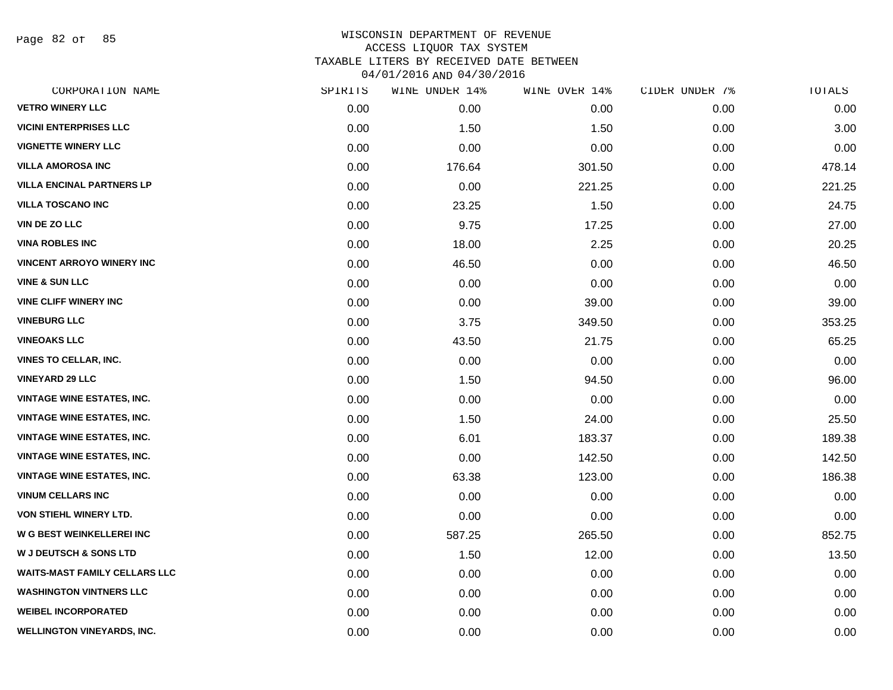WISCONSIN DEPARTMENT OF REVENUE
ACCESS LIQUOR TAX SYSTEM
TAXABLE LITERS BY RECEIVED DATE BETWEEN
04/01/2016 AND 04/30/2016

| CORPORATION NAME | SPIRITS | WINE UNDER 14% | WINE OVER 14% | CIDER UNDER 7% | TOTALS |
|---|---|---|---|---|---|
| VETRO WINERY LLC | 0.00 | 0.00 | 0.00 | 0.00 | 0.00 |
| VICINI ENTERPRISES LLC | 0.00 | 1.50 | 1.50 | 0.00 | 3.00 |
| VIGNETTE WINERY LLC | 0.00 | 0.00 | 0.00 | 0.00 | 0.00 |
| VILLA AMOROSA INC | 0.00 | 176.64 | 301.50 | 0.00 | 478.14 |
| VILLA ENCINAL PARTNERS LP | 0.00 | 0.00 | 221.25 | 0.00 | 221.25 |
| VILLA TOSCANO INC | 0.00 | 23.25 | 1.50 | 0.00 | 24.75 |
| VIN DE ZO LLC | 0.00 | 9.75 | 17.25 | 0.00 | 27.00 |
| VINA ROBLES INC | 0.00 | 18.00 | 2.25 | 0.00 | 20.25 |
| VINCENT ARROYO WINERY INC | 0.00 | 46.50 | 0.00 | 0.00 | 46.50 |
| VINE & SUN LLC | 0.00 | 0.00 | 0.00 | 0.00 | 0.00 |
| VINE CLIFF WINERY INC | 0.00 | 0.00 | 39.00 | 0.00 | 39.00 |
| VINEBURG LLC | 0.00 | 3.75 | 349.50 | 0.00 | 353.25 |
| VINEOAKS LLC | 0.00 | 43.50 | 21.75 | 0.00 | 65.25 |
| VINES TO CELLAR, INC. | 0.00 | 0.00 | 0.00 | 0.00 | 0.00 |
| VINEYARD 29 LLC | 0.00 | 1.50 | 94.50 | 0.00 | 96.00 |
| VINTAGE WINE ESTATES, INC. | 0.00 | 0.00 | 0.00 | 0.00 | 0.00 |
| VINTAGE WINE ESTATES, INC. | 0.00 | 1.50 | 24.00 | 0.00 | 25.50 |
| VINTAGE WINE ESTATES, INC. | 0.00 | 6.01 | 183.37 | 0.00 | 189.38 |
| VINTAGE WINE ESTATES, INC. | 0.00 | 0.00 | 142.50 | 0.00 | 142.50 |
| VINTAGE WINE ESTATES, INC. | 0.00 | 63.38 | 123.00 | 0.00 | 186.38 |
| VINUM CELLARS INC | 0.00 | 0.00 | 0.00 | 0.00 | 0.00 |
| VON STIEHL WINERY LTD. | 0.00 | 0.00 | 0.00 | 0.00 | 0.00 |
| W G BEST WEINKELLEREI INC | 0.00 | 587.25 | 265.50 | 0.00 | 852.75 |
| W J DEUTSCH & SONS LTD | 0.00 | 1.50 | 12.00 | 0.00 | 13.50 |
| WAITS-MAST FAMILY CELLARS LLC | 0.00 | 0.00 | 0.00 | 0.00 | 0.00 |
| WASHINGTON VINTNERS LLC | 0.00 | 0.00 | 0.00 | 0.00 | 0.00 |
| WEIBEL INCORPORATED | 0.00 | 0.00 | 0.00 | 0.00 | 0.00 |
| WELLINGTON VINEYARDS, INC. | 0.00 | 0.00 | 0.00 | 0.00 | 0.00 |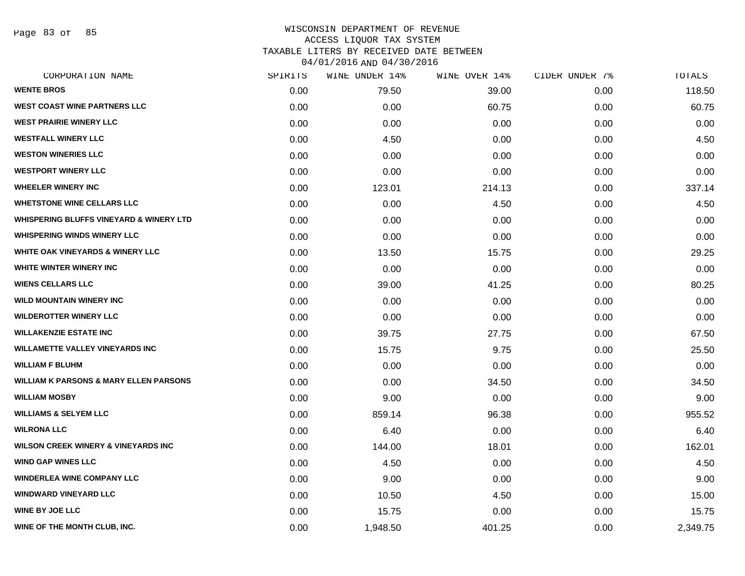WISCONSIN DEPARTMENT OF REVENUE
ACCESS LIQUOR TAX SYSTEM
TAXABLE LITERS BY RECEIVED DATE BETWEEN
04/01/2016 AND 04/30/2016

| CORPORATION NAME | SPIRITS | WINE UNDER 14% | WINE OVER 14% | CIDER UNDER 7% | TOTALS |
|---|---|---|---|---|---|
| WENTE BROS | 0.00 | 79.50 | 39.00 | 0.00 | 118.50 |
| WEST COAST WINE PARTNERS LLC | 0.00 | 0.00 | 60.75 | 0.00 | 60.75 |
| WEST PRAIRIE WINERY LLC | 0.00 | 0.00 | 0.00 | 0.00 | 0.00 |
| WESTFALL WINERY LLC | 0.00 | 4.50 | 0.00 | 0.00 | 4.50 |
| WESTON WINERIES LLC | 0.00 | 0.00 | 0.00 | 0.00 | 0.00 |
| WESTPORT WINERY LLC | 0.00 | 0.00 | 0.00 | 0.00 | 0.00 |
| WHEELER WINERY INC | 0.00 | 123.01 | 214.13 | 0.00 | 337.14 |
| WHETSTONE WINE CELLARS LLC | 0.00 | 0.00 | 4.50 | 0.00 | 4.50 |
| WHISPERING BLUFFS VINEYARD & WINERY LTD | 0.00 | 0.00 | 0.00 | 0.00 | 0.00 |
| WHISPERING WINDS WINERY LLC | 0.00 | 0.00 | 0.00 | 0.00 | 0.00 |
| WHITE OAK VINEYARDS & WINERY LLC | 0.00 | 13.50 | 15.75 | 0.00 | 29.25 |
| WHITE WINTER WINERY INC | 0.00 | 0.00 | 0.00 | 0.00 | 0.00 |
| WIENS CELLARS LLC | 0.00 | 39.00 | 41.25 | 0.00 | 80.25 |
| WILD MOUNTAIN WINERY INC | 0.00 | 0.00 | 0.00 | 0.00 | 0.00 |
| WILDEROTTER WINERY LLC | 0.00 | 0.00 | 0.00 | 0.00 | 0.00 |
| WILLAKENZIE ESTATE INC | 0.00 | 39.75 | 27.75 | 0.00 | 67.50 |
| WILLAMETTE VALLEY VINEYARDS INC | 0.00 | 15.75 | 9.75 | 0.00 | 25.50 |
| WILLIAM F BLUHM | 0.00 | 0.00 | 0.00 | 0.00 | 0.00 |
| WILLIAM K PARSONS & MARY ELLEN PARSONS | 0.00 | 0.00 | 34.50 | 0.00 | 34.50 |
| WILLIAM MOSBY | 0.00 | 9.00 | 0.00 | 0.00 | 9.00 |
| WILLIAMS & SELYEM LLC | 0.00 | 859.14 | 96.38 | 0.00 | 955.52 |
| WILRONA LLC | 0.00 | 6.40 | 0.00 | 0.00 | 6.40 |
| WILSON CREEK WINERY & VINEYARDS INC | 0.00 | 144.00 | 18.01 | 0.00 | 162.01 |
| WIND GAP WINES LLC | 0.00 | 4.50 | 0.00 | 0.00 | 4.50 |
| WINDERLEA WINE COMPANY LLC | 0.00 | 9.00 | 0.00 | 0.00 | 9.00 |
| WINDWARD VINEYARD LLC | 0.00 | 10.50 | 4.50 | 0.00 | 15.00 |
| WINE BY JOE LLC | 0.00 | 15.75 | 0.00 | 0.00 | 15.75 |
| WINE OF THE MONTH CLUB, INC. | 0.00 | 1,948.50 | 401.25 | 0.00 | 2,349.75 |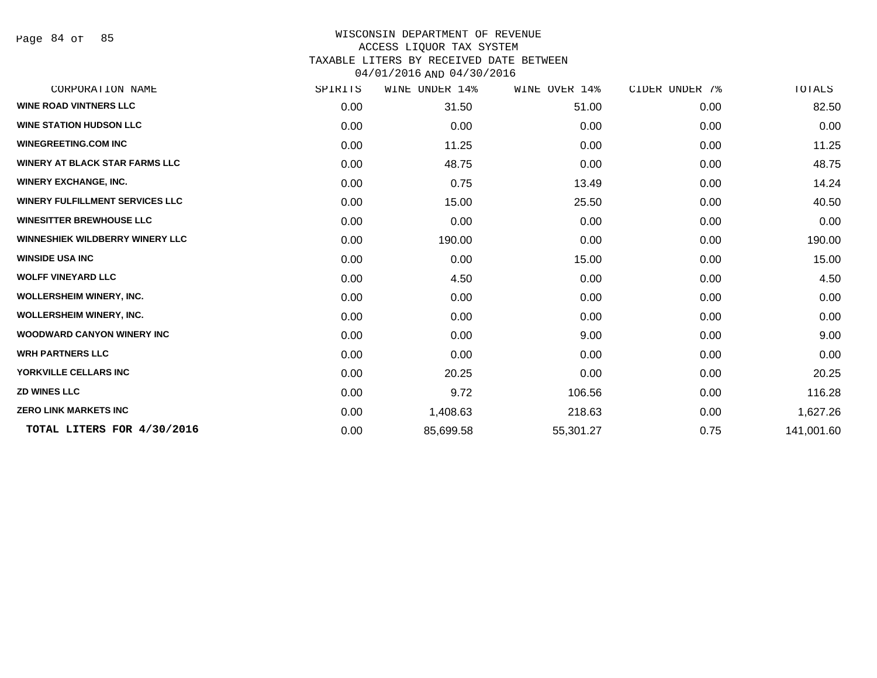# WISCONSIN DEPARTMENT OF REVENUE
## ACCESS LIQUOR TAX SYSTEM
## TAXABLE LITERS BY RECEIVED DATE BETWEEN 04/01/2016 AND 04/30/2016

| CORPORATION NAME | SPIRITS | WINE UNDER 14% | WINE OVER 14% | CIDER UNDER 7% | TOTALS |
|---|---|---|---|---|---|
| WINE ROAD VINTNERS LLC | 0.00 | 31.50 | 51.00 | 0.00 | 82.50 |
| WINE STATION HUDSON LLC | 0.00 | 0.00 | 0.00 | 0.00 | 0.00 |
| WINEGREETING.COM INC | 0.00 | 11.25 | 0.00 | 0.00 | 11.25 |
| WINERY AT BLACK STAR FARMS LLC | 0.00 | 48.75 | 0.00 | 0.00 | 48.75 |
| WINERY EXCHANGE, INC. | 0.00 | 0.75 | 13.49 | 0.00 | 14.24 |
| WINERY FULFILLMENT SERVICES LLC | 0.00 | 15.00 | 25.50 | 0.00 | 40.50 |
| WINESITTER BREWHOUSE LLC | 0.00 | 0.00 | 0.00 | 0.00 | 0.00 |
| WINNESHIEK WILDBERRY WINERY LLC | 0.00 | 190.00 | 0.00 | 0.00 | 190.00 |
| WINSIDE USA INC | 0.00 | 0.00 | 15.00 | 0.00 | 15.00 |
| WOLFF VINEYARD LLC | 0.00 | 4.50 | 0.00 | 0.00 | 4.50 |
| WOLLERSHEIM WINERY, INC. | 0.00 | 0.00 | 0.00 | 0.00 | 0.00 |
| WOLLERSHEIM WINERY, INC. | 0.00 | 0.00 | 0.00 | 0.00 | 0.00 |
| WOODWARD CANYON WINERY INC | 0.00 | 0.00 | 9.00 | 0.00 | 9.00 |
| WRH PARTNERS LLC | 0.00 | 0.00 | 0.00 | 0.00 | 0.00 |
| YORKVILLE CELLARS INC | 0.00 | 20.25 | 0.00 | 0.00 | 20.25 |
| ZD WINES LLC | 0.00 | 9.72 | 106.56 | 0.00 | 116.28 |
| ZERO LINK MARKETS INC | 0.00 | 1,408.63 | 218.63 | 0.00 | 1,627.26 |
| **TOTAL LITERS FOR 4/30/2016** | 0.00 | 85,699.58 | 55,301.27 | 0.75 | 141,001.60 |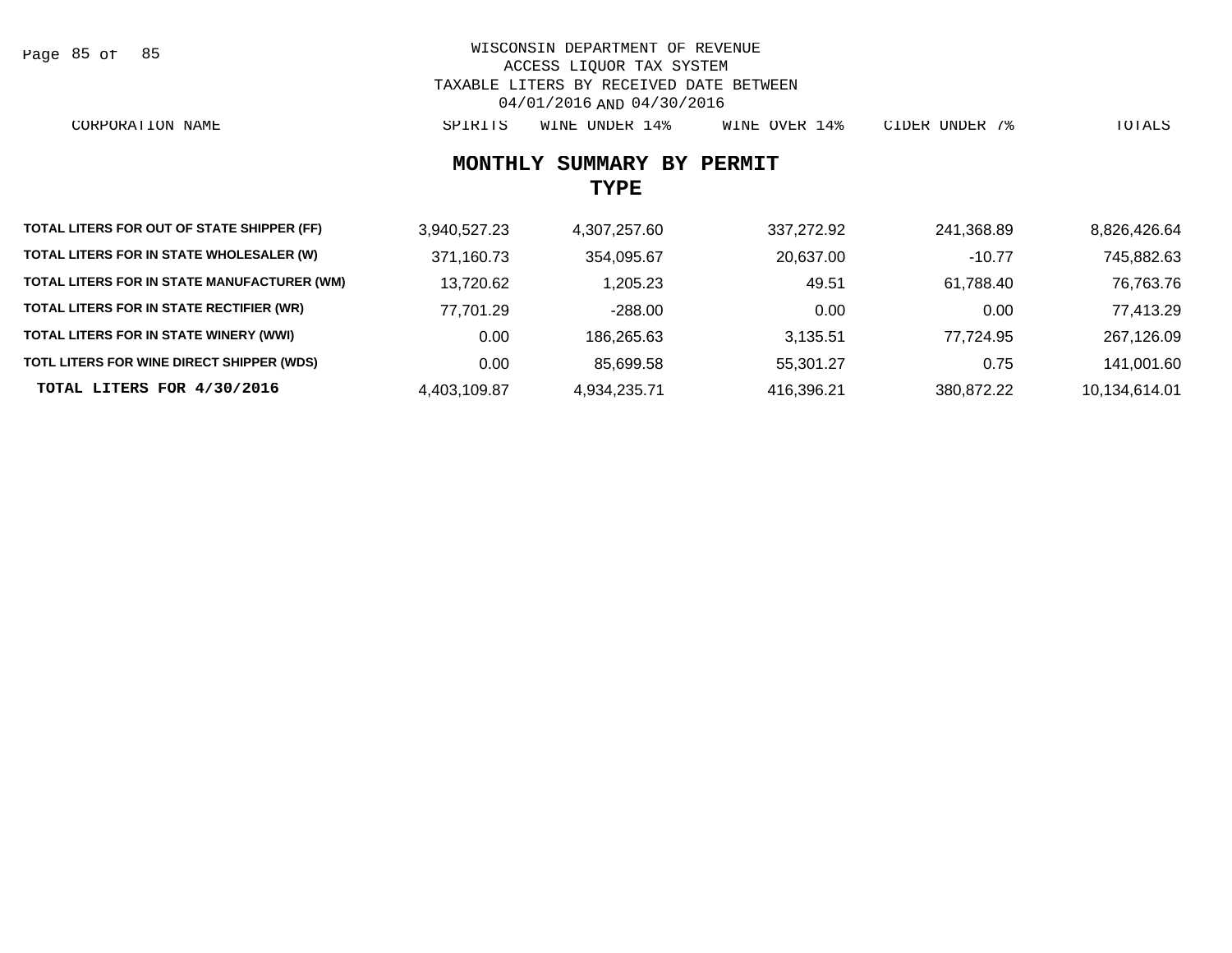WISCONSIN DEPARTMENT OF REVENUE
ACCESS LIQUOR TAX SYSTEM
TAXABLE LITERS BY RECEIVED DATE BETWEEN
04/01/2016 AND 04/30/2016

## MONTHLY SUMMARY BY PERMIT TYPE

| CORPORATION NAME | SPIRITS | WINE UNDER 14% | WINE OVER 14% | CIDER UNDER 7% | TOTALS |
|---|---|---|---|---|---|
| TOTAL LITERS FOR OUT OF STATE SHIPPER (FF) | 3,940,527.23 | 4,307,257.60 | 337,272.92 | 241,368.89 | 8,826,426.64 |
| TOTAL LITERS FOR IN STATE WHOLESALER (W) | 371,160.73 | 354,095.67 | 20,637.00 | -10.77 | 745,882.63 |
| TOTAL LITERS FOR IN STATE MANUFACTURER (WM) | 13,720.62 | 1,205.23 | 49.51 | 61,788.40 | 76,763.76 |
| TOTAL LITERS FOR IN STATE RECTIFIER (WR) | 77,701.29 | -288.00 | 0.00 | 0.00 | 77,413.29 |
| TOTAL LITERS FOR IN STATE WINERY (WWI) | 0.00 | 186,265.63 | 3,135.51 | 77,724.95 | 267,126.09 |
| TOTL LITERS FOR WINE DIRECT SHIPPER (WDS) | 0.00 | 85,699.58 | 55,301.27 | 0.75 | 141,001.60 |
| **TOTAL LITERS FOR 4/30/2016** | 4,403,109.87 | 4,934,235.71 | 416,396.21 | 380,872.22 | 10,134,614.01 |